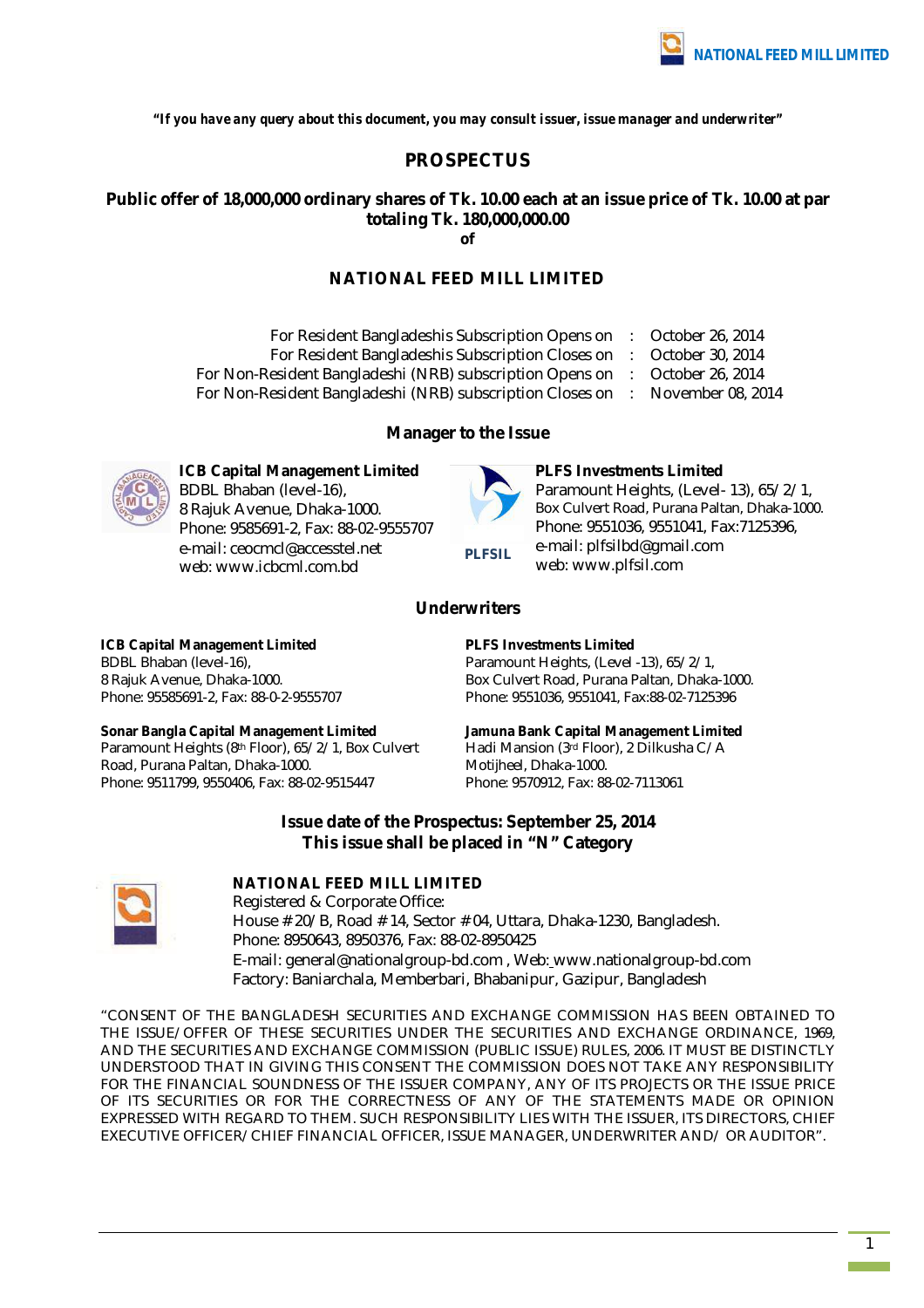*"If you have any query about this document, you may consult issuer, issue manager and underwriter"*

# PROSPECTUS

## Public offer of 18,000,000 ordinary shares of Tk. 10.00 each at an issue price of Tk. 10.00 at par totaling Tk. 180,000,000.00

**of**

## NATIONAL FEED MILL LIMITED

| | | |
|---|---|---|
| For Resident Bangladeshis Subscription Opens on | : | October 26, 2014 |
| For Resident Bangladeshis Subscription Closes on | : | October 30, 2014 |
| For Non-Resident Bangladeshi (NRB) subscription Opens on | : | October 26, 2014 |
| For Non-Resident Bangladeshi (NRB) subscription Closes on | : | November 08, 2014 |

### Manager to the Issue

**ICB Capital Management Limited**
BDBL Bhaban (level-16),
8 Rajuk Avenue, Dhaka-1000.
Phone: 9585691-2, Fax: 88-02-9555707
e-mail: ceocmcl@accesstel.net
web: www.icbcml.com.bd

**PLFS Investments Limited**
Paramount Heights, (Level- 13), 65/2/1,
Box Culvert Road, Purana Paltan, Dhaka-1000.
Phone: 9551036, 9551041, Fax:7125396,
e-mail: plfsilbd@gmail.com
web: www.plfsil.com

### Underwriters

**ICB Capital Management Limited**
BDBL Bhaban (level-16),
8 Rajuk Avenue, Dhaka-1000.
Phone: 95585691-2, Fax: 88-0-2-9555707

**PLFS Investments Limited**
Paramount Heights, (Level -13), 65/2/1,
Box Culvert Road, Purana Paltan, Dhaka-1000.
Phone: 9551036, 9551041, Fax:88-02-7125396

**Sonar Bangla Capital Management Limited**
Paramount Heights (8th Floor), 65/2/1, Box Culvert Road, Purana Paltan, Dhaka-1000.
Phone: 9511799, 9550406, Fax: 88-02-9515447

**Jamuna Bank Capital Management Limited**
Hadi Mansion (3rd Floor), 2 Dilkusha C/A
Motijheel, Dhaka-1000.
Phone: 9570912, Fax: 88-02-7113061

**Issue date of the Prospectus: September 25, 2014**
**This issue shall be placed in "N" Category**

**NATIONAL FEED MILL LIMITED**
Registered & Corporate Office:
House # 20/B, Road # 14, Sector # 04, Uttara, Dhaka-1230, Bangladesh.
Phone: 8950643, 8950376, Fax: 88-02-8950425
E-mail: general@nationalgroup-bd.com , Web: www.nationalgroup-bd.com
Factory: Baniarchala, Memberbari, Bhabanipur, Gazipur, Bangladesh

"CONSENT OF THE BANGLADESH SECURITIES AND EXCHANGE COMMISSION HAS BEEN OBTAINED TO THE ISSUE/OFFER OF THESE SECURITIES UNDER THE SECURITIES AND EXCHANGE ORDINANCE, 1969, AND THE SECURITIES AND EXCHANGE COMMISSION (PUBLIC ISSUE) RULES, 2006. IT MUST BE DISTINCTLY UNDERSTOOD THAT IN GIVING THIS CONSENT THE COMMISSION DOES NOT TAKE ANY RESPONSIBILITY FOR THE FINANCIAL SOUNDNESS OF THE ISSUER COMPANY, ANY OF ITS PROJECTS OR THE ISSUE PRICE OF ITS SECURITIES OR FOR THE CORRECTNESS OF ANY OF THE STATEMENTS MADE OR OPINION EXPRESSED WITH REGARD TO THEM. SUCH RESPONSIBILITY LIES WITH THE ISSUER, ITS DIRECTORS, CHIEF EXECUTIVE OFFICER/CHIEF FINANCIAL OFFICER, ISSUE MANAGER, UNDERWRITER AND/ OR AUDITOR".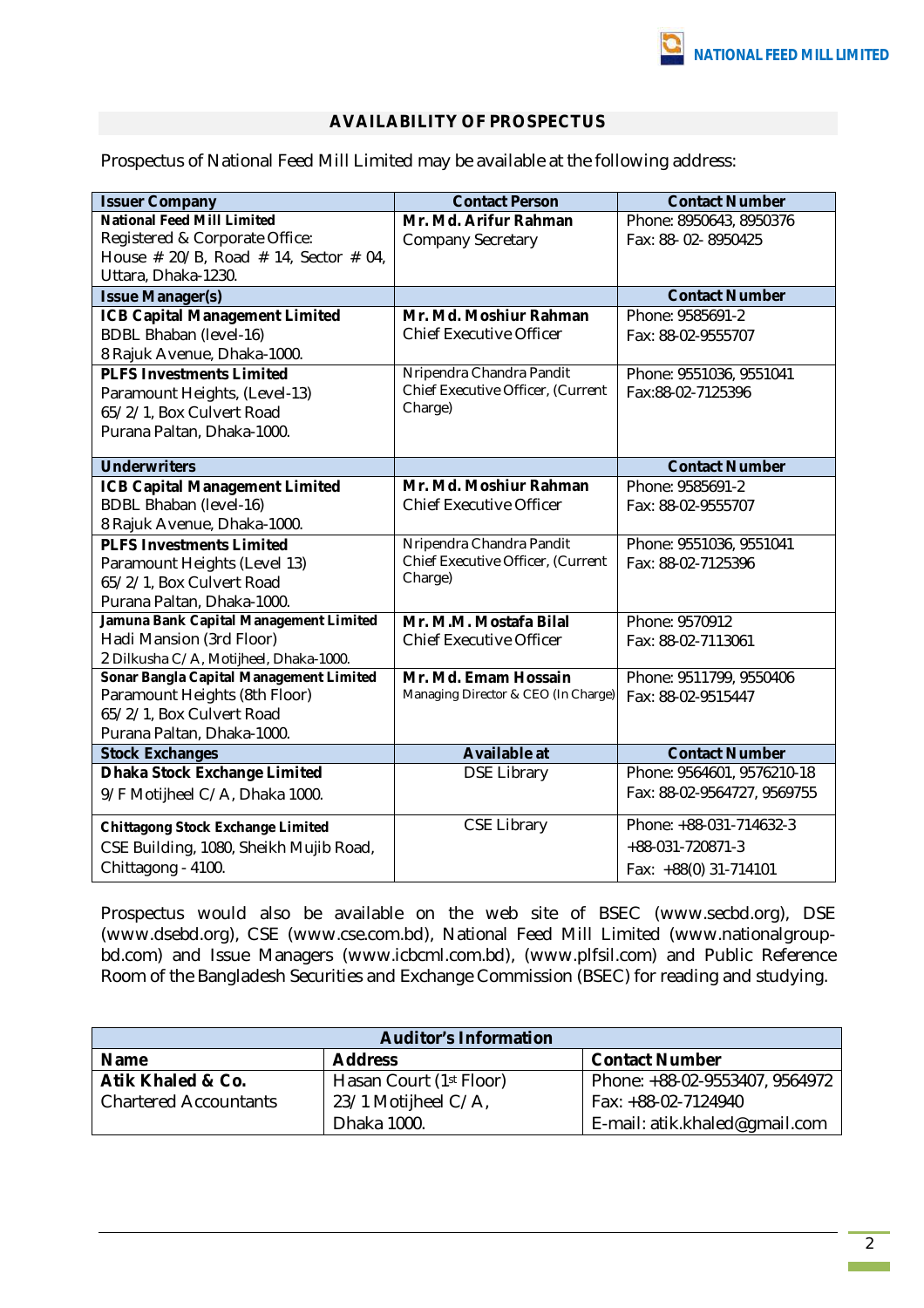## AVAILABILITY OF PROSPECTUS

Prospectus of National Feed Mill Limited may be available at the following address:

| Issuer Company | Contact Person | Contact Number |
|---|---|---|
| **National Feed Mill Limited**<br>Registered & Corporate Office:<br>House # 20/B, Road # 14, Sector # 04, Uttara, Dhaka-1230. | **Mr. Md. Arifur Rahman**<br>Company Secretary | Phone: 8950643, 8950376<br>Fax: 88- 02- 8950425 |
| **Issue Manager(s)** | | **Contact Number** |
| **ICB Capital Management Limited**<br>BDBL Bhaban (level-16)<br>8 Rajuk Avenue, Dhaka-1000. | **Mr. Md. Moshiur Rahman**<br>Chief Executive Officer | Phone: 9585691-2<br>Fax: 88-02-9555707 |
| **PLFS Investments Limited**<br>Paramount Heights, (Level-13)<br>65/2/1, Box Culvert Road<br>Purana Paltan, Dhaka-1000. | Nripendra Chandra Pandit<br>Chief Executive Officer, (Current Charge) | Phone: 9551036, 9551041<br>Fax:88-02-7125396 |
| **Underwriters** | | **Contact Number** |
| **ICB Capital Management Limited**<br>BDBL Bhaban (level-16)<br>8 Rajuk Avenue, Dhaka-1000. | **Mr. Md. Moshiur Rahman**<br>Chief Executive Officer | Phone: 9585691-2<br>Fax: 88-02-9555707 |
| **PLFS Investments Limited**<br>Paramount Heights (Level 13)<br>65/2/1, Box Culvert Road<br>Purana Paltan, Dhaka-1000. | Nripendra Chandra Pandit<br>Chief Executive Officer, (Current Charge) | Phone: 9551036, 9551041<br>Fax: 88-02-7125396 |
| **Jamuna Bank Capital Management Limited**<br>Hadi Mansion (3rd Floor)<br>2 Dilkusha C/A, Motijheel, Dhaka-1000. | **Mr. M.M. Mostafa Bilal**<br>Chief Executive Officer | Phone: 9570912<br>Fax: 88-02-7113061 |
| **Sonar Bangla Capital Management Limited**<br>Paramount Heights (8th Floor)<br>65/2/1, Box Culvert Road<br>Purana Paltan, Dhaka-1000. | **Mr. Md. Emam Hossain**<br>Managing Director & CEO (In Charge) | Phone: 9511799, 9550406<br>Fax: 88-02-9515447 |
| **Stock Exchanges** | **Available at** | **Contact Number** |
| **Dhaka Stock Exchange Limited**<br>9/F Motijheel C/A, Dhaka 1000. | DSE Library | Phone: 9564601, 9576210-18<br>Fax: 88-02-9564727, 9569755 |
| **Chittagong Stock Exchange Limited**<br>CSE Building, 1080, Sheikh Mujib Road, Chittagong - 4100. | CSE Library | Phone: +88-031-714632-3<br>+88-031-720871-3<br>Fax: +88(0) 31-714101 |

Prospectus would also be available on the web site of BSEC (www.secbd.org), DSE (www.dsebd.org), CSE (www.cse.com.bd), National Feed Mill Limited (www.nationalgroup-bd.com) and Issue Managers (www.icbcml.com.bd), (www.plfsil.com) and Public Reference Room of the Bangladesh Securities and Exchange Commission (BSEC) for reading and studying.

| Auditor's Information | | |
|---|---|---|
| **Name** | **Address** | **Contact Number** |
| **Atik Khaled & Co.**<br>Chartered Accountants | Hasan Court (1st Floor)<br>23/1 Motijheel C/A,<br>Dhaka 1000. | Phone: +88-02-9553407, 9564972<br>Fax: +88-02-7124940<br>E-mail: atik.khaled@gmail.com |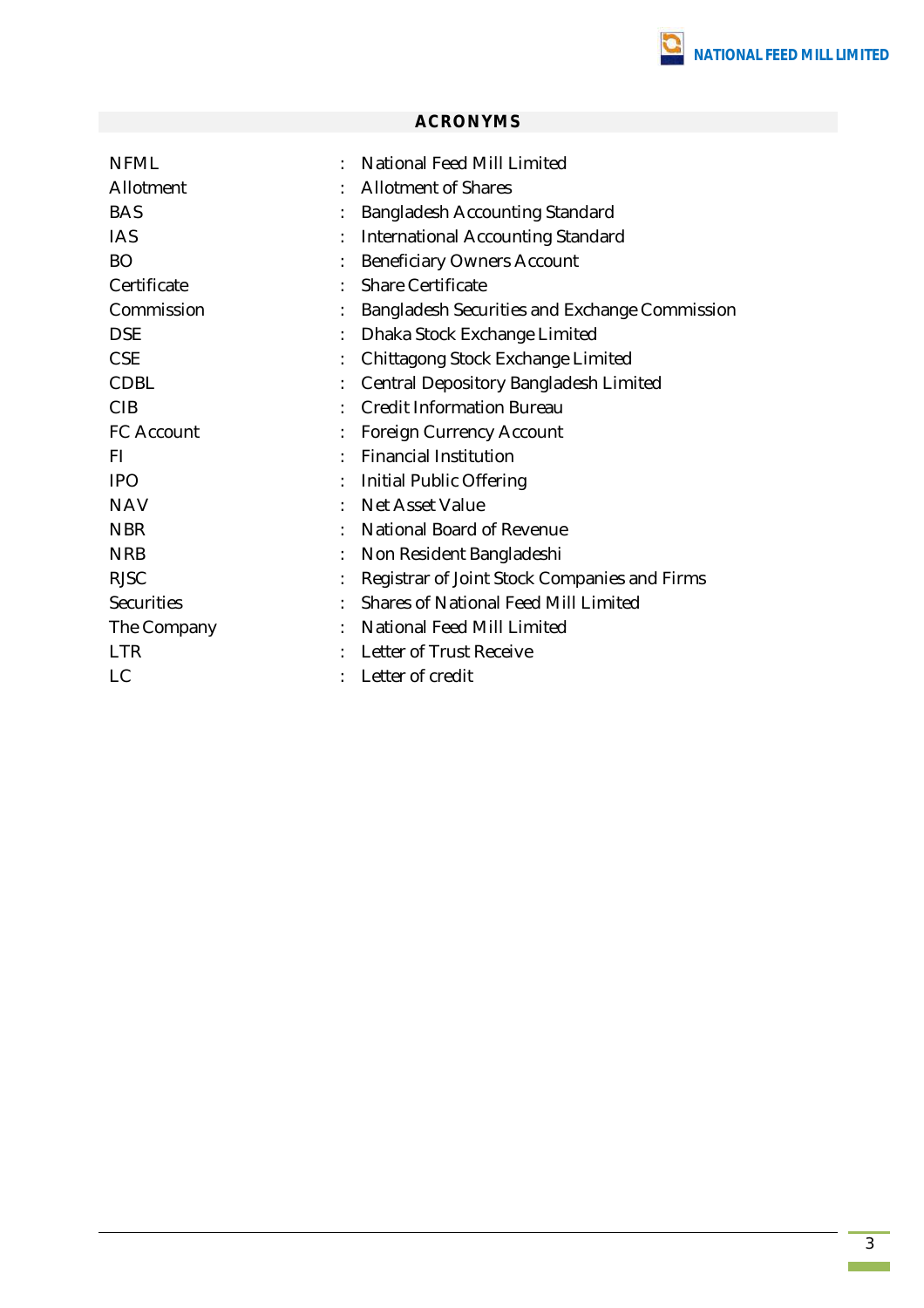## ACRONYMS

| | | |
|---|---|---|
| NFML | : | National Feed Mill Limited |
| Allotment | : | Allotment of Shares |
| BAS | : | Bangladesh Accounting Standard |
| IAS | : | International Accounting Standard |
| BO | : | Beneficiary Owners Account |
| Certificate | : | Share Certificate |
| Commission | : | Bangladesh Securities and Exchange Commission |
| DSE | : | Dhaka Stock Exchange Limited |
| CSE | : | Chittagong Stock Exchange Limited |
| CDBL | : | Central Depository Bangladesh Limited |
| CIB | : | Credit Information Bureau |
| FC Account | : | Foreign Currency Account |
| FI | : | Financial Institution |
| IPO | : | Initial Public Offering |
| NAV | : | Net Asset Value |
| NBR | : | National Board of Revenue |
| NRB | : | Non Resident Bangladeshi |
| RJSC | : | Registrar of Joint Stock Companies and Firms |
| Securities | : | Shares of National Feed Mill Limited |
| The Company | : | National Feed Mill Limited |
| LTR | : | Letter of Trust Receive |
| LC | : | Letter of credit |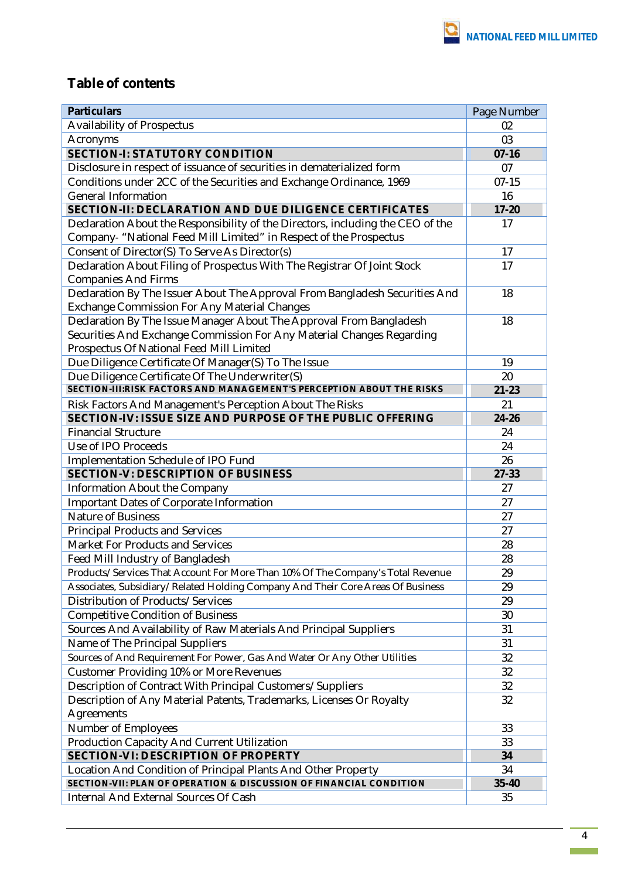## Table of contents

| Particulars | Page Number |
|---|---|
| Availability of Prospectus | 02 |
| Acronyms | 03 |
| **SECTION-I: STATUTORY CONDITION** | **07-16** |
| Disclosure in respect of issuance of securities in dematerialized form | 07 |
| Conditions under 2CC of the Securities and Exchange Ordinance, 1969 | 07-15 |
| General Information | 16 |
| **SECTION-II: DECLARATION AND DUE DILIGENCE CERTIFICATES** | **17-20** |
| Declaration About the Responsibility of the Directors, including the CEO of the Company- "National Feed Mill Limited" in Respect of the Prospectus | 17 |
| Consent of Director(S) To Serve As Director(s) | 17 |
| Declaration About Filing of Prospectus With The Registrar Of Joint Stock Companies And Firms | 17 |
| Declaration By The Issuer About The Approval From Bangladesh Securities And Exchange Commission For Any Material Changes | 18 |
| Declaration By The Issue Manager About The Approval From Bangladesh Securities And Exchange Commission For Any Material Changes Regarding Prospectus Of National Feed Mill Limited | 18 |
| Due Diligence Certificate Of Manager(S) To The Issue | 19 |
| Due Diligence Certificate Of The Underwriter(S) | 20 |
| **SECTION-III:RISK FACTORS AND MANAGEMENT'S PERCEPTION ABOUT THE RISKS** | **21-23** |
| Risk Factors And Management's Perception About The Risks | 21 |
| **SECTION-IV: ISSUE SIZE AND PURPOSE OF THE PUBLIC OFFERING** | **24-26** |
| Financial Structure | 24 |
| Use of IPO Proceeds | 24 |
| Implementation Schedule of IPO Fund | 26 |
| **SECTION-V: DESCRIPTION OF BUSINESS** | **27-33** |
| Information About the Company | 27 |
| Important Dates of Corporate Information | 27 |
| Nature of Business | 27 |
| Principal Products and Services | 27 |
| Market For Products and Services | 28 |
| Feed Mill Industry of Bangladesh | 28 |
| Products/Services That Account For More Than 10% Of The Company's Total Revenue | 29 |
| Associates, Subsidiary/Related Holding Company And Their Core Areas Of Business | 29 |
| Distribution of Products/Services | 29 |
| Competitive Condition of Business | 30 |
| Sources And Availability of Raw Materials And Principal Suppliers | 31 |
| Name of The Principal Suppliers | 31 |
| Sources of And Requirement For Power, Gas And Water Or Any Other Utilities | 32 |
| Customer Providing 10% or More Revenues | 32 |
| Description of Contract With Principal Customers/Suppliers | 32 |
| Description of Any Material Patents, Trademarks, Licenses Or Royalty Agreements | 32 |
| Number of Employees | 33 |
| Production Capacity And Current Utilization | 33 |
| **SECTION-VI: DESCRIPTION OF PROPERTY** | **34** |
| Location And Condition of Principal Plants And Other Property | 34 |
| **SECTION-VII: PLAN OF OPERATION & DISCUSSION OF FINANCIAL CONDITION** | **35-40** |
| Internal And External Sources Of Cash | 35 |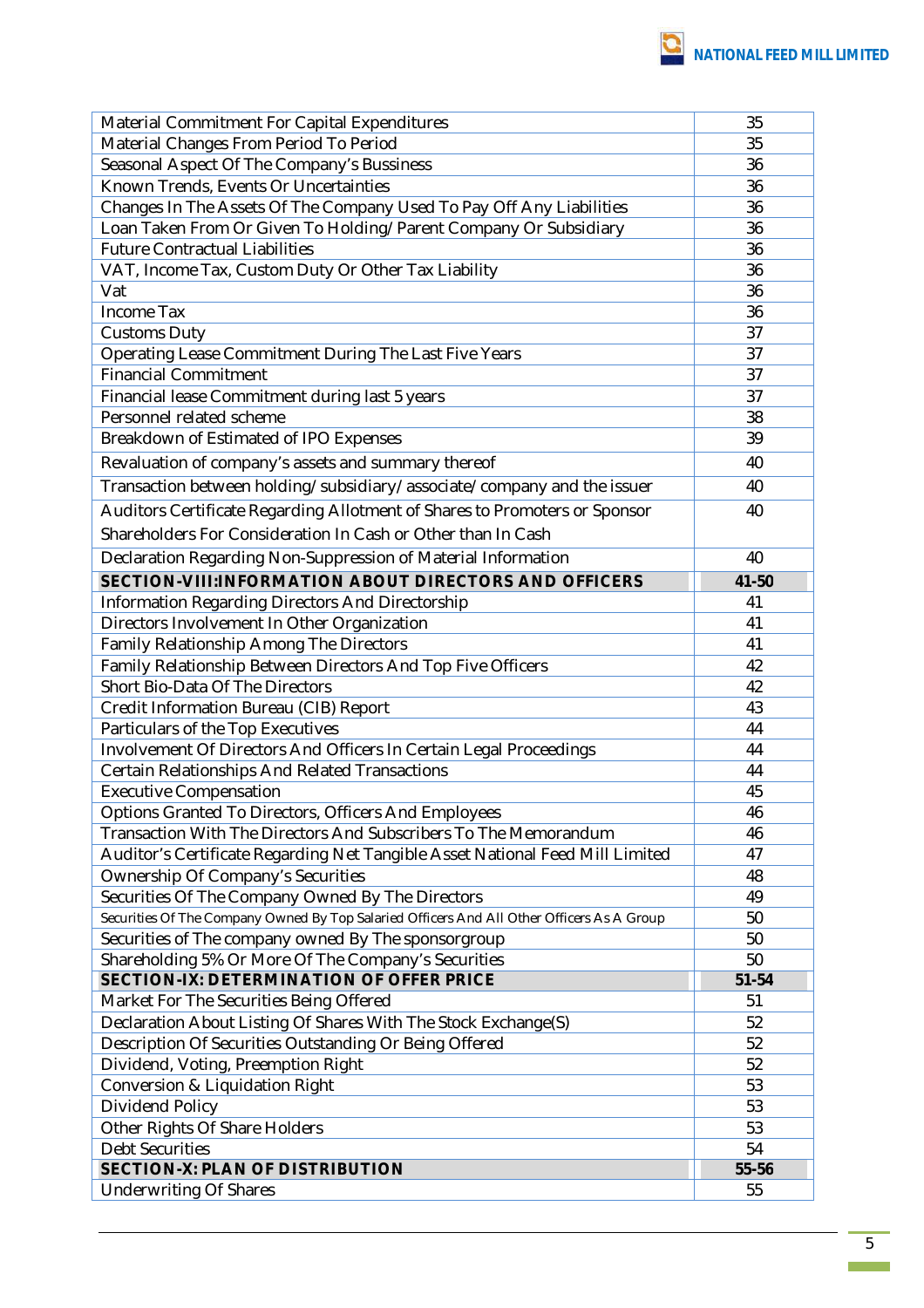| | |
|---|---|
| Material Commitment For Capital Expenditures | 35 |
| Material Changes From Period To Period | 35 |
| Seasonal Aspect Of The Company's Bussiness | 36 |
| Known Trends, Events Or Uncertainties | 36 |
| Changes In The Assets Of The Company Used To Pay Off Any Liabilities | 36 |
| Loan Taken From Or Given To Holding/Parent Company Or Subsidiary | 36 |
| Future Contractual Liabilities | 36 |
| VAT, Income Tax, Custom Duty Or Other Tax Liability | 36 |
| Vat | 36 |
| Income Tax | 36 |
| Customs Duty | 37 |
| Operating Lease Commitment During The Last Five Years | 37 |
| Financial Commitment | 37 |
| Financial lease Commitment during last 5 years | 37 |
| Personnel related scheme | 38 |
| Breakdown of Estimated of IPO Expenses | 39 |
| Revaluation of company's assets and summary thereof | 40 |
| Transaction between holding/subsidiary/associate/company and the issuer | 40 |
| Auditors Certificate Regarding Allotment of Shares to Promoters or Sponsor Shareholders For Consideration In Cash or Other than In Cash | 40 |
| Declaration Regarding Non-Suppression of Material Information | 40 |
| **SECTION-VIII:INFORMATION ABOUT DIRECTORS AND OFFICERS** | **41-50** |
| Information Regarding Directors And Directorship | 41 |
| Directors Involvement In Other Organization | 41 |
| Family Relationship Among The Directors | 41 |
| Family Relationship Between Directors And Top Five Officers | 42 |
| Short Bio-Data Of The Directors | 42 |
| Credit Information Bureau (CIB) Report | 43 |
| Particulars of the Top Executives | 44 |
| Involvement Of Directors And Officers In Certain Legal Proceedings | 44 |
| Certain Relationships And Related Transactions | 44 |
| Executive Compensation | 45 |
| Options Granted To Directors, Officers And Employees | 46 |
| Transaction With The Directors And Subscribers To The Memorandum | 46 |
| Auditor's Certificate Regarding Net Tangible Asset National Feed Mill Limited | 47 |
| Ownership Of Company's Securities | 48 |
| Securities Of The Company Owned By The Directors | 49 |
| Securities Of The Company Owned By Top Salaried Officers And All Other Officers As A Group | 50 |
| Securities of The company owned By The sponsorgroup | 50 |
| Shareholding 5% Or More Of The Company's Securities | 50 |
| **SECTION-IX: DETERMINATION OF OFFER PRICE** | **51-54** |
| Market For The Securities Being Offered | 51 |
| Declaration About Listing Of Shares With The Stock Exchange(S) | 52 |
| Description Of Securities Outstanding Or Being Offered | 52 |
| Dividend, Voting, Preemption Right | 52 |
| Conversion & Liquidation Right | 53 |
| Dividend Policy | 53 |
| Other Rights Of Share Holders | 53 |
| Debt Securities | 54 |
| **SECTION-X: PLAN OF DISTRIBUTION** | **55-56** |
| Underwriting Of Shares | 55 |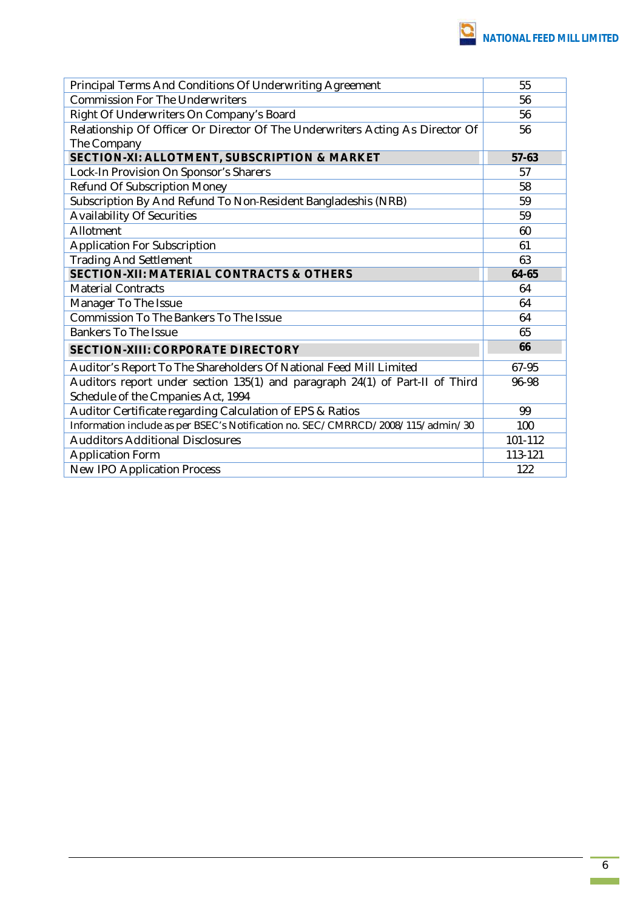| | |
|---|---|
| Principal Terms And Conditions Of Underwriting Agreement | 55 |
| Commission For The Underwriters | 56 |
| Right Of Underwriters On Company's Board | 56 |
| Relationship Of Officer Or Director Of The Underwriters Acting As Director Of The Company | 56 |
| **SECTION-XI: ALLOTMENT, SUBSCRIPTION & MARKET** | **57-63** |
| Lock-In Provision On Sponsor's Sharers | 57 |
| Refund Of Subscription Money | 58 |
| Subscription By And Refund To Non-Resident Bangladeshis (NRB) | 59 |
| Availability Of Securities | 59 |
| Allotment | 60 |
| Application For Subscription | 61 |
| Trading And Settlement | 63 |
| **SECTION-XII: MATERIAL CONTRACTS & OTHERS** | **64-65** |
| Material Contracts | 64 |
| Manager To The Issue | 64 |
| Commission To The Bankers To The Issue | 64 |
| Bankers To The Issue | 65 |
| **SECTION-XIII: CORPORATE DIRECTORY** | **66** |
| Auditor's Report To The Shareholders Of National Feed Mill Limited | 67-95 |
| Auditors report under section 135(1) and paragraph 24(1) of Part-II of Third Schedule of the Cmpanies Act, 1994 | 96-98 |
| Auditor Certificate regarding Calculation of EPS & Ratios | 99 |
| Information include as per BSEC's Notification no. SEC/CMRRCD/2008/115/admin/30 | 100 |
| Audditors Additional Disclosures | 101-112 |
| Application Form | 113-121 |
| New IPO Application Process | 122 |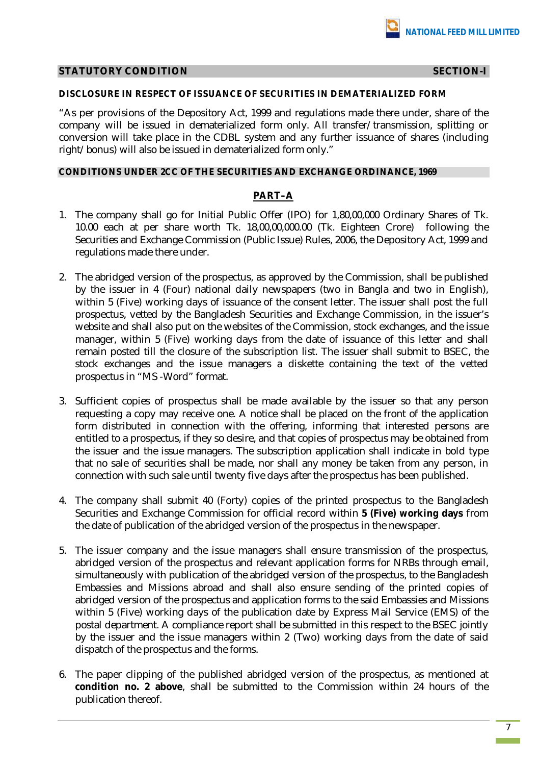## STATUTORY CONDITION — SECTION-I

**DISCLOSURE IN RESPECT OF ISSUANCE OF SECURITIES IN DEMATERIALIZED FORM**

"As per provisions of the Depository Act, 1999 and regulations made there under, share of the company will be issued in dematerialized form only. All transfer/transmission, splitting or conversion will take place in the CDBL system and any further issuance of shares (including right/bonus) will also be issued in dematerialized form only."

**CONDITIONS UNDER 2CC OF THE SECURITIES AND EXCHANGE ORDINANCE, 1969**

### PART–A

1. The company shall go for Initial Public Offer (IPO) for 1,80,00,000 Ordinary Shares of Tk. 10.00 each at per share worth Tk. 18,00,00,000.00 (Tk. Eighteen Crore) following the Securities and Exchange Commission (Public Issue) Rules, 2006, the Depository Act, 1999 and regulations made there under.

2. The abridged version of the prospectus, as approved by the Commission, shall be published by the issuer in 4 (Four) national daily newspapers (two in Bangla and two in English), within 5 (Five) working days of issuance of the consent letter. The issuer shall post the full prospectus, vetted by the Bangladesh Securities and Exchange Commission, in the issuer's website and shall also put on the websites of the Commission, stock exchanges, and the issue manager, within 5 (Five) working days from the date of issuance of this letter and shall remain posted till the closure of the subscription list. The issuer shall submit to BSEC, the stock exchanges and the issue managers a diskette containing the text of the vetted prospectus in "MS -Word" format.

3. Sufficient copies of prospectus shall be made available by the issuer so that any person requesting a copy may receive one. A notice shall be placed on the front of the application form distributed in connection with the offering, informing that interested persons are entitled to a prospectus, if they so desire, and that copies of prospectus may be obtained from the issuer and the issue managers. The subscription application shall indicate in bold type that no sale of securities shall be made, nor shall any money be taken from any person, in connection with such sale until twenty five days after the prospectus has been published.

4. The company shall submit 40 (Forty) copies of the printed prospectus to the Bangladesh Securities and Exchange Commission for official record within **5 (Five) working days** from the date of publication of the abridged version of the prospectus in the newspaper.

5. The issuer company and the issue managers shall ensure transmission of the prospectus, abridged version of the prospectus and relevant application forms for NRBs through email, simultaneously with publication of the abridged version of the prospectus, to the Bangladesh Embassies and Missions abroad and shall also ensure sending of the printed copies of abridged version of the prospectus and application forms to the said Embassies and Missions within 5 (Five) working days of the publication date by Express Mail Service (EMS) of the postal department. A compliance report shall be submitted in this respect to the BSEC jointly by the issuer and the issue managers within 2 (Two) working days from the date of said dispatch of the prospectus and the forms.

6. The paper clipping of the published abridged version of the prospectus, as mentioned at **condition no. 2 above**, shall be submitted to the Commission within 24 hours of the publication thereof.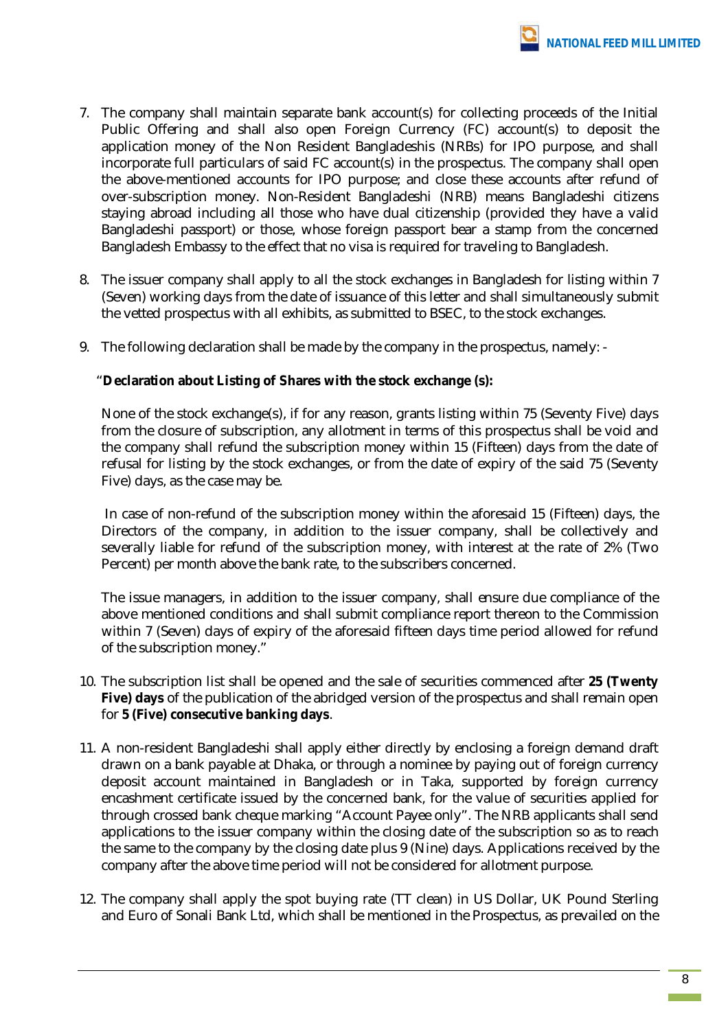7. The company shall maintain separate bank account(s) for collecting proceeds of the Initial Public Offering and shall also open Foreign Currency (FC) account(s) to deposit the application money of the Non Resident Bangladeshis (NRBs) for IPO purpose, and shall incorporate full particulars of said FC account(s) in the prospectus. The company shall open the above-mentioned accounts for IPO purpose; and close these accounts after refund of over-subscription money. Non-Resident Bangladeshi (NRB) means Bangladeshi citizens staying abroad including all those who have dual citizenship (provided they have a valid Bangladeshi passport) or those, whose foreign passport bear a stamp from the concerned Bangladesh Embassy to the effect that no visa is required for traveling to Bangladesh.

8. The issuer company shall apply to all the stock exchanges in Bangladesh for listing within 7 (Seven) working days from the date of issuance of this letter and shall simultaneously submit the vetted prospectus with all exhibits, as submitted to BSEC, to the stock exchanges.

9. The following declaration shall be made by the company in the prospectus, namely: -

   "**Declaration about Listing of Shares with the stock exchange (s):**

   None of the stock exchange(s), if for any reason, grants listing within 75 (Seventy Five) days from the closure of subscription, any allotment in terms of this prospectus shall be void and the company shall refund the subscription money within 15 (Fifteen) days from the date of refusal for listing by the stock exchanges, or from the date of expiry of the said 75 (Seventy Five) days, as the case may be.

   In case of non-refund of the subscription money within the aforesaid 15 (Fifteen) days, the Directors of the company, in addition to the issuer company, shall be collectively and severally liable for refund of the subscription money, with interest at the rate of 2% (Two Percent) per month above the bank rate, to the subscribers concerned.

   The issue managers, in addition to the issuer company, shall ensure due compliance of the above mentioned conditions and shall submit compliance report thereon to the Commission within 7 (Seven) days of expiry of the aforesaid fifteen days time period allowed for refund of the subscription money."

10. The subscription list shall be opened and the sale of securities commenced after **25 (Twenty Five) days** of the publication of the abridged version of the prospectus and shall remain open for **5 (Five) consecutive banking days**.

11. A non-resident Bangladeshi shall apply either directly by enclosing a foreign demand draft drawn on a bank payable at Dhaka, or through a nominee by paying out of foreign currency deposit account maintained in Bangladesh or in Taka, supported by foreign currency encashment certificate issued by the concerned bank, for the value of securities applied for through crossed bank cheque marking "Account Payee only". The NRB applicants shall send applications to the issuer company within the closing date of the subscription so as to reach the same to the company by the closing date plus 9 (Nine) days. Applications received by the company after the above time period will not be considered for allotment purpose.

12. The company shall apply the spot buying rate (TT clean) in US Dollar, UK Pound Sterling and Euro of Sonali Bank Ltd, which shall be mentioned in the Prospectus, as prevailed on the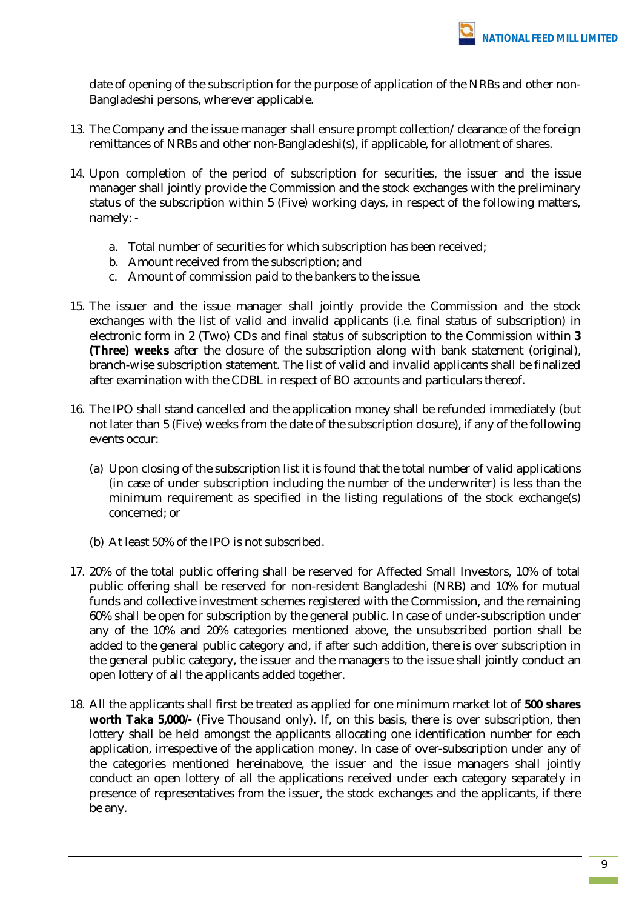date of opening of the subscription for the purpose of application of the NRBs and other non-Bangladeshi persons, wherever applicable.

13. The Company and the issue manager shall ensure prompt collection/ clearance of the foreign remittances of NRBs and other non-Bangladeshi(s), if applicable, for allotment of shares.

14. Upon completion of the period of subscription for securities, the issuer and the issue manager shall jointly provide the Commission and the stock exchanges with the preliminary status of the subscription within 5 (Five) working days, in respect of the following matters, namely: -

    a. Total number of securities for which subscription has been received;
    b. Amount received from the subscription; and
    c. Amount of commission paid to the bankers to the issue.

15. The issuer and the issue manager shall jointly provide the Commission and the stock exchanges with the list of valid and invalid applicants (i.e. final status of subscription) in electronic form in 2 (Two) CDs and final status of subscription to the Commission within **3 (Three) weeks** after the closure of the subscription along with bank statement (original), branch-wise subscription statement. The list of valid and invalid applicants shall be finalized after examination with the CDBL in respect of BO accounts and particulars thereof.

16. The IPO shall stand cancelled and the application money shall be refunded immediately (but not later than 5 (Five) weeks from the date of the subscription closure), if any of the following events occur:

    (a) Upon closing of the subscription list it is found that the total number of valid applications (in case of under subscription including the number of the underwriter) is less than the minimum requirement as specified in the listing regulations of the stock exchange(s) concerned; or

    (b) At least 50% of the IPO is not subscribed.

17. 20% of the total public offering shall be reserved for Affected Small Investors, 10% of total public offering shall be reserved for non-resident Bangladeshi (NRB) and 10% for mutual funds and collective investment schemes registered with the Commission, and the remaining 60% shall be open for subscription by the general public. In case of under-subscription under any of the 10% and 20% categories mentioned above, the unsubscribed portion shall be added to the general public category and, if after such addition, there is over subscription in the general public category, the issuer and the managers to the issue shall jointly conduct an open lottery of all the applicants added together.

18. All the applicants shall first be treated as applied for one minimum market lot of **500 shares worth Taka 5,000/-** (Five Thousand only). If, on this basis, there is over subscription, then lottery shall be held amongst the applicants allocating one identification number for each application, irrespective of the application money. In case of over-subscription under any of the categories mentioned hereinabove, the issuer and the issue managers shall jointly conduct an open lottery of all the applications received under each category separately in presence of representatives from the issuer, the stock exchanges and the applicants, if there be any.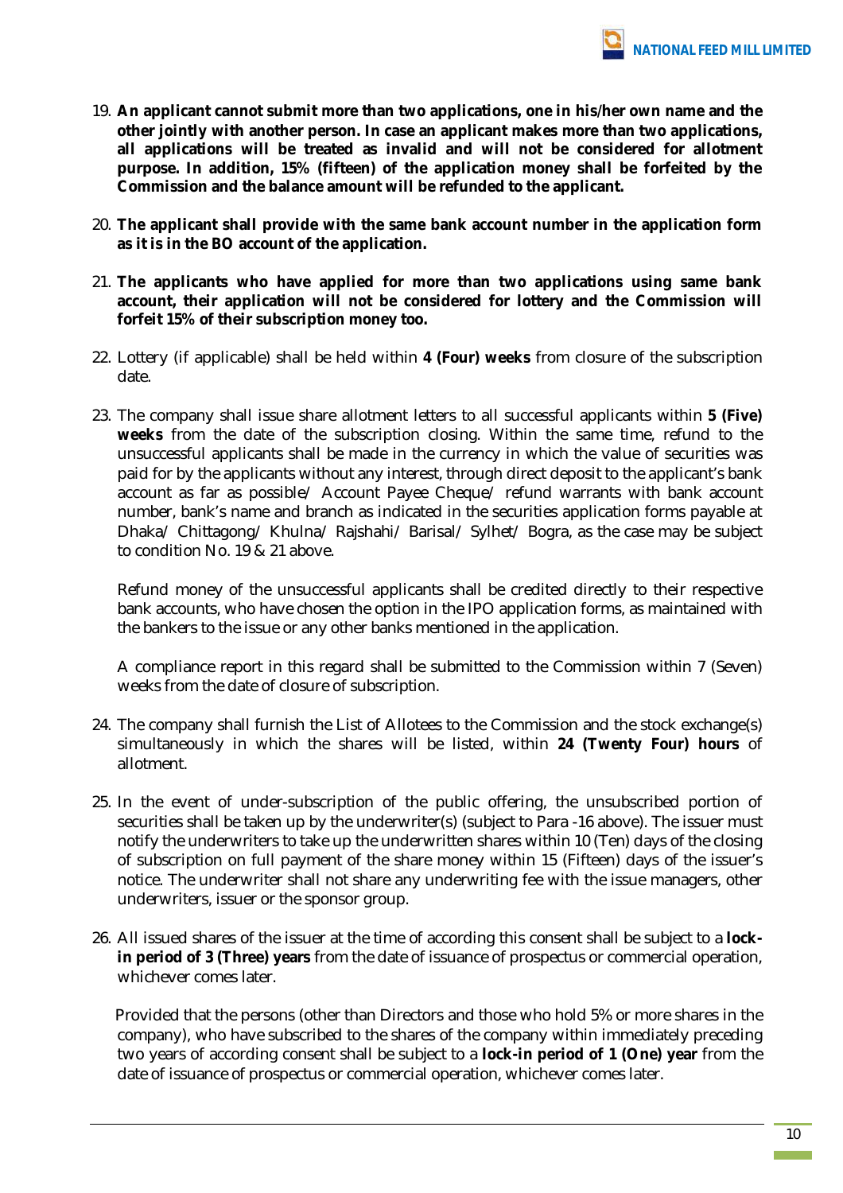19. **An applicant cannot submit more than two applications, one in his/her own name and the other jointly with another person. In case an applicant makes more than two applications, all applications will be treated as invalid and will not be considered for allotment purpose. In addition, 15% (fifteen) of the application money shall be forfeited by the Commission and the balance amount will be refunded to the applicant.**

20. **The applicant shall provide with the same bank account number in the application form as it is in the BO account of the application.**

21. **The applicants who have applied for more than two applications using same bank account, their application will not be considered for lottery and the Commission will forfeit 15% of their subscription money too.**

22. Lottery (if applicable) shall be held within **4 (Four) weeks** from closure of the subscription date.

23. The company shall issue share allotment letters to all successful applicants within **5 (Five) weeks** from the date of the subscription closing. Within the same time, refund to the unsuccessful applicants shall be made in the currency in which the value of securities was paid for by the applicants without any interest, through direct deposit to the applicant's bank account as far as possible/ Account Payee Cheque/ refund warrants with bank account number, bank's name and branch as indicated in the securities application forms payable at Dhaka/ Chittagong/ Khulna/ Rajshahi/ Barisal/ Sylhet/ Bogra, as the case may be subject to condition No. 19 & 21 above.

    Refund money of the unsuccessful applicants shall be credited directly to their respective bank accounts, who have chosen the option in the IPO application forms, as maintained with the bankers to the issue or any other banks mentioned in the application.

    A compliance report in this regard shall be submitted to the Commission within 7 (Seven) weeks from the date of closure of subscription.

24. The company shall furnish the List of Allotees to the Commission and the stock exchange(s) simultaneously in which the shares will be listed, within **24 (Twenty Four) hours** of allotment.

25. In the event of under-subscription of the public offering, the unsubscribed portion of securities shall be taken up by the underwriter(s) (subject to Para -16 above). The issuer must notify the underwriters to take up the underwritten shares within 10 (Ten) days of the closing of subscription on full payment of the share money within 15 (Fifteen) days of the issuer's notice. The underwriter shall not share any underwriting fee with the issue managers, other underwriters, issuer or the sponsor group.

26. All issued shares of the issuer at the time of according this consent shall be subject to a **lock-in period of 3 (Three) years** from the date of issuance of prospectus or commercial operation, whichever comes later.

    Provided that the persons (other than Directors and those who hold 5% or more shares in the company), who have subscribed to the shares of the company within immediately preceding two years of according consent shall be subject to a **lock-in period of 1 (One) year** from the date of issuance of prospectus or commercial operation, whichever comes later.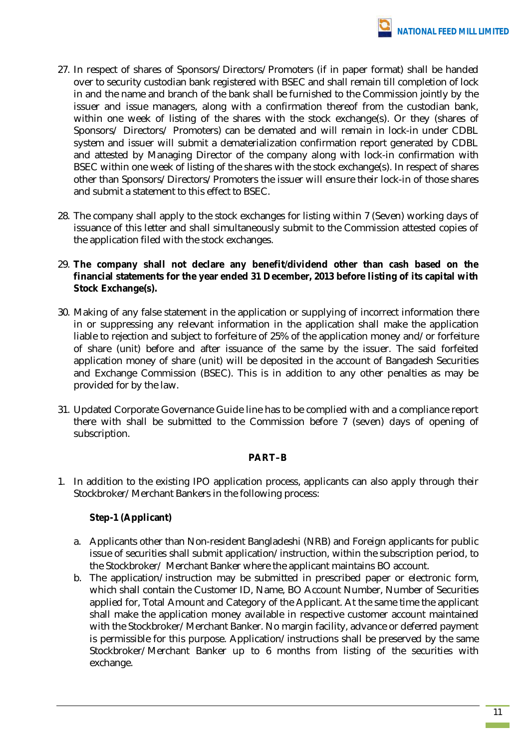27. In respect of shares of Sponsors/Directors/Promoters (if in paper format) shall be handed over to security custodian bank registered with BSEC and shall remain till completion of lock in and the name and branch of the bank shall be furnished to the Commission jointly by the issuer and issue managers, along with a confirmation thereof from the custodian bank, within one week of listing of the shares with the stock exchange(s). Or they (shares of Sponsors/ Directors/ Promoters) can be demated and will remain in lock-in under CDBL system and issuer will submit a dematerialization confirmation report generated by CDBL and attested by Managing Director of the company along with lock-in confirmation with BSEC within one week of listing of the shares with the stock exchange(s). In respect of shares other than Sponsors/Directors/Promoters the issuer will ensure their lock-in of those shares and submit a statement to this effect to BSEC.

28. The company shall apply to the stock exchanges for listing within 7 (Seven) working days of issuance of this letter and shall simultaneously submit to the Commission attested copies of the application filed with the stock exchanges.

29. **The company shall not declare any benefit/dividend other than cash based on the financial statements for the year ended 31 December, 2013 before listing of its capital with Stock Exchange(s).**

30. Making of any false statement in the application or supplying of incorrect information there in or suppressing any relevant information in the application shall make the application liable to rejection and subject to forfeiture of 25% of the application money and/or forfeiture of share (unit) before and after issuance of the same by the issuer. The said forfeited application money of share (unit) will be deposited in the account of Bangadesh Securities and Exchange Commission (BSEC). This is in addition to any other penalties as may be provided for by the law.

31. Updated Corporate Governance Guide line has to be complied with and a compliance report there with shall be submitted to the Commission before 7 (seven) days of opening of subscription.

**PART–B**

1. In addition to the existing IPO application process, applicants can also apply through their Stockbroker/Merchant Bankers in the following process:

   **Step-1 (Applicant)**

   a. Applicants other than Non-resident Bangladeshi (NRB) and Foreign applicants for public issue of securities shall submit application/instruction, within the subscription period, to the Stockbroker/ Merchant Banker where the applicant maintains BO account.
   b. The application/instruction may be submitted in prescribed paper or electronic form, which shall contain the Customer ID, Name, BO Account Number, Number of Securities applied for, Total Amount and Category of the Applicant. At the same time the applicant shall make the application money available in respective customer account maintained with the Stockbroker/Merchant Banker. No margin facility, advance or deferred payment is permissible for this purpose. Application/instructions shall be preserved by the same Stockbroker/Merchant Banker up to 6 months from listing of the securities with exchange.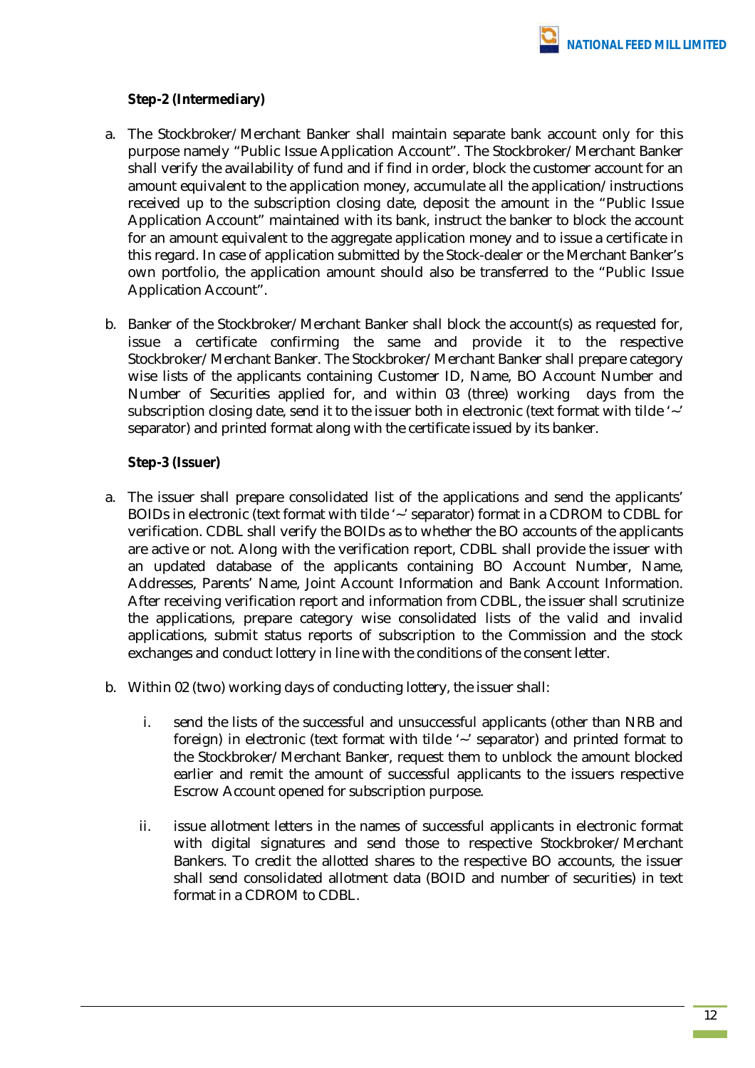**Step-2 (Intermediary)**

a. The Stockbroker/Merchant Banker shall maintain separate bank account only for this purpose namely "Public Issue Application Account". The Stockbroker/Merchant Banker shall verify the availability of fund and if find in order, block the customer account for an amount equivalent to the application money, accumulate all the application/instructions received up to the subscription closing date, deposit the amount in the "Public Issue Application Account" maintained with its bank, instruct the banker to block the account for an amount equivalent to the aggregate application money and to issue a certificate in this regard. In case of application submitted by the Stock-dealer or the Merchant Banker's own portfolio, the application amount should also be transferred to the "Public Issue Application Account".

b. Banker of the Stockbroker/Merchant Banker shall block the account(s) as requested for, issue a certificate confirming the same and provide it to the respective Stockbroker/Merchant Banker. The Stockbroker/Merchant Banker shall prepare category wise lists of the applicants containing Customer ID, Name, BO Account Number and Number of Securities applied for, and within 03 (three) working days from the subscription closing date, send it to the issuer both in electronic (text format with tilde '~' separator) and printed format along with the certificate issued by its banker.

**Step-3 (Issuer)**

a. The issuer shall prepare consolidated list of the applications and send the applicants' BOIDs in electronic (text format with tilde '~' separator) format in a CDROM to CDBL for verification. CDBL shall verify the BOIDs as to whether the BO accounts of the applicants are active or not. Along with the verification report, CDBL shall provide the issuer with an updated database of the applicants containing BO Account Number, Name, Addresses, Parents' Name, Joint Account Information and Bank Account Information. After receiving verification report and information from CDBL, the issuer shall scrutinize the applications, prepare category wise consolidated lists of the valid and invalid applications, submit status reports of subscription to the Commission and the stock exchanges and conduct lottery in line with the conditions of the consent letter.

b. Within 02 (two) working days of conducting lottery, the issuer shall:

   i. send the lists of the successful and unsuccessful applicants (other than NRB and foreign) in electronic (text format with tilde '~' separator) and printed format to the Stockbroker/Merchant Banker, request them to unblock the amount blocked earlier and remit the amount of successful applicants to the issuers respective Escrow Account opened for subscription purpose.

   ii. issue allotment letters in the names of successful applicants in electronic format with digital signatures and send those to respective Stockbroker/Merchant Bankers. To credit the allotted shares to the respective BO accounts, the issuer shall send consolidated allotment data (BOID and number of securities) in text format in a CDROM to CDBL.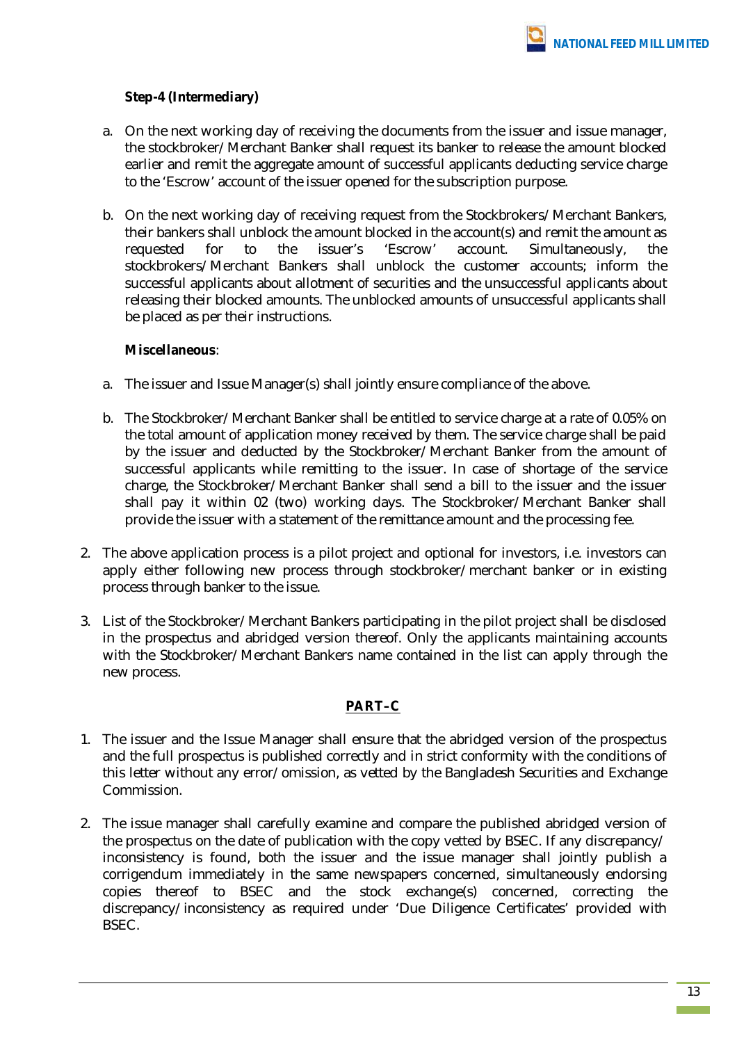**Step-4 (Intermediary)**

a. On the next working day of receiving the documents from the issuer and issue manager, the stockbroker/Merchant Banker shall request its banker to release the amount blocked earlier and remit the aggregate amount of successful applicants deducting service charge to the 'Escrow' account of the issuer opened for the subscription purpose.

b. On the next working day of receiving request from the Stockbrokers/Merchant Bankers, their bankers shall unblock the amount blocked in the account(s) and remit the amount as requested for to the issuer's 'Escrow' account. Simultaneously, the stockbrokers/Merchant Bankers shall unblock the customer accounts; inform the successful applicants about allotment of securities and the unsuccessful applicants about releasing their blocked amounts. The unblocked amounts of unsuccessful applicants shall be placed as per their instructions.

**Miscellaneous**:

a. The issuer and Issue Manager(s) shall jointly ensure compliance of the above.

b. The Stockbroker/Merchant Banker shall be entitled to service charge at a rate of 0.05% on the total amount of application money received by them. The service charge shall be paid by the issuer and deducted by the Stockbroker/Merchant Banker from the amount of successful applicants while remitting to the issuer. In case of shortage of the service charge, the Stockbroker/Merchant Banker shall send a bill to the issuer and the issuer shall pay it within 02 (two) working days. The Stockbroker/Merchant Banker shall provide the issuer with a statement of the remittance amount and the processing fee.

2. The above application process is a pilot project and optional for investors, i.e. investors can apply either following new process through stockbroker/merchant banker or in existing process through banker to the issue.

3. List of the Stockbroker/Merchant Bankers participating in the pilot project shall be disclosed in the prospectus and abridged version thereof. Only the applicants maintaining accounts with the Stockbroker/Merchant Bankers name contained in the list can apply through the new process.

## PART–C

1. The issuer and the Issue Manager shall ensure that the abridged version of the prospectus and the full prospectus is published correctly and in strict conformity with the conditions of this letter without any error/omission, as vetted by the Bangladesh Securities and Exchange Commission.

2. The issue manager shall carefully examine and compare the published abridged version of the prospectus on the date of publication with the copy vetted by BSEC. If any discrepancy/ inconsistency is found, both the issuer and the issue manager shall jointly publish a corrigendum immediately in the same newspapers concerned, simultaneously endorsing copies thereof to BSEC and the stock exchange(s) concerned, correcting the discrepancy/inconsistency as required under 'Due Diligence Certificates' provided with BSEC.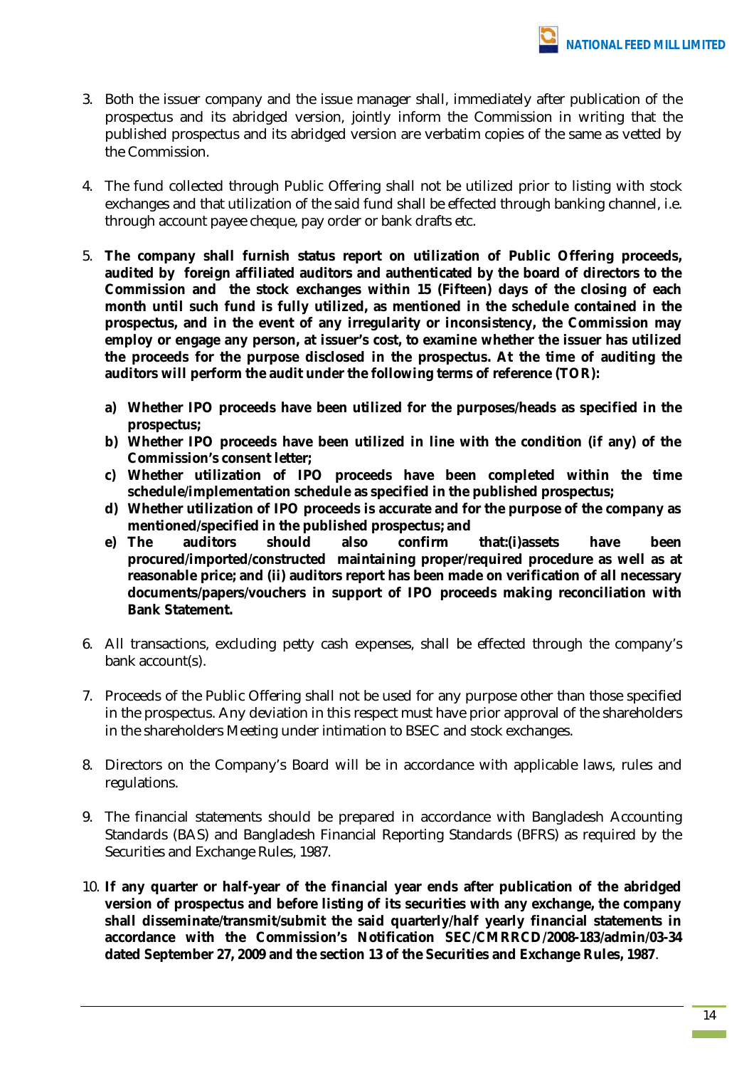3. Both the issuer company and the issue manager shall, immediately after publication of the prospectus and its abridged version, jointly inform the Commission in writing that the published prospectus and its abridged version are verbatim copies of the same as vetted by the Commission.

4. The fund collected through Public Offering shall not be utilized prior to listing with stock exchanges and that utilization of the said fund shall be effected through banking channel, i.e. through account payee cheque, pay order or bank drafts etc.

5. **The company shall furnish status report on utilization of Public Offering proceeds, audited by foreign affiliated auditors and authenticated by the board of directors to the Commission and the stock exchanges within 15 (Fifteen) days of the closing of each month until such fund is fully utilized, as mentioned in the schedule contained in the prospectus, and in the event of any irregularity or inconsistency, the Commission may employ or engage any person, at issuer's cost, to examine whether the issuer has utilized the proceeds for the purpose disclosed in the prospectus. At the time of auditing the auditors will perform the audit under the following terms of reference (TOR):**

   **a) Whether IPO proceeds have been utilized for the purposes/heads as specified in the prospectus;**
   
   **b) Whether IPO proceeds have been utilized in line with the condition (if any) of the Commission's consent letter;**
   
   **c) Whether utilization of IPO proceeds have been completed within the time schedule/implementation schedule as specified in the published prospectus;**
   
   **d) Whether utilization of IPO proceeds is accurate and for the purpose of the company as mentioned/specified in the published prospectus; and**
   
   **e) The auditors should also confirm that:(i)assets have been procured/imported/constructed maintaining proper/required procedure as well as at reasonable price; and (ii) auditors report has been made on verification of all necessary documents/papers/vouchers in support of IPO proceeds making reconciliation with Bank Statement.**

6. All transactions, excluding petty cash expenses, shall be effected through the company's bank account(s).

7. Proceeds of the Public Offering shall not be used for any purpose other than those specified in the prospectus. Any deviation in this respect must have prior approval of the shareholders in the shareholders Meeting under intimation to BSEC and stock exchanges.

8. Directors on the Company's Board will be in accordance with applicable laws, rules and regulations.

9. The financial statements should be prepared in accordance with Bangladesh Accounting Standards (BAS) and Bangladesh Financial Reporting Standards (BFRS) as required by the Securities and Exchange Rules, 1987.

10. **If any quarter or half-year of the financial year ends after publication of the abridged version of prospectus and before listing of its securities with any exchange, the company shall disseminate/transmit/submit the said quarterly/half yearly financial statements in accordance with the Commission's Notification SEC/CMRRCD/2008-183/admin/03-34 dated September 27, 2009 and the section 13 of the Securities and Exchange Rules, 1987**.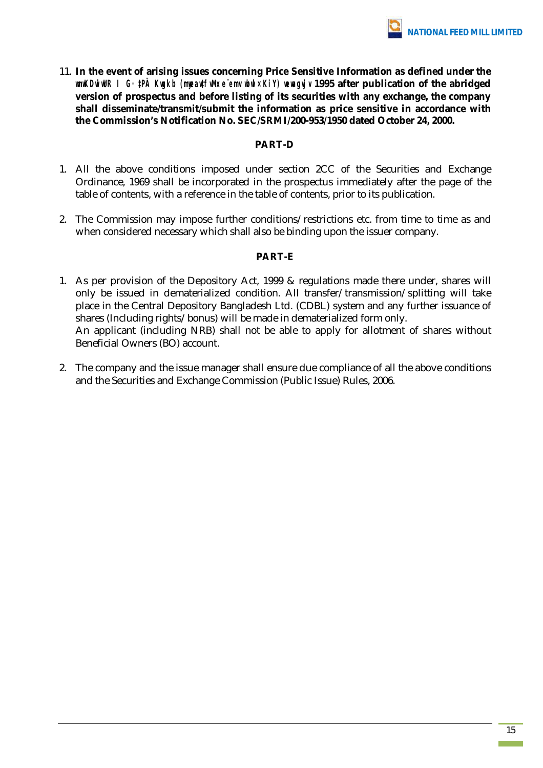11. **In the event of arising issues concerning Price Sensitive Information as defined under the wmKDwiwUR I G·‡PÄ Kwgkb (myeav‡fvMx e¨emvq wbwl×KiY) wewagvjv 1995 after publication of the abridged version of prospectus and before listing of its securities with any exchange, the company shall disseminate/transmit/submit the information as price sensitive in accordance with the Commission's Notification No. SEC/SRMI/200-953/1950 dated October 24, 2000.**

## PART-D

1. All the above conditions imposed under section 2CC of the Securities and Exchange Ordinance, 1969 shall be incorporated in the prospectus immediately after the page of the table of contents, with a reference in the table of contents, prior to its publication.

2. The Commission may impose further conditions/restrictions etc. from time to time as and when considered necessary which shall also be binding upon the issuer company.

## PART-E

1. As per provision of the Depository Act, 1999 & regulations made there under, shares will only be issued in dematerialized condition. All transfer/transmission/splitting will take place in the Central Depository Bangladesh Ltd. (CDBL) system and any further issuance of shares (Including rights/bonus) will be made in dematerialized form only.
   An applicant (including NRB) shall not be able to apply for allotment of shares without Beneficial Owners (BO) account.

2. The company and the issue manager shall ensure due compliance of all the above conditions and the Securities and Exchange Commission (Public Issue) Rules, 2006.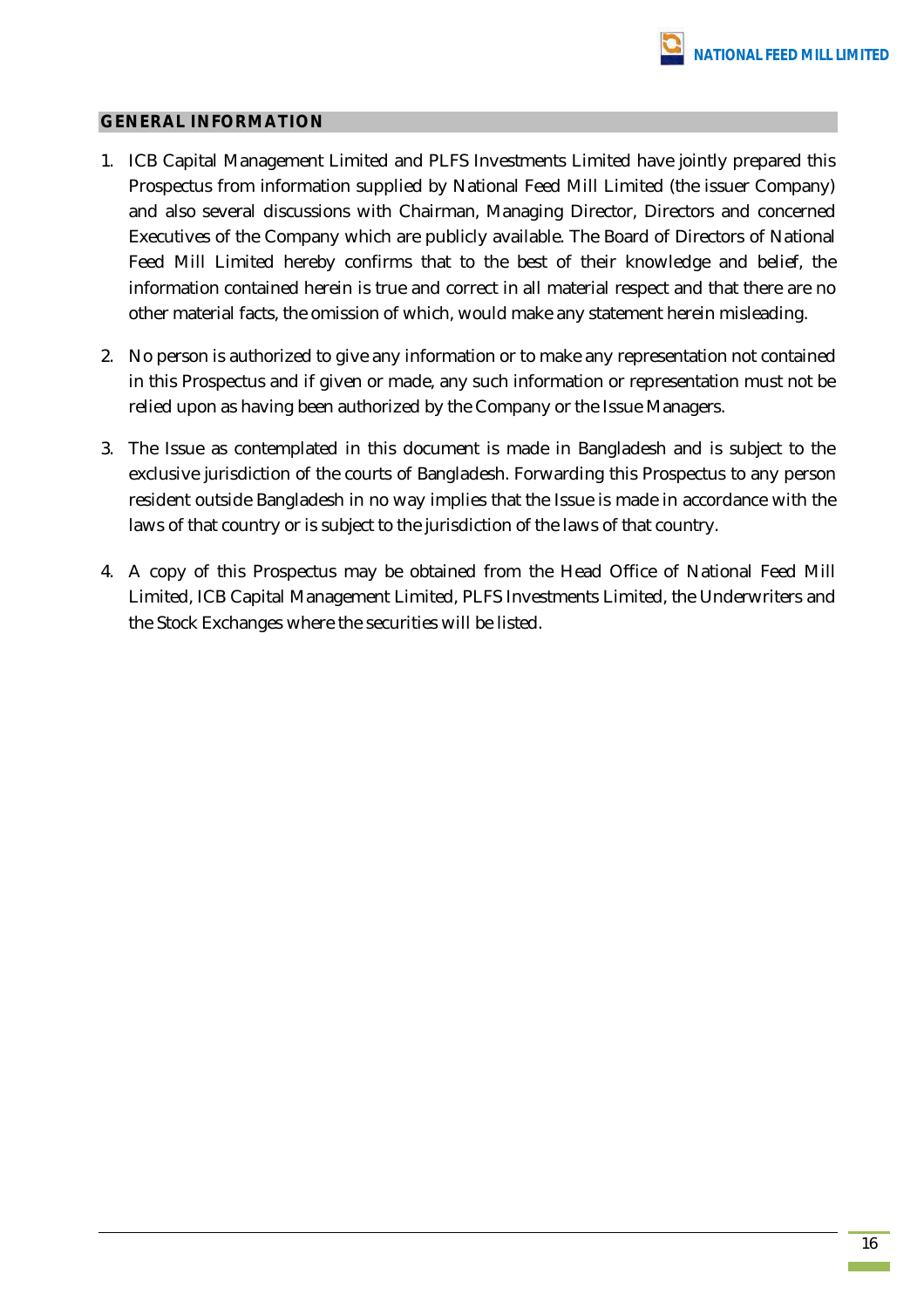## GENERAL INFORMATION

1. ICB Capital Management Limited and PLFS Investments Limited have jointly prepared this Prospectus from information supplied by National Feed Mill Limited (the issuer Company) and also several discussions with Chairman, Managing Director, Directors and concerned Executives of the Company which are publicly available. The Board of Directors of National Feed Mill Limited hereby confirms that to the best of their knowledge and belief, the information contained herein is true and correct in all material respect and that there are no other material facts, the omission of which, would make any statement herein misleading.

2. No person is authorized to give any information or to make any representation not contained in this Prospectus and if given or made, any such information or representation must not be relied upon as having been authorized by the Company or the Issue Managers.

3. The Issue as contemplated in this document is made in Bangladesh and is subject to the exclusive jurisdiction of the courts of Bangladesh. Forwarding this Prospectus to any person resident outside Bangladesh in no way implies that the Issue is made in accordance with the laws of that country or is subject to the jurisdiction of the laws of that country.

4. A copy of this Prospectus may be obtained from the Head Office of National Feed Mill Limited, ICB Capital Management Limited, PLFS Investments Limited, the Underwriters and the Stock Exchanges where the securities will be listed.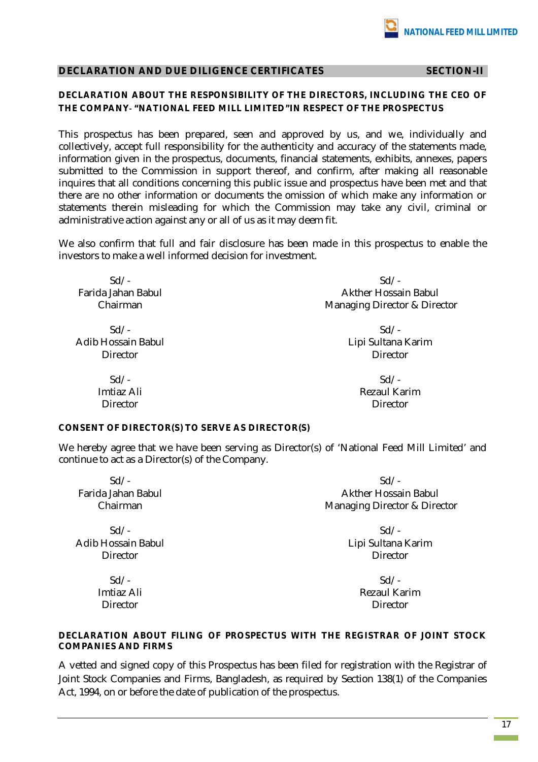## DECLARATION AND DUE DILIGENCE CERTIFICATES — SECTION-II

### DECLARATION ABOUT THE RESPONSIBILITY OF THE DIRECTORS, INCLUDING THE CEO OF THE COMPANY- "NATIONAL FEED MILL LIMITED" IN RESPECT OF THE PROSPECTUS

This prospectus has been prepared, seen and approved by us, and we, individually and collectively, accept full responsibility for the authenticity and accuracy of the statements made, information given in the prospectus, documents, financial statements, exhibits, annexes, papers submitted to the Commission in support thereof, and confirm, after making all reasonable inquires that all conditions concerning this public issue and prospectus have been met and that there are no other information or documents the omission of which make any information or statements therein misleading for which the Commission may take any civil, criminal or administrative action against any or all of us as it may deem fit.

We also confirm that full and fair disclosure has been made in this prospectus to enable the investors to make a well informed decision for investment.

| | |
|---|---|
| Sd/-<br>Farida Jahan Babul<br>Chairman | Sd/-<br>Akther Hossain Babul<br>Managing Director & Director |
| Sd/-<br>Adib Hossain Babul<br>Director | Sd/-<br>Lipi Sultana Karim<br>Director |
| Sd/-<br>Imtiaz Ali<br>Director | Sd/-<br>Rezaul Karim<br>Director |

### CONSENT OF DIRECTOR(S) TO SERVE AS DIRECTOR(S)

We hereby agree that we have been serving as Director(s) of 'National Feed Mill Limited' and continue to act as a Director(s) of the Company.

| | |
|---|---|
| Sd/-<br>Farida Jahan Babul<br>Chairman | Sd/-<br>Akther Hossain Babul<br>Managing Director & Director |
| Sd/-<br>Adib Hossain Babul<br>Director | Sd/-<br>Lipi Sultana Karim<br>Director |
| Sd/-<br>Imtiaz Ali<br>Director | Sd/-<br>Rezaul Karim<br>Director |

### DECLARATION ABOUT FILING OF PROSPECTUS WITH THE REGISTRAR OF JOINT STOCK COMPANIES AND FIRMS

A vetted and signed copy of this Prospectus has been filed for registration with the Registrar of Joint Stock Companies and Firms, Bangladesh, as required by Section 138(1) of the Companies Act, 1994, on or before the date of publication of the prospectus.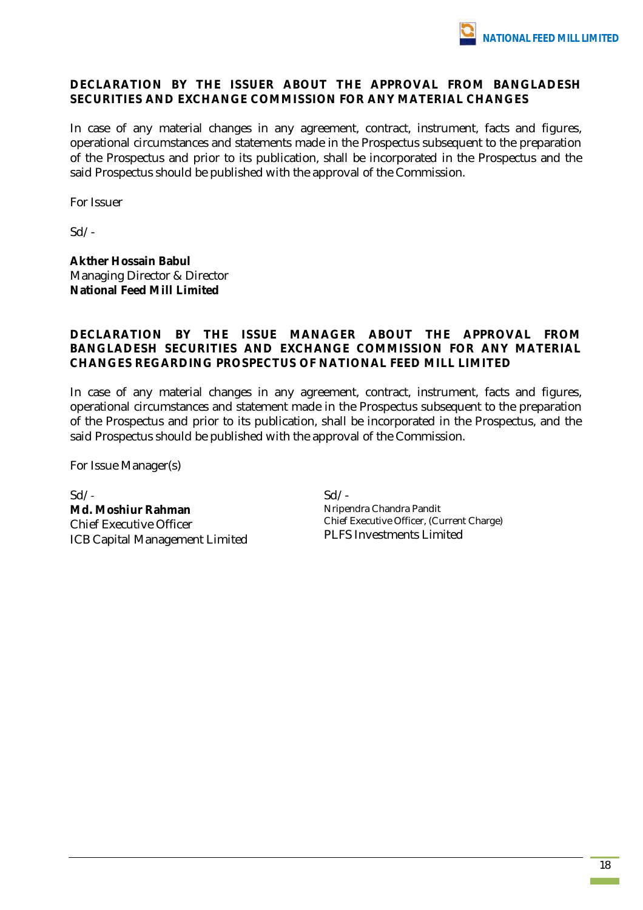## DECLARATION BY THE ISSUER ABOUT THE APPROVAL FROM BANGLADESH SECURITIES AND EXCHANGE COMMISSION FOR ANY MATERIAL CHANGES

In case of any material changes in any agreement, contract, instrument, facts and figures, operational circumstances and statements made in the Prospectus subsequent to the preparation of the Prospectus and prior to its publication, shall be incorporated in the Prospectus and the said Prospectus should be published with the approval of the Commission.

For Issuer

Sd/-

**Akther Hossain Babul**
Managing Director & Director
**National Feed Mill Limited**

## DECLARATION BY THE ISSUE MANAGER ABOUT THE APPROVAL FROM BANGLADESH SECURITIES AND EXCHANGE COMMISSION FOR ANY MATERIAL CHANGES REGARDING PROSPECTUS OF NATIONAL FEED MILL LIMITED

In case of any material changes in any agreement, contract, instrument, facts and figures, operational circumstances and statement made in the Prospectus subsequent to the preparation of the Prospectus and prior to its publication, shall be incorporated in the Prospectus, and the said Prospectus should be published with the approval of the Commission.

For Issue Manager(s)

Sd/-
**Md. Moshiur Rahman**
Chief Executive Officer
ICB Capital Management Limited

Sd/-
Nripendra Chandra Pandit
Chief Executive Officer, (Current Charge)
PLFS Investments Limited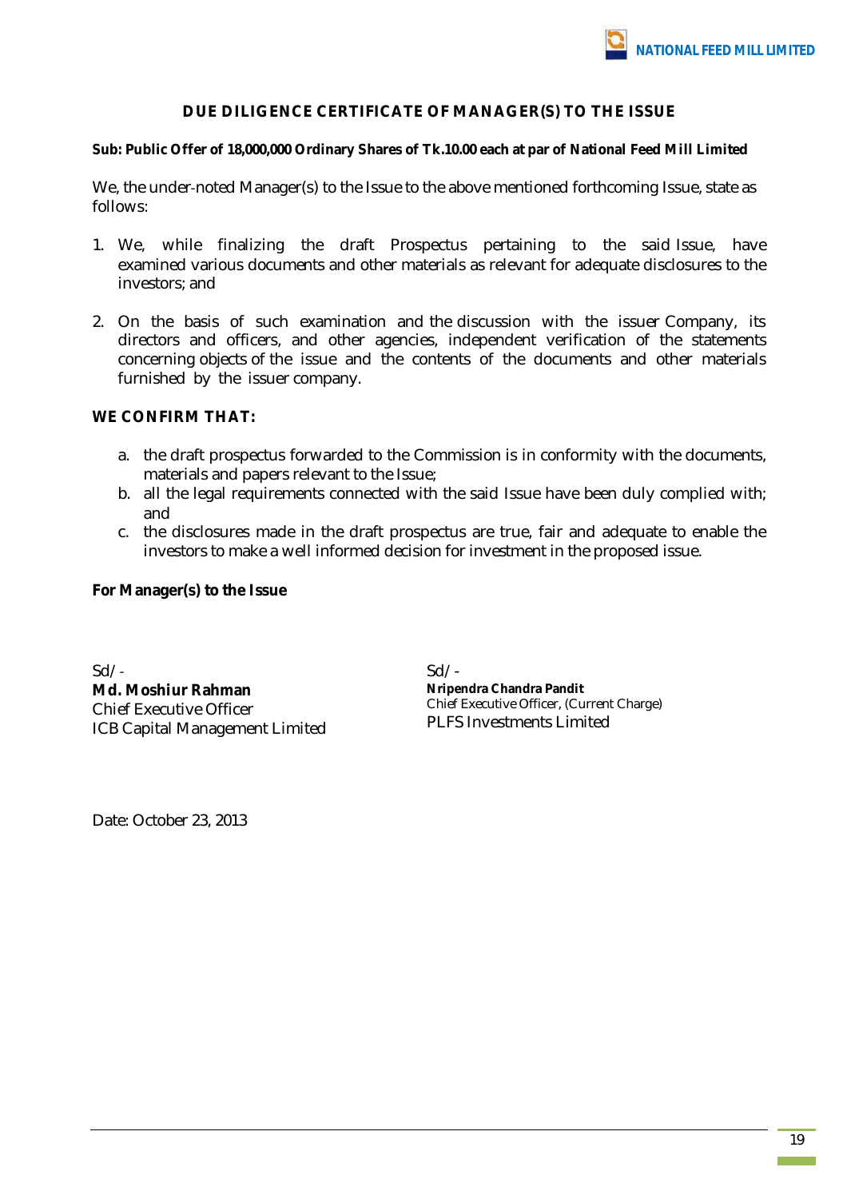## DUE DILIGENCE CERTIFICATE OF MANAGER(S) TO THE ISSUE

**Sub: Public Offer of 18,000,000 Ordinary Shares of Tk.10.00 each at par of National Feed Mill Limited**

We, the under-noted Manager(s) to the Issue to the above mentioned forthcoming Issue, state as follows:

1. We, while finalizing the draft Prospectus pertaining to the said Issue, have examined various documents and other materials as relevant for adequate disclosures to the investors; and

2. On the basis of such examination and the discussion with the issuer Company, its directors and officers, and other agencies, independent verification of the statements concerning objects of the issue and the contents of the documents and other materials furnished by the issuer company.

**WE CONFIRM THAT:**

a. the draft prospectus forwarded to the Commission is in conformity with the documents, materials and papers relevant to the Issue;
b. all the legal requirements connected with the said Issue have been duly complied with; and
c. the disclosures made in the draft prospectus are true, fair and adequate to enable the investors to make a well informed decision for investment in the proposed issue.

**For Manager(s) to the Issue**

Sd/-
**Md. Moshiur Rahman**
Chief Executive Officer
ICB Capital Management Limited

Sd/-
**Nripendra Chandra Pandit**
Chief Executive Officer, (Current Charge)
PLFS Investments Limited

Date: October 23, 2013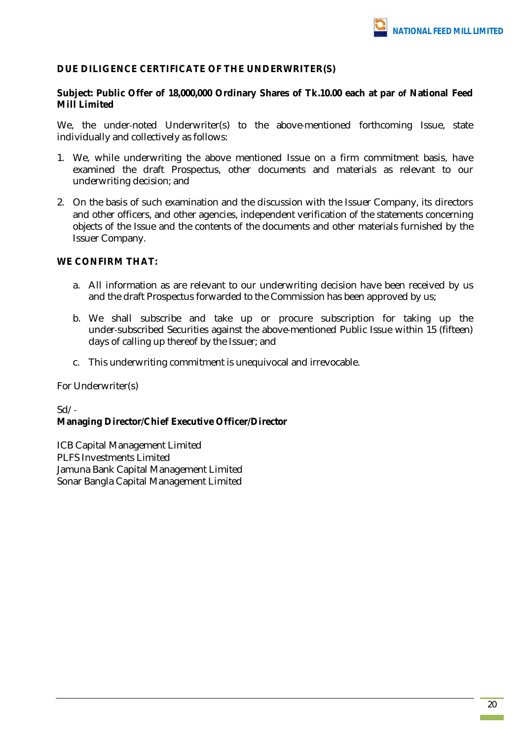## DUE DILIGENCE CERTIFICATE OF THE UNDERWRITER(S)

**Subject: Public Offer of 18,000,000 Ordinary Shares of Tk.10.00 each at par of National Feed Mill Limited**

We, the under-noted Underwriter(s) to the above-mentioned forthcoming Issue, state individually and collectively as follows:

1. We, while underwriting the above mentioned Issue on a firm commitment basis, have examined the draft Prospectus, other documents and materials as relevant to our underwriting decision; and

2. On the basis of such examination and the discussion with the Issuer Company, its directors and other officers, and other agencies, independent verification of the statements concerning objects of the Issue and the contents of the documents and other materials furnished by the Issuer Company.

**WE CONFIRM THAT:**

a. All information as are relevant to our underwriting decision have been received by us and the draft Prospectus forwarded to the Commission has been approved by us;

b. We shall subscribe and take up or procure subscription for taking up the under-subscribed Securities against the above-mentioned Public Issue within 15 (fifteen) days of calling up thereof by the Issuer; and

c. This underwriting commitment is unequivocal and irrevocable.

For Underwriter(s)

Sd/-
**Managing Director/Chief Executive Officer/Director**

ICB Capital Management Limited
PLFS Investments Limited
Jamuna Bank Capital Management Limited
Sonar Bangla Capital Management Limited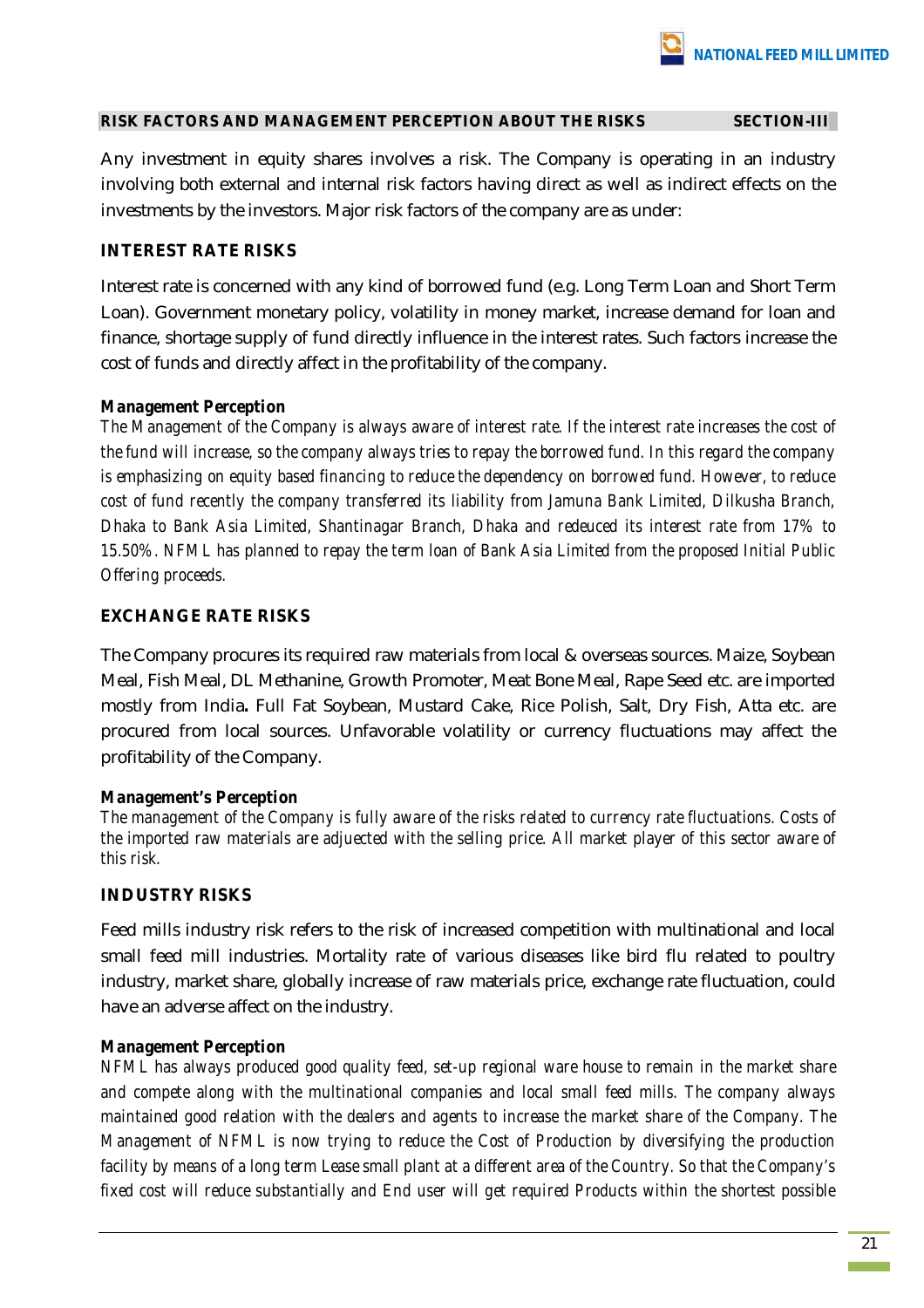## RISK FACTORS AND MANAGEMENT PERCEPTION ABOUT THE RISKS SECTION-III

Any investment in equity shares involves a risk. The Company is operating in an industry involving both external and internal risk factors having direct as well as indirect effects on the investments by the investors. Major risk factors of the company are as under:

### INTEREST RATE RISKS

Interest rate is concerned with any kind of borrowed fund (e.g. Long Term Loan and Short Term Loan). Government monetary policy, volatility in money market, increase demand for loan and finance, shortage supply of fund directly influence in the interest rates. Such factors increase the cost of funds and directly affect in the profitability of the company.

**Management Perception**

*The Management of the Company is always aware of interest rate. If the interest rate increases the cost of the fund will increase, so the company always tries to repay the borrowed fund. In this regard the company is emphasizing on equity based financing to reduce the dependency on borrowed fund. However, to reduce cost of fund recently the company transferred its liability from Jamuna Bank Limited, Dilkusha Branch, Dhaka to Bank Asia Limited, Shantinagar Branch, Dhaka and redeuced its interest rate from 17% to 15.50%. NFML has planned to repay the term loan of Bank Asia Limited from the proposed Initial Public Offering proceeds.*

### EXCHANGE RATE RISKS

The Company procures its required raw materials from local & overseas sources. Maize, Soybean Meal, Fish Meal, DL Methanine, Growth Promoter, Meat Bone Meal, Rape Seed etc. are imported mostly from India**.** Full Fat Soybean, Mustard Cake, Rice Polish, Salt, Dry Fish, Atta etc. are procured from local sources. Unfavorable volatility or currency fluctuations may affect the profitability of the Company.

**Management's Perception**

*The management of the Company is fully aware of the risks related to currency rate fluctuations. Costs of the imported raw materials are adjuected with the selling price. All market player of this sector aware of this risk.*

### INDUSTRY RISKS

Feed mills industry risk refers to the risk of increased competition with multinational and local small feed mill industries. Mortality rate of various diseases like bird flu related to poultry industry, market share, globally increase of raw materials price, exchange rate fluctuation, could have an adverse affect on the industry.

**Management Perception**

*NFML has always produced good quality feed, set-up regional ware house to remain in the market share and compete along with the multinational companies and local small feed mills. The company always maintained good relation with the dealers and agents to increase the market share of the Company. The Management of NFML is now trying to reduce the Cost of Production by diversifying the production facility by means of a long term Lease small plant at a different area of the Country. So that the Company's fixed cost will reduce substantially and End user will get required Products within the shortest possible*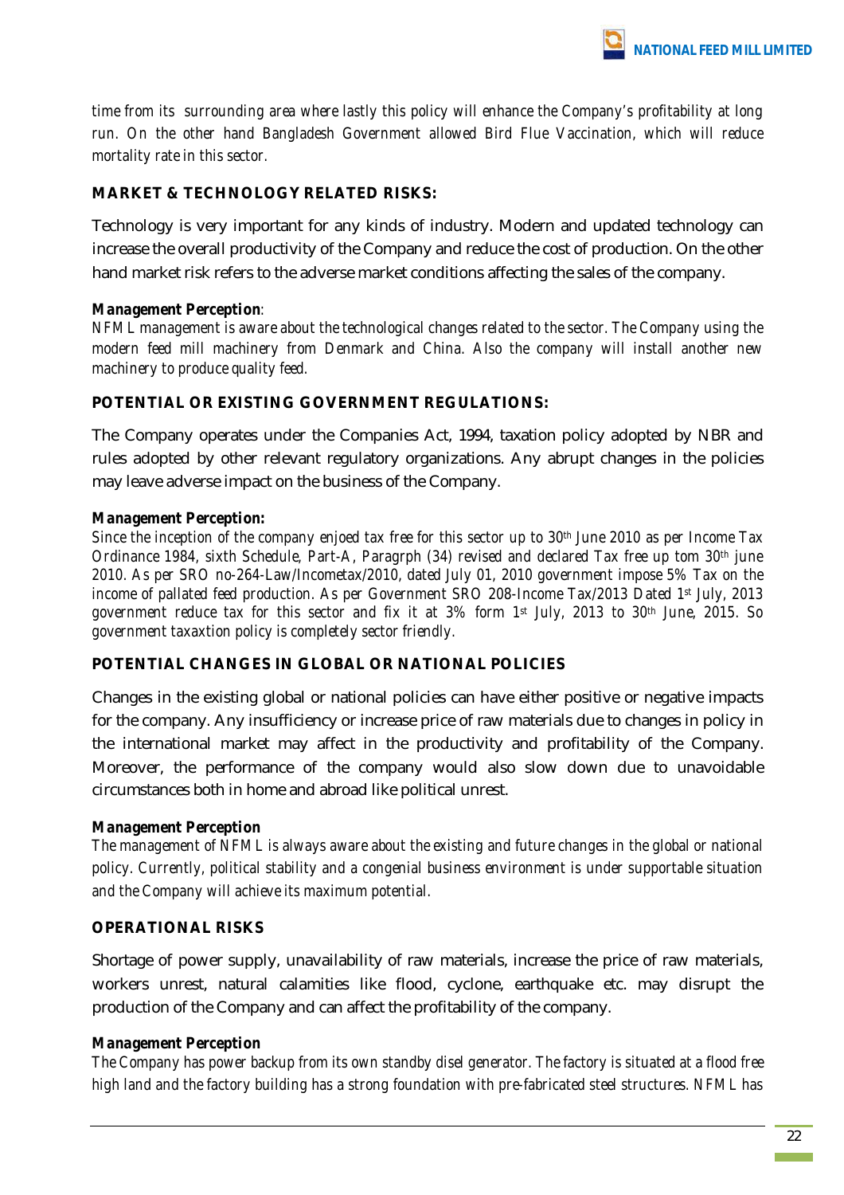*time from its surrounding area where lastly this policy will enhance the Company's profitability at long run. On the other hand Bangladesh Government allowed Bird Flue Vaccination, which will reduce mortality rate in this sector.*

### MARKET & TECHNOLOGY RELATED RISKS:

Technology is very important for any kinds of industry. Modern and updated technology can increase the overall productivity of the Company and reduce the cost of production. On the other hand market risk refers to the adverse market conditions affecting the sales of the company.

***Management Perception***:

*NFML management is aware about the technological changes related to the sector. The Company using the modern feed mill machinery from Denmark and China. Also the company will install another new machinery to produce quality feed.*

### POTENTIAL OR EXISTING GOVERNMENT REGULATIONS:

The Company operates under the Companies Act, 1994, taxation policy adopted by NBR and rules adopted by other relevant regulatory organizations. Any abrupt changes in the policies may leave adverse impact on the business of the Company.

***Management Perception:***

*Since the inception of the company enjoed tax free for this sector up to 30th June 2010 as per Income Tax Ordinance 1984, sixth Schedule, Part-A, Paragrph (34) revised and declared Tax free up tom 30th june 2010. As per SRO no-264-Law/Incometax/2010, dated July 01, 2010 government impose 5% Tax on the income of pallated feed production. As per Government SRO 208-Income Tax/2013 Dated 1st July, 2013 government reduce tax for this sector and fix it at 3% form 1st July, 2013 to 30th June, 2015. So government taxaxtion policy is completely sector friendly.*

### POTENTIAL CHANGES IN GLOBAL OR NATIONAL POLICIES

Changes in the existing global or national policies can have either positive or negative impacts for the company. Any insufficiency or increase price of raw materials due to changes in policy in the international market may affect in the productivity and profitability of the Company. Moreover, the performance of the company would also slow down due to unavoidable circumstances both in home and abroad like political unrest.

***Management Perception***

*The management of NFML is always aware about the existing and future changes in the global or national policy. Currently, political stability and a congenial business environment is under supportable situation and the Company will achieve its maximum potential.*

### OPERATIONAL RISKS

Shortage of power supply, unavailability of raw materials, increase the price of raw materials, workers unrest, natural calamities like flood, cyclone, earthquake etc. may disrupt the production of the Company and can affect the profitability of the company.

***Management Perception***

*The Company has power backup from its own standby disel generator. The factory is situated at a flood free high land and the factory building has a strong foundation with pre-fabricated steel structures. NFML has*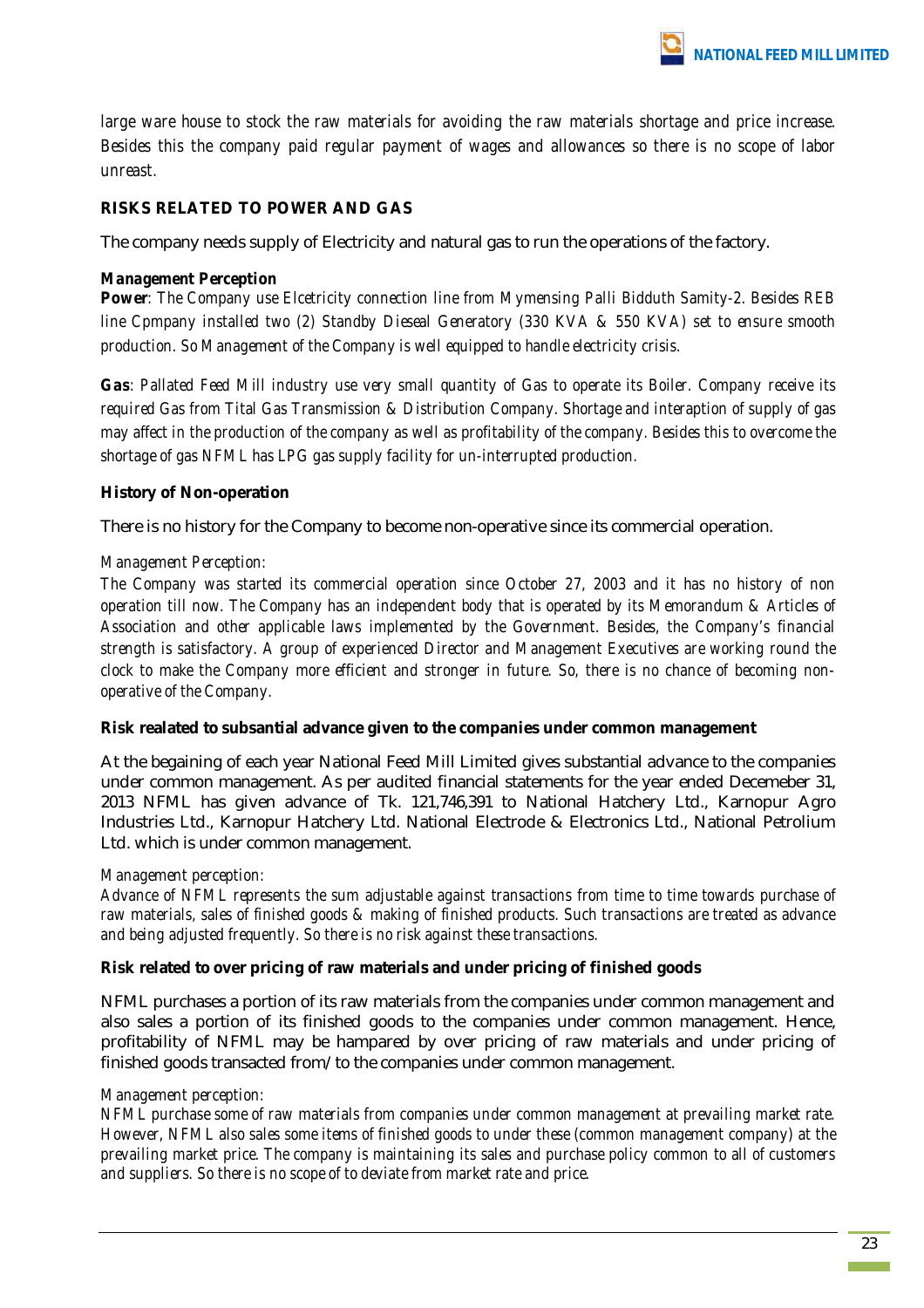*large ware house to stock the raw materials for avoiding the raw materials shortage and price increase. Besides this the company paid regular payment of wages and allowances so there is no scope of labor unreast.*

### RISKS RELATED TO POWER AND GAS

The company needs supply of Electricity and natural gas to run the operations of the factory.

***Management Perception***

**Power**: *The Company use Elcetricity connection line from Mymensing Palli Bidduth Samity-2. Besides REB line Cpmpany installed two (2) Standby Dieseal Generatory (330 KVA & 550 KVA) set to ensure smooth production. So Management of the Company is well equipped to handle electricity crisis.*

**Gas**: *Pallated Feed Mill industry use very small quantity of Gas to operate its Boiler. Company receive its required Gas from Tital Gas Transmission & Distribution Company. Shortage and interaption of supply of gas may affect in the production of the company as well as profitability of the company. Besides this to overcome the shortage of gas NFML has LPG gas supply facility for un-interrupted production.*

### History of Non-operation

There is no history for the Company to become non-operative since its commercial operation.

*Management Perception:*

*The Company was started its commercial operation since October 27, 2003 and it has no history of non operation till now. The Company has an independent body that is operated by its Memorandum & Articles of Association and other applicable laws implemented by the Government. Besides, the Company's financial strength is satisfactory. A group of experienced Director and Management Executives are working round the clock to make the Company more efficient and stronger in future. So, there is no chance of becoming non-operative of the Company.*

### Risk realated to subsantial advance given to the companies under common management

At the begaining of each year National Feed Mill Limited gives substantial advance to the companies under common management. As per audited financial statements for the year ended Decemeber 31, 2013 NFML has given advance of Tk. 121,746,391 to National Hatchery Ltd., Karnopur Agro Industries Ltd., Karnopur Hatchery Ltd. National Electrode & Electronics Ltd., National Petrolium Ltd. which is under common management.

*Management perception:*

*Advance of NFML represents the sum adjustable against transactions from time to time towards purchase of raw materials, sales of finished goods & making of finished products. Such transactions are treated as advance and being adjusted frequently. So there is no risk against these transactions.*

### Risk related to over pricing of raw materials and under pricing of finished goods

NFML purchases a portion of its raw materials from the companies under common management and also sales a portion of its finished goods to the companies under common management. Hence, profitability of NFML may be hampered by over pricing of raw materials and under pricing of finished goods transacted from/to the companies under common management.

*Management perception:*

*NFML purchase some of raw materials from companies under common management at prevailing market rate. However, NFML also sales some items of finished goods to under these (common management company) at the prevailing market price. The company is maintaining its sales and purchase policy common to all of customers and suppliers. So there is no scope of to deviate from market rate and price.*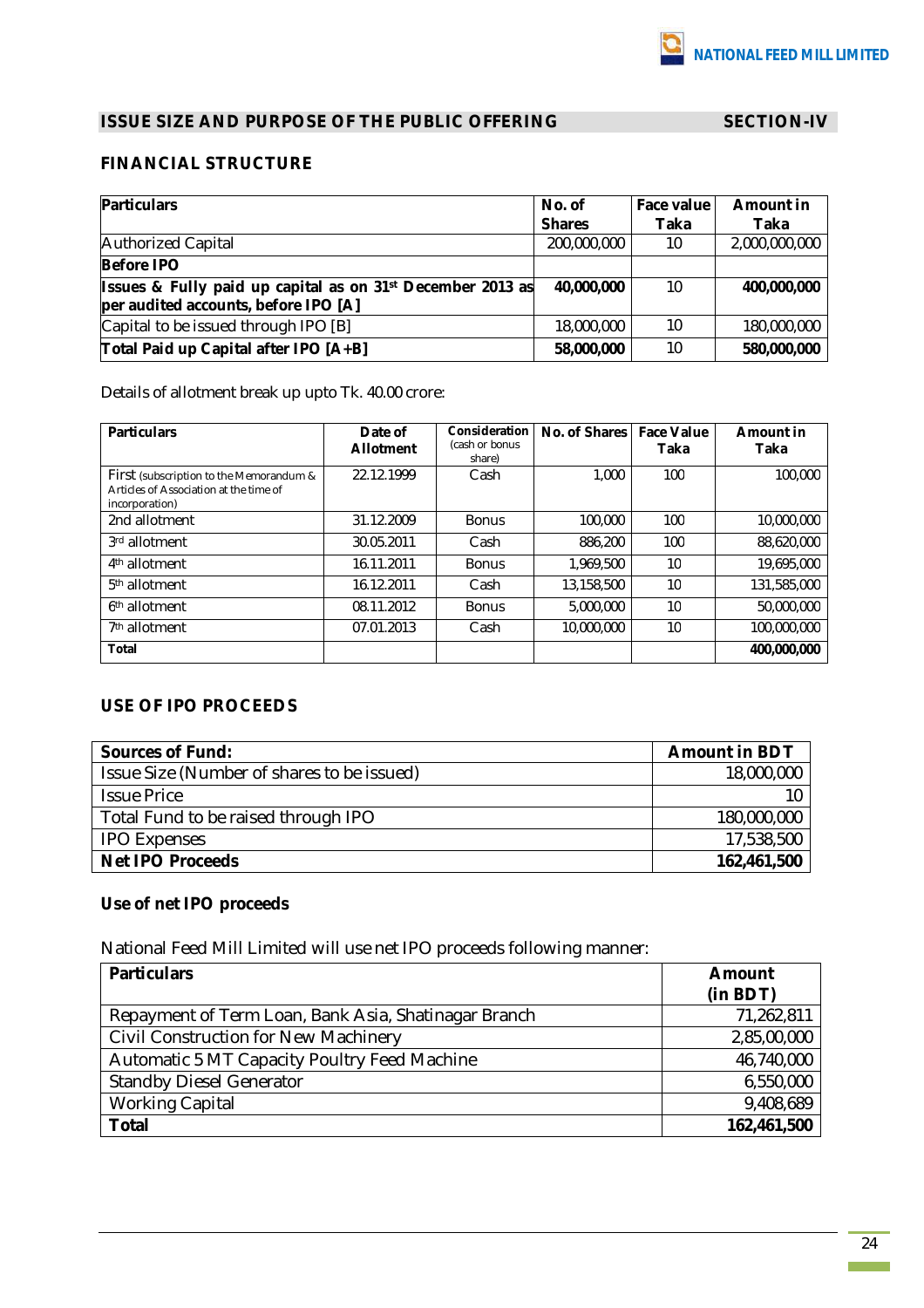## ISSUE SIZE AND PURPOSE OF THE PUBLIC OFFERING — SECTION-IV

### FINANCIAL STRUCTURE

| Particulars | No. of Shares | Face value Taka | Amount in Taka |
|---|---|---|---|
| Authorized Capital | 200,000,000 | 10 | 2,000,000,000 |
| **Before IPO** | | | |
| **Issues & Fully paid up capital as on 31st December 2013 as per audited accounts, before IPO [A]** | **40,000,000** | 10 | **400,000,000** |
| Capital to be issued through IPO [B] | 18,000,000 | 10 | 180,000,000 |
| **Total Paid up Capital after IPO [A+B]** | **58,000,000** | 10 | **580,000,000** |

Details of allotment break up upto Tk. 40.00 crore:

| Particulars | Date of Allotment | Consideration (cash or bonus share) | No. of Shares | Face Value Taka | Amount in Taka |
|---|---|---|---|---|---|
| First (subscription to the Memorandum & Articles of Association at the time of incorporation) | 22.12.1999 | Cash | 1,000 | 100 | 100,000 |
| 2nd allotment | 31.12.2009 | Bonus | 100,000 | 100 | 10,000,000 |
| 3rd allotment | 30.05.2011 | Cash | 886,200 | 100 | 88,620,000 |
| 4th allotment | 16.11.2011 | Bonus | 1,969,500 | 10 | 19,695,000 |
| 5th allotment | 16.12.2011 | Cash | 13,158,500 | 10 | 131,585,000 |
| 6th allotment | 08.11.2012 | Bonus | 5,000,000 | 10 | 50,000,000 |
| 7th allotment | 07.01.2013 | Cash | 10,000,000 | 10 | 100,000,000 |
| **Total** | | | | | **400,000,000** |

### USE OF IPO PROCEEDS

| Sources of Fund: | Amount in BDT |
|---|---|
| Issue Size (Number of shares to be issued) | 18,000,000 |
| Issue Price | 10 |
| Total Fund to be raised through IPO | 180,000,000 |
| IPO Expenses | 17,538,500 |
| **Net IPO Proceeds** | **162,461,500** |

### Use of net IPO proceeds

National Feed Mill Limited will use net IPO proceeds following manner:

| Particulars | Amount (in BDT) |
|---|---|
| Repayment of Term Loan, Bank Asia, Shatinagar Branch | 71,262,811 |
| Civil Construction for New Machinery | 2,85,00,000 |
| Automatic 5 MT Capacity Poultry Feed Machine | 46,740,000 |
| Standby Diesel Generator | 6,550,000 |
| Working Capital | 9,408,689 |
| **Total** | **162,461,500** |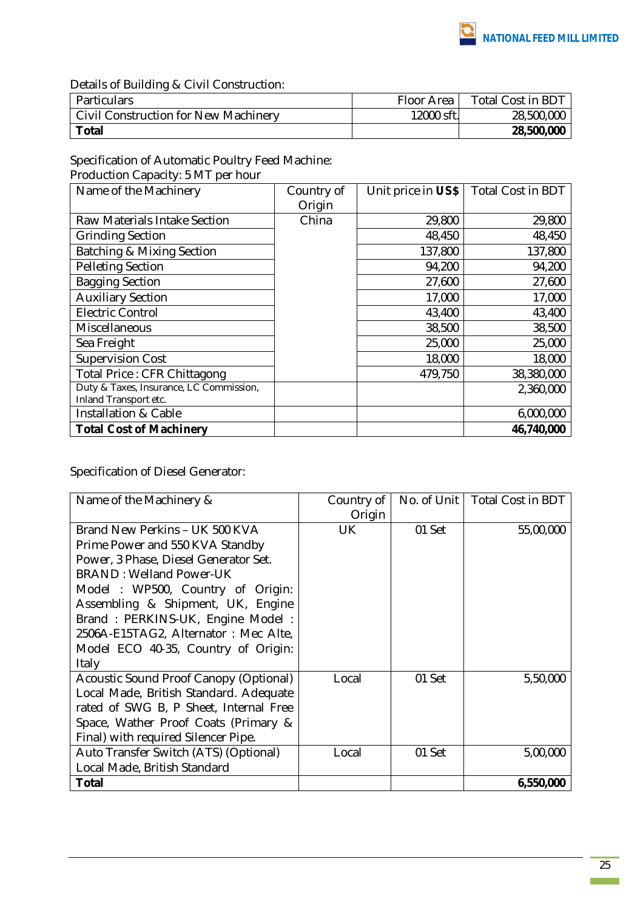Details of Building & Civil Construction:

| Particulars | Floor Area | Total Cost in BDT |
|---|---|---|
| Civil Construction for New Machinery | 12000 sft. | 28,500,000 |
| **Total** | | **28,500,000** |

Specification of Automatic Poultry Feed Machine:
Production Capacity: 5 MT per hour

| Name of the Machinery | Country of Origin | Unit price in **US$** | Total Cost in BDT |
|---|---|---|---|
| Raw Materials Intake Section | China | 29,800 | 29,800 |
| Grinding Section | | 48,450 | 48,450 |
| Batching & Mixing Section | | 137,800 | 137,800 |
| Pelleting Section | | 94,200 | 94,200 |
| Bagging Section | | 27,600 | 27,600 |
| Auxiliary Section | | 17,000 | 17,000 |
| Electric Control | | 43,400 | 43,400 |
| Miscellaneous | | 38,500 | 38,500 |
| Sea Freight | | 25,000 | 25,000 |
| Supervision Cost | | 18,000 | 18,000 |
| Total Price : CFR Chittagong | | 479,750 | 38,380,000 |
| Duty & Taxes, Insurance, LC Commission, Inland Transport etc. | | | 2,360,000 |
| Installation & Cable | | | 6,000,000 |
| **Total Cost of Machinery** | | | **46,740,000** |

Specification of Diesel Generator:

| Name of the Machinery & | Country of Origin | No. of Unit | Total Cost in BDT |
|---|---|---|---|
| Brand New Perkins – UK 500 KVA Prime Power and 550 KVA Standby Power, 3 Phase, Diesel Generator Set. BRAND : Welland Power-UK Model : WP500, Country of Origin: Assembling & Shipment, UK, Engine Brand : PERKINS-UK, Engine Model : 2506A-E15TAG2, Alternator : Mec Alte, Model ECO 40-35, Country of Origin: Italy | UK | 01 Set | 55,00,000 |
| Acoustic Sound Proof Canopy (Optional) Local Made, British Standard. Adequate rated of SWG B, P Sheet, Internal Free Space, Wather Proof Coats (Primary & Final) with required Silencer Pipe. | Local | 01 Set | 5,50,000 |
| Auto Transfer Switch (ATS) (Optional) Local Made, British Standard | Local | 01 Set | 5,00,000 |
| **Total** | | | **6,550,000** |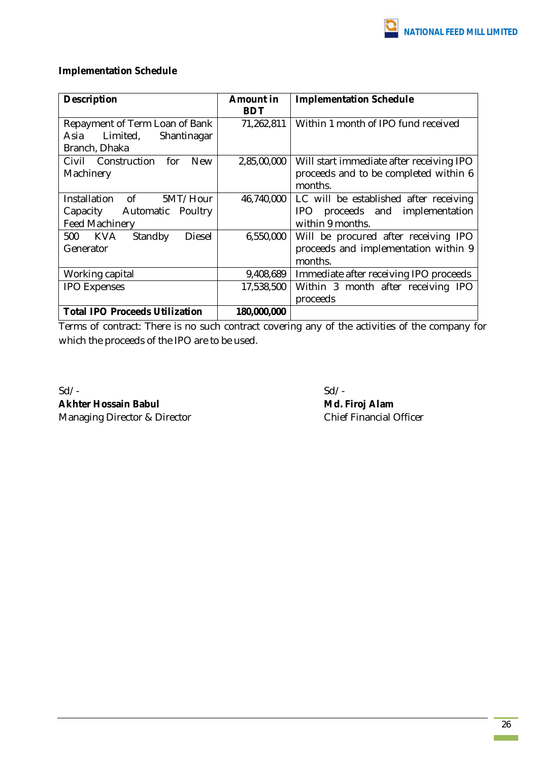**Implementation Schedule**

| Description | Amount in BDT | Implementation Schedule |
|---|---|---|
| Repayment of Term Loan of Bank Asia Limited, Shantinagar Branch, Dhaka | 71,262,811 | Within 1 month of IPO fund received |
| Civil Construction for New Machinery | 2,85,00,000 | Will start immediate after receiving IPO proceeds and to be completed within 6 months. |
| Installation of 5MT/Hour Capacity Automatic Poultry Feed Machinery | 46,740,000 | LC will be established after receiving IPO proceeds and implementation within 9 months. |
| 500 KVA Standby Diesel Generator | 6,550,000 | Will be procured after receiving IPO proceeds and implementation within 9 months. |
| Working capital | 9,408,689 | Immediate after receiving IPO proceeds |
| IPO Expenses | 17,538,500 | Within 3 month after receiving IPO proceeds |
| **Total IPO Proceeds Utilization** | **180,000,000** | |

Terms of contract: There is no such contract covering any of the activities of the company for which the proceeds of the IPO are to be used.

Sd/-
**Akhter Hossain Babul**
Managing Director & Director

Sd/-
**Md. Firoj Alam**
Chief Financial Officer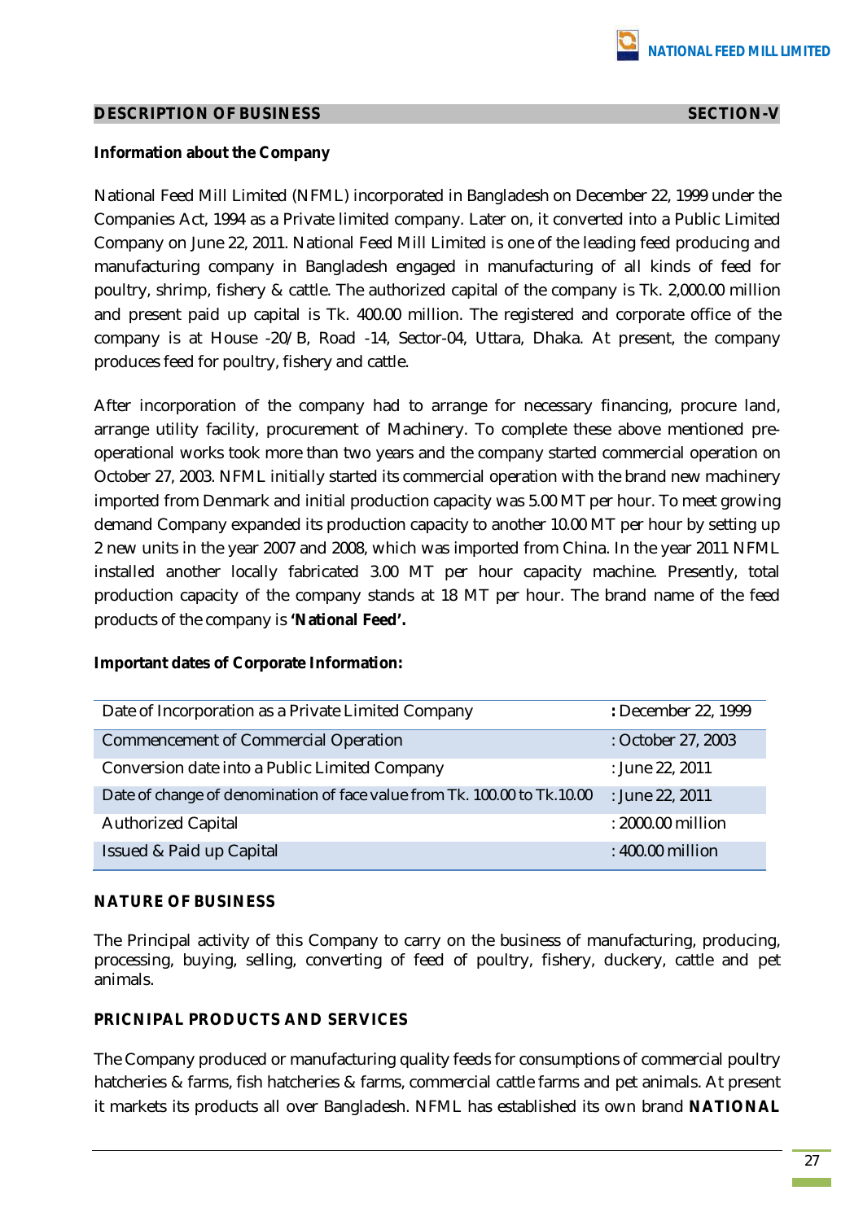## DESCRIPTION OF BUSINESS SECTION-V

**Information about the Company**

National Feed Mill Limited (NFML) incorporated in Bangladesh on December 22, 1999 under the Companies Act, 1994 as a Private limited company. Later on, it converted into a Public Limited Company on June 22, 2011. National Feed Mill Limited is one of the leading feed producing and manufacturing company in Bangladesh engaged in manufacturing of all kinds of feed for poultry, shrimp, fishery & cattle. The authorized capital of the company is Tk. 2,000.00 million and present paid up capital is Tk. 400.00 million. The registered and corporate office of the company is at House -20/B, Road -14, Sector-04, Uttara, Dhaka. At present, the company produces feed for poultry, fishery and cattle.

After incorporation of the company had to arrange for necessary financing, procure land, arrange utility facility, procurement of Machinery. To complete these above mentioned pre-operational works took more than two years and the company started commercial operation on October 27, 2003. NFML initially started its commercial operation with the brand new machinery imported from Denmark and initial production capacity was 5.00 MT per hour. To meet growing demand Company expanded its production capacity to another 10.00 MT per hour by setting up 2 new units in the year 2007 and 2008, which was imported from China. In the year 2011 NFML installed another locally fabricated 3.00 MT per hour capacity machine. Presently, total production capacity of the company stands at 18 MT per hour. The brand name of the feed products of the company is **'National Feed'.**

**Important dates of Corporate Information:**

| | |
|---|---|
| Date of Incorporation as a Private Limited Company | **:** December 22, 1999 |
| Commencement of Commercial Operation | : October 27, 2003 |
| Conversion date into a Public Limited Company | : June 22, 2011 |
| Date of change of denomination of face value from Tk. 100.00 to Tk.10.00 | : June 22, 2011 |
| Authorized Capital | : 2000.00 million |
| Issued & Paid up Capital | : 400.00 million |

### NATURE OF BUSINESS

The Principal activity of this Company to carry on the business of manufacturing, producing, processing, buying, selling, converting of feed of poultry, fishery, duckery, cattle and pet animals.

### PRICNIPAL PRODUCTS AND SERVICES

The Company produced or manufacturing quality feeds for consumptions of commercial poultry hatcheries & farms, fish hatcheries & farms, commercial cattle farms and pet animals. At present it markets its products all over Bangladesh. NFML has established its own brand **NATIONAL**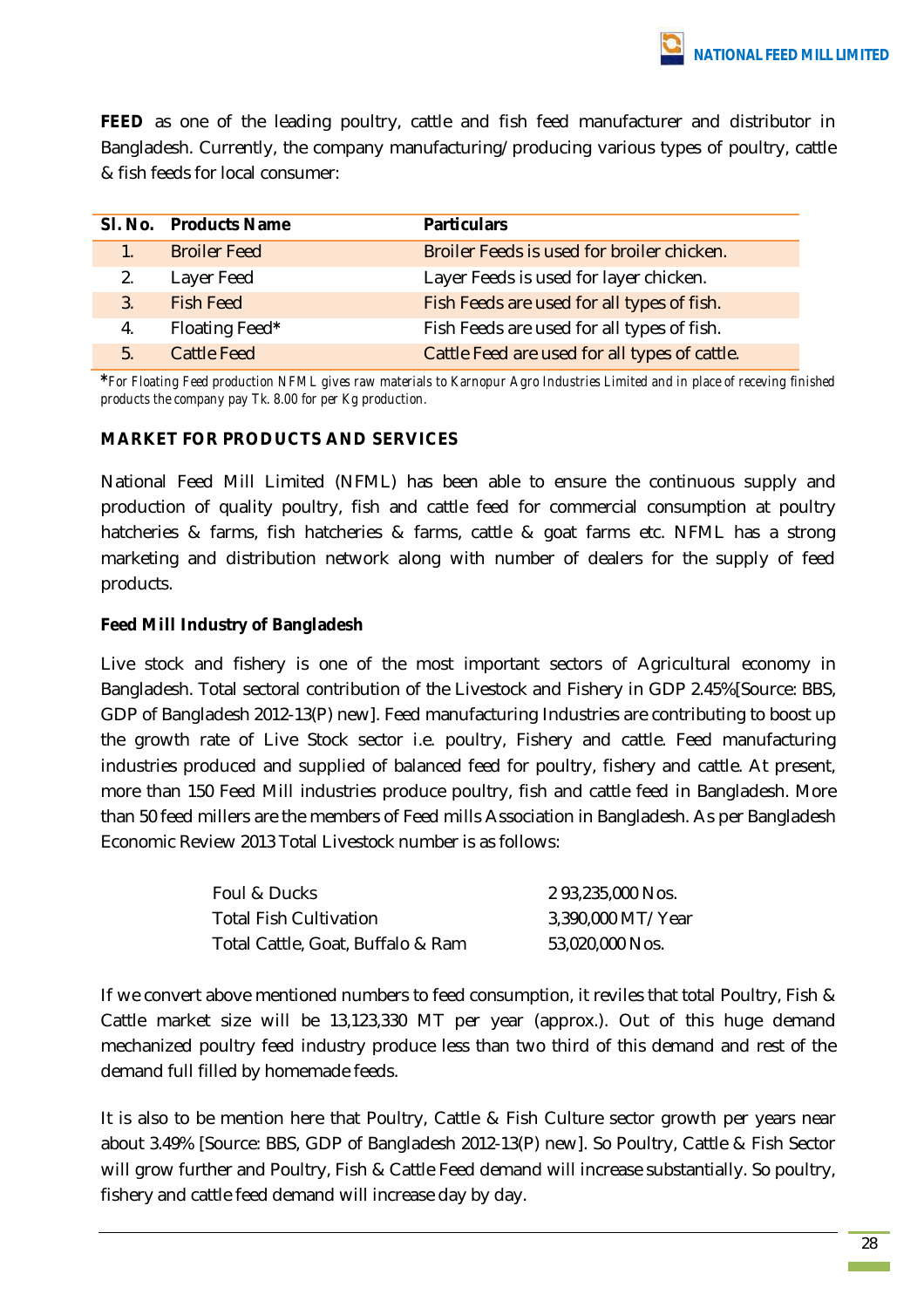**FEED** as one of the leading poultry, cattle and fish feed manufacturer and distributor in Bangladesh. Currently, the company manufacturing/producing various types of poultry, cattle & fish feeds for local consumer:

| Sl. No. | Products Name | Particulars |
|---|---|---|
| 1. | Broiler Feed | Broiler Feeds is used for broiler chicken. |
| 2. | Layer Feed | Layer Feeds is used for layer chicken. |
| 3. | Fish Feed | Fish Feeds are used for all types of fish. |
| 4. | Floating Feed* | Fish Feeds are used for all types of fish. |
| 5. | Cattle Feed | Cattle Feed are used for all types of cattle. |

*For Floating Feed production NFML gives raw materials to Karnopur Agro Industries Limited and in place of receving finished products the company pay Tk. 8.00 for per Kg production.

## MARKET FOR PRODUCTS AND SERVICES

National Feed Mill Limited (NFML) has been able to ensure the continuous supply and production of quality poultry, fish and cattle feed for commercial consumption at poultry hatcheries & farms, fish hatcheries & farms, cattle & goat farms etc. NFML has a strong marketing and distribution network along with number of dealers for the supply of feed products.

### Feed Mill Industry of Bangladesh

Live stock and fishery is one of the most important sectors of Agricultural economy in Bangladesh. Total sectoral contribution of the Livestock and Fishery in GDP 2.45%[Source: BBS, GDP of Bangladesh 2012-13(P) new]. Feed manufacturing Industries are contributing to boost up the growth rate of Live Stock sector i.e. poultry, Fishery and cattle. Feed manufacturing industries produced and supplied of balanced feed for poultry, fishery and cattle. At present, more than 150 Feed Mill industries produce poultry, fish and cattle feed in Bangladesh. More than 50 feed millers are the members of Feed mills Association in Bangladesh. As per Bangladesh Economic Review 2013 Total Livestock number is as follows:

| | |
|---|---|
| Foul & Ducks | 2 93,235,000 Nos. |
| Total Fish Cultivation | 3,390,000 MT/Year |
| Total Cattle, Goat, Buffalo & Ram | 53,020,000 Nos. |

If we convert above mentioned numbers to feed consumption, it reviles that total Poultry, Fish & Cattle market size will be 13,123,330 MT per year (approx.). Out of this huge demand mechanized poultry feed industry produce less than two third of this demand and rest of the demand full filled by homemade feeds.

It is also to be mention here that Poultry, Cattle & Fish Culture sector growth per years near about 3.49% [Source: BBS, GDP of Bangladesh 2012-13(P) new]. So Poultry, Cattle & Fish Sector will grow further and Poultry, Fish & Cattle Feed demand will increase substantially. So poultry, fishery and cattle feed demand will increase day by day.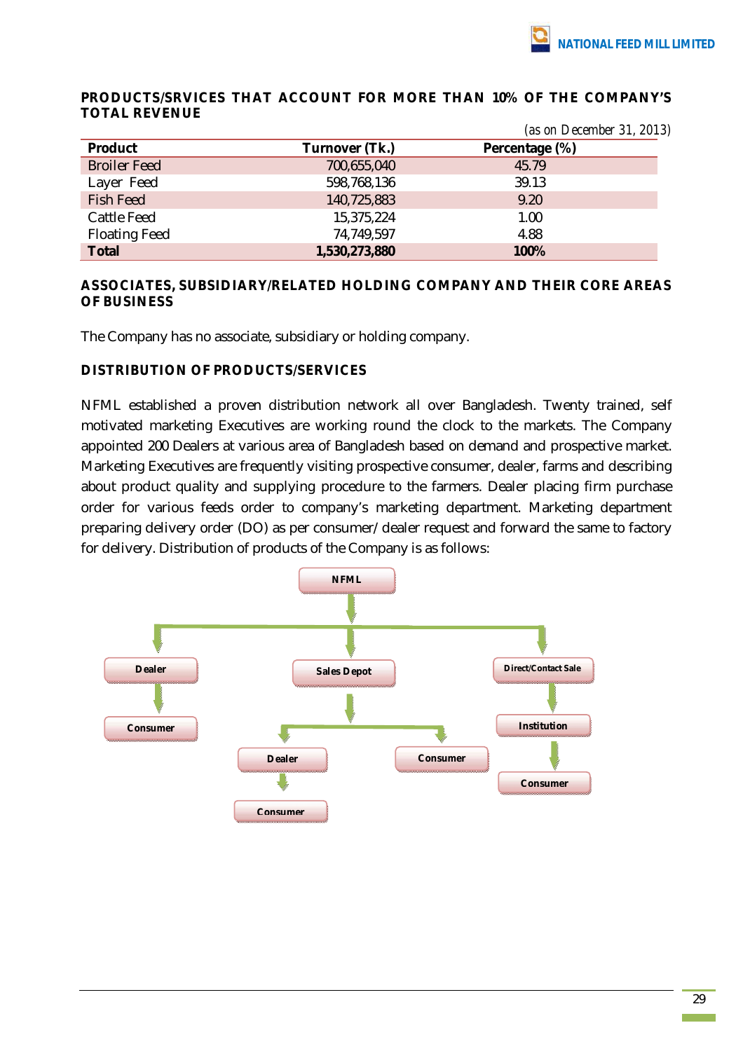## PRODUCTS/SRVICES THAT ACCOUNT FOR MORE THAN 10% OF THE COMPANY'S TOTAL REVENUE

*(as on December 31, 2013)*

| Product | Turnover (Tk.) | Percentage (%) |
|---|---|---|
| Broiler Feed | 700,655,040 | 45.79 |
| Layer Feed | 598,768,136 | 39.13 |
| Fish Feed | 140,725,883 | 9.20 |
| Cattle Feed | 15,375,224 | 1.00 |
| Floating Feed | 74,749,597 | 4.88 |
| **Total** | **1,530,273,880** | **100%** |

## ASSOCIATES, SUBSIDIARY/RELATED HOLDING COMPANY AND THEIR CORE AREAS OF BUSINESS

The Company has no associate, subsidiary or holding company.

## DISTRIBUTION OF PRODUCTS/SERVICES

NFML established a proven distribution network all over Bangladesh. Twenty trained, self motivated marketing Executives are working round the clock to the markets. The Company appointed 200 Dealers at various area of Bangladesh based on demand and prospective market. Marketing Executives are frequently visiting prospective consumer, dealer, farms and describing about product quality and supplying procedure to the farmers. Dealer placing firm purchase order for various feeds order to company's marketing department. Marketing department preparing delivery order (DO) as per consumer/ dealer request and forward the same to factory for delivery. Distribution of products of the Company is as follows:

- NFML
  - Dealer → Consumer
  - Sales Depot
    - Dealer → Consumer
    - Consumer
  - Direct/Contact Sale → Institution → Consumer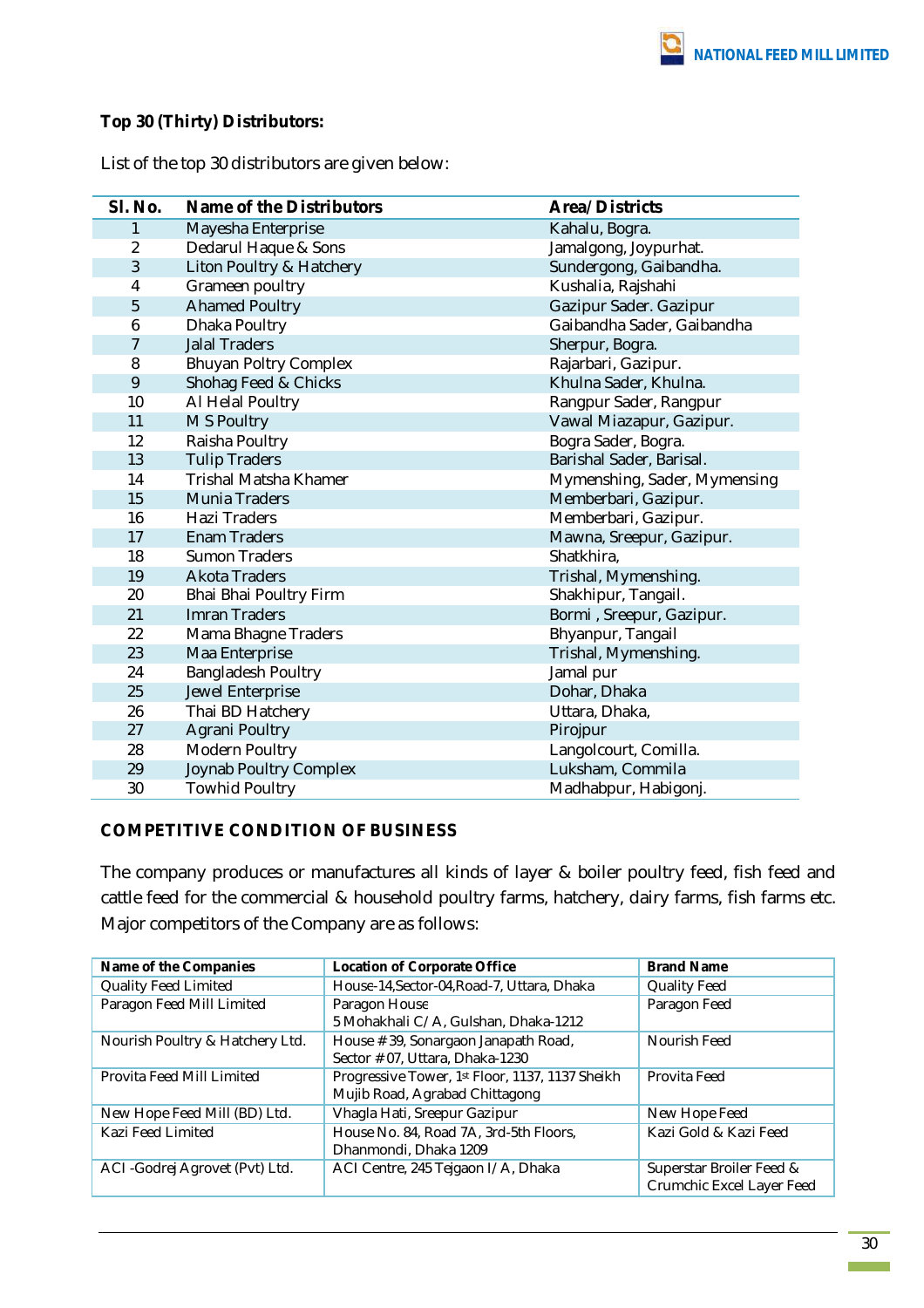### Top 30 (Thirty) Distributors:

List of the top 30 distributors are given below:

| Sl. No. | Name of the Distributors | Area/Districts |
|---|---|---|
| 1 | Mayesha Enterprise | Kahalu, Bogra. |
| 2 | Dedarul Haque & Sons | Jamalgong, Joypurhat. |
| 3 | Liton Poultry & Hatchery | Sundergong, Gaibandha. |
| 4 | Grameen poultry | Kushalia, Rajshahi |
| 5 | Ahamed Poultry | Gazipur Sader. Gazipur |
| 6 | Dhaka Poultry | Gaibandha Sader, Gaibandha |
| 7 | Jalal Traders | Sherpur, Bogra. |
| 8 | Bhuyan Poltry Complex | Rajarbari, Gazipur. |
| 9 | Shohag Feed & Chicks | Khulna Sader, Khulna. |
| 10 | Al Helal Poultry | Rangpur Sader, Rangpur |
| 11 | M S Poultry | Vawal Miazapur, Gazipur. |
| 12 | Raisha Poultry | Bogra Sader, Bogra. |
| 13 | Tulip Traders | Barishal Sader, Barisal. |
| 14 | Trishal Matsha Khamer | Mymenshing, Sader, Mymensing |
| 15 | Munia Traders | Memberbari, Gazipur. |
| 16 | Hazi Traders | Memberbari, Gazipur. |
| 17 | Enam Traders | Mawna, Sreepur, Gazipur. |
| 18 | Sumon Traders | Shatkhira, |
| 19 | Akota Traders | Trishal, Mymenshing. |
| 20 | Bhai Bhai Poultry Firm | Shakhipur, Tangail. |
| 21 | Imran Traders | Bormi , Sreepur, Gazipur. |
| 22 | Mama Bhagne Traders | Bhyanpur, Tangail |
| 23 | Maa Enterprise | Trishal, Mymenshing. |
| 24 | Bangladesh Poultry | Jamal pur |
| 25 | Jewel Enterprise | Dohar, Dhaka |
| 26 | Thai BD Hatchery | Uttara, Dhaka, |
| 27 | Agrani Poultry | Pirojpur |
| 28 | Modern Poultry | Langolcourt, Comilla. |
| 29 | Joynab Poultry Complex | Luksham, Commila |
| 30 | Towhid Poultry | Madhabpur, Habigonj. |

### COMPETITIVE CONDITION OF BUSINESS

The company produces or manufactures all kinds of layer & boiler poultry feed, fish feed and cattle feed for the commercial & household poultry farms, hatchery, dairy farms, fish farms etc. Major competitors of the Company are as follows:

| Name of the Companies | Location of Corporate Office | Brand Name |
|---|---|---|
| Quality Feed Limited | House-14,Sector-04,Road-7, Uttara, Dhaka | Quality Feed |
| Paragon Feed Mill Limited | Paragon House<br>5 Mohakhali C/A, Gulshan, Dhaka-1212 | Paragon Feed |
| Nourish Poultry & Hatchery Ltd. | House # 39, Sonargaon Janapath Road, Sector # 07, Uttara, Dhaka-1230 | Nourish Feed |
| Provita Feed Mill Limited | Progressive Tower, 1st Floor, 1137, 1137 Sheikh Mujib Road, Agrabad Chittagong | Provita Feed |
| New Hope Feed Mill (BD) Ltd. | Vhagla Hati, Sreepur Gazipur | New Hope Feed |
| Kazi Feed Limited | House No. 84, Road 7A, 3rd-5th Floors, Dhanmondi, Dhaka 1209 | Kazi Gold & Kazi Feed |
| ACI -Godrej Agrovet (Pvt) Ltd. | ACI Centre, 245 Tejgaon I/A, Dhaka | Superstar Broiler Feed & Crumchic Excel Layer Feed |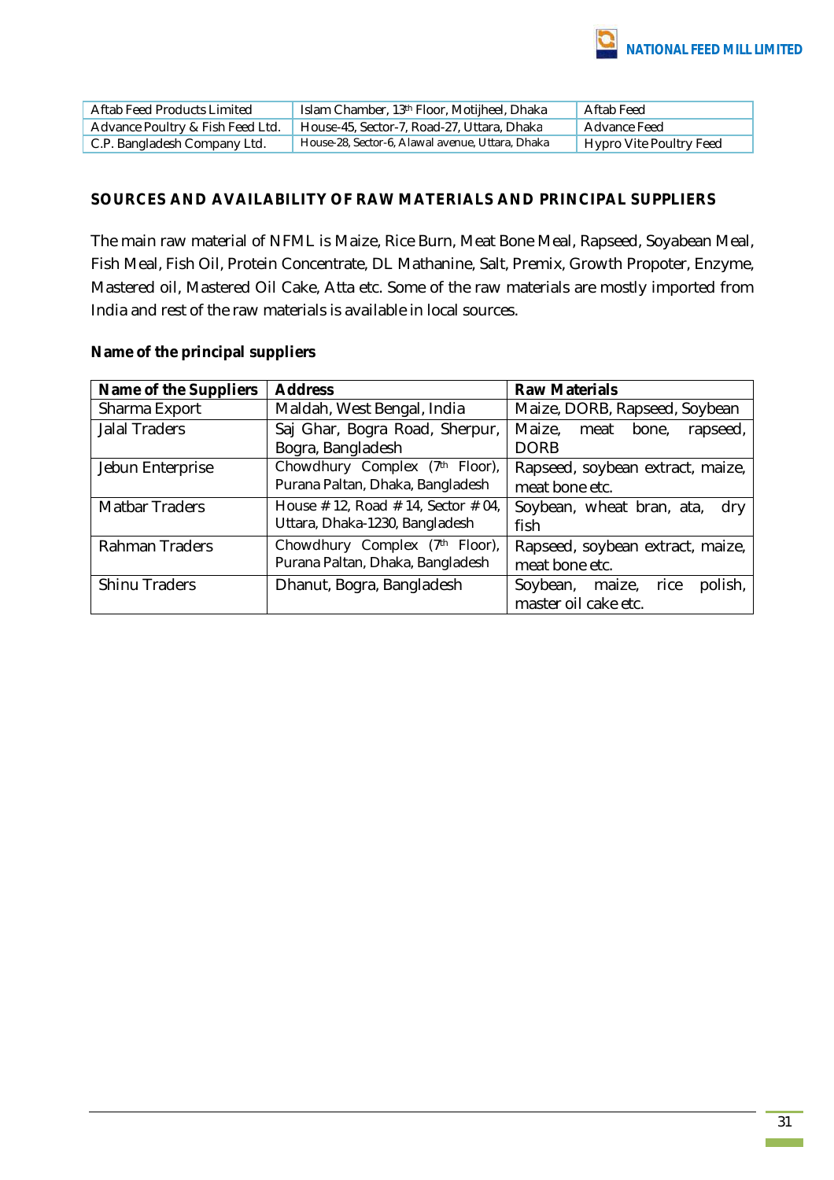| Aftab Feed Products Limited | Islam Chamber, 13th Floor, Motijheel, Dhaka | Aftab Feed |
|---|---|---|
| Advance Poultry & Fish Feed Ltd. | House-45, Sector-7, Road-27, Uttara, Dhaka | Advance Feed |
| C.P. Bangladesh Company Ltd. | House-28, Sector-6, Alawal avenue, Uttara, Dhaka | Hypro Vite Poultry Feed |

## SOURCES AND AVAILABILITY OF RAW MATERIALS AND PRINCIPAL SUPPLIERS

The main raw material of NFML is Maize, Rice Burn, Meat Bone Meal, Rapseed, Soyabean Meal, Fish Meal, Fish Oil, Protein Concentrate, DL Mathanine, Salt, Premix, Growth Propoter, Enzyme, Mastered oil, Mastered Oil Cake, Atta etc. Some of the raw materials are mostly imported from India and rest of the raw materials is available in local sources.

**Name of the principal suppliers**

| Name of the Suppliers | Address | Raw Materials |
|---|---|---|
| Sharma Export | Maldah, West Bengal, India | Maize, DORB, Rapseed, Soybean |
| Jalal Traders | Saj Ghar, Bogra Road, Sherpur, Bogra, Bangladesh | Maize, meat bone, rapseed, DORB |
| Jebun Enterprise | Chowdhury Complex (7th Floor), Purana Paltan, Dhaka, Bangladesh | Rapseed, soybean extract, maize, meat bone etc. |
| Matbar Traders | House # 12, Road # 14, Sector # 04, Uttara, Dhaka-1230, Bangladesh | Soybean, wheat bran, ata, dry fish |
| Rahman Traders | Chowdhury Complex (7th Floor), Purana Paltan, Dhaka, Bangladesh | Rapseed, soybean extract, maize, meat bone etc. |
| Shinu Traders | Dhanut, Bogra, Bangladesh | Soybean, maize, rice polish, master oil cake etc. |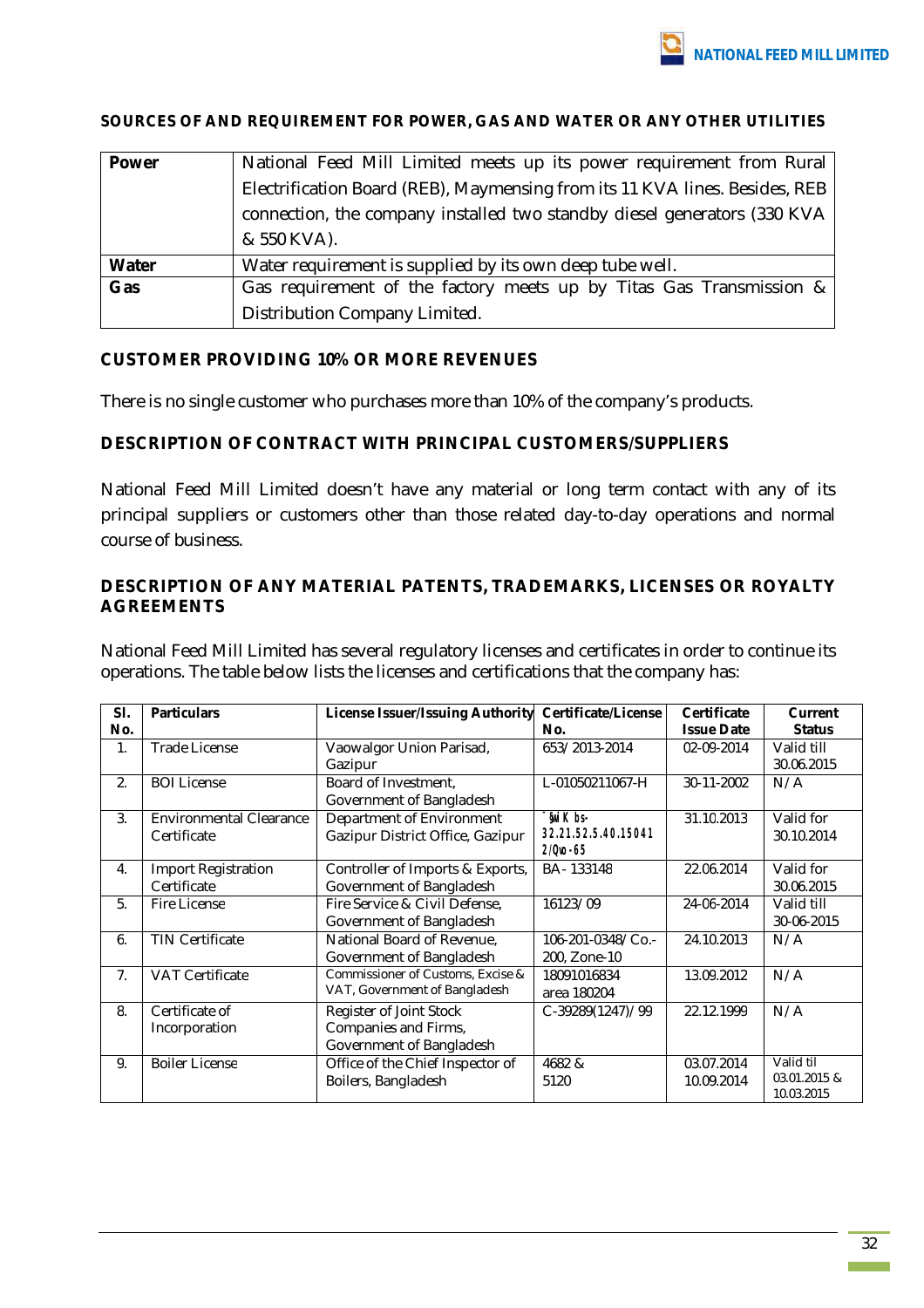## SOURCES OF AND REQUIREMENT FOR POWER, GAS AND WATER OR ANY OTHER UTILITIES

| | |
|---|---|
| **Power** | National Feed Mill Limited meets up its power requirement from Rural Electrification Board (REB), Maymensing from its 11 KVA lines. Besides, REB connection, the company installed two standby diesel generators (330 KVA & 550 KVA). |
| **Water** | Water requirement is supplied by its own deep tube well. |
| **Gas** | Gas requirement of the factory meets up by Titas Gas Transmission & Distribution Company Limited. |

## CUSTOMER PROVIDING 10% OR MORE REVENUES

There is no single customer who purchases more than 10% of the company's products.

## DESCRIPTION OF CONTRACT WITH PRINCIPAL CUSTOMERS/SUPPLIERS

National Feed Mill Limited doesn't have any material or long term contact with any of its principal suppliers or customers other than those related day-to-day operations and normal course of business.

## DESCRIPTION OF ANY MATERIAL PATENTS, TRADEMARKS, LICENSES OR ROYALTY AGREEMENTS

National Feed Mill Limited has several regulatory licenses and certificates in order to continue its operations. The table below lists the licenses and certifications that the company has:

| Sl. No. | Particulars | License Issuer/Issuing Authority | Certificate/License No. | Certificate Issue Date | Current Status |
|---|---|---|---|---|---|
| 1. | Trade License | Vaowalgor Union Parisad, Gazipur | 653/2013-2014 | 02-09-2014 | Valid till 30.06.2015 |
| 2. | BOI License | Board of Investment, Government of Bangladesh | L-01050211067-H | 30-11-2002 | N/A |
| 3. | Environmental Clearance Certificate | Department of Environment Gazipur District Office, Gazipur | ¯§viK bs- 32.21.52.5.40.15041 2/Qvo-65 | 31.10.2013 | Valid for 30.10.2014 |
| 4. | Import Registration Certificate | Controller of Imports & Exports, Government of Bangladesh | BA- 133148 | 22.06.2014 | Valid for 30.06.2015 |
| 5. | Fire License | Fire Service & Civil Defense, Government of Bangladesh | 16123/09 | 24-06-2014 | Valid till 30-06-2015 |
| 6. | TIN Certificate | National Board of Revenue, Government of Bangladesh | 106-201-0348/Co.-200, Zone-10 | 24.10.2013 | N/A |
| 7. | VAT Certificate | Commissioner of Customs, Excise & VAT, Government of Bangladesh | 18091016834 area 180204 | 13.09.2012 | N/A |
| 8. | Certificate of Incorporation | Register of Joint Stock Companies and Firms, Government of Bangladesh | C-39289(1247)/99 | 22.12.1999 | N/A |
| 9. | Boiler License | Office of the Chief Inspector of Boilers, Bangladesh | 4682 & 5120 | 03.07.2014 10.09.2014 | Valid til 03.01.2015 & 10.03.2015 |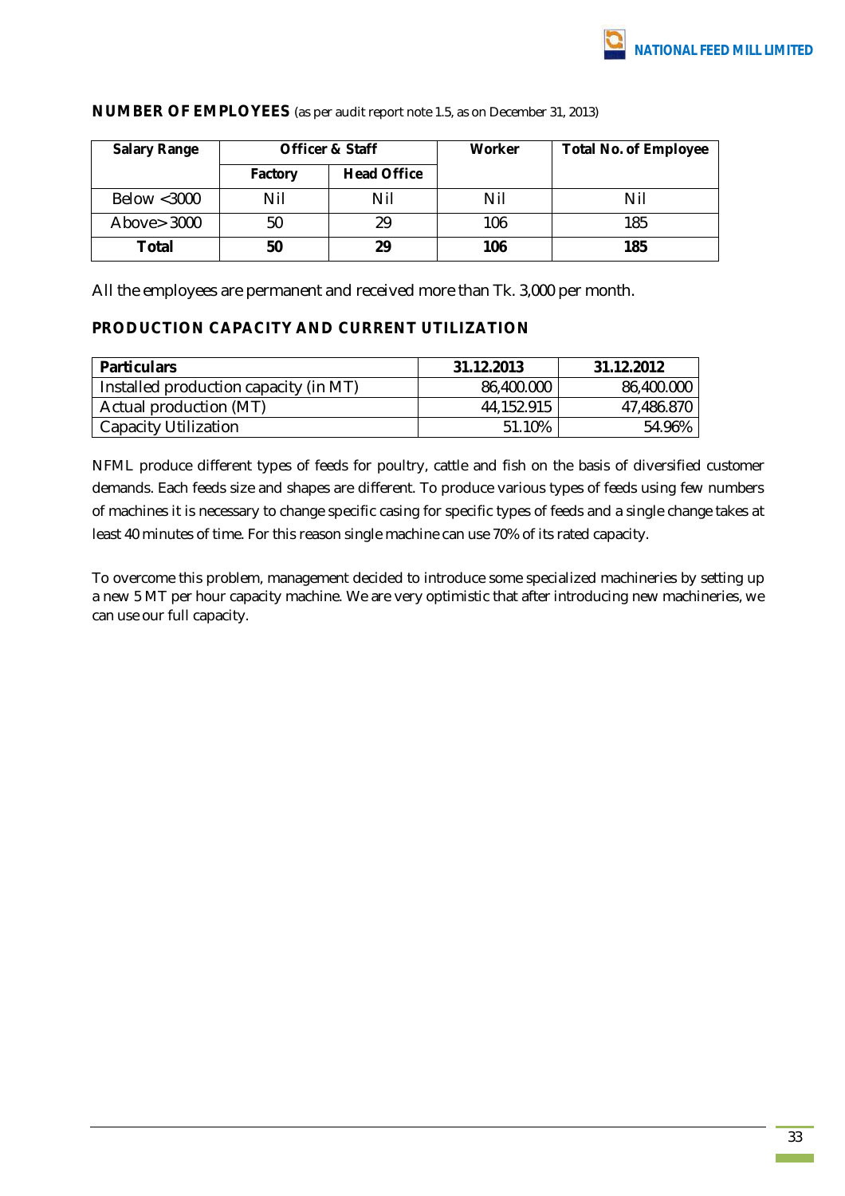## NUMBER OF EMPLOYEES (as per audit report note 1.5, as on December 31, 2013)

| Salary Range | Officer & Staff | | Worker | Total No. of Employee |
|---|---|---|---|---|
| | Factory | Head Office | | |
| Below <3000 | Nil | Nil | Nil | Nil |
| Above> 3000 | 50 | 29 | 106 | 185 |
| **Total** | **50** | **29** | **106** | **185** |

All the employees are permanent and received more than Tk. 3,000 per month.

## PRODUCTION CAPACITY AND CURRENT UTILIZATION

| Particulars | 31.12.2013 | 31.12.2012 |
|---|---|---|
| Installed production capacity (in MT) | 86,400.000 | 86,400.000 |
| Actual production (MT) | 44,152.915 | 47,486.870 |
| Capacity Utilization | 51.10% | 54.96% |

NFML produce different types of feeds for poultry, cattle and fish on the basis of diversified customer demands. Each feeds size and shapes are different. To produce various types of feeds using few numbers of machines it is necessary to change specific casing for specific types of feeds and a single change takes at least 40 minutes of time. For this reason single machine can use 70% of its rated capacity.

To overcome this problem, management decided to introduce some specialized machineries by setting up a new 5 MT per hour capacity machine. We are very optimistic that after introducing new machineries, we can use our full capacity.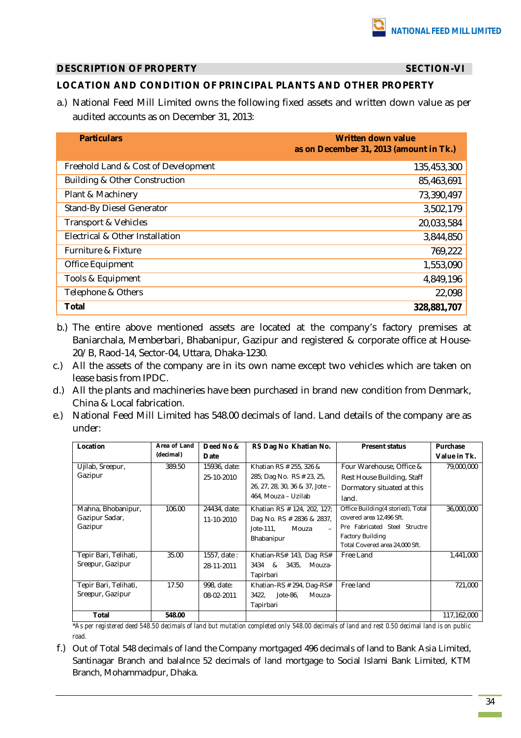## DESCRIPTION OF PROPERTY SECTION-VI

### LOCATION AND CONDITION OF PRINCIPAL PLANTS AND OTHER PROPERTY

a.) National Feed Mill Limited owns the following fixed assets and written down value as per audited accounts as on December 31, 2013:

| Particulars | Written down value as on December 31, 2013 (amount in Tk.) |
|---|---|
| Freehold Land & Cost of Development | 135,453,300 |
| Building & Other Construction | 85,463,691 |
| Plant & Machinery | 73,390,497 |
| Stand-By Diesel Generator | 3,502,179 |
| Transport & Vehicles | 20,033,584 |
| Electrical & Other Installation | 3,844,850 |
| Furniture & Fixture | 769,222 |
| Office Equipment | 1,553,090 |
| Tools & Equipment | 4,849,196 |
| Telephone & Others | 22,098 |
| **Total** | **328,881,707** |

b.) The entire above mentioned assets are located at the company's factory premises at Baniarchala, Memberbari, Bhabanipur, Gazipur and registered & corporate office at House-20/B, Raod-14, Sector-04, Uttara, Dhaka-1230.

c.) All the assets of the company are in its own name except two vehicles which are taken on lease basis from IPDC.

d.) All the plants and machineries have been purchased in brand new condition from Denmark, China & Local fabrication.

e.) National Feed Mill Limited has 548.00 decimals of land. Land details of the company are as under:

| Location | Area of Land (decimal) | Deed No & Date | RS Dag No Khatian No. | Present status | Purchase Value in Tk. |
|---|---|---|---|---|---|
| Ujilab, Sreepur, Gazipur | 389.50 | 15936, date: 25-10-2010 | Khatian RS # 255, 326 & 285; Dag No. RS # 23, 25, 26, 27, 28, 30, 36 & 37, Jote – 464, Mouza – Uzilab | Four Warehouse, Office & Rest House Building, Staff Dormatory situated at this land. | 79,000,000 |
| Mahna, Bhobanipur, Gazipur Sadar, Gazipur | 106.00 | 24434, date: 11-10-2010 | Khatian RS # 124, 202, 127; Dag No. RS # 2836 & 2837, Jote-111, Mouza – Bhabanipur | Office Building(4 storied), Total covered area 12,496 Sft. Pre Fabricated Steel Structre Factory Building Total Covered area 24,000 Sft. | 36,000,000 |
| Tepir Bari, Telihati, Sreepur, Gazipur | 35.00 | 1557, date : 28-11-2011 | Khatian-RS# 143, Dag RS# 3434 & 3435, Mouza-Tapirbari | Free Land | 1,441,000 |
| Tepir Bari, Telihati, Sreepur, Gazipur | 17.50 | 998, date: 08-02-2011 | Khatian–RS # 294, Dag-RS# 3422, Jote-86, Mouza-Tapirbari | Free land | 721,000 |
| **Total** | **548.00** | | | | 117,162,000 |

*As per registered deed 548.50 decimals of land but mutation completed only 548.00 decimals of land and rest 0.50 decimal land is on public road.

f.) Out of Total 548 decimals of land the Company mortgaged 496 decimals of land to Bank Asia Limited, Santinagar Branch and balalnce 52 decimals of land mortgage to Social Islami Bank Limited, KTM Branch, Mohammadpur, Dhaka.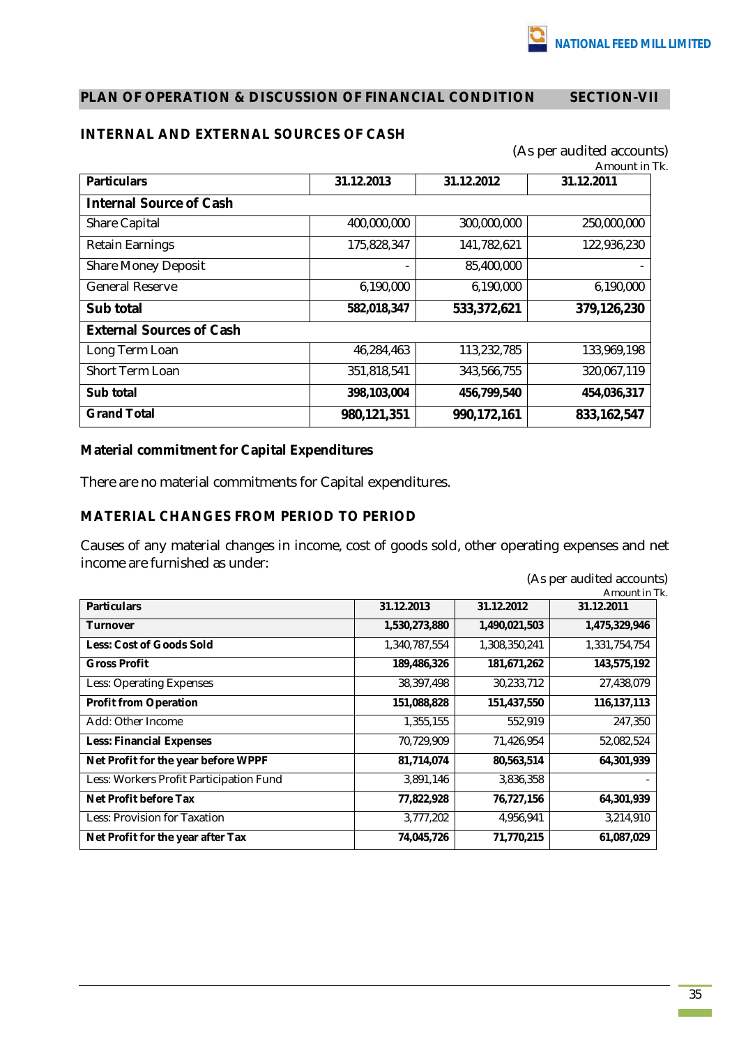## PLAN OF OPERATION & DISCUSSION OF FINANCIAL CONDITION SECTION-VII

### INTERNAL AND EXTERNAL SOURCES OF CASH

(As per audited accounts)
Amount in Tk.

| Particulars | 31.12.2013 | 31.12.2012 | 31.12.2011 |
|---|---|---|---|
| **Internal Source of Cash** | | | |
| Share Capital | 400,000,000 | 300,000,000 | 250,000,000 |
| Retain Earnings | 175,828,347 | 141,782,621 | 122,936,230 |
| Share Money Deposit | - | 85,400,000 | - |
| General Reserve | 6,190,000 | 6,190,000 | 6,190,000 |
| **Sub total** | **582,018,347** | **533,372,621** | **379,126,230** |
| **External Sources of Cash** | | | |
| Long Term Loan | 46,284,463 | 113,232,785 | 133,969,198 |
| Short Term Loan | 351,818,541 | 343,566,755 | 320,067,119 |
| **Sub total** | **398,103,004** | **456,799,540** | **454,036,317** |
| **Grand Total** | **980,121,351** | **990,172,161** | **833,162,547** |

### Material commitment for Capital Expenditures

There are no material commitments for Capital expenditures.

### MATERIAL CHANGES FROM PERIOD TO PERIOD

Causes of any material changes in income, cost of goods sold, other operating expenses and net income are furnished as under:

(As per audited accounts)
Amount in Tk.

| Particulars | 31.12.2013 | 31.12.2012 | 31.12.2011 |
|---|---|---|---|
| **Turnover** | **1,530,273,880** | **1,490,021,503** | **1,475,329,946** |
| **Less: Cost of Goods Sold** | 1,340,787,554 | 1,308,350,241 | 1,331,754,754 |
| **Gross Profit** | **189,486,326** | **181,671,262** | **143,575,192** |
| Less: Operating Expenses | 38,397,498 | 30,233,712 | 27,438,079 |
| **Profit from Operation** | **151,088,828** | **151,437,550** | **116,137,113** |
| Add: Other Income | 1,355,155 | 552,919 | 247,350 |
| **Less: Financial Expenses** | 70,729,909 | 71,426,954 | 52,082,524 |
| **Net Profit for the year before WPPF** | **81,714,074** | **80,563,514** | **64,301,939** |
| Less: Workers Profit Participation Fund | 3,891,146 | 3,836,358 | - |
| **Net Profit before Tax** | **77,822,928** | **76,727,156** | **64,301,939** |
| Less: Provision for Taxation | 3,777,202 | 4,956,941 | 3,214,910 |
| **Net Profit for the year after Tax** | **74,045,726** | **71,770,215** | **61,087,029** |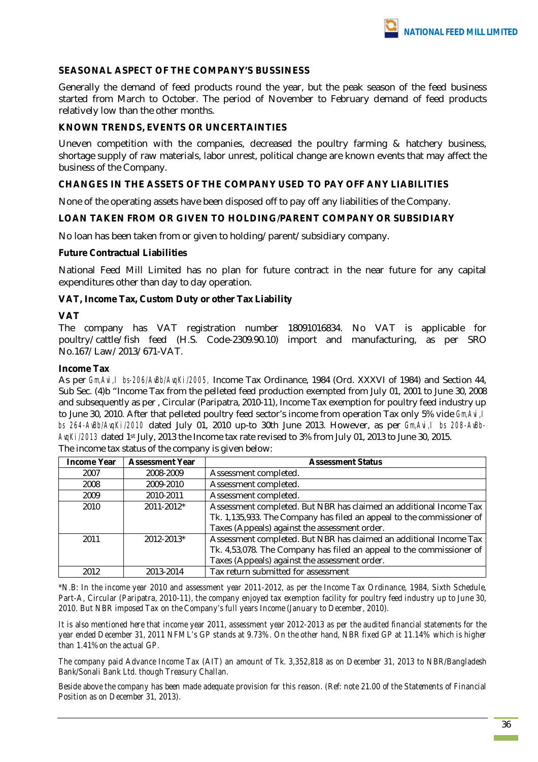## SEASONAL ASPECT OF THE COMPANY'S BUSSINESS

Generally the demand of feed products round the year, but the peak season of the feed business started from March to October. The period of November to February demand of feed products relatively low than the other months.

## KNOWN TRENDS, EVENTS OR UNCERTAINTIES

Uneven competition with the companies, decreased the poultry farming & hatchery business, shortage supply of raw materials, labor unrest, political change are known events that may affect the business of the Company.

## CHANGES IN THE ASSETS OF THE COMPANY USED TO PAY OFF ANY LIABILITIES

None of the operating assets have been disposed off to pay off any liabilities of the Company.

## LOAN TAKEN FROM OR GIVEN TO HOLDING/PARENT COMPANY OR SUBSIDIARY

No loan has been taken from or given to holding/ parent/ subsidiary company.

### Future Contractual Liabilities

National Feed Mill Limited has no plan for future contract in the near future for any capital expenditures other than day to day operation.

### VAT, Income Tax, Custom Duty or other Tax Liability

**VAT**

The company has VAT registration number 18091016834. No VAT is applicable for poultry/cattle/fish feed (H.S. Code-2309.90.10) import and manufacturing, as per SRO No.167/Law/2013/671-VAT.

**Income Tax**

As per Gm,Avi,I bs-206/AvBb/AvqKi/2005, Income Tax Ordinance, 1984 (Ord. XXXVI of 1984) and Section 44, Sub Sec. (4)b "Income Tax from the pelleted feed production exempted from July 01, 2001 to June 30, 2008 and subsequently as per , Circular (Paripatra, 2010-11), Income Tax exemption for poultry feed industry up to June 30, 2010. After that pelleted poultry feed sector's income from operation Tax only 5% vide Gm,Avi,I bs 264-AvBb/AvqKi/2010 dated July 01, 2010 up-to 30th June 2013. However, as per Gm,Avi,I bs 208-AvBb-AvqKi/2013 dated 1st July, 2013 the Income tax rate revised to 3% from July 01, 2013 to June 30, 2015.

The income tax status of the company is given below:

| Income Year | Assessment Year | Assessment Status |
|---|---|---|
| 2007 | 2008-2009 | Assessment completed. |
| 2008 | 2009-2010 | Assessment completed. |
| 2009 | 2010-2011 | Assessment completed. |
| 2010 | 2011-2012* | Assessment completed. But NBR has claimed an additional Income Tax Tk. 1,135,933. The Company has filed an appeal to the commissioner of Taxes (Appeals) against the assessment order. |
| 2011 | 2012-2013* | Assessment completed. But NBR has claimed an additional Income Tax Tk. 4,53,078. The Company has filed an appeal to the commissioner of Taxes (Appeals) against the assessment order. |
| 2012 | 2013-2014 | Tax return submitted for assessment |

*N.B: In the income year 2010 and assessment year 2011-2012, as per the Income Tax Ordinance, 1984, Sixth Schedule, Part-A, Circular (Paripatra, 2010-11), the company enjoyed tax exemption facility for poultry feed industry up to June 30, 2010. But NBR imposed Tax on the Company's full years Income (January to December, 2010).

It is also mentioned here that income year 2011, assessment year 2012-2013 as per the audited financial statements for the year ended December 31, 2011 NFML's GP stands at 9.73%. On the other hand, NBR fixed GP at 11.14% which is higher than 1.41% on the actual GP.

The company paid Advance Income Tax (AIT) an amount of Tk. 3,352,818 as on December 31, 2013 to NBR/Bangladesh Bank/Sonali Bank Ltd. though Treasury Challan.

Beside above the company has been made adequate provision for this reason. (Ref: note 21.00 of the Statements of Financial Position as on December 31, 2013).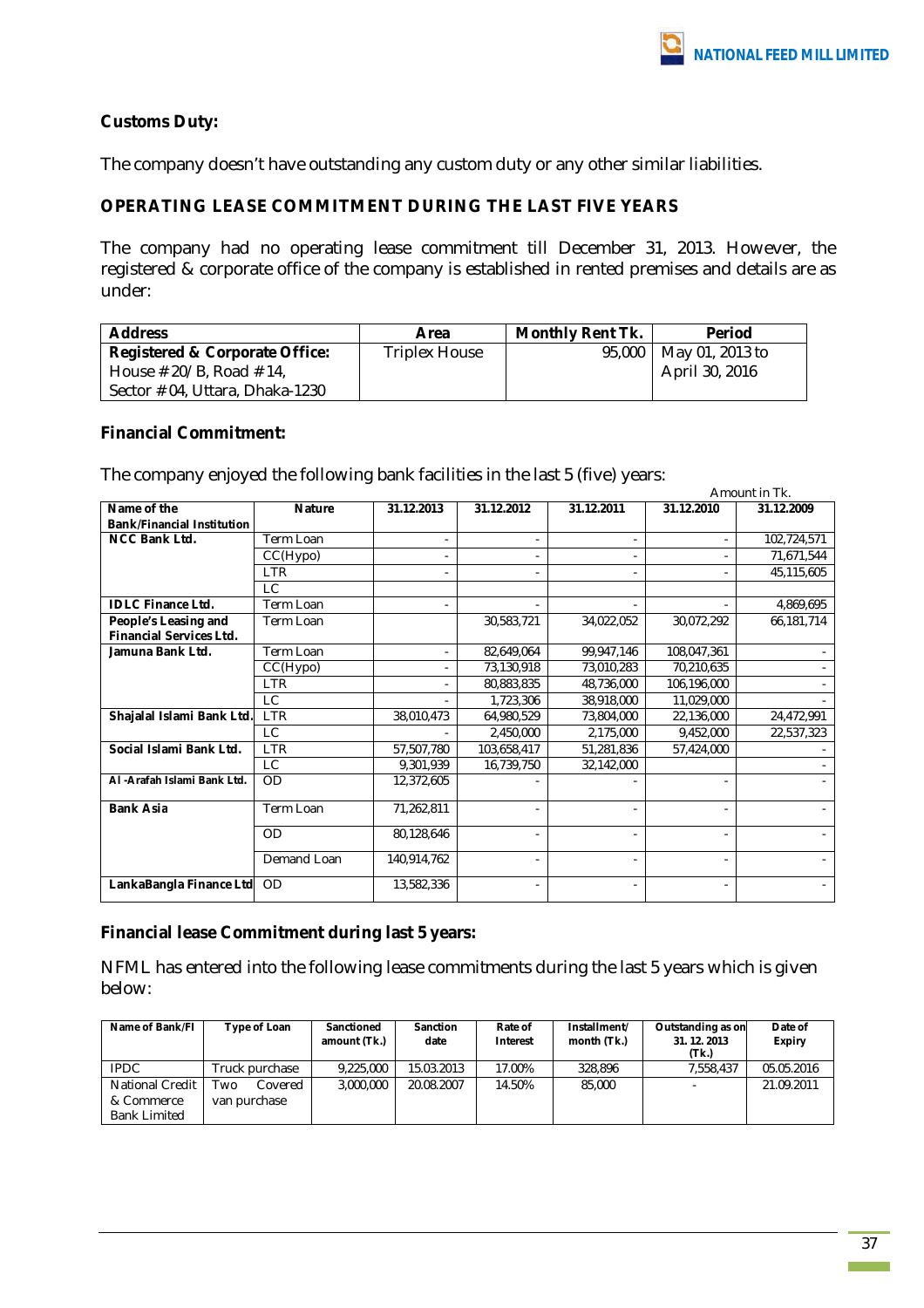**Customs Duty:**

The company doesn't have outstanding any custom duty or any other similar liabilities.

**OPERATING LEASE COMMITMENT DURING THE LAST FIVE YEARS**

The company had no operating lease commitment till December 31, 2013. However, the registered & corporate office of the company is established in rented premises and details are as under:

| Address | Area | Monthly Rent Tk. | Period |
|---|---|---|---|
| **Registered & Corporate Office:** House # 20/B, Road # 14, Sector # 04, Uttara, Dhaka-1230 | Triplex House | 95,000 | May 01, 2013 to April 30, 2016 |

**Financial Commitment:**

The company enjoyed the following bank facilities in the last 5 (five) years:

Amount in Tk.

| Name of the Bank/Financial Institution | Nature | 31.12.2013 | 31.12.2012 | 31.12.2011 | 31.12.2010 | 31.12.2009 |
|---|---|---|---|---|---|---|
| **NCC Bank Ltd.** | Term Loan | - | - | - | - | 102,724,571 |
| | CC(Hypo) | - | - | - | - | 71,671,544 |
| | LTR | - | - | - | - | 45,115,605 |
| | LC | | | | | |
| **IDLC Finance Ltd.** | Term Loan | - | - | - | - | 4,869,695 |
| **People's Leasing and Financial Services Ltd.** | Term Loan | | 30,583,721 | 34,022,052 | 30,072,292 | 66,181,714 |
| **Jamuna Bank Ltd.** | Term Loan | - | 82,649,064 | 99,947,146 | 108,047,361 | - |
| | CC(Hypo) | - | 73,130,918 | 73,010,283 | 70,210,635 | - |
| | LTR | - | 80,883,835 | 48,736,000 | 106,196,000 | - |
| | LC | - | 1,723,306 | 38,918,000 | 11,029,000 | - |
| **Shajalal Islami Bank Ltd.** | LTR | 38,010,473 | 64,980,529 | 73,804,000 | 22,136,000 | 24,472,991 |
| | LC | - | 2,450,000 | 2,175,000 | 9,452,000 | 22,537,323 |
| **Social Islami Bank Ltd.** | LTR | 57,507,780 | 103,658,417 | 51,281,836 | 57,424,000 | - |
| | LC | 9,301,939 | 16,739,750 | 32,142,000 | | - |
| **Al -Arafah Islami Bank Ltd.** | OD | 12,372,605 | - | - | - | - |
| **Bank Asia** | Term Loan | 71,262,811 | - | - | - | - |
| | OD | 80,128,646 | - | - | - | - |
| | Demand Loan | 140,914,762 | - | - | - | - |
| **LankaBangla Finance Ltd** | OD | 13,582,336 | - | - | - | - |

**Financial lease Commitment during last 5 years:**

NFML has entered into the following lease commitments during the last 5 years which is given below:

| Name of Bank/FI | Type of Loan | Sanctioned amount (Tk.) | Sanction date | Rate of Interest | Installment/ month (Tk.) | Outstanding as on 31. 12. 2013 (Tk.) | Date of Expiry |
|---|---|---|---|---|---|---|---|
| IPDC | Truck purchase | 9,225,000 | 15.03.2013 | 17.00% | 328,896 | 7,558,437 | 05.05.2016 |
| National Credit & Commerce Bank Limited | Two Covered van purchase | 3,000,000 | 20.08.2007 | 14.50% | 85,000 | - | 21.09.2011 |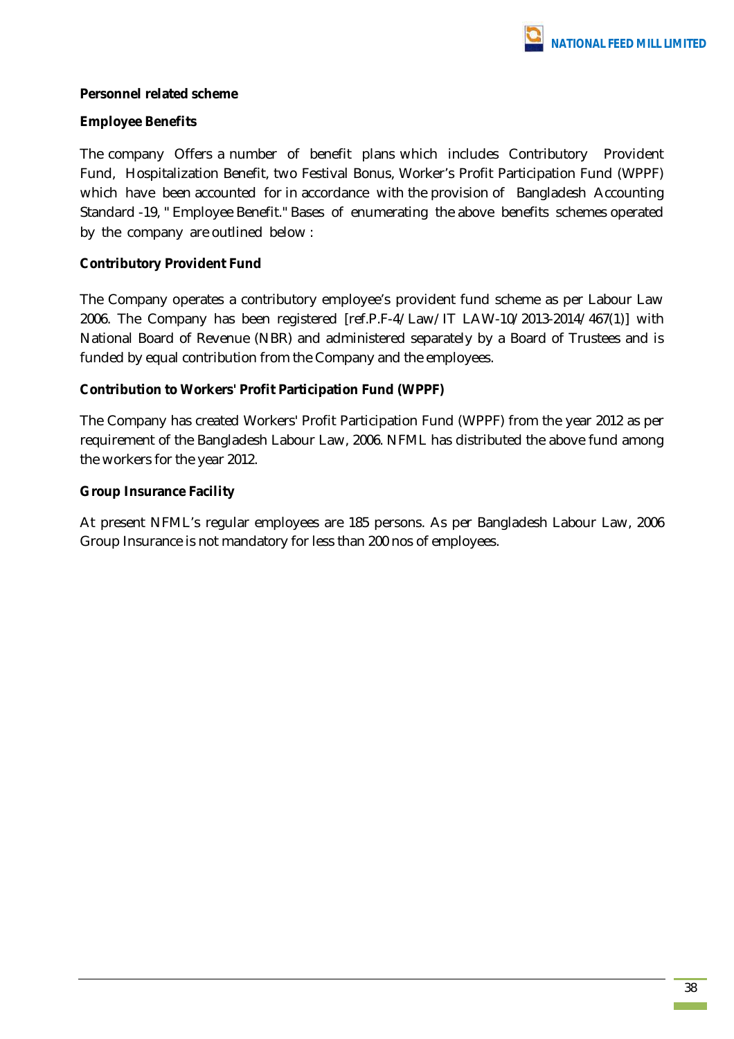**Personnel related scheme**

**Employee Benefits**

The company Offers a number of benefit plans which includes Contributory Provident Fund, Hospitalization Benefit, two Festival Bonus, Worker's Profit Participation Fund (WPPF) which have been accounted for in accordance with the provision of Bangladesh Accounting Standard -19, " Employee Benefit." Bases of enumerating the above benefits schemes operated by the company are outlined below :

**Contributory Provident Fund**

The Company operates a contributory employee's provident fund scheme as per Labour Law 2006. The Company has been registered [ref.P.F-4/Law/IT LAW-10/2013-2014/467(1)] with National Board of Revenue (NBR) and administered separately by a Board of Trustees and is funded by equal contribution from the Company and the employees.

**Contribution to Workers' Profit Participation Fund (WPPF)**

The Company has created Workers' Profit Participation Fund (WPPF) from the year 2012 as per requirement of the Bangladesh Labour Law, 2006. NFML has distributed the above fund among the workers for the year 2012.

**Group Insurance Facility**

At present NFML's regular employees are 185 persons. As per Bangladesh Labour Law, 2006 Group Insurance is not mandatory for less than 200 nos of employees.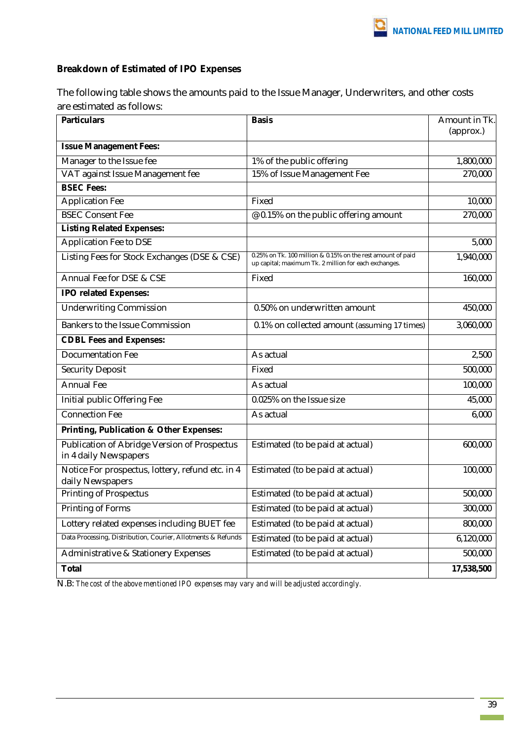### Breakdown of Estimated of IPO Expenses

The following table shows the amounts paid to the Issue Manager, Underwriters, and other costs are estimated as follows:

| Particulars | Basis | Amount in Tk. (approx.) |
|---|---|---|
| **Issue Management Fees:** | | |
| Manager to the Issue fee | 1% of the public offering | 1,800,000 |
| VAT against Issue Management fee | 15% of Issue Management Fee | 270,000 |
| **BSEC Fees:** | | |
| Application Fee | Fixed | 10,000 |
| BSEC Consent Fee | @0.15% on the public offering amount | 270,000 |
| **Listing Related Expenses:** | | |
| Application Fee to DSE | | 5,000 |
| Listing Fees for Stock Exchanges (DSE & CSE) | 0.25% on Tk. 100 million & 0.15% on the rest amount of paid up capital; maximum Tk. 2 million for each exchanges. | 1,940,000 |
| Annual Fee for DSE & CSE | Fixed | 160,000 |
| **IPO related Expenses:** | | |
| Underwriting Commission | 0.50% on underwritten amount | 450,000 |
| Bankers to the Issue Commission | 0.1% on collected amount (assuming 17 times) | 3,060,000 |
| **CDBL Fees and Expenses:** | | |
| Documentation Fee | As actual | 2,500 |
| Security Deposit | Fixed | 500,000 |
| Annual Fee | As actual | 100,000 |
| Initial public Offering Fee | 0.025% on the Issue size | 45,000 |
| Connection Fee | As actual | 6,000 |
| **Printing, Publication & Other Expenses:** | | |
| Publication of Abridge Version of Prospectus in 4 daily Newspapers | Estimated (to be paid at actual) | 600,000 |
| Notice For prospectus, lottery, refund etc. in 4 daily Newspapers | Estimated (to be paid at actual) | 100,000 |
| Printing of Prospectus | Estimated (to be paid at actual) | 500,000 |
| Printing of Forms | Estimated (to be paid at actual) | 300,000 |
| Lottery related expenses including BUET fee | Estimated (to be paid at actual) | 800,000 |
| Data Processing, Distribution, Courier, Allotments & Refunds | Estimated (to be paid at actual) | 6,120,000 |
| Administrative & Stationery Expenses | Estimated (to be paid at actual) | 500,000 |
| **Total** | | **17,538,500** |

N.B: *The cost of the above mentioned IPO expenses may vary and will be adjusted accordingly.*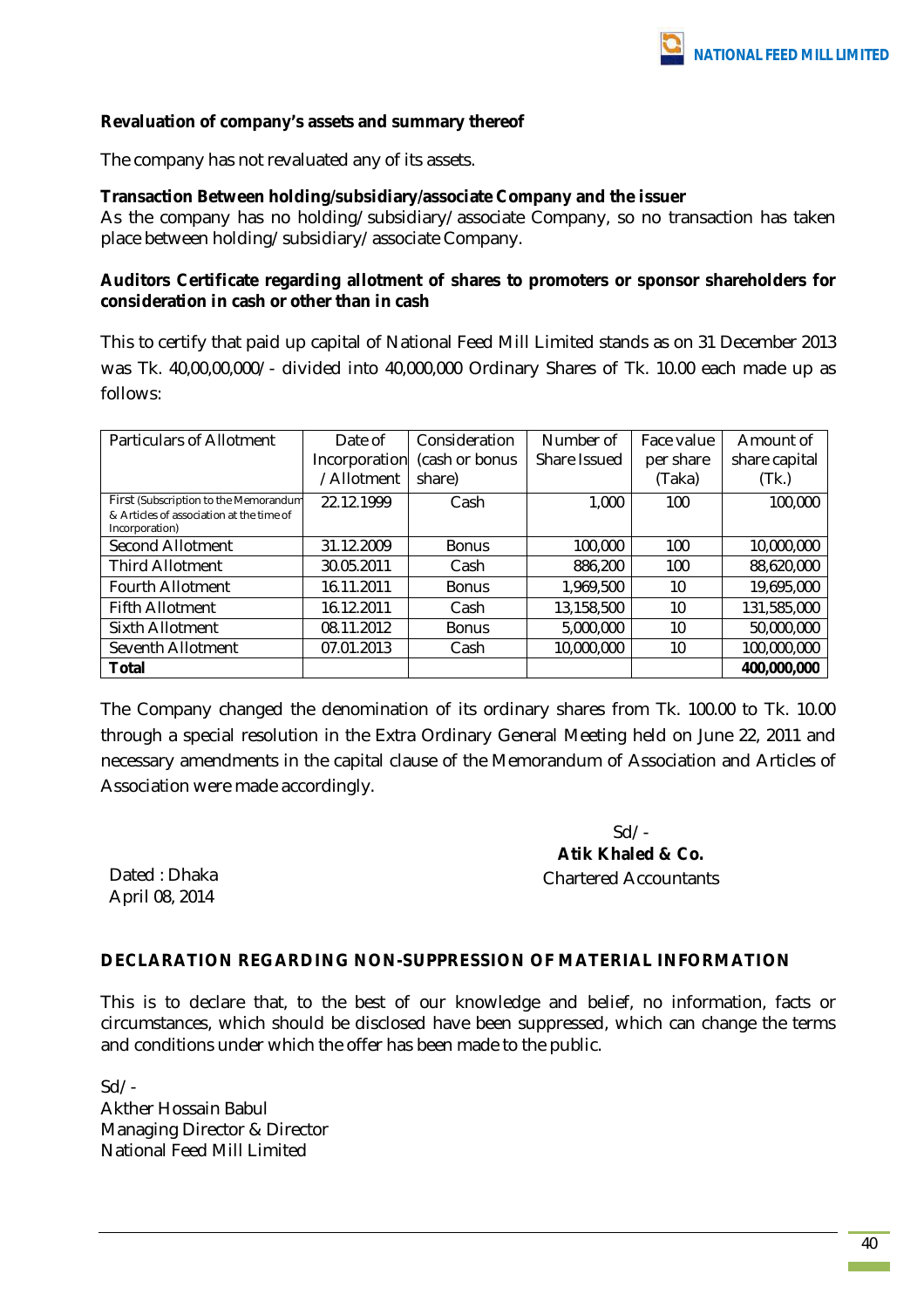**Revaluation of company's assets and summary thereof**

The company has not revaluated any of its assets.

**Transaction Between holding/subsidiary/associate Company and the issuer**

As the company has no holding/subsidiary/associate Company, so no transaction has taken place between holding/subsidiary/associate Company.

**Auditors Certificate regarding allotment of shares to promoters or sponsor shareholders for consideration in cash or other than in cash**

This to certify that paid up capital of National Feed Mill Limited stands as on 31 December 2013 was Tk. 40,00,00,000/- divided into 40,000,000 Ordinary Shares of Tk. 10.00 each made up as follows:

| Particulars of Allotment | Date of Incorporation /Allotment | Consideration (cash or bonus share) | Number of Share Issued | Face value per share (Taka) | Amount of share capital (Tk.) |
|---|---|---|---|---|---|
| First (Subscription to the Memorandum & Articles of association at the time of Incorporation) | 22.12.1999 | Cash | 1,000 | 100 | 100,000 |
| Second Allotment | 31.12.2009 | Bonus | 100,000 | 100 | 10,000,000 |
| Third Allotment | 30.05.2011 | Cash | 886,200 | 100 | 88,620,000 |
| Fourth Allotment | 16.11.2011 | Bonus | 1,969,500 | 10 | 19,695,000 |
| Fifth Allotment | 16.12.2011 | Cash | 13,158,500 | 10 | 131,585,000 |
| Sixth Allotment | 08.11.2012 | Bonus | 5,000,000 | 10 | 50,000,000 |
| Seventh Allotment | 07.01.2013 | Cash | 10,000,000 | 10 | 100,000,000 |
| **Total** | | | | | **400,000,000** |

The Company changed the denomination of its ordinary shares from Tk. 100.00 to Tk. 10.00 through a special resolution in the Extra Ordinary General Meeting held on June 22, 2011 and necessary amendments in the capital clause of the Memorandum of Association and Articles of Association were made accordingly.

Sd/-
**Atik Khaled & Co.**
Chartered Accountants

Dated : Dhaka
April 08, 2014

**DECLARATION REGARDING NON-SUPPRESSION OF MATERIAL INFORMATION**

This is to declare that, to the best of our knowledge and belief, no information, facts or circumstances, which should be disclosed have been suppressed, which can change the terms and conditions under which the offer has been made to the public.

Sd/-
Akther Hossain Babul
Managing Director & Director
National Feed Mill Limited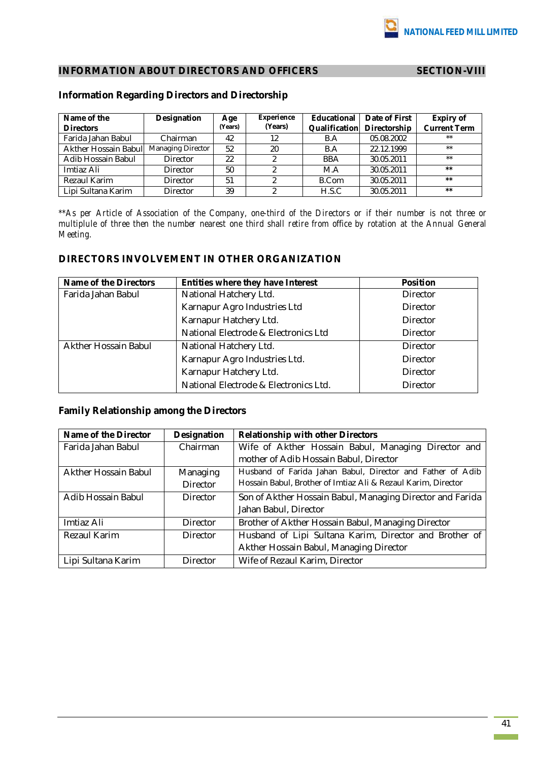## INFORMATION ABOUT DIRECTORS AND OFFICERS SECTION-VIII

### Information Regarding Directors and Directorship

| Name of the Directors | Designation | Age (Years) | Experience (Years) | Educational Qualification | Date of First Directorship | Expiry of Current Term |
|---|---|---|---|---|---|---|
| Farida Jahan Babul | Chairman | 42 | 12 | B.A | 05.08.2002 | ** |
| Akther Hossain Babul | Managing Director | 52 | 20 | B.A | 22.12.1999 | ** |
| Adib Hossain Babul | Director | 22 | 2 | BBA | 30.05.2011 | ** |
| Imtiaz Ali | Director | 50 | 2 | M.A | 30.05.2011 | ** |
| Rezaul Karim | Director | 51 | 2 | B.Com | 30.05.2011 | ** |
| Lipi Sultana Karim | Director | 39 | 2 | H.S.C | 30.05.2011 | ** |

*\*\*As per Article of Association of the Company, one-third of the Directors or if their number is not three or multiplule of three then the number nearest one third shall retire from office by rotation at the Annual General Meeting.*

### DIRECTORS INVOLVEMENT IN OTHER ORGANIZATION

| Name of the Directors | Entities where they have Interest | Position |
|---|---|---|
| Farida Jahan Babul | National Hatchery Ltd. | Director |
| | Karnapur Agro Industries Ltd | Director |
| | Karnapur Hatchery Ltd. | Director |
| | National Electrode & Electronics Ltd | Director |
| Akther Hossain Babul | National Hatchery Ltd. | Director |
| | Karnapur Agro Industries Ltd. | Director |
| | Karnapur Hatchery Ltd. | Director |
| | National Electrode & Electronics Ltd. | Director |

### Family Relationship among the Directors

| Name of the Director | Designation | Relationship with other Directors |
|---|---|---|
| Farida Jahan Babul | Chairman | Wife of Akther Hossain Babul, Managing Director and mother of Adib Hossain Babul, Director |
| Akther Hossain Babul | Managing Director | Husband of Farida Jahan Babul, Director and Father of Adib Hossain Babul, Brother of Imtiaz Ali & Rezaul Karim, Director |
| Adib Hossain Babul | Director | Son of Akther Hossain Babul, Managing Director and Farida Jahan Babul, Director |
| Imtiaz Ali | Director | Brother of Akther Hossain Babul, Managing Director |
| Rezaul Karim | Director | Husband of Lipi Sultana Karim, Director and Brother of Akther Hossain Babul, Managing Director |
| Lipi Sultana Karim | Director | Wife of Rezaul Karim, Director |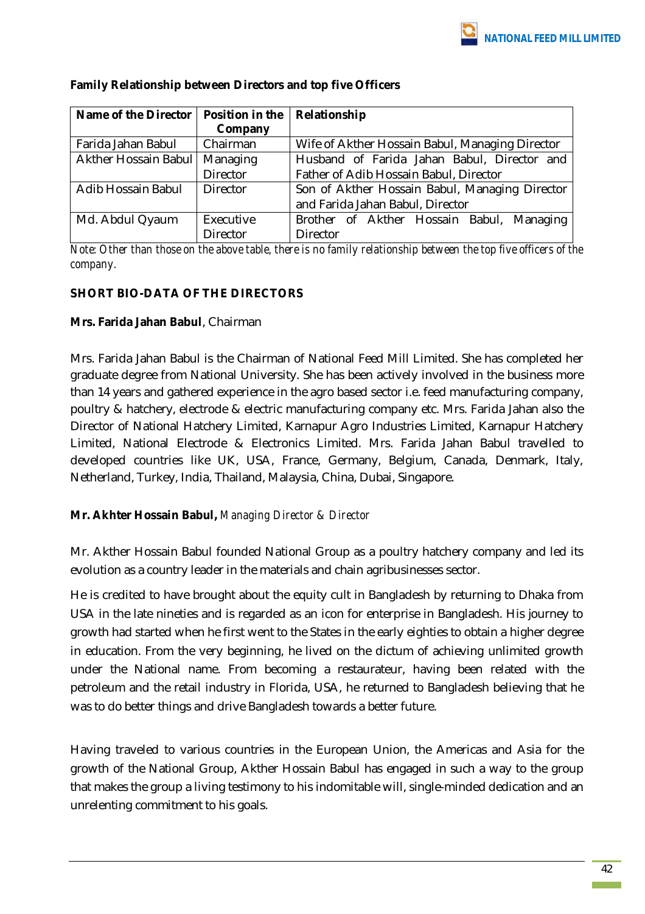**Family Relationship between Directors and top five Officers**

| Name of the Director | Position in the Company | Relationship |
|---|---|---|
| Farida Jahan Babul | Chairman | Wife of Akther Hossain Babul, Managing Director |
| Akther Hossain Babul | Managing Director | Husband of Farida Jahan Babul, Director and Father of Adib Hossain Babul, Director |
| Adib Hossain Babul | Director | Son of Akther Hossain Babul, Managing Director and Farida Jahan Babul, Director |
| Md. Abdul Qyaum | Executive Director | Brother of Akther Hossain Babul, Managing Director |

*Note: Other than those on the above table, there is no family relationship between the top five officers of the company.*

**SHORT BIO-DATA OF THE DIRECTORS**

**Mrs. Farida Jahan Babul**, Chairman

Mrs. Farida Jahan Babul is the Chairman of National Feed Mill Limited. She has completed her graduate degree from National University. She has been actively involved in the business more than 14 years and gathered experience in the agro based sector i.e. feed manufacturing company, poultry & hatchery, electrode & electric manufacturing company etc. Mrs. Farida Jahan also the Director of National Hatchery Limited, Karnapur Agro Industries Limited, Karnapur Hatchery Limited, National Electrode & Electronics Limited. Mrs. Farida Jahan Babul travelled to developed countries like UK, USA, France, Germany, Belgium, Canada, Denmark, Italy, Netherland, Turkey, India, Thailand, Malaysia, China, Dubai, Singapore.

**Mr. Akhter Hossain Babul,** *Managing Director & Director*

Mr. Akther Hossain Babul founded National Group as a poultry hatchery company and led its evolution as a country leader in the materials and chain agribusinesses sector.

He is credited to have brought about the equity cult in Bangladesh by returning to Dhaka from USA in the late nineties and is regarded as an icon for enterprise in Bangladesh. His journey to growth had started when he first went to the States in the early eighties to obtain a higher degree in education. From the very beginning, he lived on the dictum of achieving unlimited growth under the National name. From becoming a restaurateur, having been related with the petroleum and the retail industry in Florida, USA, he returned to Bangladesh believing that he was to do better things and drive Bangladesh towards a better future.

Having traveled to various countries in the European Union, the Americas and Asia for the growth of the National Group, Akther Hossain Babul has engaged in such a way to the group that makes the group a living testimony to his indomitable will, single-minded dedication and an unrelenting commitment to his goals.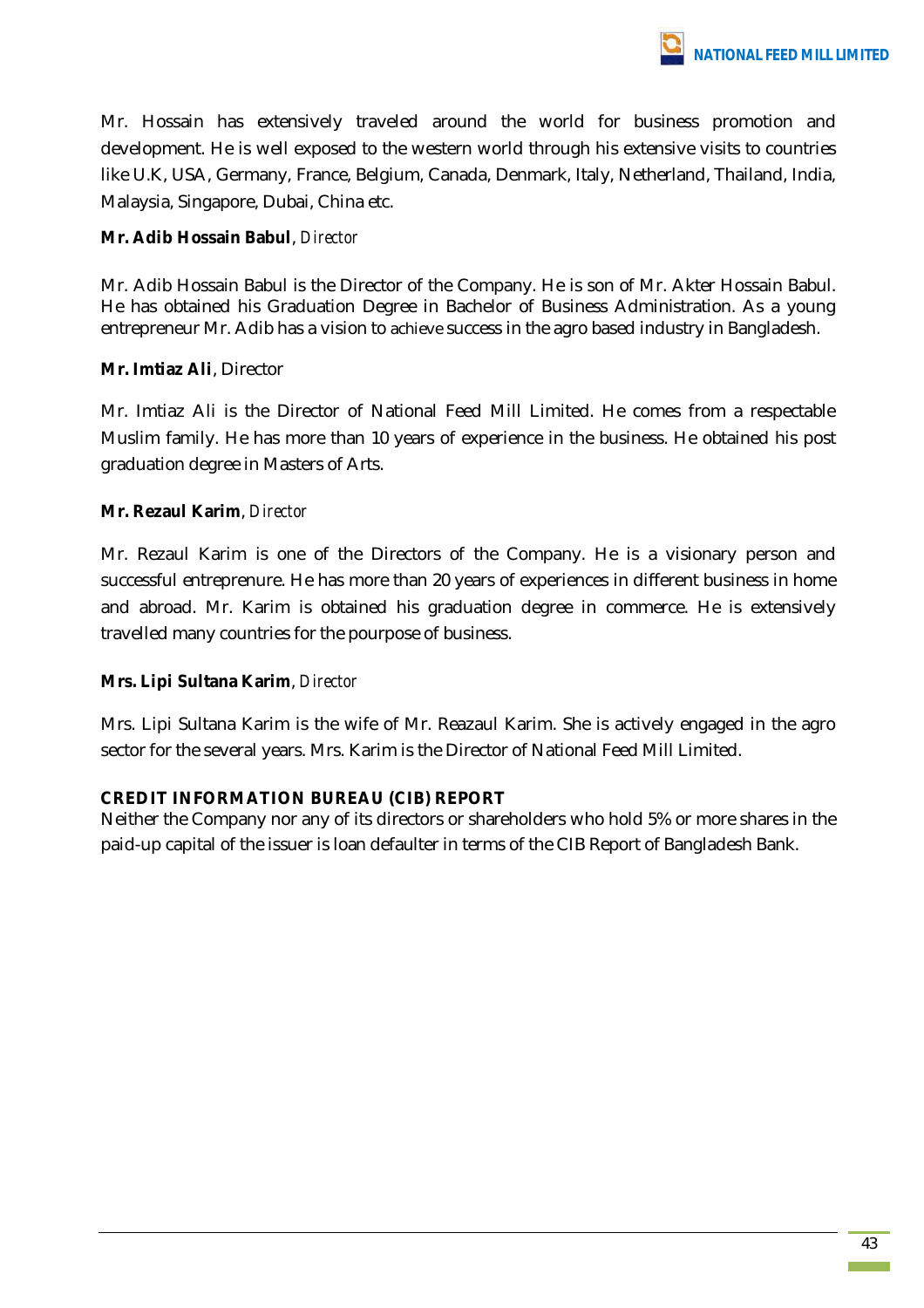Mr. Hossain has extensively traveled around the world for business promotion and development. He is well exposed to the western world through his extensive visits to countries like U.K, USA, Germany, France, Belgium, Canada, Denmark, Italy, Netherland, Thailand, India, Malaysia, Singapore, Dubai, China etc.

**Mr. Adib Hossain Babul**, *Director*

Mr. Adib Hossain Babul is the Director of the Company. He is son of Mr. Akter Hossain Babul. He has obtained his Graduation Degree in Bachelor of Business Administration. As a young entrepreneur Mr. Adib has a vision to achieve success in the agro based industry in Bangladesh.

**Mr. Imtiaz Ali**, Director

Mr. Imtiaz Ali is the Director of National Feed Mill Limited. He comes from a respectable Muslim family. He has more than 10 years of experience in the business. He obtained his post graduation degree in Masters of Arts.

**Mr. Rezaul Karim**, *Director*

Mr. Rezaul Karim is one of the Directors of the Company. He is a visionary person and successful entreprenure. He has more than 20 years of experiences in different business in home and abroad. Mr. Karim is obtained his graduation degree in commerce. He is extensively travelled many countries for the pourpose of business.

**Mrs. Lipi Sultana Karim**, *Director*

Mrs. Lipi Sultana Karim is the wife of Mr. Reazaul Karim. She is actively engaged in the agro sector for the several years. Mrs. Karim is the Director of National Feed Mill Limited.

**CREDIT INFORMATION BUREAU (CIB) REPORT**

Neither the Company nor any of its directors or shareholders who hold 5% or more shares in the paid-up capital of the issuer is loan defaulter in terms of the CIB Report of Bangladesh Bank.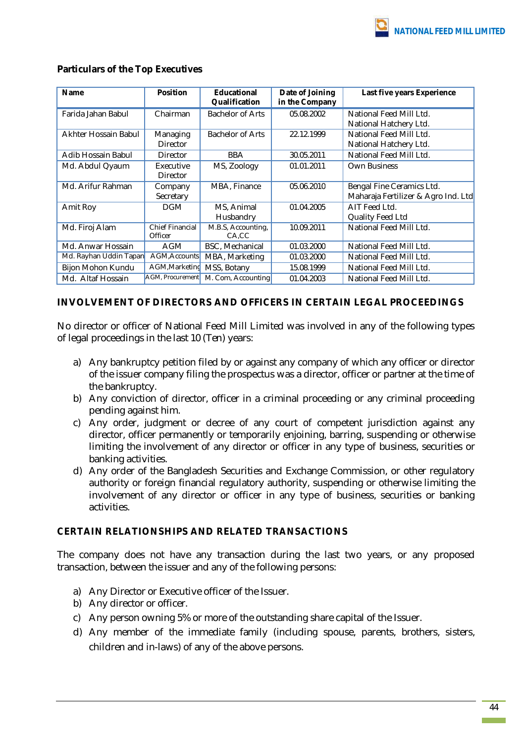## Particulars of the Top Executives

| Name | Position | Educational Qualification | Date of Joining in the Company | Last five years Experience |
|---|---|---|---|---|
| Farida Jahan Babul | Chairman | Bachelor of Arts | 05.08.2002 | National Feed Mill Ltd.<br>National Hatchery Ltd. |
| Akhter Hossain Babul | Managing Director | Bachelor of Arts | 22.12.1999 | National Feed Mill Ltd.<br>National Hatchery Ltd. |
| Adib Hossain Babul | Director | BBA | 30.05.2011 | National Feed Mill Ltd. |
| Md. Abdul Qyaum | Executive Director | MS, Zoology | 01.01.2011 | Own Business |
| Md. Arifur Rahman | Company Secretary | MBA, Finance | 05.06.2010 | Bengal Fine Ceramics Ltd.<br>Maharaja Fertilizer & Agro Ind. Ltd |
| Amit Roy | DGM | MS, Animal Husbandry | 01.04.2005 | AIT Feed Ltd.<br>Quality Feed Ltd |
| Md. Firoj Alam | Chief Financial Officer | M.B.S, Accounting, CA,CC | 10.09.2011 | National Feed Mill Ltd. |
| Md. Anwar Hossain | AGM | BSC, Mechanical | 01.03.2000 | National Feed Mill Ltd. |
| Md. Rayhan Uddin Tapan | AGM,Accounts | MBA, Marketing | 01.03.2000 | National Feed Mill Ltd. |
| Bijon Mohon Kundu | AGM,Marketing | MSS, Botany | 15.08.1999 | National Feed Mill Ltd. |
| Md. Altaf Hossain | AGM, Procurement | M. Com, Accounting | 01.04.2003 | National Feed Mill Ltd. |

## INVOLVEMENT OF DIRECTORS AND OFFICERS IN CERTAIN LEGAL PROCEEDINGS

No director or officer of National Feed Mill Limited was involved in any of the following types of legal proceedings in the last 10 (Ten) years:

a) Any bankruptcy petition filed by or against any company of which any officer or director of the issuer company filing the prospectus was a director, officer or partner at the time of the bankruptcy.

b) Any conviction of director, officer in a criminal proceeding or any criminal proceeding pending against him.

c) Any order, judgment or decree of any court of competent jurisdiction against any director, officer permanently or temporarily enjoining, barring, suspending or otherwise limiting the involvement of any director or officer in any type of business, securities or banking activities.

d) Any order of the Bangladesh Securities and Exchange Commission, or other regulatory authority or foreign financial regulatory authority, suspending or otherwise limiting the involvement of any director or officer in any type of business, securities or banking activities.

## CERTAIN RELATIONSHIPS AND RELATED TRANSACTIONS

The company does not have any transaction during the last two years, or any proposed transaction, between the issuer and any of the following persons:

a) Any Director or Executive officer of the Issuer.

b) Any director or officer.

c) Any person owning 5% or more of the outstanding share capital of the Issuer.

d) Any member of the immediate family (including spouse, parents, brothers, sisters, children and in-laws) of any of the above persons.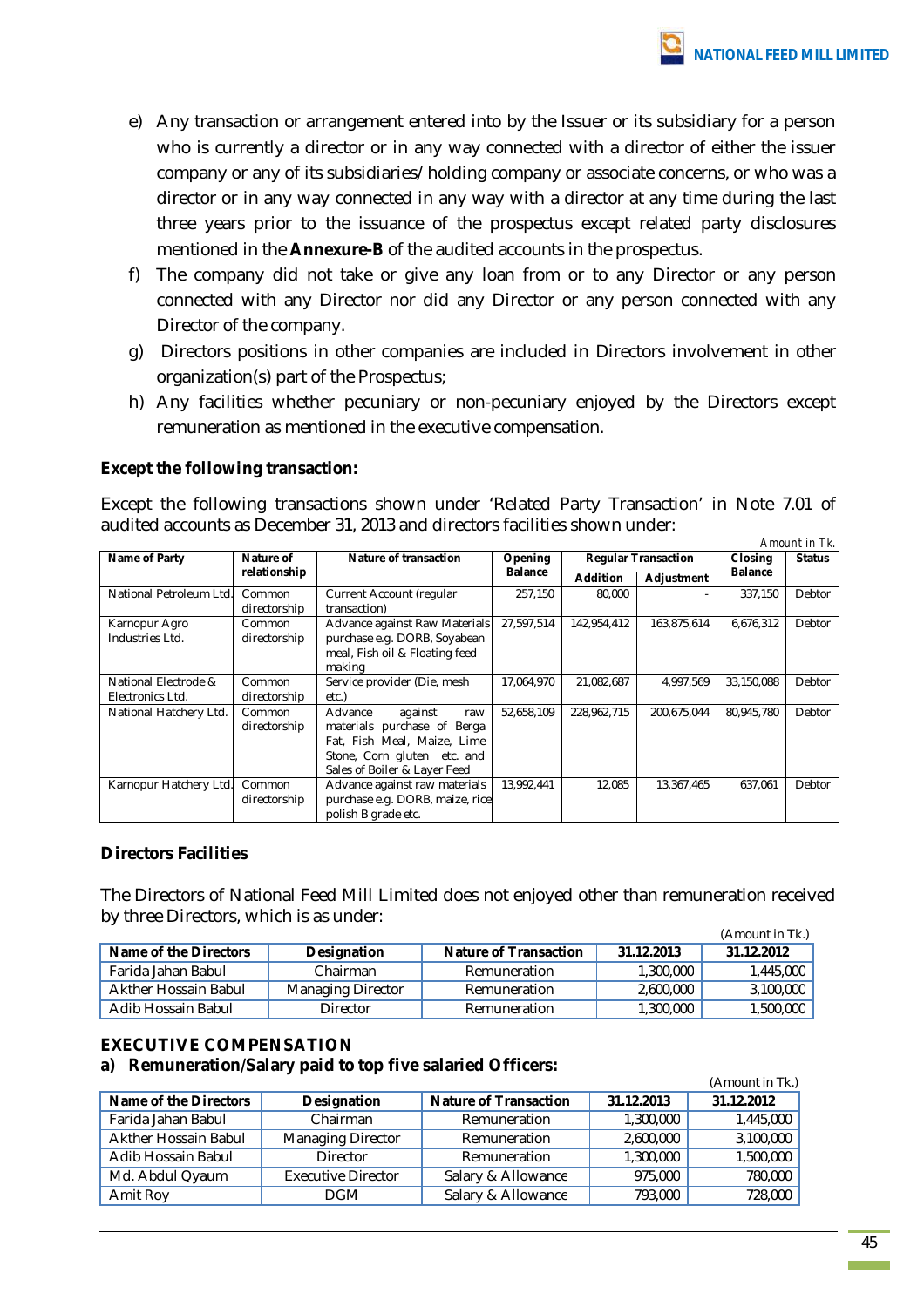e) Any transaction or arrangement entered into by the Issuer or its subsidiary for a person who is currently a director or in any way connected with a director of either the issuer company or any of its subsidiaries/ holding company or associate concerns, or who was a director or in any way connected in any way with a director at any time during the last three years prior to the issuance of the prospectus except related party disclosures mentioned in the **Annexure-B** of the audited accounts in the prospectus.

f) The company did not take or give any loan from or to any Director or any person connected with any Director nor did any Director or any person connected with any Director of the company.

g) Directors positions in other companies are included in Directors involvement in other organization(s) part of the Prospectus;

h) Any facilities whether pecuniary or non-pecuniary enjoyed by the Directors except remuneration as mentioned in the executive compensation.

**Except the following transaction:**

Except the following transactions shown under 'Related Party Transaction' in Note 7.01 of audited accounts as December 31, 2013 and directors facilities shown under:

*Amount in Tk.*

| Name of Party | Nature of relationship | Nature of transaction | Opening Balance | Regular Transaction | | Closing Balance | Status |
|---|---|---|---|---|---|---|---|
| | | | | Addition | Adjustment | | |
| National Petroleum Ltd. | Common directorship | Current Account (regular transaction) | 257,150 | 80,000 | - | 337,150 | Debtor |
| Karnopur Agro Industries Ltd. | Common directorship | Advance against Raw Materials purchase e.g. DORB, Soyabean meal, Fish oil & Floating feed making | 27,597,514 | 142,954,412 | 163,875,614 | 6,676,312 | Debtor |
| National Electrode & Electronics Ltd. | Common directorship | Service provider (Die, mesh etc.) | 17,064,970 | 21,082,687 | 4,997,569 | 33,150,088 | Debtor |
| National Hatchery Ltd. | Common directorship | Advance against raw materials purchase of Berga Fat, Fish Meal, Maize, Lime Stone, Corn gluten etc. and Sales of Boiler & Layer Feed | 52,658,109 | 228,962,715 | 200,675,044 | 80,945,780 | Debtor |
| Karnopur Hatchery Ltd. | Common directorship | Advance against raw materials purchase e.g. DORB, maize, rice polish B grade etc. | 13,992,441 | 12,085 | 13,367,465 | 637,061 | Debtor |

**Directors Facilities**

The Directors of National Feed Mill Limited does not enjoyed other than remuneration received by three Directors, which is as under:

(Amount in Tk.)

| Name of the Directors | Designation | Nature of Transaction | 31.12.2013 | 31.12.2012 |
|---|---|---|---|---|
| Farida Jahan Babul | Chairman | Remuneration | 1,300,000 | 1,445,000 |
| Akther Hossain Babul | Managing Director | Remuneration | 2,600,000 | 3,100,000 |
| Adib Hossain Babul | Director | Remuneration | 1,300,000 | 1,500,000 |

## EXECUTIVE COMPENSATION

### a) Remuneration/Salary paid to top five salaried Officers:

(Amount in Tk.)

| Name of the Directors | Designation | Nature of Transaction | 31.12.2013 | 31.12.2012 |
|---|---|---|---|---|
| Farida Jahan Babul | Chairman | Remuneration | 1,300,000 | 1,445,000 |
| Akther Hossain Babul | Managing Director | Remuneration | 2,600,000 | 3,100,000 |
| Adib Hossain Babul | Director | Remuneration | 1,300,000 | 1,500,000 |
| Md. Abdul Qyaum | Executive Director | Salary & Allowance | 975,000 | 780,000 |
| Amit Roy | DGM | Salary & Allowance | 793,000 | 728,000 |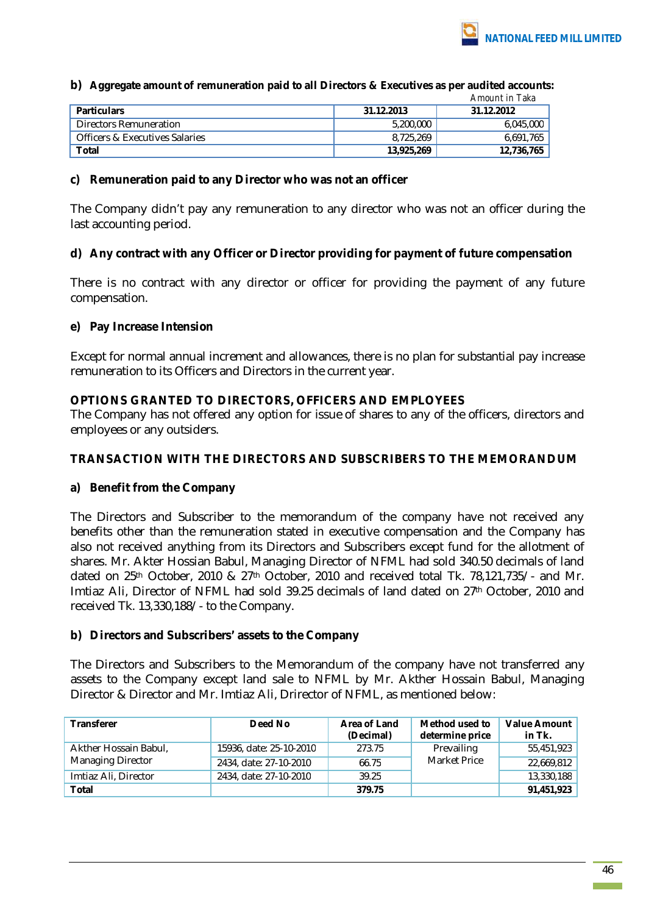**b) Aggregate amount of remuneration paid to all Directors & Executives as per audited accounts:**

*Amount in Taka*

| Particulars | 31.12.2013 | 31.12.2012 |
|---|---|---|
| Directors Remuneration | 5,200,000 | 6,045,000 |
| Officers & Executives Salaries | 8,725,269 | 6,691,765 |
| **Total** | **13,925,269** | **12,736,765** |

**c) Remuneration paid to any Director who was not an officer**

The Company didn't pay any remuneration to any director who was not an officer during the last accounting period.

**d) Any contract with any Officer or Director providing for payment of future compensation**

There is no contract with any director or officer for providing the payment of any future compensation.

**e) Pay Increase Intension**

Except for normal annual increment and allowances, there is no plan for substantial pay increase remuneration to its Officers and Directors in the current year.

## OPTIONS GRANTED TO DIRECTORS, OFFICERS AND EMPLOYEES

The Company has not offered any option for issue of shares to any of the officers, directors and employees or any outsiders.

## TRANSACTION WITH THE DIRECTORS AND SUBSCRIBERS TO THE MEMORANDUM

**a) Benefit from the Company**

The Directors and Subscriber to the memorandum of the company have not received any benefits other than the remuneration stated in executive compensation and the Company has also not received anything from its Directors and Subscribers except fund for the allotment of shares. Mr. Akter Hossian Babul, Managing Director of NFML had sold 340.50 decimals of land dated on 25th October, 2010 & 27th October, 2010 and received total Tk. 78,121,735/- and Mr. Imtiaz Ali, Director of NFML had sold 39.25 decimals of land dated on 27th October, 2010 and received Tk. 13,330,188/- to the Company.

**b) Directors and Subscribers' assets to the Company**

The Directors and Subscribers to the Memorandum of the company have not transferred any assets to the Company except land sale to NFML by Mr. Akther Hossain Babul, Managing Director & Director and Mr. Imtiaz Ali, Drirector of NFML, as mentioned below:

| Transferer | Deed No | Area of Land (Decimal) | Method used to determine price | Value Amount in Tk. |
|---|---|---|---|---|
| Akther Hossain Babul, Managing Director | 15936, date: 25-10-2010 | 273.75 | Prevailing Market Price | 55,451,923 |
| | 2434, date: 27-10-2010 | 66.75 | | 22,669,812 |
| Imtiaz Ali, Director | 2434, date: 27-10-2010 | 39.25 | | 13,330,188 |
| **Total** | | **379.75** | | **91,451,923** |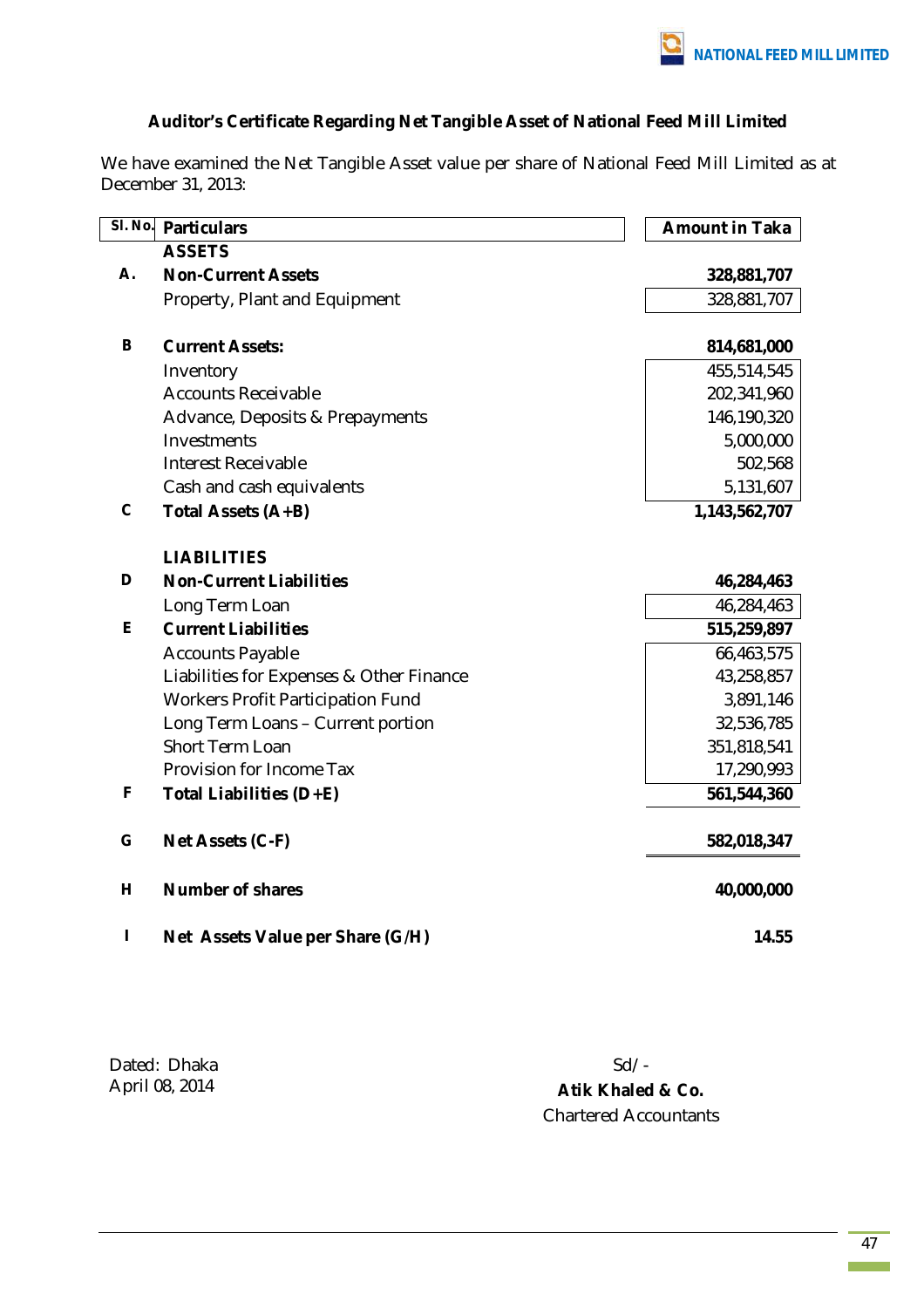### Auditor's Certificate Regarding Net Tangible Asset of National Feed Mill Limited

We have examined the Net Tangible Asset value per share of National Feed Mill Limited as at December 31, 2013:

| Sl. No. | Particulars | Amount in Taka |
|---|---|---|
| | **ASSETS** | |
| **A.** | **Non-Current Assets** | **328,881,707** |
| | Property, Plant and Equipment | 328,881,707 |
| | | |
| **B** | **Current Assets:** | **814,681,000** |
| | Inventory | 455,514,545 |
| | Accounts Receivable | 202,341,960 |
| | Advance, Deposits & Prepayments | 146,190,320 |
| | Investments | 5,000,000 |
| | Interest Receivable | 502,568 |
| | Cash and cash equivalents | 5,131,607 |
| **C** | **Total Assets (A+B)** | **1,143,562,707** |
| | | |
| | **LIABILITIES** | |
| **D** | **Non-Current Liabilities** | **46,284,463** |
| | Long Term Loan | 46,284,463 |
| **E** | **Current Liabilities** | **515,259,897** |
| | Accounts Payable | 66,463,575 |
| | Liabilities for Expenses & Other Finance | 43,258,857 |
| | Workers Profit Participation Fund | 3,891,146 |
| | Long Term Loans – Current portion | 32,536,785 |
| | Short Term Loan | 351,818,541 |
| | Provision for Income Tax | 17,290,993 |
| **F** | **Total Liabilities (D+E)** | **561,544,360** |
| | | |
| **G** | **Net Assets (C-F)** | **582,018,347** |
| | | |
| **H** | **Number of shares** | **40,000,000** |
| | | |
| **I** | **Net Assets Value per Share (G/H)** | **14.55** |

Dated: Dhaka
April 08, 2014

Sd/-
**Atik Khaled & Co.**
Chartered Accountants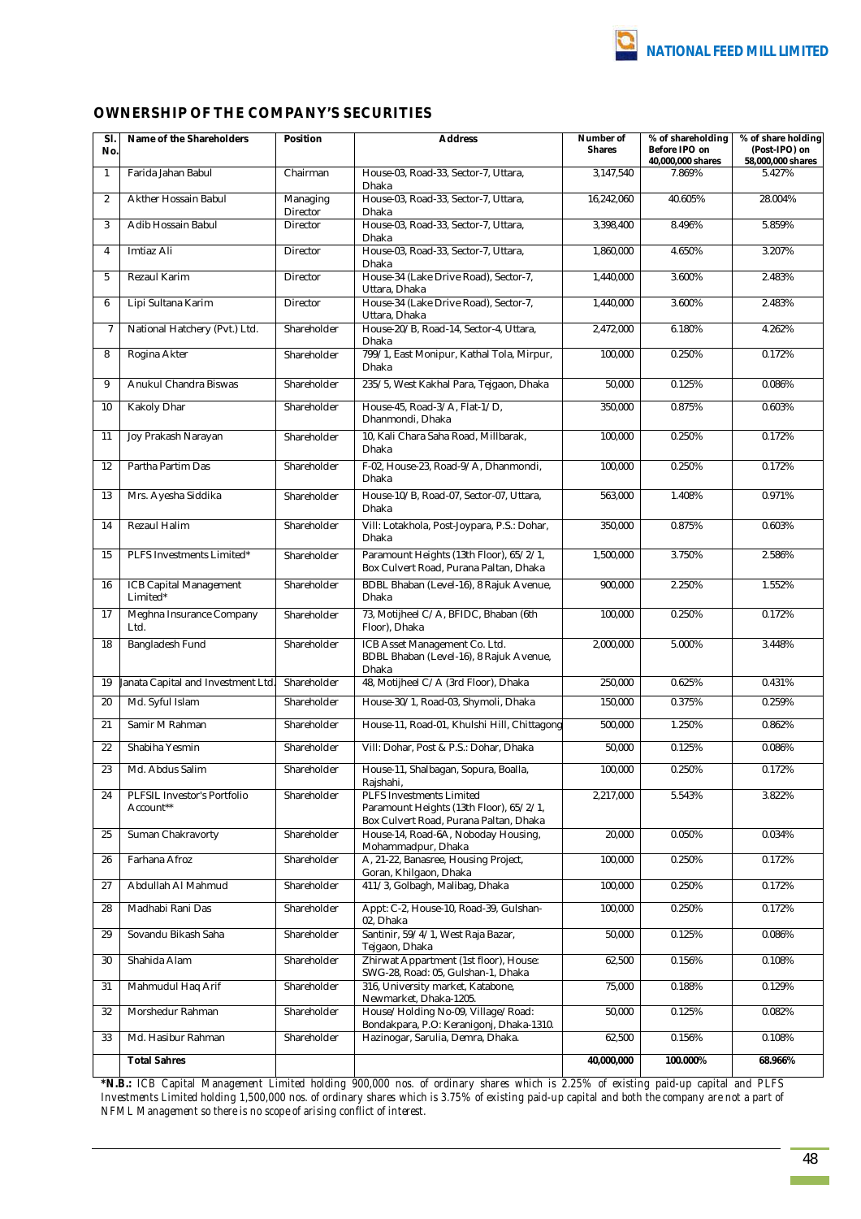## OWNERSHIP OF THE COMPANY'S SECURITIES

| Sl. No. | Name of the Shareholders | Position | Address | Number of Shares | % of shareholding Before IPO on 40,000,000 shares | % of share holding (Post-IPO) on 58,000,000 shares |
|---|---|---|---|---|---|---|
| 1 | Farida Jahan Babul | Chairman | House-03, Road-33, Sector-7, Uttara, Dhaka | 3,147,540 | 7.869% | 5.427% |
| 2 | Akther Hossain Babul | Managing Director | House-03, Road-33, Sector-7, Uttara, Dhaka | 16,242,060 | 40.605% | 28.004% |
| 3 | Adib Hossain Babul | Director | House-03, Road-33, Sector-7, Uttara, Dhaka | 3,398,400 | 8.496% | 5.859% |
| 4 | Imtiaz Ali | Director | House-03, Road-33, Sector-7, Uttara, Dhaka | 1,860,000 | 4.650% | 3.207% |
| 5 | Rezaul Karim | Director | House-34 (Lake Drive Road), Sector-7, Uttara, Dhaka | 1,440,000 | 3.600% | 2.483% |
| 6 | Lipi Sultana Karim | Director | House-34 (Lake Drive Road), Sector-7, Uttara, Dhaka | 1,440,000 | 3.600% | 2.483% |
| 7 | National Hatchery (Pvt.) Ltd. | Shareholder | House-20/B, Road-14, Sector-4, Uttara, Dhaka | 2,472,000 | 6.180% | 4.262% |
| 8 | Rogina Akter | Shareholder | 799/1, East Monipur, Kathal Tola, Mirpur, Dhaka | 100,000 | 0.250% | 0.172% |
| 9 | Anukul Chandra Biswas | Shareholder | 235/5, West Kakhal Para, Tejgaon, Dhaka | 50,000 | 0.125% | 0.086% |
| 10 | Kakoly Dhar | Shareholder | House-45, Road-3/A, Flat-1/D, Dhanmondi, Dhaka | 350,000 | 0.875% | 0.603% |
| 11 | Joy Prakash Narayan | Shareholder | 10, Kali Chara Saha Road, Millbarak, Dhaka | 100,000 | 0.250% | 0.172% |
| 12 | Partha Partim Das | Shareholder | F-02, House-23, Road-9/A, Dhanmondi, Dhaka | 100,000 | 0.250% | 0.172% |
| 13 | Mrs. Ayesha Siddika | Shareholder | House-10/B, Road-07, Sector-07, Uttara, Dhaka | 563,000 | 1.408% | 0.971% |
| 14 | Rezaul Halim | Shareholder | Vill: Lotakhola, Post-Joypara, P.S.: Dohar, Dhaka | 350,000 | 0.875% | 0.603% |
| 15 | PLFS Investments Limited* | Shareholder | Paramount Heights (13th Floor), 65/2/1, Box Culvert Road, Purana Paltan, Dhaka | 1,500,000 | 3.750% | 2.586% |
| 16 | ICB Capital Management Limited* | Shareholder | BDBL Bhaban (Level-16), 8 Rajuk Avenue, Dhaka | 900,000 | 2.250% | 1.552% |
| 17 | Meghna Insurance Company Ltd. | Shareholder | 73, Motijheel C/A, BFIDC, Bhaban (6th Floor), Dhaka | 100,000 | 0.250% | 0.172% |
| 18 | Bangladesh Fund | Shareholder | ICB Asset Management Co. Ltd. BDBL Bhaban (Level-16), 8 Rajuk Avenue, Dhaka | 2,000,000 | 5.000% | 3.448% |
| 19 | Janata Capital and Investment Ltd. | Shareholder | 48, Motijheel C/A (3rd Floor), Dhaka | 250,000 | 0.625% | 0.431% |
| 20 | Md. Syful Islam | Shareholder | House-30/1, Road-03, Shymoli, Dhaka | 150,000 | 0.375% | 0.259% |
| 21 | Samir M Rahman | Shareholder | House-11, Road-01, Khulshi Hill, Chittagong | 500,000 | 1.250% | 0.862% |
| 22 | Shabiha Yesmin | Shareholder | Vill: Dohar, Post & P.S.: Dohar, Dhaka | 50,000 | 0.125% | 0.086% |
| 23 | Md. Abdus Salim | Shareholder | House-11, Shalbagan, Sopura, Boalla, Rajshahi, | 100,000 | 0.250% | 0.172% |
| 24 | PLFSIL Investor's Portfolio Account** | Shareholder | PLFS Investments Limited Paramount Heights (13th Floor), 65/2/1, Box Culvert Road, Purana Paltan, Dhaka | 2,217,000 | 5.543% | 3.822% |
| 25 | Suman Chakravorty | Shareholder | House-14, Road-6A, Noboday Housing, Mohammadpur, Dhaka | 20,000 | 0.050% | 0.034% |
| 26 | Farhana Afroz | Shareholder | A, 21-22, Banasree, Housing Project, Goran, Khilgaon, Dhaka | 100,000 | 0.250% | 0.172% |
| 27 | Abdullah Al Mahmud | Shareholder | 411/3, Golbagh, Malibag, Dhaka | 100,000 | 0.250% | 0.172% |
| 28 | Madhabi Rani Das | Shareholder | Appt: C-2, House-10, Road-39, Gulshan-02, Dhaka | 100,000 | 0.250% | 0.172% |
| 29 | Sovandu Bikash Saha | Shareholder | Santinir, 59/4/1, West Raja Bazar, Tejgaon, Dhaka | 50,000 | 0.125% | 0.086% |
| 30 | Shahida Alam | Shareholder | Zhirwat Appartment (1st floor), House: SWG-28, Road: 05, Gulshan-1, Dhaka | 62,500 | 0.156% | 0.108% |
| 31 | Mahmudul Haq Arif | Shareholder | 316, University market, Katabone, Newmarket, Dhaka-1205. | 75,000 | 0.188% | 0.129% |
| 32 | Morshedur Rahman | Shareholder | House/Holding No-09, Village/Road: Bondakpara, P.O: Keranigonj, Dhaka-1310. | 50,000 | 0.125% | 0.082% |
| 33 | Md. Hasibur Rahman | Shareholder | Hazinogar, Sarulia, Demra, Dhaka. | 62,500 | 0.156% | 0.108% |
| | **Total Sahres** | | | **40,000,000** | **100.000%** | **68.966%** |

***N.B.:** *ICB Capital Management Limited holding 900,000 nos. of ordinary shares which is 2.25% of existing paid-up capital and PLFS Investments Limited holding 1,500,000 nos. of ordinary shares which is 3.75% of existing paid-up capital and both the company are not a part of NFML Management so there is no scope of arising conflict of interest.*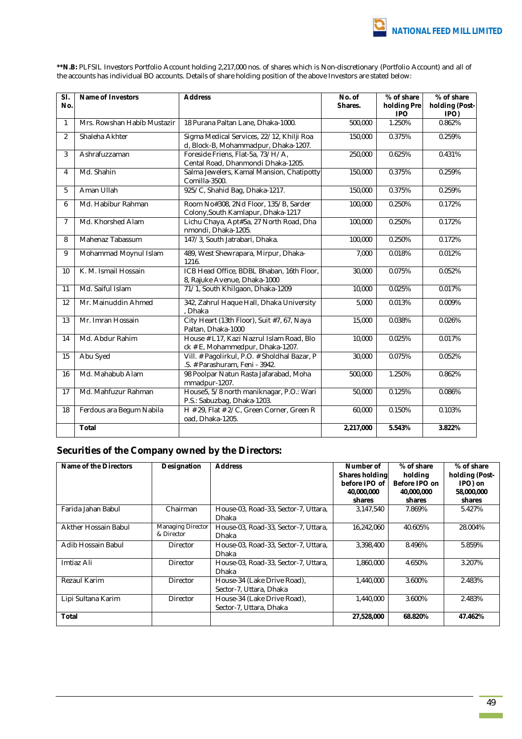**\*\*N.B:** PLFSIL Investors Portfolio Account holding 2,217,000 nos. of shares which is Non-discretionary (Portfolio Account) and all of the accounts has individual BO accounts. Details of share holding position of the above Investors are stated below:

| Sl. No. | Name of Investors | Address | No. of Shares. | % of share holding Pre IPO | % of share holding (Post-IPO) |
|---|---|---|---|---|---|
| 1 | Mrs. Rowshan Habib Mustazir | 18 Purana Paltan Lane, Dhaka-1000. | 500,000 | 1.250% | 0.862% |
| 2 | Shaleha Akhter | Sigma Medical Services, 22/12, Khilji Road, Block-B, Mohammadpur, Dhaka-1207. | 150,000 | 0.375% | 0.259% |
| 3 | Ashrafuzzaman | Foreside Friens, Flat-5a, 73/H/A, Cental Road, Dhanmondi Dhaka-1205. | 250,000 | 0.625% | 0.431% |
| 4 | Md. Shahin | Salma Jewelers, Kamal Mansion, Chatipotty Comilla-3500. | 150,000 | 0.375% | 0.259% |
| 5 | Aman Ullah | 925/C, Shahid Bag, Dhaka-1217. | 150,000 | 0.375% | 0.259% |
| 6 | Md. Habibur Rahman | Room No#308, 2Nd Floor, 135/B, Sarder Colony,South Kamlapur, Dhaka-1217 | 100,000 | 0.250% | 0.172% |
| 7 | Md. Khorshed Alam | Lichu Chaya, Apt#5a, 27 North Road, Dhanmondi, Dhaka-1205. | 100,000 | 0.250% | 0.172% |
| 8 | Mahenaz Tabassum | 147/3, South Jatrabari, Dhaka. | 100,000 | 0.250% | 0.172% |
| 9 | Mohammad Moynul Islam | 489, West Shewrapara, Mirpur, Dhaka-1216. | 7,000 | 0.018% | 0.012% |
| 10 | K. M. Ismail Hossain | ICB Head Office, BDBL Bhaban, 16th Floor, 8, Rajuke Avenue, Dhaka-1000 | 30,000 | 0.075% | 0.052% |
| 11 | Md. Saiful Islam | 71/1, South Khilgaon, Dhaka-1209 | 10,000 | 0.025% | 0.017% |
| 12 | Mr. Mainuddin Ahmed | 342, Zahrul Haque Hall, Dhaka University, Dhaka | 5,000 | 0.013% | 0.009% |
| 13 | Mr. Imran Hossain | City Heart (13th Floor), Suit #7, 67, Naya Paltan, Dhaka-1000 | 15,000 | 0.038% | 0.026% |
| 14 | Md. Abdur Rahim | House # L17, Kazi Nazrul Islam Road, Block # E, Mohammedpur, Dhaka-1207. | 10,000 | 0.025% | 0.017% |
| 15 | Abu Syed | Vill. # Pagolirkul, P.O. # Sholdhal Bazar, P.S. # Parashuram, Feni - 3942. | 30,000 | 0.075% | 0.052% |
| 16 | Md. Mahabub Alam | 98 Poolpar Natun Rasta Jafarabad, Mohammadpur-1207. | 500,000 | 1.250% | 0.862% |
| 17 | Md. Mahfuzur Rahman | House5, 5/8 north maniknagar, P.O.: Wari P.S.: Sabuzbag, Dhaka-1203. | 50,000 | 0.125% | 0.086% |
| 18 | Ferdous ara Begum Nabila | H # 29, Flat # 2/C, Green Corner, Green Road, Dhaka-1205. | 60,000 | 0.150% | 0.103% |
| | **Total** | | **2,217,000** | **5.543%** | **3.822%** |

## Securities of the Company owned by the Directors:

| Name of the Directors | Designation | Address | Number of Shares holding before IPO of 40,000,000 shares | % of share holding Before IPO on 40,000,000 shares | % of share holding (Post-IPO) on 58,000,000 shares |
|---|---|---|---|---|---|
| Farida Jahan Babul | Chairman | House-03, Road-33, Sector-7, Uttara, Dhaka | 3,147,540 | 7.869% | 5.427% |
| Akther Hossain Babul | Managing Director & Director | House-03, Road-33, Sector-7, Uttara, Dhaka | 16,242,060 | 40.605% | 28.004% |
| Adib Hossain Babul | Director | House-03, Road-33, Sector-7, Uttara, Dhaka | 3,398,400 | 8.496% | 5.859% |
| Imtiaz Ali | Director | House-03, Road-33, Sector-7, Uttara, Dhaka | 1,860,000 | 4.650% | 3.207% |
| Rezaul Karim | Director | House-34 (Lake Drive Road), Sector-7, Uttara, Dhaka | 1,440,000 | 3.600% | 2.483% |
| Lipi Sultana Karim | Director | House-34 (Lake Drive Road), Sector-7, Uttara, Dhaka | 1,440,000 | 3.600% | 2.483% |
| **Total** | | | **27,528,000** | **68.820%** | **47.462%** |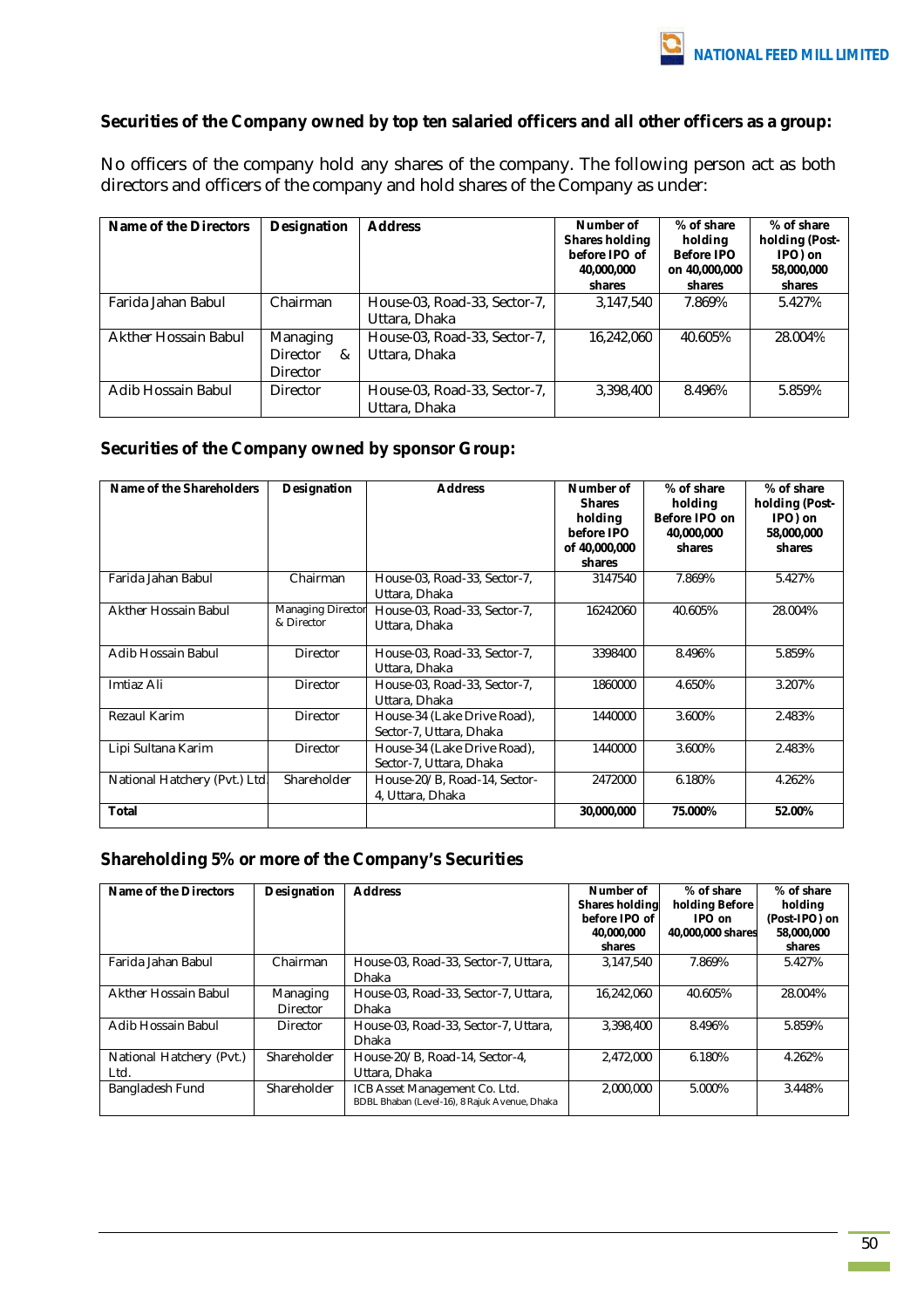### Securities of the Company owned by top ten salaried officers and all other officers as a group:

No officers of the company hold any shares of the company. The following person act as both directors and officers of the company and hold shares of the Company as under:

| Name of the Directors | Designation | Address | Number of Shares holding before IPO of 40,000,000 shares | % of share holding Before IPO on 40,000,000 shares | % of share holding (Post-IPO) on 58,000,000 shares |
|---|---|---|---|---|---|
| Farida Jahan Babul | Chairman | House-03, Road-33, Sector-7, Uttara, Dhaka | 3,147,540 | 7.869% | 5.427% |
| Akther Hossain Babul | Managing Director & Director | House-03, Road-33, Sector-7, Uttara, Dhaka | 16,242,060 | 40.605% | 28.004% |
| Adib Hossain Babul | Director | House-03, Road-33, Sector-7, Uttara, Dhaka | 3,398,400 | 8.496% | 5.859% |

### Securities of the Company owned by sponsor Group:

| Name of the Shareholders | Designation | Address | Number of Shares holding before IPO of 40,000,000 shares | % of share holding Before IPO on 40,000,000 shares | % of share holding (Post-IPO) on 58,000,000 shares |
|---|---|---|---|---|---|
| Farida Jahan Babul | Chairman | House-03, Road-33, Sector-7, Uttara, Dhaka | 3147540 | 7.869% | 5.427% |
| Akther Hossain Babul | Managing Director & Director | House-03, Road-33, Sector-7, Uttara, Dhaka | 16242060 | 40.605% | 28.004% |
| Adib Hossain Babul | Director | House-03, Road-33, Sector-7, Uttara, Dhaka | 3398400 | 8.496% | 5.859% |
| Imtiaz Ali | Director | House-03, Road-33, Sector-7, Uttara, Dhaka | 1860000 | 4.650% | 3.207% |
| Rezaul Karim | Director | House-34 (Lake Drive Road), Sector-7, Uttara, Dhaka | 1440000 | 3.600% | 2.483% |
| Lipi Sultana Karim | Director | House-34 (Lake Drive Road), Sector-7, Uttara, Dhaka | 1440000 | 3.600% | 2.483% |
| National Hatchery (Pvt.) Ltd. | Shareholder | House-20/B, Road-14, Sector-4, Uttara, Dhaka | 2472000 | 6.180% | 4.262% |
| **Total** | | | **30,000,000** | **75.000%** | **52.00%** |

### Shareholding 5% or more of the Company's Securities

| Name of the Directors | Designation | Address | Number of Shares holding before IPO of 40,000,000 shares | % of share holding Before IPO on 40,000,000 shares | % of share holding (Post-IPO) on 58,000,000 shares |
|---|---|---|---|---|---|
| Farida Jahan Babul | Chairman | House-03, Road-33, Sector-7, Uttara, Dhaka | 3,147,540 | 7.869% | 5.427% |
| Akther Hossain Babul | Managing Director | House-03, Road-33, Sector-7, Uttara, Dhaka | 16,242,060 | 40.605% | 28.004% |
| Adib Hossain Babul | Director | House-03, Road-33, Sector-7, Uttara, Dhaka | 3,398,400 | 8.496% | 5.859% |
| National Hatchery (Pvt.) Ltd. | Shareholder | House-20/B, Road-14, Sector-4, Uttara, Dhaka | 2,472,000 | 6.180% | 4.262% |
| Bangladesh Fund | Shareholder | ICB Asset Management Co. Ltd. BDBL Bhaban (Level-16), 8 Rajuk Avenue, Dhaka | 2,000,000 | 5.000% | 3.448% |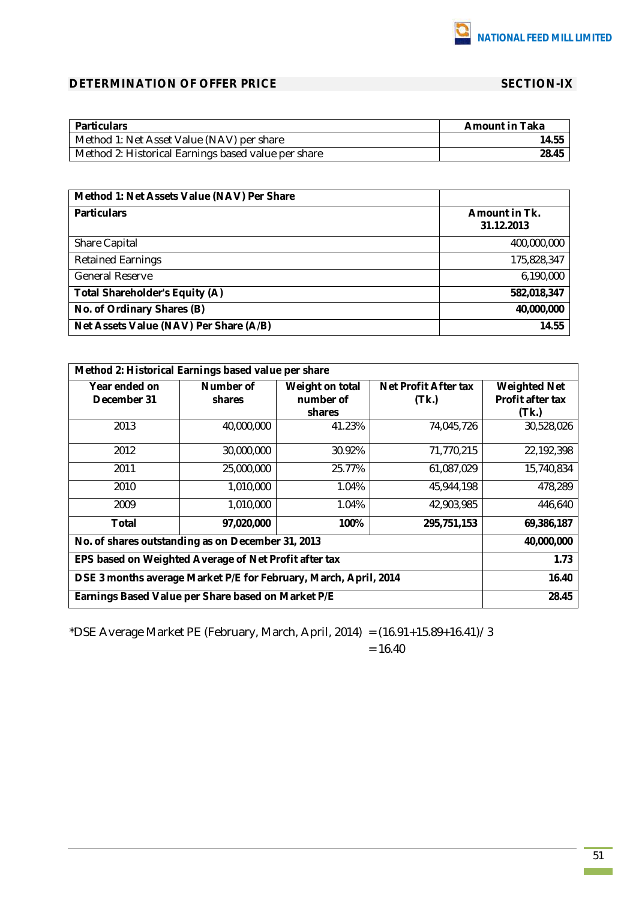## DETERMINATION OF OFFER PRICE SECTION-IX

| Particulars | Amount in Taka |
|---|---|
| Method 1: Net Asset Value (NAV) per share | **14.55** |
| Method 2: Historical Earnings based value per share | **28.45** |

| **Method 1: Net Assets Value (NAV) Per Share** | |
|---|---|
| **Particulars** | **Amount in Tk. 31.12.2013** |
| Share Capital | 400,000,000 |
| Retained Earnings | 175,828,347 |
| General Reserve | 6,190,000 |
| **Total Shareholder's Equity (A)** | **582,018,347** |
| **No. of Ordinary Shares (B)** | **40,000,000** |
| **Net Assets Value (NAV) Per Share (A/B)** | **14.55** |

| **Method 2: Historical Earnings based value per share** | | | | |
|---|---|---|---|---|
| **Year ended on December 31** | **Number of shares** | **Weight on total number of shares** | **Net Profit After tax (Tk.)** | **Weighted Net Profit after tax (Tk.)** |
| 2013 | 40,000,000 | 41.23% | 74,045,726 | 30,528,026 |
| 2012 | 30,000,000 | 30.92% | 71,770,215 | 22,192,398 |
| 2011 | 25,000,000 | 25.77% | 61,087,029 | 15,740,834 |
| 2010 | 1,010,000 | 1.04% | 45,944,198 | 478,289 |
| 2009 | 1,010,000 | 1.04% | 42,903,985 | 446,640 |
| **Total** | **97,020,000** | **100%** | **295,751,153** | **69,386,187** |
| **No. of shares outstanding as on December 31, 2013** | | | | **40,000,000** |
| **EPS based on Weighted Average of Net Profit after tax** | | | | **1.73** |
| **DSE 3 months average Market P/E for February, March, April, 2014** | | | | **16.40** |
| **Earnings Based Value per Share based on Market P/E** | | | | **28.45** |

*DSE Average Market PE (February, March, April, 2014) = (16.91+15.89+16.41)/3
= 16.40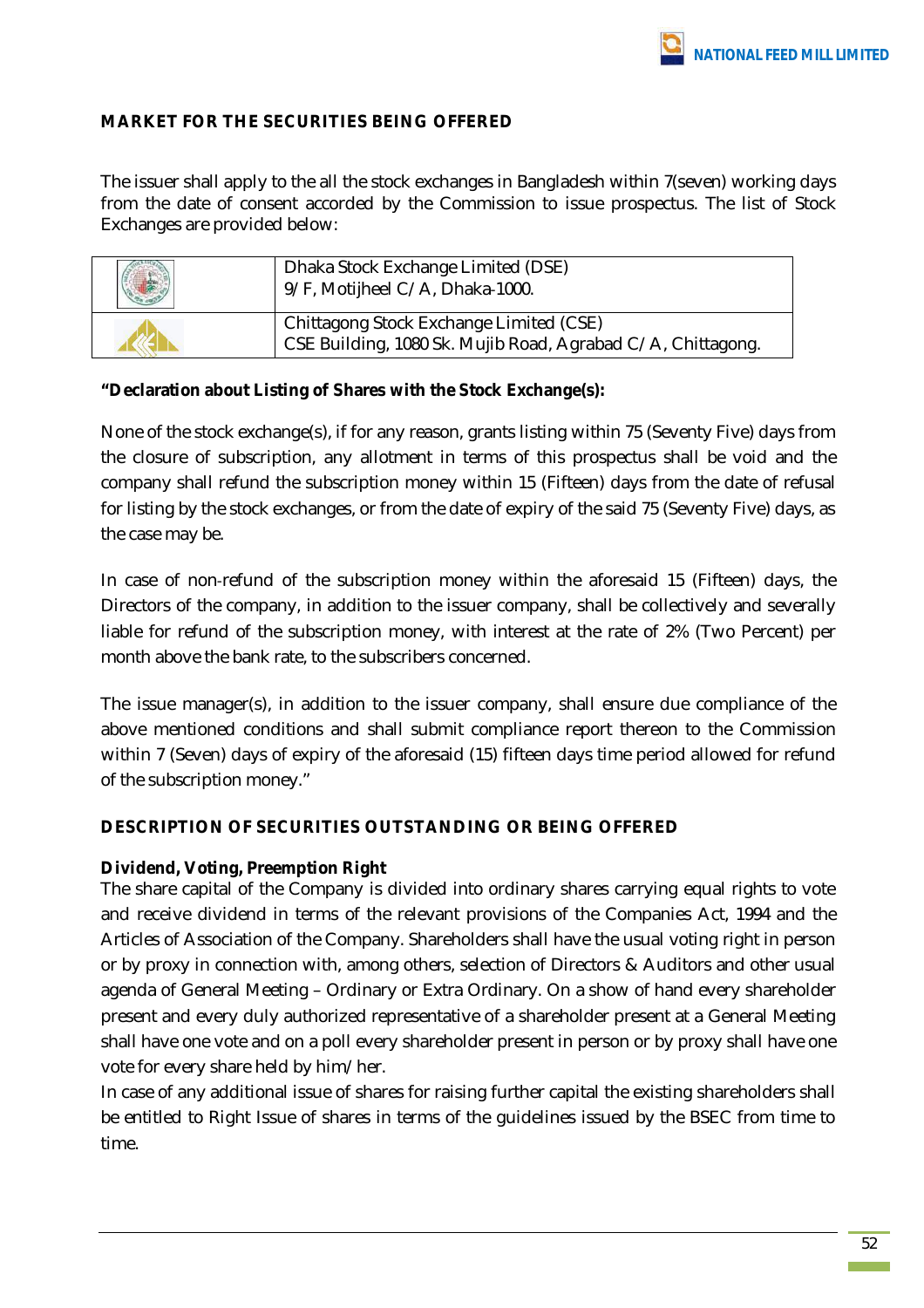## MARKET FOR THE SECURITIES BEING OFFERED

The issuer shall apply to the all the stock exchanges in Bangladesh within 7(seven) working days from the date of consent accorded by the Commission to issue prospectus. The list of Stock Exchanges are provided below:

| | |
|---|---|
| | Dhaka Stock Exchange Limited (DSE)<br>9/F, Motijheel C/A, Dhaka-1000. |
| | Chittagong Stock Exchange Limited (CSE)<br>CSE Building, 1080 Sk. Mujib Road, Agrabad C/A, Chittagong. |

**"Declaration about Listing of Shares with the Stock Exchange(s):**

None of the stock exchange(s), if for any reason, grants listing within 75 (Seventy Five) days from the closure of subscription, any allotment in terms of this prospectus shall be void and the company shall refund the subscription money within 15 (Fifteen) days from the date of refusal for listing by the stock exchanges, or from the date of expiry of the said 75 (Seventy Five) days, as the case may be.

In case of non-refund of the subscription money within the aforesaid 15 (Fifteen) days, the Directors of the company, in addition to the issuer company, shall be collectively and severally liable for refund of the subscription money, with interest at the rate of 2% (Two Percent) per month above the bank rate, to the subscribers concerned.

The issue manager(s), in addition to the issuer company, shall ensure due compliance of the above mentioned conditions and shall submit compliance report thereon to the Commission within 7 (Seven) days of expiry of the aforesaid (15) fifteen days time period allowed for refund of the subscription money."

## DESCRIPTION OF SECURITIES OUTSTANDING OR BEING OFFERED

**Dividend, Voting, Preemption Right**

The share capital of the Company is divided into ordinary shares carrying equal rights to vote and receive dividend in terms of the relevant provisions of the Companies Act, 1994 and the Articles of Association of the Company. Shareholders shall have the usual voting right in person or by proxy in connection with, among others, selection of Directors & Auditors and other usual agenda of General Meeting – Ordinary or Extra Ordinary. On a show of hand every shareholder present and every duly authorized representative of a shareholder present at a General Meeting shall have one vote and on a poll every shareholder present in person or by proxy shall have one vote for every share held by him/her.

In case of any additional issue of shares for raising further capital the existing shareholders shall be entitled to Right Issue of shares in terms of the guidelines issued by the BSEC from time to time.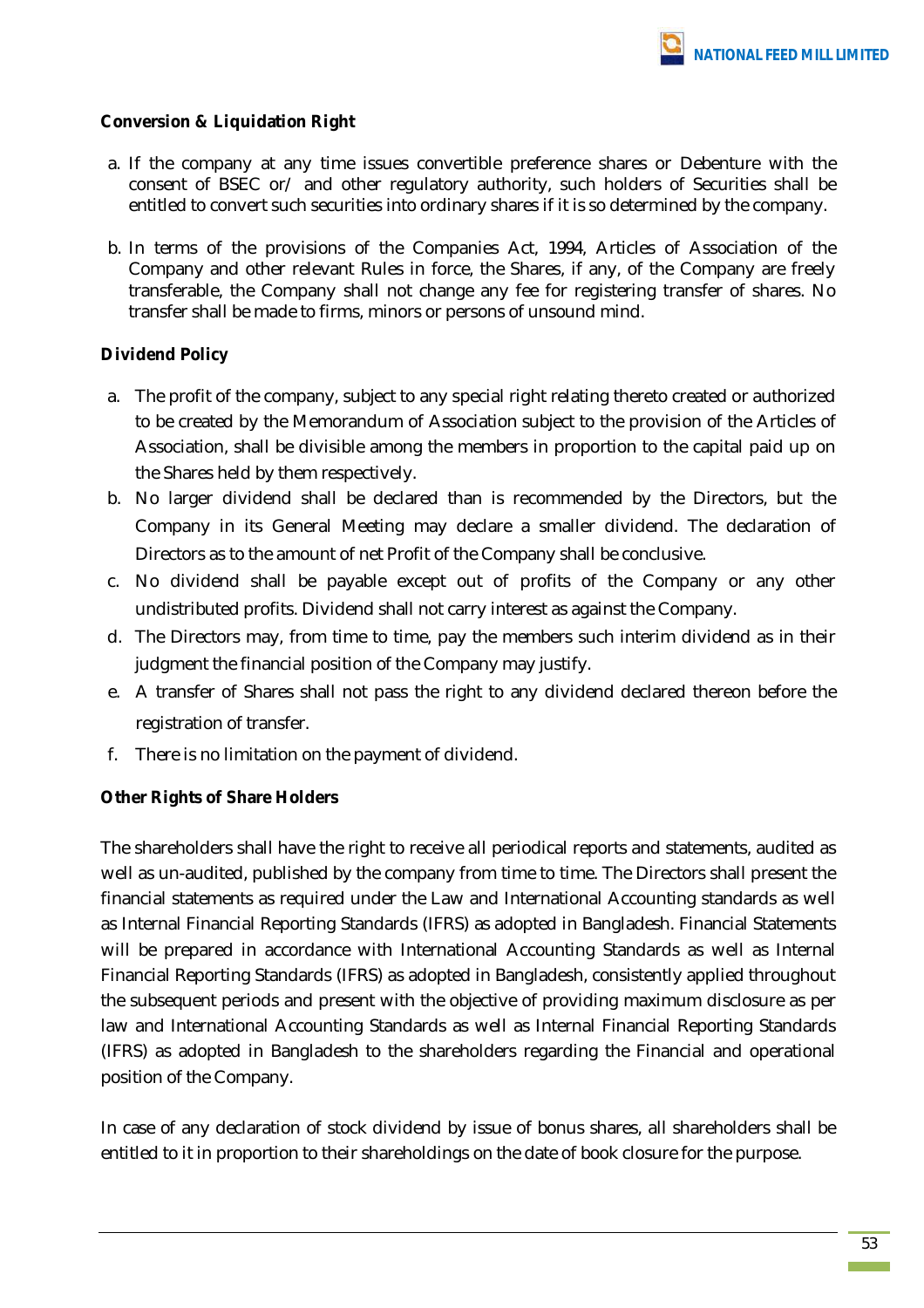**Conversion & Liquidation Right**

a. If the company at any time issues convertible preference shares or Debenture with the consent of BSEC or/ and other regulatory authority, such holders of Securities shall be entitled to convert such securities into ordinary shares if it is so determined by the company.

b. In terms of the provisions of the Companies Act, 1994, Articles of Association of the Company and other relevant Rules in force, the Shares, if any, of the Company are freely transferable, the Company shall not change any fee for registering transfer of shares. No transfer shall be made to firms, minors or persons of unsound mind.

**Dividend Policy**

a. The profit of the company, subject to any special right relating thereto created or authorized to be created by the Memorandum of Association subject to the provision of the Articles of Association, shall be divisible among the members in proportion to the capital paid up on the Shares held by them respectively.

b. No larger dividend shall be declared than is recommended by the Directors, but the Company in its General Meeting may declare a smaller dividend. The declaration of Directors as to the amount of net Profit of the Company shall be conclusive.

c. No dividend shall be payable except out of profits of the Company or any other undistributed profits. Dividend shall not carry interest as against the Company.

d. The Directors may, from time to time, pay the members such interim dividend as in their judgment the financial position of the Company may justify.

e. A transfer of Shares shall not pass the right to any dividend declared thereon before the registration of transfer.

f. There is no limitation on the payment of dividend.

**Other Rights of Share Holders**

The shareholders shall have the right to receive all periodical reports and statements, audited as well as un-audited, published by the company from time to time. The Directors shall present the financial statements as required under the Law and International Accounting standards as well as Internal Financial Reporting Standards (IFRS) as adopted in Bangladesh. Financial Statements will be prepared in accordance with International Accounting Standards as well as Internal Financial Reporting Standards (IFRS) as adopted in Bangladesh, consistently applied throughout the subsequent periods and present with the objective of providing maximum disclosure as per law and International Accounting Standards as well as Internal Financial Reporting Standards (IFRS) as adopted in Bangladesh to the shareholders regarding the Financial and operational position of the Company.

In case of any declaration of stock dividend by issue of bonus shares, all shareholders shall be entitled to it in proportion to their shareholdings on the date of book closure for the purpose.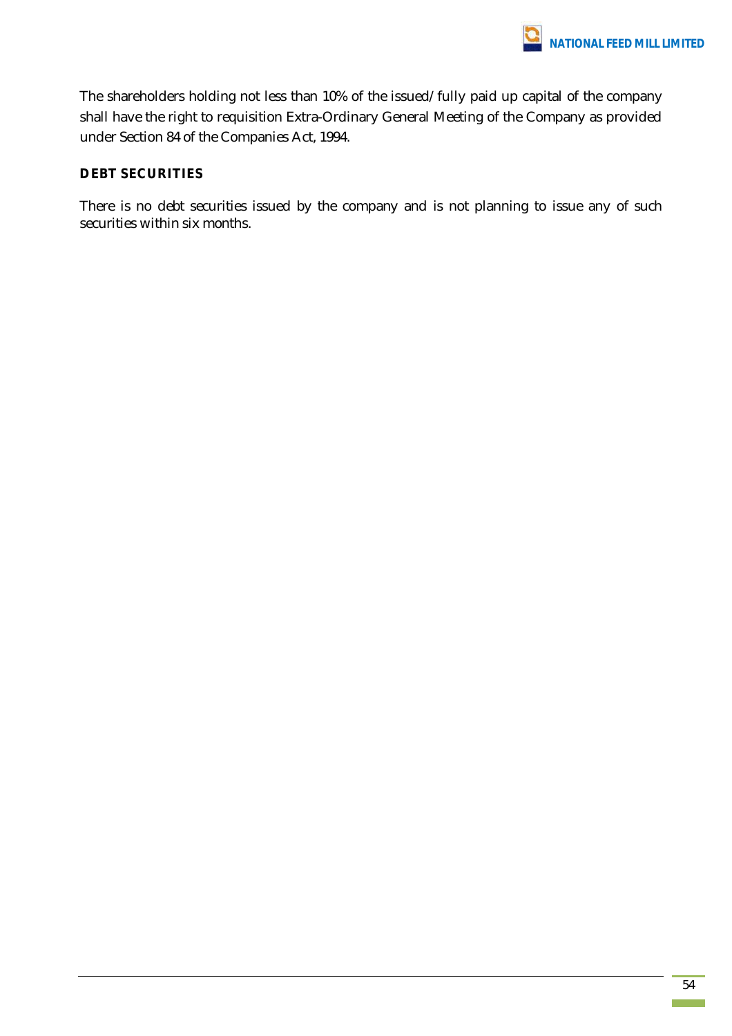The shareholders holding not less than 10% of the issued/fully paid up capital of the company shall have the right to requisition Extra-Ordinary General Meeting of the Company as provided under Section 84 of the Companies Act, 1994.

## DEBT SECURITIES

There is no debt securities issued by the company and is not planning to issue any of such securities within six months.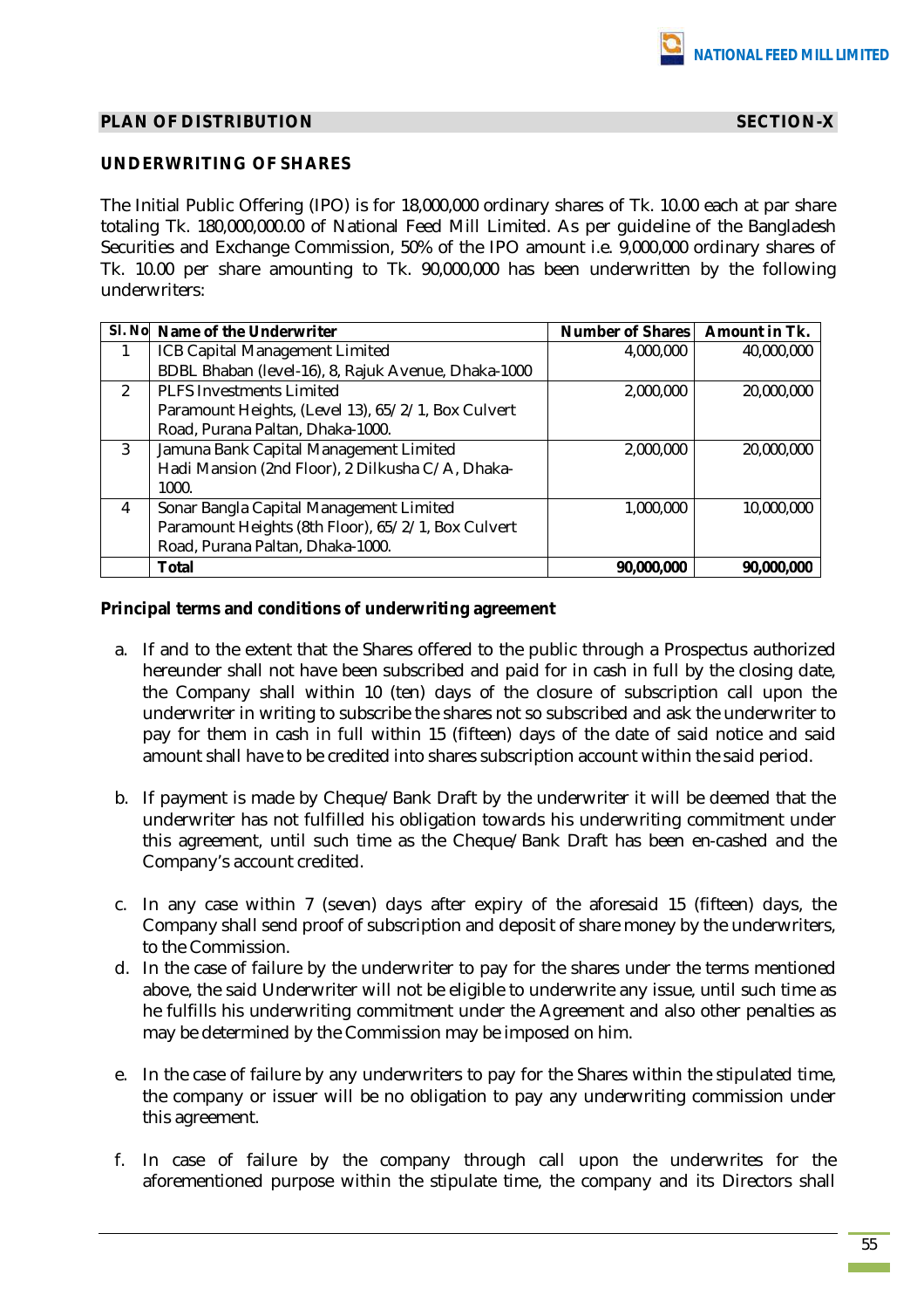## PLAN OF DISTRIBUTION SECTION-X

### UNDERWRITING OF SHARES

The Initial Public Offering (IPO) is for 18,000,000 ordinary shares of Tk. 10.00 each at par share totaling Tk. 180,000,000.00 of National Feed Mill Limited. As per guideline of the Bangladesh Securities and Exchange Commission, 50% of the IPO amount i.e. 9,000,000 ordinary shares of Tk. 10.00 per share amounting to Tk. 90,000,000 has been underwritten by the following underwriters:

| Sl. No | Name of the Underwriter | Number of Shares | Amount in Tk. |
|---|---|---|---|
| 1 | ICB Capital Management Limited<br>BDBL Bhaban (level-16), 8, Rajuk Avenue, Dhaka-1000 | 4,000,000 | 40,000,000 |
| 2 | PLFS Investments Limited<br>Paramount Heights, (Level 13), 65/2/1, Box Culvert Road, Purana Paltan, Dhaka-1000. | 2,000,000 | 20,000,000 |
| 3 | Jamuna Bank Capital Management Limited<br>Hadi Mansion (2nd Floor), 2 Dilkusha C/A, Dhaka-1000. | 2,000,000 | 20,000,000 |
| 4 | Sonar Bangla Capital Management Limited<br>Paramount Heights (8th Floor), 65/2/1, Box Culvert Road, Purana Paltan, Dhaka-1000. | 1,000,000 | 10,000,000 |
| | **Total** | **90,000,000** | **90,000,000** |

**Principal terms and conditions of underwriting agreement**

a. If and to the extent that the Shares offered to the public through a Prospectus authorized hereunder shall not have been subscribed and paid for in cash in full by the closing date, the Company shall within 10 (ten) days of the closure of subscription call upon the underwriter in writing to subscribe the shares not so subscribed and ask the underwriter to pay for them in cash in full within 15 (fifteen) days of the date of said notice and said amount shall have to be credited into shares subscription account within the said period.

b. If payment is made by Cheque/Bank Draft by the underwriter it will be deemed that the underwriter has not fulfilled his obligation towards his underwriting commitment under this agreement, until such time as the Cheque/Bank Draft has been en-cashed and the Company's account credited.

c. In any case within 7 (seven) days after expiry of the aforesaid 15 (fifteen) days, the Company shall send proof of subscription and deposit of share money by the underwriters, to the Commission.

d. In the case of failure by the underwriter to pay for the shares under the terms mentioned above, the said Underwriter will not be eligible to underwrite any issue, until such time as he fulfills his underwriting commitment under the Agreement and also other penalties as may be determined by the Commission may be imposed on him.

e. In the case of failure by any underwriters to pay for the Shares within the stipulated time, the company or issuer will be no obligation to pay any underwriting commission under this agreement.

f. In case of failure by the company through call upon the underwrites for the aforementioned purpose within the stipulate time, the company and its Directors shall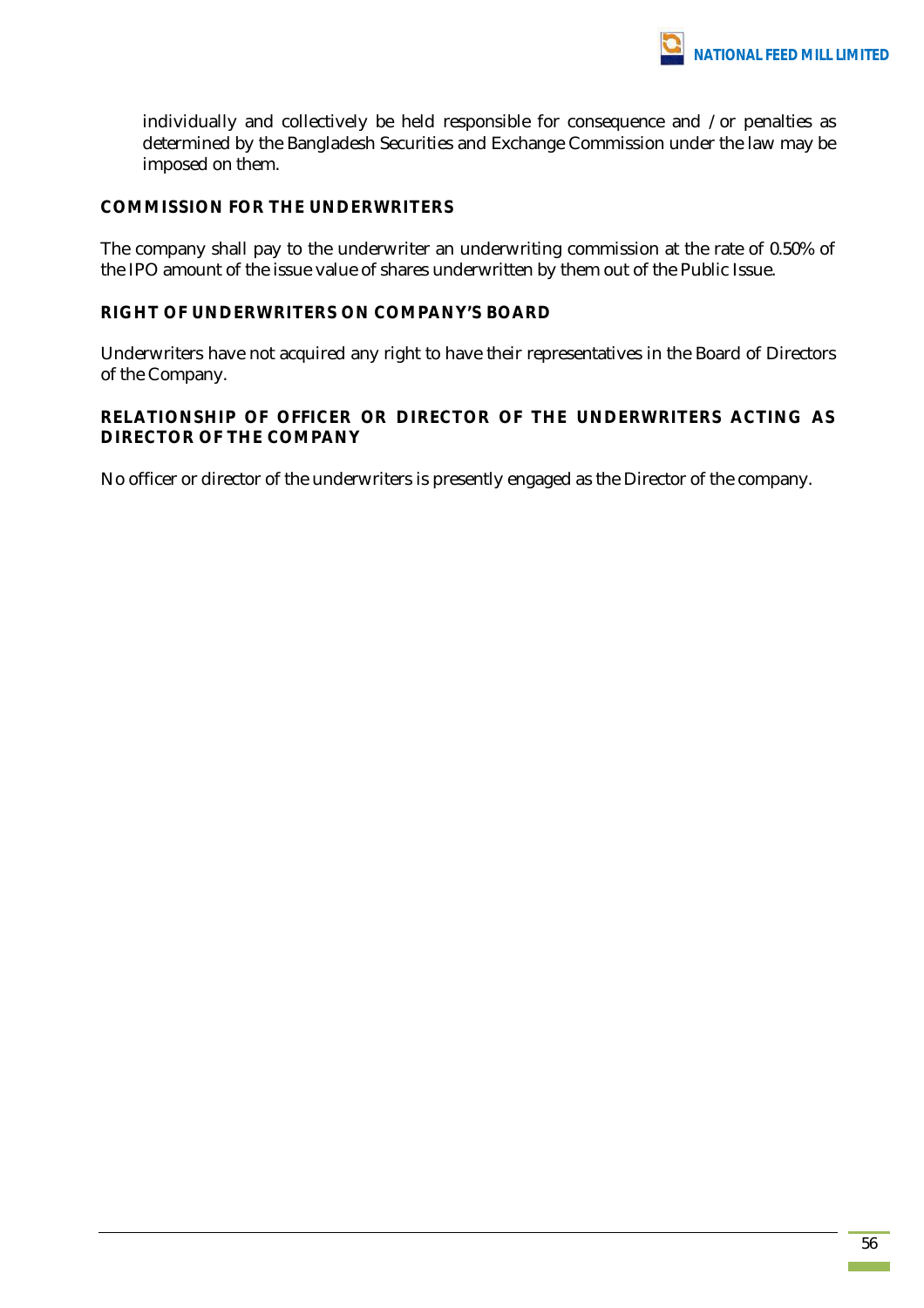individually and collectively be held responsible for consequence and / or penalties as determined by the Bangladesh Securities and Exchange Commission under the law may be imposed on them.

## COMMISSION FOR THE UNDERWRITERS

The company shall pay to the underwriter an underwriting commission at the rate of 0.50% of the IPO amount of the issue value of shares underwritten by them out of the Public Issue.

## RIGHT OF UNDERWRITERS ON COMPANY'S BOARD

Underwriters have not acquired any right to have their representatives in the Board of Directors of the Company.

## RELATIONSHIP OF OFFICER OR DIRECTOR OF THE UNDERWRITERS ACTING AS DIRECTOR OF THE COMPANY

No officer or director of the underwriters is presently engaged as the Director of the company.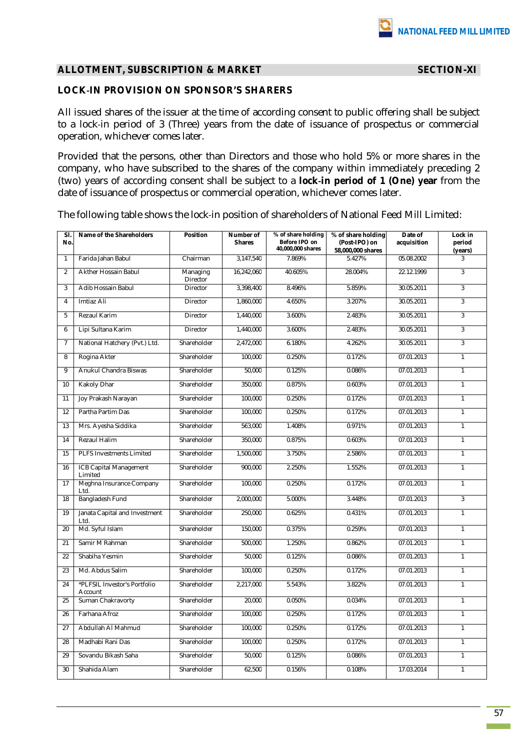## ALLOTMENT, SUBSCRIPTION & MARKET — SECTION-XI

### LOCK-IN PROVISION ON SPONSOR'S SHARERS

All issued shares of the issuer at the time of according consent to public offering shall be subject to a lock-in period of 3 (Three) years from the date of issuance of prospectus or commercial operation, whichever comes later.

Provided that the persons, other than Directors and those who hold 5% or more shares in the company, who have subscribed to the shares of the company within immediately preceding 2 (two) years of according consent shall be subject to a **lock-in period of 1 (One) year** from the date of issuance of prospectus or commercial operation, whichever comes later.

The following table shows the lock-in position of shareholders of National Feed Mill Limited:

| Sl. No. | Name of the Shareholders | Position | Number of Shares | % of share holding Before IPO on 40,000,000 shares | % of share holding (Post-IPO) on 58,000,000 shares | Date of acquisition | Lock in period (years) |
|---|---|---|---|---|---|---|---|
| 1 | Farida Jahan Babul | Chairman | 3,147,540 | 7.869% | 5.427% | 05.08.2002 | 3 |
| 2 | Akther Hossain Babul | Managing Director | 16,242,060 | 40.605% | 28.004% | 22.12.1999 | 3 |
| 3 | Adib Hossain Babul | Director | 3,398,400 | 8.496% | 5.859% | 30.05.2011 | 3 |
| 4 | Imtiaz Ali | Director | 1,860,000 | 4.650% | 3.207% | 30.05.2011 | 3 |
| 5 | Rezaul Karim | Director | 1,440,000 | 3.600% | 2.483% | 30.05.2011 | 3 |
| 6 | Lipi Sultana Karim | Director | 1,440,000 | 3.600% | 2.483% | 30.05.2011 | 3 |
| 7 | National Hatchery (Pvt.) Ltd. | Shareholder | 2,472,000 | 6.180% | 4.262% | 30.05.2011 | 3 |
| 8 | Rogina Akter | Shareholder | 100,000 | 0.250% | 0.172% | 07.01.2013 | 1 |
| 9 | Anukul Chandra Biswas | Shareholder | 50,000 | 0.125% | 0.086% | 07.01.2013 | 1 |
| 10 | Kakoly Dhar | Shareholder | 350,000 | 0.875% | 0.603% | 07.01.2013 | 1 |
| 11 | Joy Prakash Narayan | Shareholder | 100,000 | 0.250% | 0.172% | 07.01.2013 | 1 |
| 12 | Partha Partim Das | Shareholder | 100,000 | 0.250% | 0.172% | 07.01.2013 | 1 |
| 13 | Mrs. Ayesha Siddika | Shareholder | 563,000 | 1.408% | 0.971% | 07.01.2013 | 1 |
| 14 | Rezaul Halim | Shareholder | 350,000 | 0.875% | 0.603% | 07.01.2013 | 1 |
| 15 | PLFS Investments Limited | Shareholder | 1,500,000 | 3.750% | 2.586% | 07.01.2013 | 1 |
| 16 | ICB Capital Management Limited | Shareholder | 900,000 | 2.250% | 1.552% | 07.01.2013 | 1 |
| 17 | Meghna Insurance Company Ltd. | Shareholder | 100,000 | 0.250% | 0.172% | 07.01.2013 | 1 |
| 18 | Bangladesh Fund | Shareholder | 2,000,000 | 5.000% | 3.448% | 07.01.2013 | 3 |
| 19 | Janata Capital and Investment Ltd. | Shareholder | 250,000 | 0.625% | 0.431% | 07.01.2013 | 1 |
| 20 | Md. Syful Islam | Shareholder | 150,000 | 0.375% | 0.259% | 07.01.2013 | 1 |
| 21 | Samir M Rahman | Shareholder | 500,000 | 1.250% | 0.862% | 07.01.2013 | 1 |
| 22 | Shabiha Yesmin | Shareholder | 50,000 | 0.125% | 0.086% | 07.01.2013 | 1 |
| 23 | Md. Abdus Salim | Shareholder | 100,000 | 0.250% | 0.172% | 07.01.2013 | 1 |
| 24 | *PLFSIL Investor's Portfolio Account | Shareholder | 2,217,000 | 5.543% | 3.822% | 07.01.2013 | 1 |
| 25 | Suman Chakravorty | Shareholder | 20,000 | 0.050% | 0.034% | 07.01.2013 | 1 |
| 26 | Farhana Afroz | Shareholder | 100,000 | 0.250% | 0.172% | 07.01.2013 | 1 |
| 27 | Abdullah Al Mahmud | Shareholder | 100,000 | 0.250% | 0.172% | 07.01.2013 | 1 |
| 28 | Madhabi Rani Das | Shareholder | 100,000 | 0.250% | 0.172% | 07.01.2013 | 1 |
| 29 | Sovandu Bikash Saha | Shareholder | 50,000 | 0.125% | 0.086% | 07.01.2013 | 1 |
| 30 | Shahida Alam | Shareholder | 62,500 | 0.156% | 0.108% | 17.03.2014 | 1 |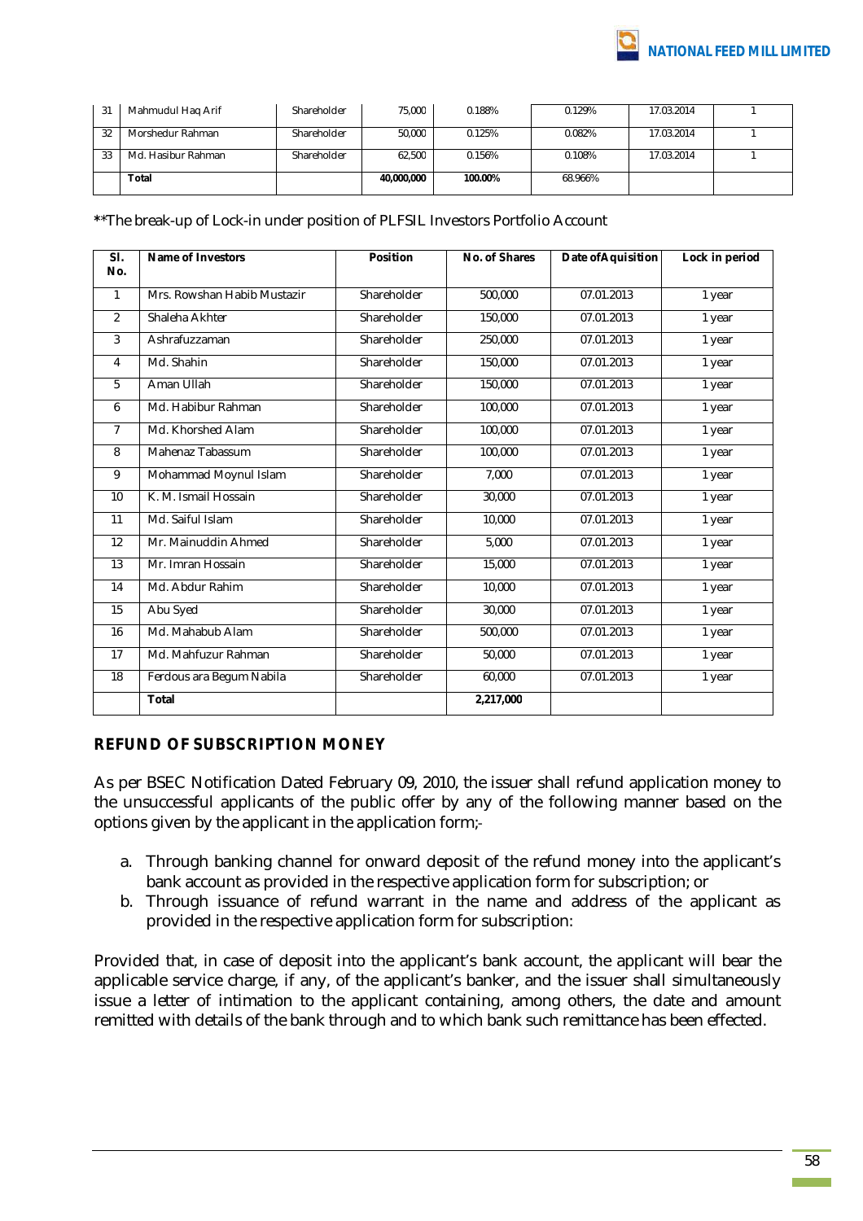| 31 | Mahmudul Haq Arif | Shareholder | 75,000 | 0.188% | 0.129% | 17.03.2014 | 1 |
|---|---|---|---|---|---|---|---|
| 32 | Morshedur Rahman | Shareholder | 50,000 | 0.125% | 0.082% | 17.03.2014 | 1 |
| 33 | Md. Hasibur Rahman | Shareholder | 62,500 | 0.156% | 0.108% | 17.03.2014 | 1 |
| | **Total** | | **40,000,000** | **100.00%** | 68.966% | | |

**The break-up of Lock-in under position of PLFSIL Investors Portfolio Account

| Sl. No. | Name of Investors | Position | No. of Shares | Date ofAquisition | Lock in period |
|---|---|---|---|---|---|
| 1 | Mrs. Rowshan Habib Mustazir | Shareholder | 500,000 | 07.01.2013 | 1 year |
| 2 | Shaleha Akhter | Shareholder | 150,000 | 07.01.2013 | 1 year |
| 3 | Ashrafuzzaman | Shareholder | 250,000 | 07.01.2013 | 1 year |
| 4 | Md. Shahin | Shareholder | 150,000 | 07.01.2013 | 1 year |
| 5 | Aman Ullah | Shareholder | 150,000 | 07.01.2013 | 1 year |
| 6 | Md. Habibur Rahman | Shareholder | 100,000 | 07.01.2013 | 1 year |
| 7 | Md. Khorshed Alam | Shareholder | 100,000 | 07.01.2013 | 1 year |
| 8 | Mahenaz Tabassum | Shareholder | 100,000 | 07.01.2013 | 1 year |
| 9 | Mohammad Moynul Islam | Shareholder | 7,000 | 07.01.2013 | 1 year |
| 10 | K. M. Ismail Hossain | Shareholder | 30,000 | 07.01.2013 | 1 year |
| 11 | Md. Saiful Islam | Shareholder | 10,000 | 07.01.2013 | 1 year |
| 12 | Mr. Mainuddin Ahmed | Shareholder | 5,000 | 07.01.2013 | 1 year |
| 13 | Mr. Imran Hossain | Shareholder | 15,000 | 07.01.2013 | 1 year |
| 14 | Md. Abdur Rahim | Shareholder | 10,000 | 07.01.2013 | 1 year |
| 15 | Abu Syed | Shareholder | 30,000 | 07.01.2013 | 1 year |
| 16 | Md. Mahabub Alam | Shareholder | 500,000 | 07.01.2013 | 1 year |
| 17 | Md. Mahfuzur Rahman | Shareholder | 50,000 | 07.01.2013 | 1 year |
| 18 | Ferdous ara Begum Nabila | Shareholder | 60,000 | 07.01.2013 | 1 year |
| | **Total** | | **2,217,000** | | |

## REFUND OF SUBSCRIPTION MONEY

As per BSEC Notification Dated February 09, 2010, the issuer shall refund application money to the unsuccessful applicants of the public offer by any of the following manner based on the options given by the applicant in the application form;-

a. Through banking channel for onward deposit of the refund money into the applicant's bank account as provided in the respective application form for subscription; or
b. Through issuance of refund warrant in the name and address of the applicant as provided in the respective application form for subscription:

Provided that, in case of deposit into the applicant's bank account, the applicant will bear the applicable service charge, if any, of the applicant's banker, and the issuer shall simultaneously issue a letter of intimation to the applicant containing, among others, the date and amount remitted with details of the bank through and to which bank such remittance has been effected.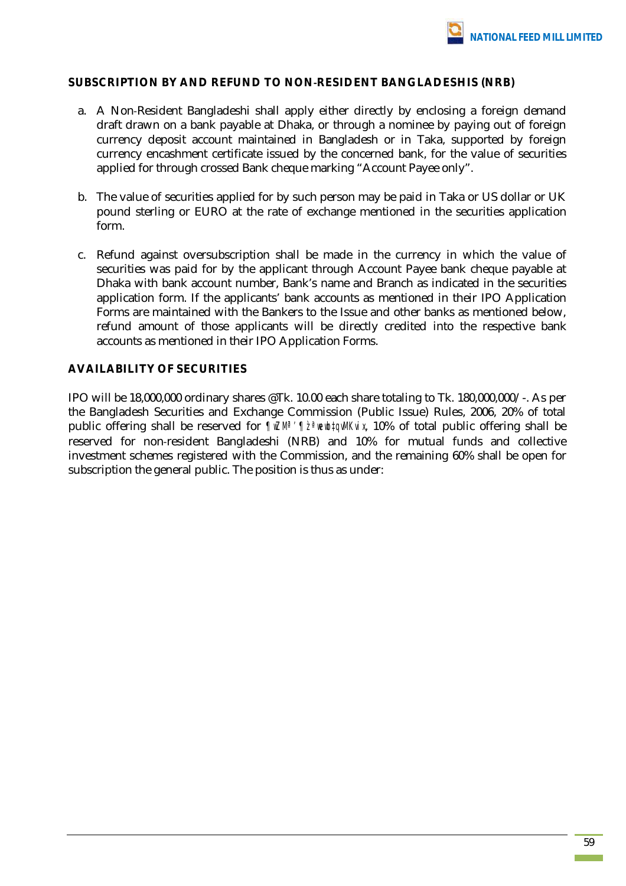## SUBSCRIPTION BY AND REFUND TO NON-RESIDENT BANGLADESHIS (NRB)

a. A Non-Resident Bangladeshi shall apply either directly by enclosing a foreign demand draft drawn on a bank payable at Dhaka, or through a nominee by paying out of foreign currency deposit account maintained in Bangladesh or in Taka, supported by foreign currency encashment certificate issued by the concerned bank, for the value of securities applied for through crossed Bank cheque marking "Account Payee only".

b. The value of securities applied for by such person may be paid in Taka or US dollar or UK pound sterling or EURO at the rate of exchange mentioned in the securities application form.

c. Refund against oversubscription shall be made in the currency in which the value of securities was paid for by the applicant through Account Payee bank cheque payable at Dhaka with bank account number, Bank's name and Branch as indicated in the securities application form. If the applicants' bank accounts as mentioned in their IPO Application Forms are maintained with the Bankers to the Issue and other banks as mentioned below, refund amount of those applicants will be directly credited into the respective bank accounts as mentioned in their IPO Application Forms.

## AVAILABILITY OF SECURITIES

IPO will be 18,000,000 ordinary shares @Tk. 10.00 each share totaling to Tk. 180,000,000/-. As per the Bangladesh Securities and Exchange Commission (Public Issue) Rules, 2006, 20% of total public offering shall be reserved for ¶wZMÖ¯Í ¶z`ª wewb‡qvMKvix, 10% of total public offering shall be reserved for non-resident Bangladeshi (NRB) and 10% for mutual funds and collective investment schemes registered with the Commission, and the remaining 60% shall be open for subscription the general public. The position is thus as under: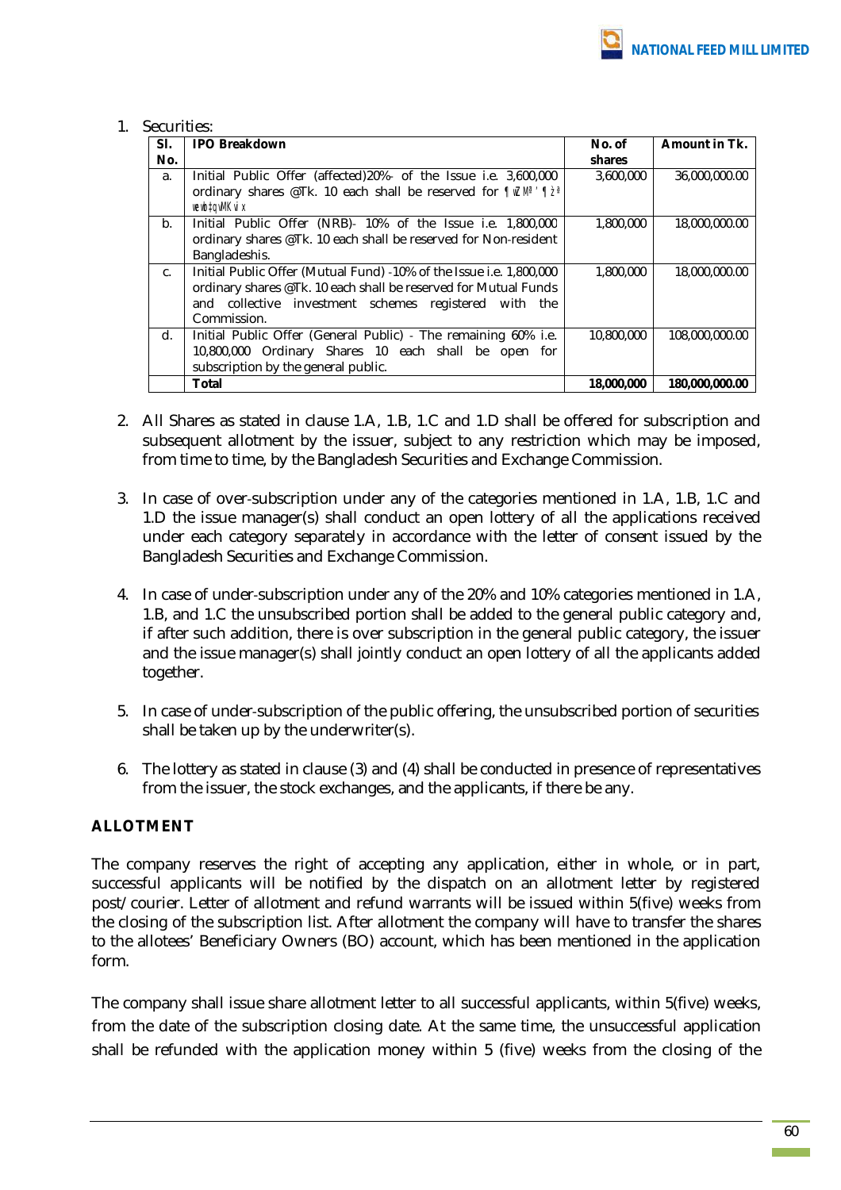1. Securities:

| Sl. No. | IPO Breakdown | No. of shares | Amount in Tk. |
|---|---|---|---|
| a. | Initial Public Offer (affected)20%- of the Issue i.e. 3,600,000 ordinary shares @Tk. 10 each shall be reserved for ¶wZMÖ¯' ¶z`ª wewb‡qvMKvix | 3,600,000 | 36,000,000.00 |
| b. | Initial Public Offer (NRB)- 10% of the Issue i.e. 1,800,000 ordinary shares @Tk. 10 each shall be reserved for Non-resident Bangladeshis. | 1,800,000 | 18,000,000.00 |
| c. | Initial Public Offer (Mutual Fund) -10% of the Issue i.e. 1,800,000 ordinary shares @Tk. 10 each shall be reserved for Mutual Funds and collective investment schemes registered with the Commission. | 1,800,000 | 18,000,000.00 |
| d. | Initial Public Offer (General Public) - The remaining 60% i.e. 10,800,000 Ordinary Shares 10 each shall be open for subscription by the general public. | 10,800,000 | 108,000,000.00 |
| | **Total** | **18,000,000** | **180,000,000.00** |

2. All Shares as stated in clause 1.A, 1.B, 1.C and 1.D shall be offered for subscription and subsequent allotment by the issuer, subject to any restriction which may be imposed, from time to time, by the Bangladesh Securities and Exchange Commission.

3. In case of over-subscription under any of the categories mentioned in 1.A, 1.B, 1.C and 1.D the issue manager(s) shall conduct an open lottery of all the applications received under each category separately in accordance with the letter of consent issued by the Bangladesh Securities and Exchange Commission.

4. In case of under-subscription under any of the 20% and 10% categories mentioned in 1.A, 1.B, and 1.C the unsubscribed portion shall be added to the general public category and, if after such addition, there is over subscription in the general public category, the issuer and the issue manager(s) shall jointly conduct an open lottery of all the applicants added together.

5. In case of under-subscription of the public offering, the unsubscribed portion of securities shall be taken up by the underwriter(s).

6. The lottery as stated in clause (3) and (4) shall be conducted in presence of representatives from the issuer, the stock exchanges, and the applicants, if there be any.

## ALLOTMENT

The company reserves the right of accepting any application, either in whole, or in part, successful applicants will be notified by the dispatch on an allotment letter by registered post/courier. Letter of allotment and refund warrants will be issued within 5(five) weeks from the closing of the subscription list. After allotment the company will have to transfer the shares to the allotees' Beneficiary Owners (BO) account, which has been mentioned in the application form.

The company shall issue share allotment letter to all successful applicants, within 5(five) weeks, from the date of the subscription closing date. At the same time, the unsuccessful application shall be refunded with the application money within 5 (five) weeks from the closing of the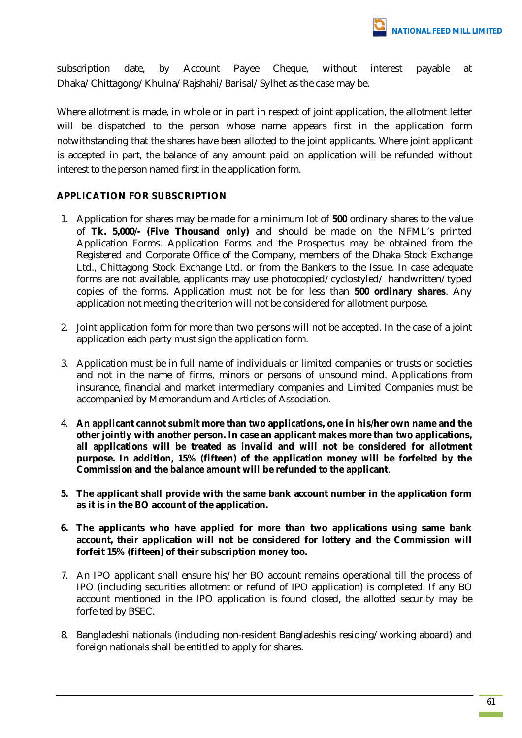subscription date, by Account Payee Cheque, without interest payable at Dhaka/Chittagong/Khulna/Rajshahi/Barisal/Sylhet as the case may be.

Where allotment is made, in whole or in part in respect of joint application, the allotment letter will be dispatched to the person whose name appears first in the application form notwithstanding that the shares have been allotted to the joint applicants. Where joint applicant is accepted in part, the balance of any amount paid on application will be refunded without interest to the person named first in the application form.

**APPLICATION FOR SUBSCRIPTION**

1. Application for shares may be made for a minimum lot of **500** ordinary shares to the value of **Tk. 5,000/- (Five Thousand only)** and should be made on the NFML's printed Application Forms. Application Forms and the Prospectus may be obtained from the Registered and Corporate Office of the Company, members of the Dhaka Stock Exchange Ltd., Chittagong Stock Exchange Ltd. or from the Bankers to the Issue. In case adequate forms are not available, applicants may use photocopied/cyclostyled/ handwritten/typed copies of the forms. Application must not be for less than **500 ordinary shares**. Any application not meeting the criterion will not be considered for allotment purpose.

2. Joint application form for more than two persons will not be accepted. In the case of a joint application each party must sign the application form.

3. Application must be in full name of individuals or limited companies or trusts or societies and not in the name of firms, minors or persons of unsound mind. Applications from insurance, financial and market intermediary companies and Limited Companies must be accompanied by Memorandum and Articles of Association.

4. **An applicant cannot submit more than two applications, one in his/her own name and the other jointly with another person. In case an applicant makes more than two applications, all applications will be treated as invalid and will not be considered for allotment purpose. In addition, 15% (fifteen) of the application money will be forfeited by the Commission and the balance amount will be refunded to the applicant**.

5. **The applicant shall provide with the same bank account number in the application form as it is in the BO account of the application.**

6. **The applicants who have applied for more than two applications using same bank account, their application will not be considered for lottery and the Commission will forfeit 15% (fifteen) of their subscription money too.**

7. An IPO applicant shall ensure his/her BO account remains operational till the process of IPO (including securities allotment or refund of IPO application) is completed. If any BO account mentioned in the IPO application is found closed, the allotted security may be forfeited by BSEC.

8. Bangladeshi nationals (including non-resident Bangladeshis residing/working aboard) and foreign nationals shall be entitled to apply for shares.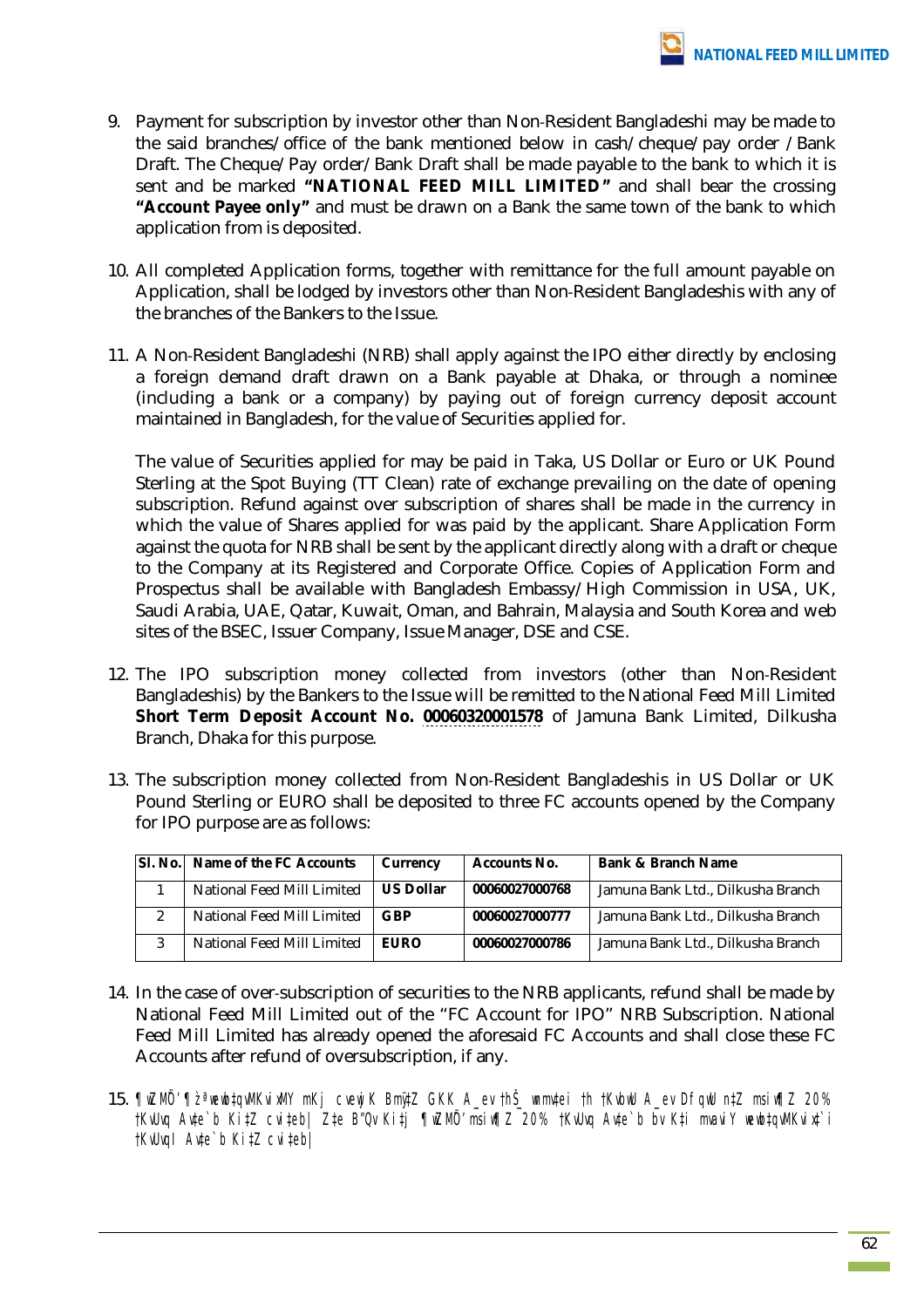9. Payment for subscription by investor other than Non-Resident Bangladeshi may be made to the said branches/office of the bank mentioned below in cash/cheque/pay order /Bank Draft. The Cheque/Pay order/Bank Draft shall be made payable to the bank to which it is sent and be marked **"NATIONAL FEED MILL LIMITED"** and shall bear the crossing **"Account Payee only"** and must be drawn on a Bank the same town of the bank to which application from is deposited.

10. All completed Application forms, together with remittance for the full amount payable on Application, shall be lodged by investors other than Non-Resident Bangladeshis with any of the branches of the Bankers to the Issue.

11. A Non-Resident Bangladeshi (NRB) shall apply against the IPO either directly by enclosing a foreign demand draft drawn on a Bank payable at Dhaka, or through a nominee (including a bank or a company) by paying out of foreign currency deposit account maintained in Bangladesh, for the value of Securities applied for.

    The value of Securities applied for may be paid in Taka, US Dollar or Euro or UK Pound Sterling at the Spot Buying (TT Clean) rate of exchange prevailing on the date of opening subscription. Refund against over subscription of shares shall be made in the currency in which the value of Shares applied for was paid by the applicant. Share Application Form against the quota for NRB shall be sent by the applicant directly along with a draft or cheque to the Company at its Registered and Corporate Office. Copies of Application Form and Prospectus shall be available with Bangladesh Embassy/High Commission in USA, UK, Saudi Arabia, UAE, Qatar, Kuwait, Oman, and Bahrain, Malaysia and South Korea and web sites of the BSEC, Issuer Company, Issue Manager, DSE and CSE.

12. The IPO subscription money collected from investors (other than Non-Resident Bangladeshis) by the Bankers to the Issue will be remitted to the National Feed Mill Limited **Short Term Deposit Account No. 00060320001578** of Jamuna Bank Limited, Dilkusha Branch, Dhaka for this purpose.

13. The subscription money collected from Non-Resident Bangladeshis in US Dollar or UK Pound Sterling or EURO shall be deposited to three FC accounts opened by the Company for IPO purpose are as follows:

| Sl. No. | Name of the FC Accounts | Currency | Accounts No. | Bank & Branch Name |
|---|---|---|---|---|
| 1 | National Feed Mill Limited | US Dollar | 00060027000768 | Jamuna Bank Ltd., Dilkusha Branch |
| 2 | National Feed Mill Limited | GBP | 00060027000777 | Jamuna Bank Ltd., Dilkusha Branch |
| 3 | National Feed Mill Limited | EURO | 00060027000786 | Jamuna Bank Ltd., Dilkusha Branch |

14. In the case of over-subscription of securities to the NRB applicants, refund shall be made by National Feed Mill Limited out of the "FC Account for IPO" NRB Subscription. National Feed Mill Limited has already opened the aforesaid FC Accounts and shall close these FC Accounts after refund of oversubscription, if any.

15. ক্ষুদ্র বিনিয়োগকারীগণ সকল পাবলিক ইস্যুতে একক অথবা যৌথ হিসাবের যে কোন একটি অথবা উভয়টি হতে সংরক্ষিত ২০% কোটায় আবেদন করতে পারবেন। তবে ইচ্ছা করলে ক্ষুদ্র সংরক্ষিত ২০% কোটায় আবেদন না করে সাধারণ বিনিয়োগকারীদের কোটায়ও আবেদন করতে পারবেন।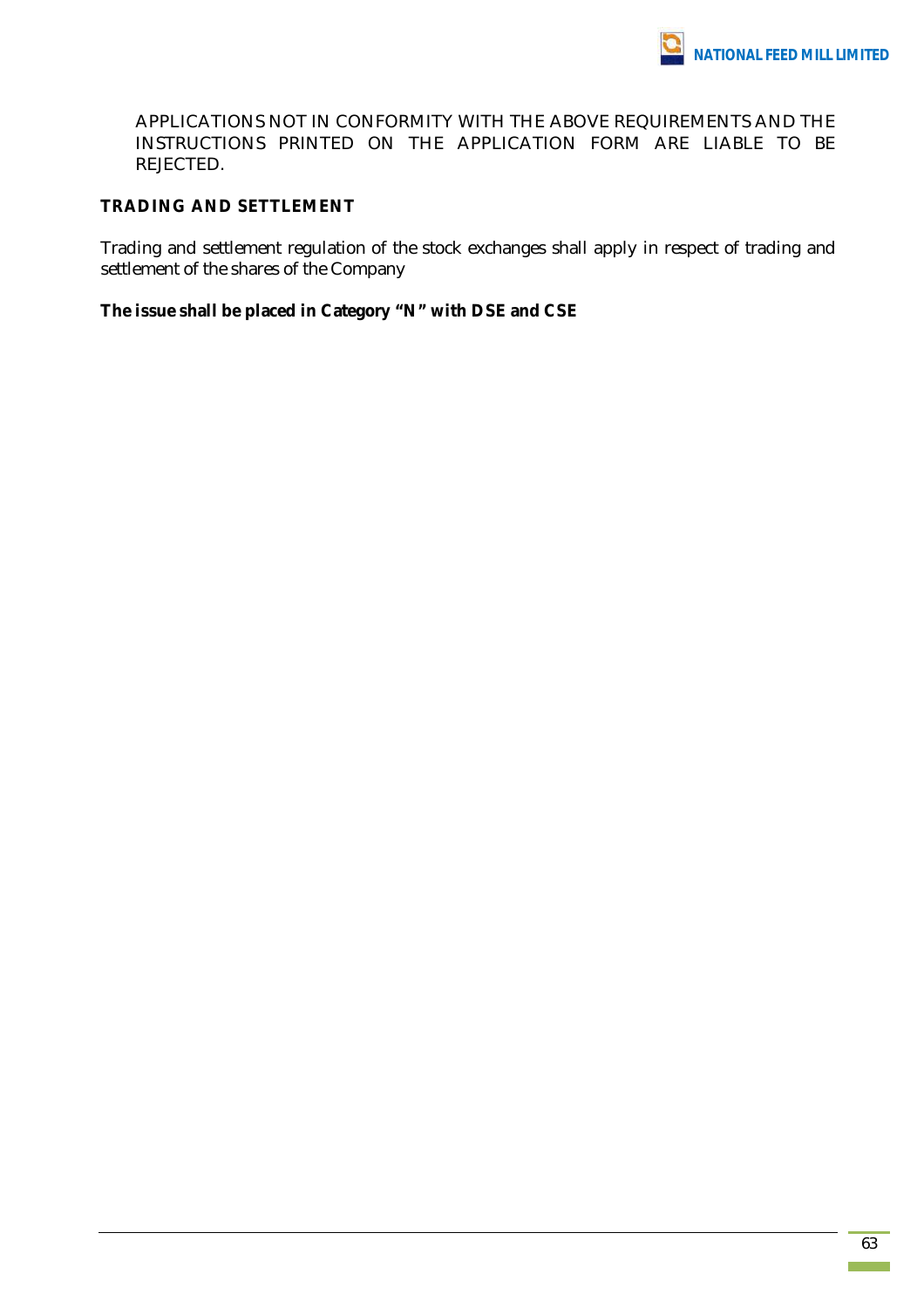APPLICATIONS NOT IN CONFORMITY WITH THE ABOVE REQUIREMENTS AND THE INSTRUCTIONS PRINTED ON THE APPLICATION FORM ARE LIABLE TO BE REJECTED.

## TRADING AND SETTLEMENT

Trading and settlement regulation of the stock exchanges shall apply in respect of trading and settlement of the shares of the Company

**The issue shall be placed in Category "N" with DSE and CSE**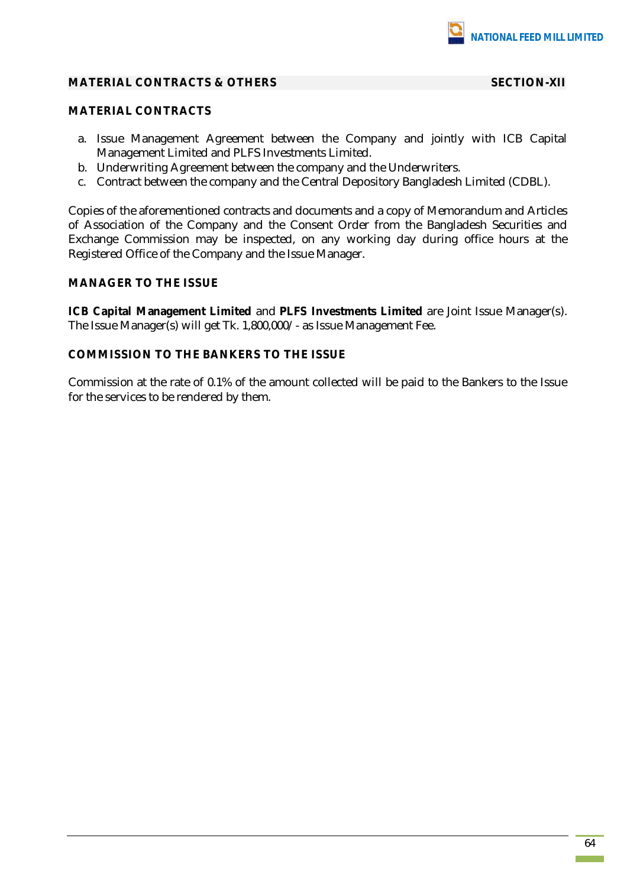## MATERIAL CONTRACTS & OTHERS SECTION-XII

### MATERIAL CONTRACTS

a. Issue Management Agreement between the Company and jointly with ICB Capital Management Limited and PLFS Investments Limited.
b. Underwriting Agreement between the company and the Underwriters.
c. Contract between the company and the Central Depository Bangladesh Limited (CDBL).

Copies of the aforementioned contracts and documents and a copy of Memorandum and Articles of Association of the Company and the Consent Order from the Bangladesh Securities and Exchange Commission may be inspected, on any working day during office hours at the Registered Office of the Company and the Issue Manager.

### MANAGER TO THE ISSUE

**ICB Capital Management Limited** and **PLFS Investments Limited** are Joint Issue Manager(s). The Issue Manager(s) will get Tk. 1,800,000/- as Issue Management Fee.

### COMMISSION TO THE BANKERS TO THE ISSUE

Commission at the rate of 0.1% of the amount collected will be paid to the Bankers to the Issue for the services to be rendered by them.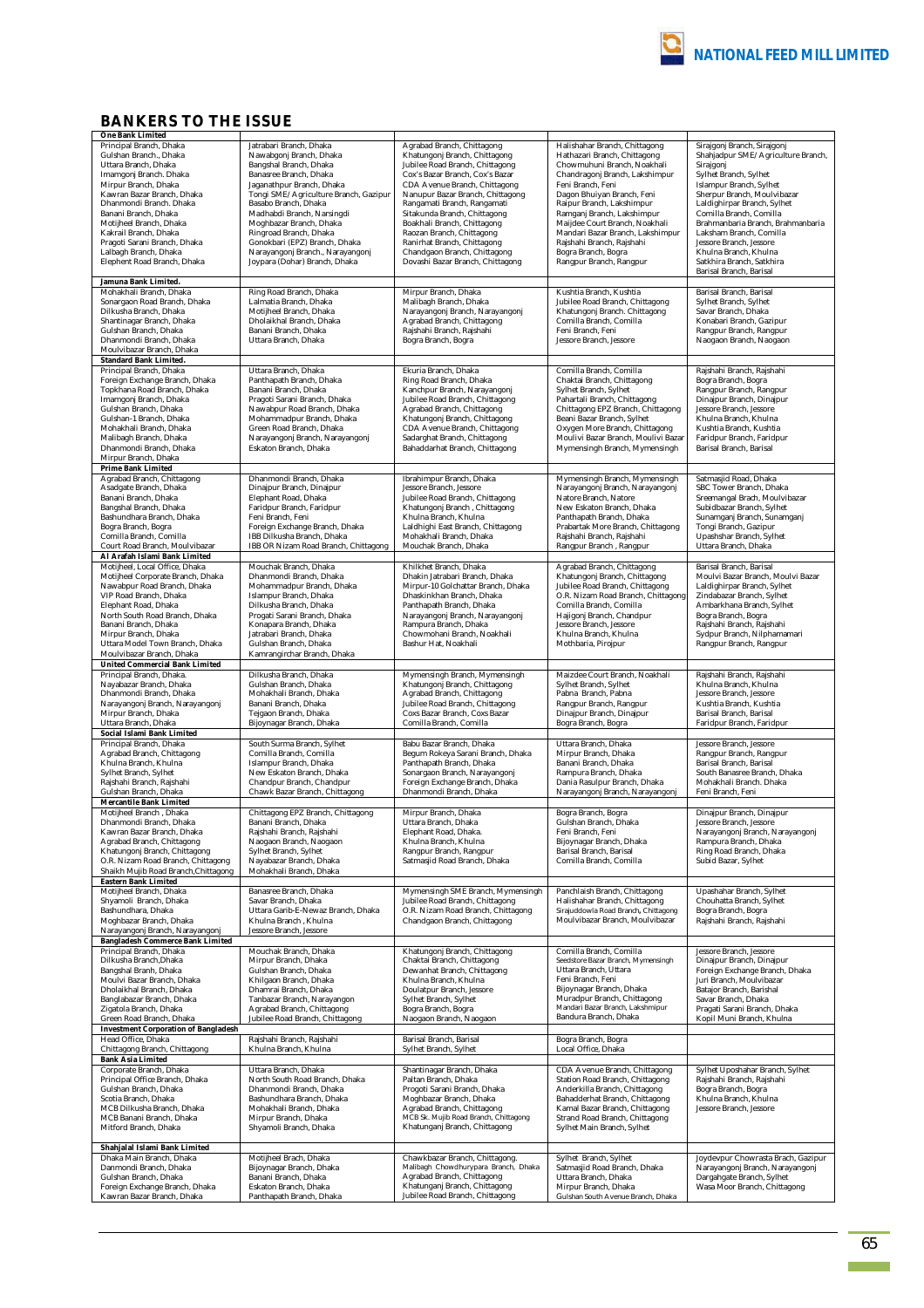# BANKERS TO THE ISSUE

| | | | | |
|---|---|---|---|---|
| **One Bank Limited** | | | | |
| Principal Branch, Dhaka<br>Gulshan Branch., Dhaka<br>Uttara Branch, Dhaka<br>Imamgonj Branch. Dhaka<br>Mirpur Branch, Dhaka<br>Kawran Bazar Branch, Dhaka<br>Dhanmondi Branch. Dhaka<br>Banani Branch, Dhaka<br>Motijheel Branch, Dhaka<br>Kakrail Branch, Dhaka<br>Pragoti Sarani Branch, Dhaka<br>Lalbagh Branch, Dhaka<br>Elephent Road Branch, Dhaka | Jatrabari Branch, Dhaka<br>Nawabgonj Branch, Dhaka<br>Bangshal Branch, Dhaka<br>Banasree Branch, Dhaka<br>Jaganathpur Branch, Dhaka<br>Tongi SME/Agriculture Branch, Gazipur<br>Basabo Branch, Dhaka<br>Madhabdi Branch, Narsingdi<br>Moghbazar Branch, Dhaka<br>Ringroad Branch, Dhaka<br>Gonokbari (EPZ) Branch, Dhaka<br>Narayangonj Branch., Narayangonj<br>Joypara (Dohar) Branch, Dhaka | Agrabad Branch, Chittagong<br>Khatungonj Branch, Chittagong<br>Jubilee Road Branch, Chittagong<br>Cox's Bazar Branch, Cox's Bazar<br>CDA Avenue Branch, Chittagong<br>Nanupur Bazar Branch, Chittagong<br>Rangamati Branch, Rangamati<br>Sitakunda Branch, Chittagong<br>Boakhali Branch, Chittagong<br>Raozan Branch, Chittagong<br>Ranirhat Branch, Chittagong<br>Chandgaon Branch, Chittagong<br>Dovashi Bazar Branch, Chittagong | Halishahar Branch, Chittagong<br>Hathazari Branch, Chittagong<br>Chowmuhuni Branch, Noakhali<br>Chandragonj Branch, Lakshimpur<br>Feni Branch, Feni<br>Dagon Bhuiyan Branch, Feni<br>Raipur Branch, Lakshimpur<br>Ramganj Branch, Lakshimpur<br>Maijdee Court Branch, Noakhali<br>Mandari Bazar Branch, Lakshimpur<br>Rajshahi Branch, Rajshahi<br>Bogra Branch, Bogra<br>Rangpur Branch, Rangpur | Sirajgonj Branch, Sirajgonj<br>Shahjadpur SME/Agriculture Branch, Sirajgonj<br>Sylhet Branch, Sylhet<br>Islampur Branch, Sylhet<br>Sherpur Branch, Moulvibazar<br>Laldighirpar Branch, Sylhet<br>Comilla Branch, Comilla<br>Brahmanbaria Branch, Brahmanbaria<br>Laksham Branch, Comilla<br>Jessore Branch, Jessore<br>Khulna Branch, Khulna<br>Satkhira Branch, Satkhira<br>Barisal Branch, Barisal |
| **Jamuna Bank Limited.** | | | | |
| Mohakhali Branch, Dhaka<br>Sonargaon Road Branch, Dhaka<br>Dilkusha Branch, Dhaka<br>Shantinagar Branch, Dhaka<br>Gulshan Branch, Dhaka<br>Dhanmondi Branch, Dhaka<br>Moulvibazar Branch, Dhaka | Ring Road Branch, Dhaka<br>Lalmatia Branch, Dhaka<br>Motijheel Branch, Dhaka<br>Dholaikhal Branch, Dhaka<br>Banani Branch, Dhaka<br>Uttara Branch, Dhaka | Mirpur Branch, Dhaka<br>Malibagh Branch, Dhaka<br>Narayangonj Branch, Narayangonj<br>Agrabad Branch, Chittagong<br>Rajshahi Branch, Rajshahi<br>Bogra Branch, Bogra | Kushtia Branch, Kushtia<br>Jubilee Road Branch, Chittagong<br>Khatungonj Branch. Chittagong<br>Comilla Branch, Comilla<br>Feni Branch, Feni<br>Jessore Branch, Jessore | Barisal Branch, Barisal<br>Sylhet Branch, Sylhet<br>Savar Branch, Dhaka<br>Konabari Branch, Gazipur<br>Rangpur Branch, Rangpur<br>Naogaon Branch, Naogaon |
| **Standard Bank Limited.** | | | | |
| Principal Branch, Dhaka<br>Foreign Exchange Branch, Dhaka<br>Topkhana Road Branch, Dhaka<br>Imamgonj Branch, Dhaka<br>Gulshan Branch, Dhaka<br>Gulshan-1 Branch, Dhaka<br>Mohakhali Branch, Dhaka<br>Malibagh Branch, Dhaka<br>Dhanmondi Branch, Dhaka<br>Mirpur Branch, Dhaka | Uttara Branch, Dhaka<br>Panthapath Branch, Dhaka<br>Banani Branch, Dhaka<br>Pragoti Sarani Branch, Dhaka<br>Nawabpur Road Branch, Dhaka<br>Mohammadpur Branch, Dhaka<br>Green Road Branch, Dhaka<br>Narayangonj Branch, Narayangonj<br>Eskaton Branch, Dhaka | Ekuria Branch, Dhaka<br>Ring Road Branch, Dhaka<br>Kanchpur Branch, Narayangonj<br>Jubilee Road Branch, Chittagong<br>Agrabad Branch, Chittagong<br>Khatungonj Branch, Chittagong<br>CDA Avenue Branch, Chittagong<br>Sadarghat Branch, Chittagong<br>Bahaddarhat Branch, Chittagong | Comilla Branch, Comilla<br>Chaktai Branch, Chittagong<br>Sylhet Branch, Sylhet<br>Pahartali Branch, Chittagong<br>Chittagong EPZ Branch, Chittagong<br>Beani Bazar Branch, Sylhet<br>Oxygen More Branch, Chittagong<br>Moulivi Bazar Branch, Moulivi Bazar<br>Mymensingh Branch, Mymensingh | Rajshahi Branch, Rajshahi<br>Bogra Branch, Bogra<br>Rangpur Branch, Rangpur<br>Dinajpur Branch, Dinajpur<br>Jessore Branch, Jessore<br>Khulna Branch, Khulna<br>Kushtia Branch, Kushtia<br>Faridpur Branch, Faridpur<br>Barisal Branch, Barisal |
| **Prime Bank Limited** | | | | |
| Agrabad Branch, Chittagong<br>Asadgate Branch, Dhaka<br>Banani Branch, Dhaka<br>Bangshal Branch, Dhaka<br>Bashundhara Branch, Dhaka<br>Bogra Branch, Bogra<br>Comilla Branch, Comilla<br>Court Road Branch, Moulvibazar | Dhanmondi Branch, Dhaka<br>Dinajpur Branch, Dinajpur<br>Elephant Road, Dhaka<br>Faridpur Branch, Faridpur<br>Feni Branch, Feni<br>Foreign Exchange Branch, Dhaka<br>IBB Dilkusha Branch, Dhaka<br>IBB OR Nizam Road Branch, Chittagong | Ibrahimpur Branch, Dhaka<br>Jessore Branch, Jessore<br>Jubilee Road Branch, Chittagong<br>Khatungonj Branch , Chittagong<br>Khulna Branch, Khulna<br>Laldhighi East Branch, Chittagong<br>Mohakhali Branch, Dhaka<br>Mouchak Branch, Dhaka | Mymensingh Branch, Mymensingh<br>Narayangonj Branch, Narayangonj<br>Natore Branch, Natore<br>New Eskaton Branch, Dhaka<br>Panthapath Branch, Dhaka<br>Prabartak More Branch, Chittagong<br>Rajshahi Branch, Rajshahi<br>Rangpur Branch , Rangpur | Satmasjid Road, Dhaka<br>SBC Tower Branch, Dhaka<br>Sreemangal Brach, Moulvibazar<br>Subidbazar Branch, Sylhet<br>Sunamganj Branch, Sunamganj<br>Tongi Branch, Gazipur<br>Upashahar Branch, Sylhet<br>Uttara Branch, Dhaka |
| **Al Arafah Islami Bank Limited** | | | | |
| Motijheel, Local Office, Dhaka<br>Motijheel Corporate Branch, Dhaka<br>Nawabpur Road Branch, Dhaka<br>VIP Road Branch, Dhaka<br>Elephant Road, Dhaka<br>North South Road Branch, Dhaka<br>Banani Branch, Dhaka<br>Mirpur Branch, Dhaka<br>Uttara Model Town Branch, Dhaka<br>Moulvibazar Branch, Dhaka | Mouchak Branch, Dhaka<br>Dhanmondi Branch, Dhaka<br>Mohammadpur Branch, Dhaka<br>Islampur Branch, Dhaka<br>Dilkusha Branch, Dhaka<br>Progati Sarani Branch, Dhaka<br>Konapara Branch, Dhaka<br>Jatrabari Branch, Dhaka<br>Gulshan Branch, Dhaka<br>Kamrangirchar Branch, Dhaka | Khilkhet Branch, Dhaka<br>Dhakin Jatrabari Branch, Dhaka<br>Mirpur-10 Golchattar Branch, Dhaka<br>Dhaskinkhan Branch, Dhaka<br>Panthapath Branch, Dhaka<br>Narayangonj Branch, Narayangonj<br>Rampura Branch, Dhaka<br>Chowmohani Branch, Noakhali<br>Bashur Hat, Noakhali | Agrabad Branch, Chittagong<br>Khatungonj Branch, Chittagong<br>Jubilee Road Branch, Chittagong<br>O.R. Nizam Road Branch, Chittagong<br>Comilla Branch, Comilla<br>Hajigonj Branch, Chandpur<br>Jessore Branch, Jessore<br>Khulna Branch, Khulna<br>Mothbaria, Pirojpur | Barisal Branch, Barisal<br>Moulvi Bazar Branch, Moulvi Bazar<br>Laldighirpar Branch, Sylhet<br>Zindabazar Branch, Sylhet<br>Ambarkhana Branch, Sylhet<br>Bogra Branch, Bogra<br>Rajshahi Branch, Rajshahi<br>Sydpur Branch, Nilphamamari<br>Rangpur Branch, Rangpur |
| **United Commercial Bank Limited** | | | | |
| Principal Branch, Dhaka.<br>Nayabazar Branch, Dhaka<br>Dhanmondi Branch, Dhaka<br>Narayangonj Branch, Narayangonj<br>Mirpur Branch, Dhaka<br>Uttara Branch, Dhaka | Dilkusha Branch, Dhaka<br>Gulshan Branch, Dhaka<br>Mohakhali Branch, Dhaka<br>Banani Branch, Dhaka<br>Tejgaon Branch, Dhaka<br>Bijoynagar Branch, Dhaka | Mymensingh Branch, Mymensingh<br>Khatungonj Branch, Chittagong<br>Agrabad Branch, Chittagong<br>Jubilee Road Branch, Chittagong<br>Coxs Bazar Branch, Coxs Bazar<br>Comilla Branch, Comilla | Maizdee Court Branch, Noakhali<br>Sylhet Branch, Sylhet<br>Pabna Branch, Pabna<br>Rangpur Branch, Rangpur<br>Dinajpur Branch, Dinajpur<br>Bogra Branch, Bogra | Rajshahi Branch, Rajshahi<br>Khulna Branch, Khulna<br>Jessore Branch, Jessore<br>Kushtia Branch, Kushtia<br>Barisal Branch, Barisal<br>Faridpur Branch, Faridpur |
| **Social Islami Bank Limited** | | | | |
| Principal Branch, Dhaka<br>Agrabad Branch, Chittagong<br>Khulna Branch, Khulna<br>Sylhet Branch, Sylhet<br>Rajshahi Branch, Rajshahi<br>Gulshan Branch, Dhaka | South Surma Branch, Sylhet<br>Comilla Branch, Comilla<br>Islampur Branch, Dhaka<br>New Eskaton Branch, Dhaka<br>Chandpur Branch, Chandpur<br>Chawk Bazar Branch, Chittagong | Babu Bazar Branch, Dhaka<br>Begum Rokeya Sarani Branch, Dhaka<br>Panthapath Branch, Dhaka<br>Sonargaon Branch, Narayangonj<br>Foreign Exchange Branch, Dhaka<br>Dhanmondi Branch, Dhaka | Uttara Branch, Dhaka<br>Mirpur Branch, Dhaka<br>Banani Branch, Dhaka<br>Rampura Branch, Dhaka<br>Dania Rasulpur Branch, Dhaka<br>Narayangonj Branch, Narayangonj | Jessore Branch, Jessore<br>Rangpur Branch, Rangpur<br>Barisal Branch, Barisal<br>South Banasree Branch, Dhaka<br>Mohakhali Branch. Dhaka<br>Feni Branch, Feni |
| **Mercantile Bank Limited** | | | | |
| Motijheel Branch , Dhaka<br>Dhanmondi Branch, Dhaka<br>Kawran Bazar Branch, Dhaka<br>Agrabad Branch, Chittagong<br>Khatungonj Branch, Chittagong<br>O.R. Nizam Road Branch, Chittagong<br>Shaikh Mujib Road Branch,Chittagong | Chittagong EPZ Branch, Chittagong<br>Banani Branch, Dhaka<br>Rajshahi Branch, Rajshahi<br>Naogaon Branch, Naogaon<br>Sylhet Branch, Sylhet<br>Nayabazar Branch, Dhaka<br>Mohakhali Branch, Dhaka | Mirpur Branch, Dhaka<br>Uttara Branch, Dhaka<br>Elephant Road, Dhaka.<br>Khulna Branch, Khulna<br>Rangpur Branch, Rangpur<br>Satmasjid Road Branch, Dhaka | Bogra Branch, Bogra<br>Gulshan Branch, Dhaka<br>Feni Branch, Feni<br>Bijoynagar Branch, Dhaka<br>Barisal Branch, Barisal<br>Comilla Branch, Comilla | Dinajpur Branch, Dinajpur<br>Jessore Branch, Jessore<br>Narayangonj Branch, Narayangonj<br>Rampura Branch, Dhaka<br>Ring Road Branch, Dhaka<br>Subid Bazar, Sylhet |
| **Eastern Bank Limited** | | | | |
| Motijheel Branch, Dhaka<br>Shyamoli Branch, Dhaka<br>Bashundhara, Dhaka<br>Moghbazar Branch, Dhaka<br>Narayangonj Branch, Narayangonj | Banasree Branch, Dhaka<br>Savar Branch, Dhaka<br>Uttara Garib-E-Newaz Branch, Dhaka<br>Khulna Branch , Khulna<br>Jessore Branch, Jessore | Mymensingh SME Branch, Mymensingh<br>Jubilee Road Branch, Chittagong<br>O.R. Nizam Road Branch, Chittagong<br>Chandgaon Branch, Chittagong | Panchlaish Branch, Chittagong<br>Halishahar Branch, Chittagong<br>Sirajuddowla Road Branch, Chittagong<br>Moulvibazar Branch, Moulvibazar | Upashahar Branch, Sylhet<br>Chouhatta Branch, Sylhet<br>Bogra Branch, Bogra<br>Rajshahi Branch, Rajshahi |
| **Bangladesh Commerce Bank Limited** | | | | |
| Principal Branch, Dhaka<br>Dilkusha Branch,Dhaka<br>Bangshal Branh, Dhaka<br>Moulvi Bazar Branch, Dhaka<br>Dholaikhal Branch, Dhaka<br>Banglabazar Branch, Dhaka<br>Zigatola Branch, Dhaka<br>Green Road Branch, Dhaka | Mouchak Branch, Dhaka<br>Mirpur Branch, Dhaka<br>Gulshan Branch, Dhaka<br>Khilgaon Branch, Dhaka<br>Dhamrai Branch, Dhaka<br>Tanbazar Branch, Narayangon<br>Agrabad Branch, Chittagong<br>Jubilee Road Branch, Chittagong | Khatungonj Branch, Chittagong<br>Chaktai Branch, Chittagong<br>Dewanhat Branch, Chittagong<br>Khulna Branch, Khulna<br>Doulatpur Branch, Jessore<br>Sylhet Branch, Sylhet<br>Bogra Branch, Bogra<br>Naogaon Branch, Naogaon | Comilla Branch, Comilla<br>Seedstore Bazar Branch, Mymensingh<br>Uttara Branch, Uttara<br>Feni Branch, Feni<br>Bijoynagar Branch, Dhaka<br>Muradpur Branch, Chittagong<br>Mandari Bazar Branch, Lakshmipur<br>Bandura Branch, Dhaka | Jessore Branch, Jessore<br>Dinajpur Branch, Dinajpur<br>Foreign Exchange Branch, Dhaka<br>Juri Branch, Moulvibazar<br>Batajor Branch, Barishal<br>Savar Branch, Dhaka<br>Pragati Sarani Branch, Dhaka<br>Kopil Muni Branch, Khulna |
| **Investment Corporation of Bangladesh** | | | | |
| Head Office, Dhaka<br>Chittagong Branch, Chittagong | Rajshahi Branch, Rajshahi<br>Khulna Branch, Khulna | Barisal Branch, Barisal<br>Sylhet Branch, Sylhet | Bogra Branch, Bogra<br>Local Office, Dhaka | |
| **Bank Asia Limited** | | | | |
| Corporate Branch, Dhaka<br>Principal Office Branch, Dhaka<br>Gulshan Branch, Dhaka<br>Scotia Branch, Dhaka<br>MCB Dilkusha Branch, Dhaka<br>MCB Banani Branch, Dhaka<br>Mitford Branch, Dhaka | Uttara Branch, Dhaka<br>North South Road Branch, Dhaka<br>Dhanmondi Branch, Dhaka<br>Bashundhara Branch, Dhaka<br>Mohakhali Branch, Dhaka<br>Mirpur Branch, Dhaka<br>Shyamoli Branch, Dhaka | Shantinagar Branch, Dhaka<br>Paltan Branch, Dhaka<br>Progoti Sarani Branch, Dhaka<br>Moghbazar Branch, Dhaka<br>Agrabad Branch, Chittagong<br>MCB Sk. Mujib Road Branch, Chittagong<br>Khatunganj Branch, Chittagong | CDA Avenue Branch, Chittagong<br>Station Road Branch, Chittagong<br>Anderkilla Branch, Chittagong<br>Bahadderhat Branch, Chittagong<br>Kamal Bazar Branch, Chittagong<br>Strand Road Branch, Chittagong<br>Sylhet Main Branch, Sylhet | Sylhet Uposhahar Branch, Sylhet<br>Rajshahi Branch, Rajshahi<br>Bogra Branch, Bogra<br>Khulna Branch, Khulna<br>Jessore Branch, Jessore |
| **Shahjalal Islami Bank Limited** | | | | |
| Dhaka Main Branch, Dhaka<br>Danmondi Branch, Dhaka<br>Gulshan Branch, Dhaka<br>Foreign Exchange Branch, Dhaka<br>Kawran Bazar Branch, Dhaka | Motijheel Brach, Dhaka<br>Bijoynagar Branch, Dhaka<br>Banani Branch, Dhaka<br>Eskaton Branch, Dhaka<br>Panthapath Branch, Dhaka | Chawkbazar Branch, Chittagong.<br>Malibagh Chowdhurypara Branch, Dhaka<br>Agrabad Branch, Chittagong<br>Khatunganj Branch, Chittagong<br>Jubilee Road Branch, Chittagong | Sylhet Branch, Sylhet<br>Satmasjid Road Branch, Dhaka<br>Uttara Branch, Dhaka<br>Mirpur Branch, Dhaka<br>Gulshan South Avenue Branch, Dhaka | Joydevpur Chowrasta Brach, Gazipur<br>Narayangonj Branch, Narayangonj<br>Dargahgate Branch, Sylhet<br>Wasa Moor Branch, Chittagong |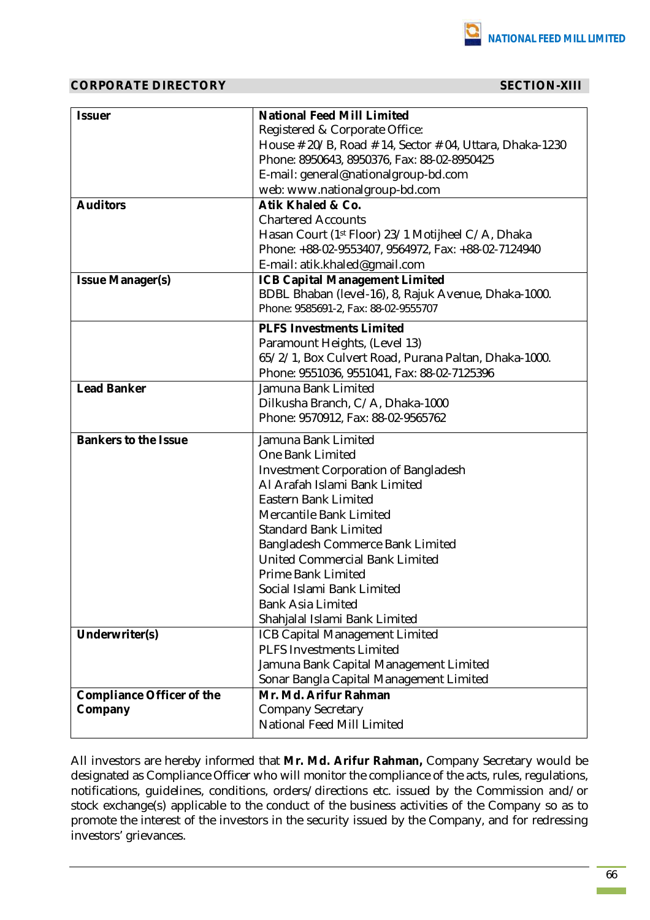## CORPORATE DIRECTORY SECTION-XIII

| | |
|---|---|
| **Issuer** | **National Feed Mill Limited**<br>Registered & Corporate Office:<br>House # 20/B, Road # 14, Sector # 04, Uttara, Dhaka-1230<br>Phone: 8950643, 8950376, Fax: 88-02-8950425<br>E-mail: general@nationalgroup-bd.com<br>web: www.nationalgroup-bd.com |
| **Auditors** | **Atik Khaled & Co.**<br>Chartered Accounts<br>Hasan Court (1st Floor) 23/1 Motijheel C/A, Dhaka<br>Phone: +88-02-9553407, 9564972, Fax: +88-02-7124940<br>E-mail: atik.khaled@gmail.com |
| **Issue Manager(s)** | **ICB Capital Management Limited**<br>BDBL Bhaban (level-16), 8, Rajuk Avenue, Dhaka-1000.<br>Phone: 9585691-2, Fax: 88-02-9555707 |
| | **PLFS Investments Limited**<br>Paramount Heights, (Level 13)<br>65/2/1, Box Culvert Road, Purana Paltan, Dhaka-1000.<br>Phone: 9551036, 9551041, Fax: 88-02-7125396 |
| **Lead Banker** | Jamuna Bank Limited<br>Dilkusha Branch, C/A, Dhaka-1000<br>Phone: 9570912, Fax: 88-02-9565762 |
| **Bankers to the Issue** | Jamuna Bank Limited<br>One Bank Limited<br>Investment Corporation of Bangladesh<br>Al Arafah Islami Bank Limited<br>Eastern Bank Limited<br>Mercantile Bank Limited<br>Standard Bank Limited<br>Bangladesh Commerce Bank Limited<br>United Commercial Bank Limited<br>Prime Bank Limited<br>Social Islami Bank Limited<br>Bank Asia Limited<br>Shahjalal Islami Bank Limited |
| **Underwriter(s)** | ICB Capital Management Limited<br>PLFS Investments Limited<br>Jamuna Bank Capital Management Limited<br>Sonar Bangla Capital Management Limited |
| **Compliance Officer of the Company** | **Mr. Md. Arifur Rahman**<br>Company Secretary<br>National Feed Mill Limited |

All investors are hereby informed that **Mr. Md. Arifur Rahman,** Company Secretary would be designated as Compliance Officer who will monitor the compliance of the acts, rules, regulations, notifications, guidelines, conditions, orders/directions etc. issued by the Commission and/or stock exchange(s) applicable to the conduct of the business activities of the Company so as to promote the interest of the investors in the security issued by the Company, and for redressing investors' grievances.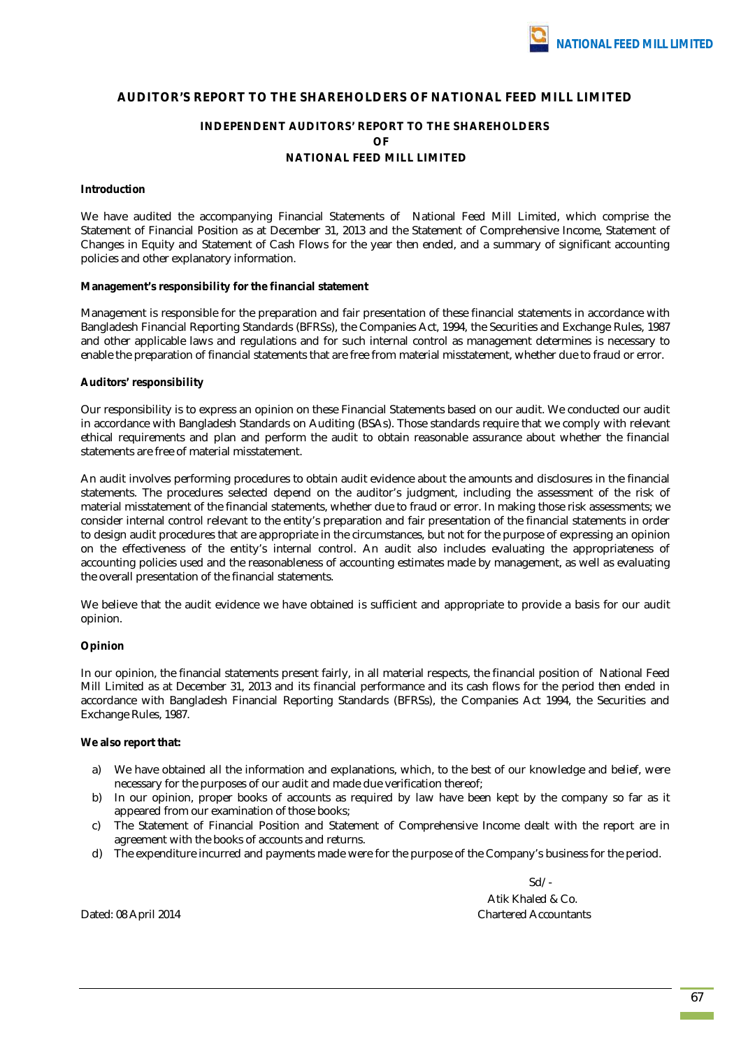## AUDITOR'S REPORT TO THE SHAREHOLDERS OF NATIONAL FEED MILL LIMITED

### INDEPENDENT AUDITORS' REPORT TO THE SHAREHOLDERS OF NATIONAL FEED MILL LIMITED

**Introduction**

We have audited the accompanying Financial Statements of National Feed Mill Limited, which comprise the Statement of Financial Position as at December 31, 2013 and the Statement of Comprehensive Income, Statement of Changes in Equity and Statement of Cash Flows for the year then ended, and a summary of significant accounting policies and other explanatory information.

**Management's responsibility for the financial statement**

Management is responsible for the preparation and fair presentation of these financial statements in accordance with Bangladesh Financial Reporting Standards (BFRSs), the Companies Act, 1994, the Securities and Exchange Rules, 1987 and other applicable laws and regulations and for such internal control as management determines is necessary to enable the preparation of financial statements that are free from material misstatement, whether due to fraud or error.

**Auditors' responsibility**

Our responsibility is to express an opinion on these Financial Statements based on our audit. We conducted our audit in accordance with Bangladesh Standards on Auditing (BSAs). Those standards require that we comply with relevant ethical requirements and plan and perform the audit to obtain reasonable assurance about whether the financial statements are free of material misstatement.

An audit involves performing procedures to obtain audit evidence about the amounts and disclosures in the financial statements. The procedures selected depend on the auditor's judgment, including the assessment of the risk of material misstatement of the financial statements, whether due to fraud or error. In making those risk assessments; we consider internal control relevant to the entity's preparation and fair presentation of the financial statements in order to design audit procedures that are appropriate in the circumstances, but not for the purpose of expressing an opinion on the effectiveness of the entity's internal control. An audit also includes evaluating the appropriateness of accounting policies used and the reasonableness of accounting estimates made by management, as well as evaluating the overall presentation of the financial statements.

We believe that the audit evidence we have obtained is sufficient and appropriate to provide a basis for our audit opinion.

**Opinion**

In our opinion, the financial statements present fairly, in all material respects, the financial position of National Feed Mill Limited as at December 31, 2013 and its financial performance and its cash flows for the period then ended in accordance with Bangladesh Financial Reporting Standards (BFRSs), the Companies Act 1994, the Securities and Exchange Rules, 1987.

**We also report that:**

a) We have obtained all the information and explanations, which, to the best of our knowledge and belief, were necessary for the purposes of our audit and made due verification thereof;
b) In our opinion, proper books of accounts as required by law have been kept by the company so far as it appeared from our examination of those books;
c) The Statement of Financial Position and Statement of Comprehensive Income dealt with the report are in agreement with the books of accounts and returns.
d) The expenditure incurred and payments made were for the purpose of the Company's business for the period.

Sd/-
Atik Khaled & Co.
Chartered Accountants

Dated: 08 April 2014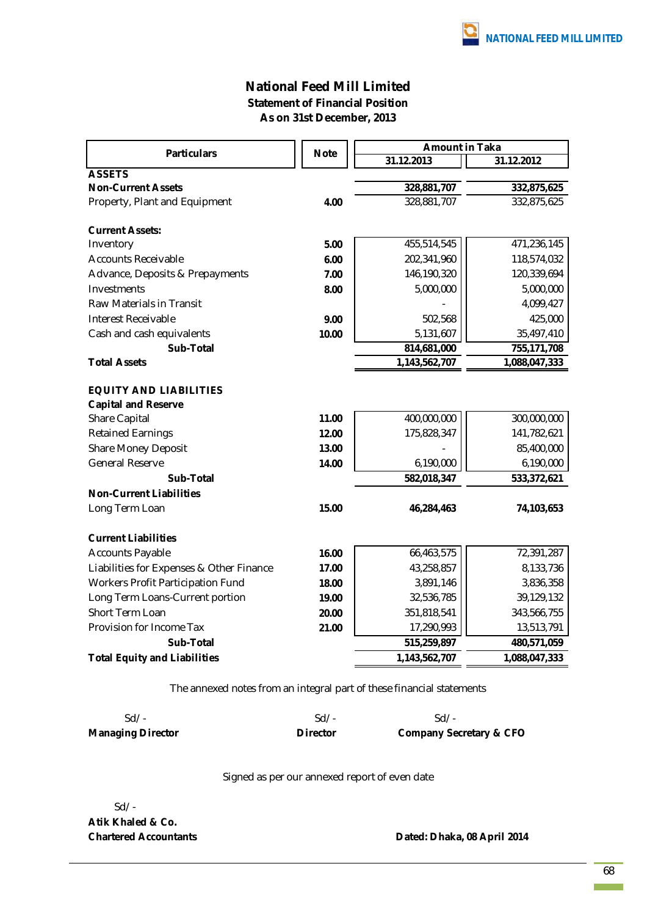# National Feed Mill Limited

## Statement of Financial Position

### As on 31st December, 2013

| Particulars | Note | Amount in Taka | |
|---|---|---|---|
| | | 31.12.2013 | 31.12.2012 |
| **ASSETS** | | | |
| **Non-Current Assets** | | **328,881,707** | **332,875,625** |
| Property, Plant and Equipment | 4.00 | 328,881,707 | 332,875,625 |
| **Current Assets:** | | | |
| Inventory | 5.00 | 455,514,545 | 471,236,145 |
| Accounts Receivable | 6.00 | 202,341,960 | 118,574,032 |
| Advance, Deposits & Prepayments | 7.00 | 146,190,320 | 120,339,694 |
| Investments | 8.00 | 5,000,000 | 5,000,000 |
| Raw Materials in Transit | | - | 4,099,427 |
| Interest Receivable | 9.00 | 502,568 | 425,000 |
| Cash and cash equivalents | 10.00 | 5,131,607 | 35,497,410 |
| **Sub-Total** | | **814,681,000** | **755,171,708** |
| **Total Assets** | | **1,143,562,707** | **1,088,047,333** |
| **EQUITY AND LIABILITIES** | | | |
| **Capital and Reserve** | | | |
| Share Capital | 11.00 | 400,000,000 | 300,000,000 |
| Retained Earnings | 12.00 | 175,828,347 | 141,782,621 |
| Share Money Deposit | 13.00 | - | 85,400,000 |
| General Reserve | 14.00 | 6,190,000 | 6,190,000 |
| **Sub-Total** | | **582,018,347** | **533,372,621** |
| **Non-Current Liabilities** | | | |
| Long Term Loan | 15.00 | **46,284,463** | **74,103,653** |
| **Current Liabilities** | | | |
| Accounts Payable | 16.00 | 66,463,575 | 72,391,287 |
| Liabilities for Expenses & Other Finance | 17.00 | 43,258,857 | 8,133,736 |
| Workers Profit Participation Fund | 18.00 | 3,891,146 | 3,836,358 |
| Long Term Loans-Current portion | 19.00 | 32,536,785 | 39,129,132 |
| Short Term Loan | 20.00 | 351,818,541 | 343,566,755 |
| Provision for Income Tax | 21.00 | 17,290,993 | 13,513,791 |
| **Sub-Total** | | **515,259,897** | **480,571,059** |
| **Total Equity and Liabilities** | | **1,143,562,707** | **1,088,047,333** |

The annexed notes from an integral part of these financial statements

| Sd/- | Sd/- | Sd/- |
|---|---|---|
| **Managing Director** | **Director** | **Company Secretary & CFO** |

Signed as per our annexed report of even date

Sd/-
**Atik Khaled & Co.**
**Chartered Accountants**

**Dated: Dhaka, 08 April 2014**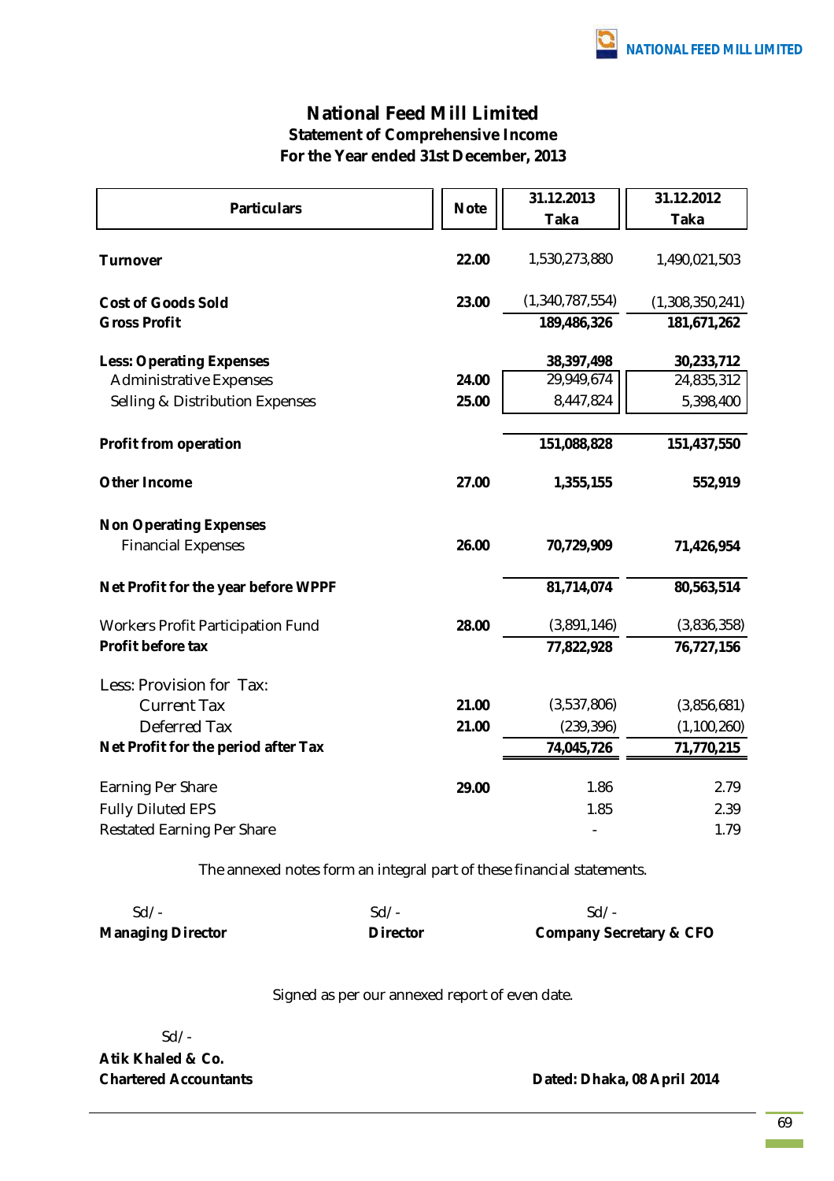# National Feed Mill Limited

## Statement of Comprehensive Income

### For the Year ended 31st December, 2013

| Particulars | Note | 31.12.2013 Taka | 31.12.2012 Taka |
|---|---|---|---|
| **Turnover** | **22.00** | 1,530,273,880 | 1,490,021,503 |
| **Cost of Goods Sold** | **23.00** | (1,340,787,554) | (1,308,350,241) |
| **Gross Profit** | | **189,486,326** | **181,671,262** |
| **Less: Operating Expenses** | | **38,397,498** | **30,233,712** |
| Administrative Expenses | **24.00** | 29,949,674 | 24,835,312 |
| Selling & Distribution Expenses | **25.00** | 8,447,824 | 5,398,400 |
| **Profit from operation** | | **151,088,828** | **151,437,550** |
| **Other Income** | **27.00** | **1,355,155** | **552,919** |
| **Non Operating Expenses** | | | |
| Financial Expenses | **26.00** | **70,729,909** | **71,426,954** |
| **Net Profit for the year before WPPF** | | **81,714,074** | **80,563,514** |
| Workers Profit Participation Fund | **28.00** | (3,891,146) | (3,836,358) |
| **Profit before tax** | | **77,822,928** | **76,727,156** |
| Less: Provision for Tax: | | | |
| Current Tax | **21.00** | (3,537,806) | (3,856,681) |
| Deferred Tax | **21.00** | (239,396) | (1,100,260) |
| **Net Profit for the period after Tax** | | **74,045,726** | **71,770,215** |
| Earning Per Share | **29.00** | 1.86 | 2.79 |
| Fully Diluted EPS | | 1.85 | 2.39 |
| Restated Earning Per Share | | - | 1.79 |

The annexed notes form an integral part of these financial statements.

| Sd/- | Sd/- | Sd/- |
|---|---|---|
| **Managing Director** | **Director** | **Company Secretary & CFO** |

Signed as per our annexed report of even date.

Sd/-
**Atik Khaled & Co.**
**Chartered Accountants**

**Dated: Dhaka, 08 April 2014**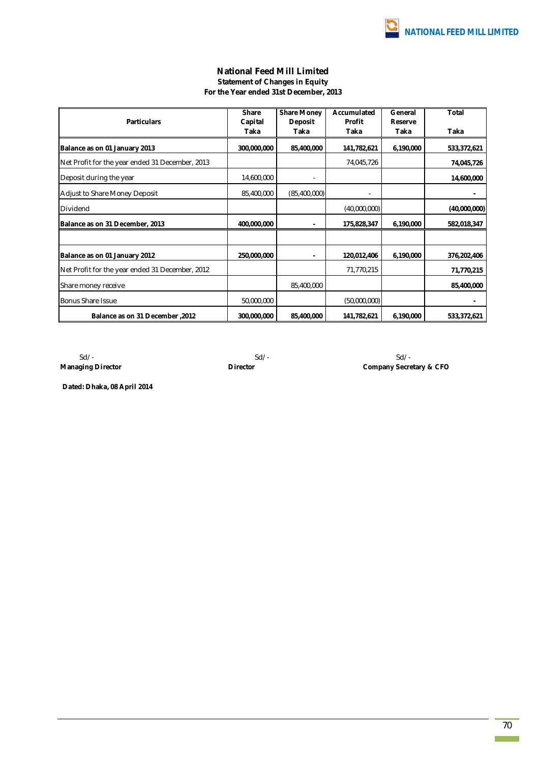# National Feed Mill Limited

## Statement of Changes in Equity

### For the Year ended 31st December, 2013

| Particulars | Share Capital Taka | Share Money Deposit Taka | Accumulated Profit Taka | General Reserve Taka | Total Taka |
|---|---|---|---|---|---|
| **Balance as on 01 January 2013** | **300,000,000** | **85,400,000** | **141,782,621** | **6,190,000** | **533,372,621** |
| Net Profit for the year ended 31 December, 2013 | | | 74,045,726 | | **74,045,726** |
| Deposit during the year | 14,600,000 | - | | | **14,600,000** |
| Adjust to Share Money Deposit | 85,400,000 | (85,400,000) | - | | **-** |
| Dividend | | | (40,000,000) | | **(40,000,000)** |
| **Balance as on 31 December, 2013** | **400,000,000** | **-** | **175,828,347** | **6,190,000** | **582,018,347** |
| | | | | | |
| **Balance as on 01 January 2012** | **250,000,000** | **-** | **120,012,406** | **6,190,000** | **376,202,406** |
| Net Profit for the year ended 31 December, 2012 | | | 71,770,215 | | **71,770,215** |
| Share money receive | | 85,400,000 | | | **85,400,000** |
| Bonus Share Issue | 50,000,000 | | (50,000,000) | | **-** |
| **Balance as on 31 December ,2012** | **300,000,000** | **85,400,000** | **141,782,621** | **6,190,000** | **533,372,621** |

Sd/-
**Managing Director**

Sd/-
**Director**

Sd/-
**Company Secretary & CFO**

**Dated: Dhaka, 08 April 2014**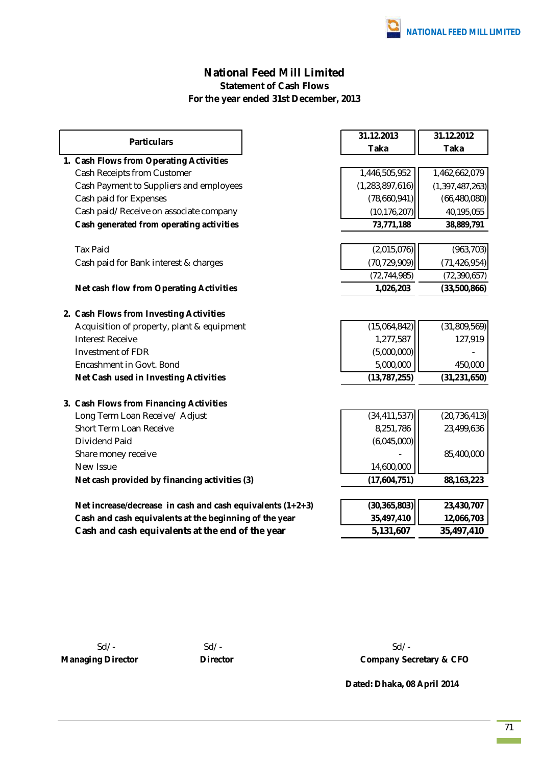# National Feed Mill Limited

## Statement of Cash Flows

### For the year ended 31st December, 2013

| Particulars | 31.12.2013 Taka | 31.12.2012 Taka |
|---|---|---|
| **1. Cash Flows from Operating Activities** | | |
| Cash Receipts from Customer | 1,446,505,952 | 1,462,662,079 |
| Cash Payment to Suppliers and employees | (1,283,897,616) | (1,397,487,263) |
| Cash paid for Expenses | (78,660,941) | (66,480,080) |
| Cash paid/Receive on associate company | (10,176,207) | 40,195,055 |
| **Cash generated from operating activities** | **73,771,188** | **38,889,791** |
| Tax Paid | (2,015,076) | (963,703) |
| Cash paid for Bank interest & charges | (70,729,909) | (71,426,954) |
| | (72,744,985) | (72,390,657) |
| **Net cash flow from Operating Activities** | **1,026,203** | **(33,500,866)** |
| **2. Cash Flows from Investing Activities** | | |
| Acquisition of property, plant & equipment | (15,064,842) | (31,809,569) |
| Interest Receive | 1,277,587 | 127,919 |
| Investment of FDR | (5,000,000) | - |
| Encashment in Govt. Bond | 5,000,000 | 450,000 |
| **Net Cash used in Investing Activities** | **(13,787,255)** | **(31,231,650)** |
| **3. Cash Flows from Financing Activities** | | |
| Long Term Loan Receive/ Adjust | (34,411,537) | (20,736,413) |
| Short Term Loan Receive | 8,251,786 | 23,499,636 |
| Dividend Paid | (6,045,000) | |
| Share money receive | - | 85,400,000 |
| New Issue | 14,600,000 | |
| **Net cash provided by financing activities (3)** | **(17,604,751)** | **88,163,223** |
| **Net increase/decrease in cash and cash equivalents (1+2+3)** | **(30,365,803)** | **23,430,707** |
| **Cash and cash equivalents at the beginning of the year** | **35,497,410** | **12,066,703** |
| **Cash and cash equivalents at the end of the year** | **5,131,607** | **35,497,410** |

| Sd/- | Sd/- | Sd/- |
|---|---|---|
| **Managing Director** | **Director** | **Company Secretary & CFO** |

**Dated: Dhaka, 08 April 2014**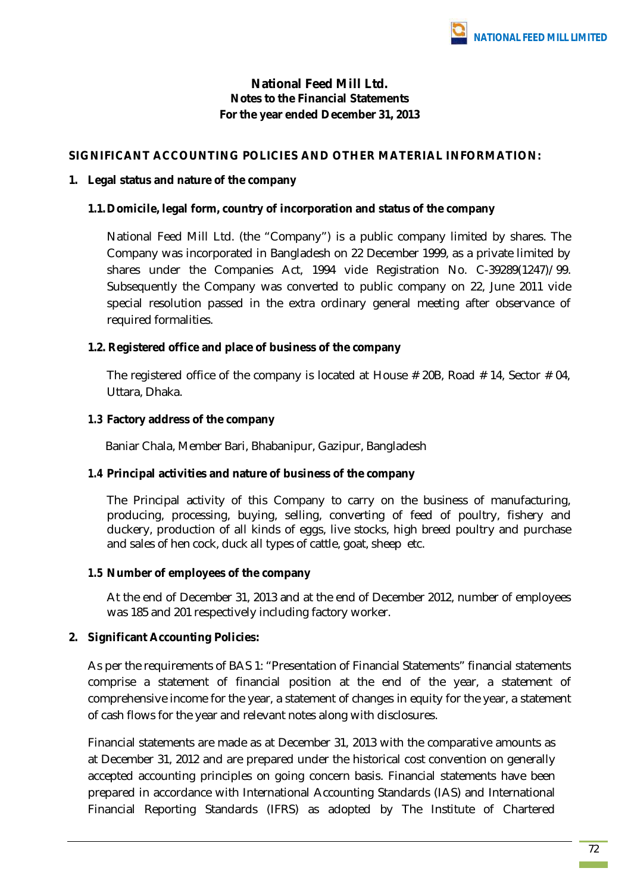# National Feed Mill Ltd.

## Notes to the Financial Statements

## For the year ended December 31, 2013

**SIGNIFICANT ACCOUNTING POLICIES AND OTHER MATERIAL INFORMATION:**

**1. Legal status and nature of the company**

**1.1. Domicile, legal form, country of incorporation and status of the company**

National Feed Mill Ltd. (the "Company") is a public company limited by shares. The Company was incorporated in Bangladesh on 22 December 1999, as a private limited by shares under the Companies Act, 1994 vide Registration No. C-39289(1247)/99. Subsequently the Company was converted to public company on 22, June 2011 vide special resolution passed in the extra ordinary general meeting after observance of required formalities.

**1.2. Registered office and place of business of the company**

The registered office of the company is located at House # 20B, Road # 14, Sector # 04, Uttara, Dhaka.

**1.3 Factory address of the company**

Baniar Chala, Member Bari, Bhabanipur, Gazipur, Bangladesh

**1.4 Principal activities and nature of business of the company**

The Principal activity of this Company to carry on the business of manufacturing, producing, processing, buying, selling, converting of feed of poultry, fishery and duckery, production of all kinds of eggs, live stocks, high breed poultry and purchase and sales of hen cock, duck all types of cattle, goat, sheep etc.

**1.5 Number of employees of the company**

At the end of December 31, 2013 and at the end of December 2012, number of employees was 185 and 201 respectively including factory worker.

**2. Significant Accounting Policies:**

As per the requirements of BAS 1: "Presentation of Financial Statements" financial statements comprise a statement of financial position at the end of the year, a statement of comprehensive income for the year, a statement of changes in equity for the year, a statement of cash flows for the year and relevant notes along with disclosures.

Financial statements are made as at December 31, 2013 with the comparative amounts as at December 31, 2012 and are prepared under the historical cost convention on generally accepted accounting principles on going concern basis. Financial statements have been prepared in accordance with International Accounting Standards (IAS) and International Financial Reporting Standards (IFRS) as adopted by The Institute of Chartered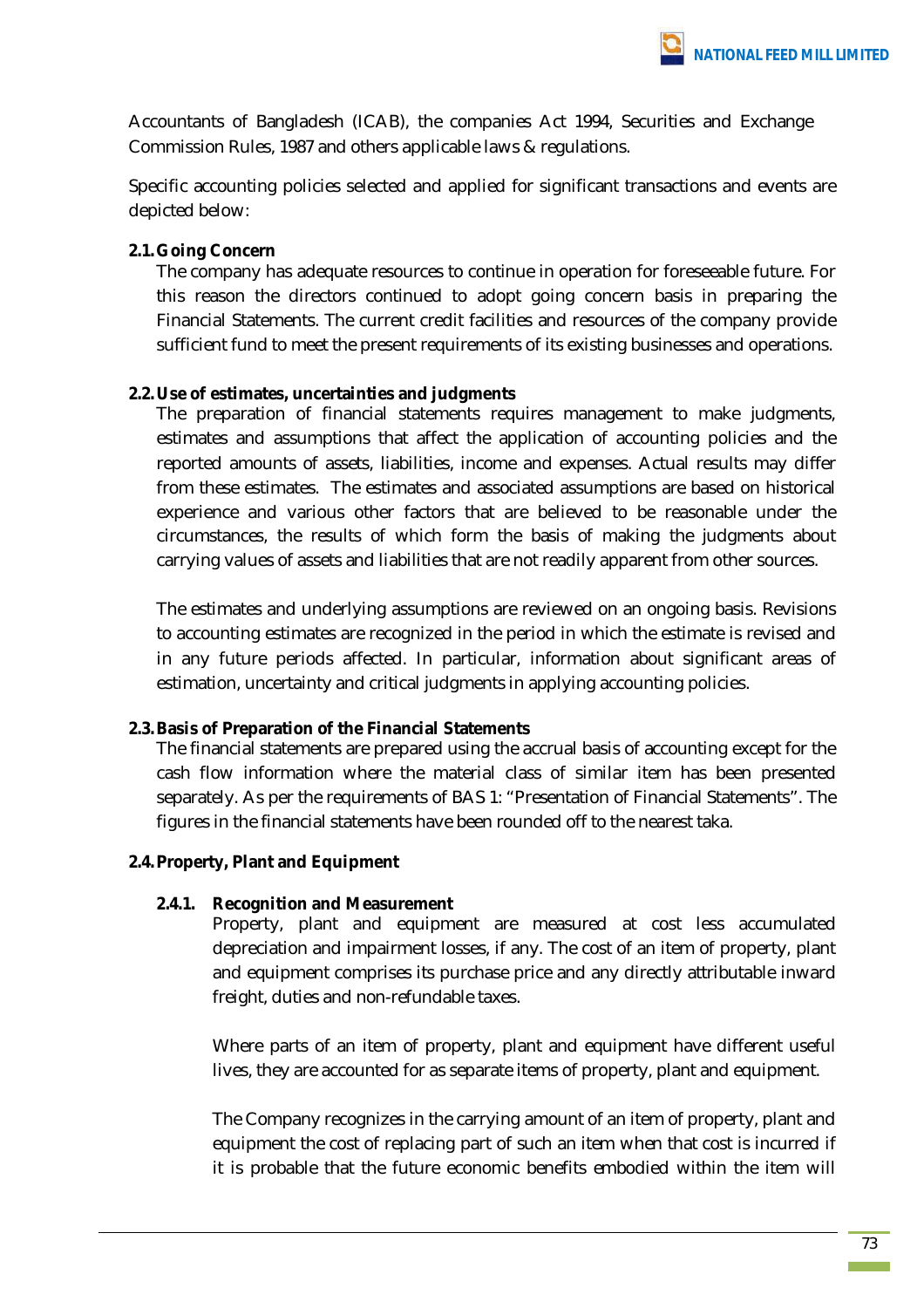Accountants of Bangladesh (ICAB), the companies Act 1994, Securities and Exchange Commission Rules, 1987 and others applicable laws & regulations.

Specific accounting policies selected and applied for significant transactions and events are depicted below:

**2.1. Going Concern**

The company has adequate resources to continue in operation for foreseeable future. For this reason the directors continued to adopt going concern basis in preparing the Financial Statements. The current credit facilities and resources of the company provide sufficient fund to meet the present requirements of its existing businesses and operations.

**2.2. Use of estimates, uncertainties and judgments**

The preparation of financial statements requires management to make judgments, estimates and assumptions that affect the application of accounting policies and the reported amounts of assets, liabilities, income and expenses. Actual results may differ from these estimates. The estimates and associated assumptions are based on historical experience and various other factors that are believed to be reasonable under the circumstances, the results of which form the basis of making the judgments about carrying values of assets and liabilities that are not readily apparent from other sources.

The estimates and underlying assumptions are reviewed on an ongoing basis. Revisions to accounting estimates are recognized in the period in which the estimate is revised and in any future periods affected. In particular, information about significant areas of estimation, uncertainty and critical judgments in applying accounting policies.

**2.3. Basis of Preparation of the Financial Statements**

The financial statements are prepared using the accrual basis of accounting except for the cash flow information where the material class of similar item has been presented separately. As per the requirements of BAS 1: "Presentation of Financial Statements". The figures in the financial statements have been rounded off to the nearest taka.

**2.4. Property, Plant and Equipment**

**2.4.1. Recognition and Measurement**

Property, plant and equipment are measured at cost less accumulated depreciation and impairment losses, if any. The cost of an item of property, plant and equipment comprises its purchase price and any directly attributable inward freight, duties and non-refundable taxes.

Where parts of an item of property, plant and equipment have different useful lives, they are accounted for as separate items of property, plant and equipment.

The Company recognizes in the carrying amount of an item of property, plant and equipment the cost of replacing part of such an item when that cost is incurred if it is probable that the future economic benefits embodied within the item will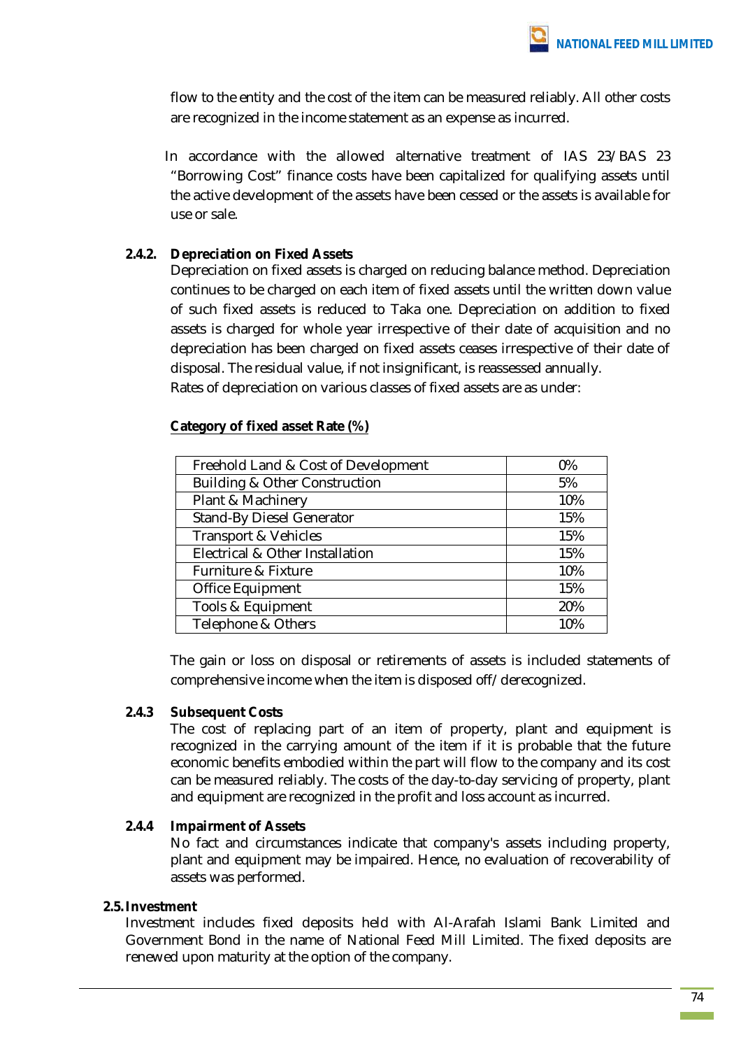flow to the entity and the cost of the item can be measured reliably. All other costs are recognized in the income statement as an expense as incurred.

In accordance with the allowed alternative treatment of IAS 23/BAS 23 "Borrowing Cost" finance costs have been capitalized for qualifying assets until the active development of the assets have been cessed or the assets is available for use or sale.

### 2.4.2. Depreciation on Fixed Assets

Depreciation on fixed assets is charged on reducing balance method. Depreciation continues to be charged on each item of fixed assets until the written down value of such fixed assets is reduced to Taka one. Depreciation on addition to fixed assets is charged for whole year irrespective of their date of acquisition and no depreciation has been charged on fixed assets ceases irrespective of their date of disposal. The residual value, if not insignificant, is reassessed annually.

Rates of depreciation on various classes of fixed assets are as under:

**Category of fixed asset Rate (%)**

| Category of fixed asset | Rate (%) |
|---|---|
| Freehold Land & Cost of Development | 0% |
| Building & Other Construction | 5% |
| Plant & Machinery | 10% |
| Stand-By Diesel Generator | 15% |
| Transport & Vehicles | 15% |
| Electrical & Other Installation | 15% |
| Furniture & Fixture | 10% |
| Office Equipment | 15% |
| Tools & Equipment | 20% |
| Telephone & Others | 10% |

The gain or loss on disposal or retirements of assets is included statements of comprehensive income when the item is disposed off/derecognized.

### 2.4.3 Subsequent Costs

The cost of replacing part of an item of property, plant and equipment is recognized in the carrying amount of the item if it is probable that the future economic benefits embodied within the part will flow to the company and its cost can be measured reliably. The costs of the day-to-day servicing of property, plant and equipment are recognized in the profit and loss account as incurred.

### 2.4.4 Impairment of Assets

No fact and circumstances indicate that company's assets including property, plant and equipment may be impaired. Hence, no evaluation of recoverability of assets was performed.

## 2.5. Investment

Investment includes fixed deposits held with Al-Arafah Islami Bank Limited and Government Bond in the name of National Feed Mill Limited. The fixed deposits are renewed upon maturity at the option of the company.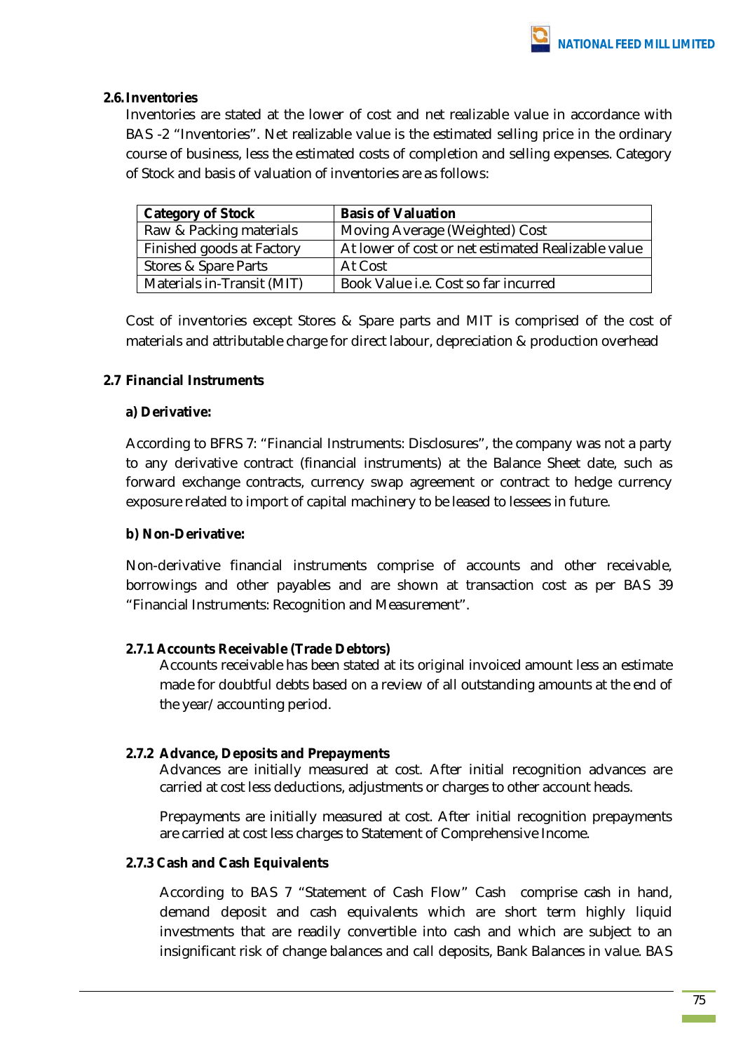### 2.6. Inventories

Inventories are stated at the lower of cost and net realizable value in accordance with BAS -2 "Inventories". Net realizable value is the estimated selling price in the ordinary course of business, less the estimated costs of completion and selling expenses. Category of Stock and basis of valuation of inventories are as follows:

| Category of Stock | Basis of Valuation |
|---|---|
| Raw & Packing materials | Moving Average (Weighted) Cost |
| Finished goods at Factory | At lower of cost or net estimated Realizable value |
| Stores & Spare Parts | At Cost |
| Materials in-Transit (MIT) | Book Value i.e. Cost so far incurred |

Cost of inventories except Stores & Spare parts and MIT is comprised of the cost of materials and attributable charge for direct labour, depreciation & production overhead

### 2.7 Financial Instruments

**a) Derivative:**

According to BFRS 7: "Financial Instruments: Disclosures", the company was not a party to any derivative contract (financial instruments) at the Balance Sheet date, such as forward exchange contracts, currency swap agreement or contract to hedge currency exposure related to import of capital machinery to be leased to lessees in future.

**b) Non-Derivative:**

Non-derivative financial instruments comprise of accounts and other receivable, borrowings and other payables and are shown at transaction cost as per BAS 39 "Financial Instruments: Recognition and Measurement".

#### 2.7.1 Accounts Receivable (Trade Debtors)

Accounts receivable has been stated at its original invoiced amount less an estimate made for doubtful debts based on a review of all outstanding amounts at the end of the year/ accounting period.

#### 2.7.2 Advance, Deposits and Prepayments

Advances are initially measured at cost. After initial recognition advances are carried at cost less deductions, adjustments or charges to other account heads.

Prepayments are initially measured at cost. After initial recognition prepayments are carried at cost less charges to Statement of Comprehensive Income.

#### 2.7.3 Cash and Cash Equivalents

According to BAS 7 "Statement of Cash Flow" Cash comprise cash in hand, demand deposit and cash equivalents which are short term highly liquid investments that are readily convertible into cash and which are subject to an insignificant risk of change balances and call deposits, Bank Balances in value. BAS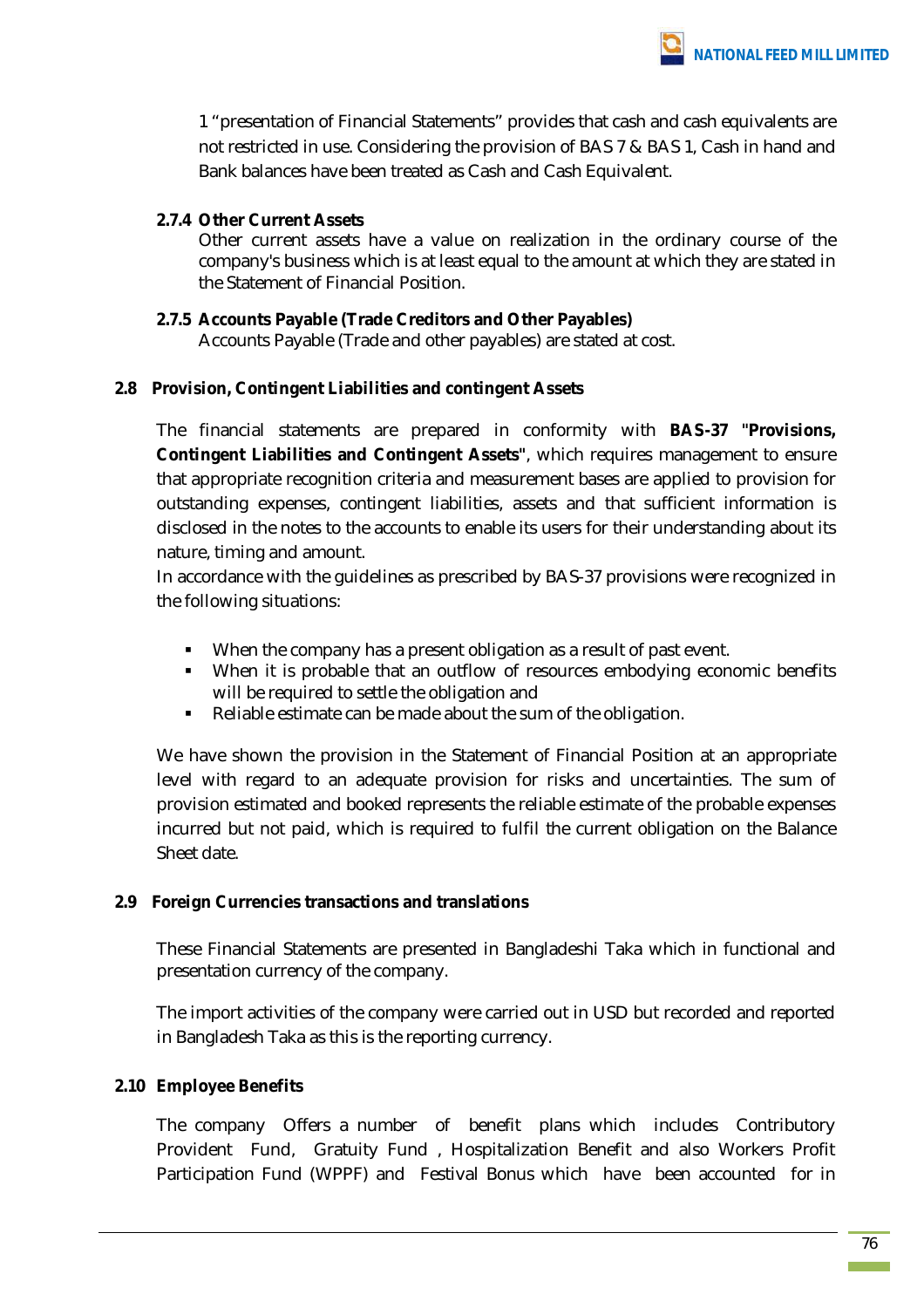1 "presentation of Financial Statements" provides that cash and cash equivalents are not restricted in use. Considering the provision of BAS 7 & BAS 1, Cash in hand and Bank balances have been treated as Cash and Cash Equivalent.

#### 2.7.4 Other Current Assets

Other current assets have a value on realization in the ordinary course of the company's business which is at least equal to the amount at which they are stated in the Statement of Financial Position.

#### 2.7.5 Accounts Payable (Trade Creditors and Other Payables)

Accounts Payable (Trade and other payables) are stated at cost.

### 2.8 Provision, Contingent Liabilities and contingent Assets

The financial statements are prepared in conformity with **BAS-37 "Provisions, Contingent Liabilities and Contingent Assets"**, which requires management to ensure that appropriate recognition criteria and measurement bases are applied to provision for outstanding expenses, contingent liabilities, assets and that sufficient information is disclosed in the notes to the accounts to enable its users for their understanding about its nature, timing and amount.

In accordance with the guidelines as prescribed by BAS-37 provisions were recognized in the following situations:

- When the company has a present obligation as a result of past event.
- When it is probable that an outflow of resources embodying economic benefits will be required to settle the obligation and
- Reliable estimate can be made about the sum of the obligation.

We have shown the provision in the Statement of Financial Position at an appropriate level with regard to an adequate provision for risks and uncertainties. The sum of provision estimated and booked represents the reliable estimate of the probable expenses incurred but not paid, which is required to fulfil the current obligation on the Balance Sheet date.

### 2.9 Foreign Currencies transactions and translations

These Financial Statements are presented in Bangladeshi Taka which in functional and presentation currency of the company.

The import activities of the company were carried out in USD but recorded and reported in Bangladesh Taka as this is the reporting currency.

### 2.10 Employee Benefits

The company Offers a number of benefit plans which includes Contributory Provident Fund, Gratuity Fund , Hospitalization Benefit and also Workers Profit Participation Fund (WPPF) and Festival Bonus which have been accounted for in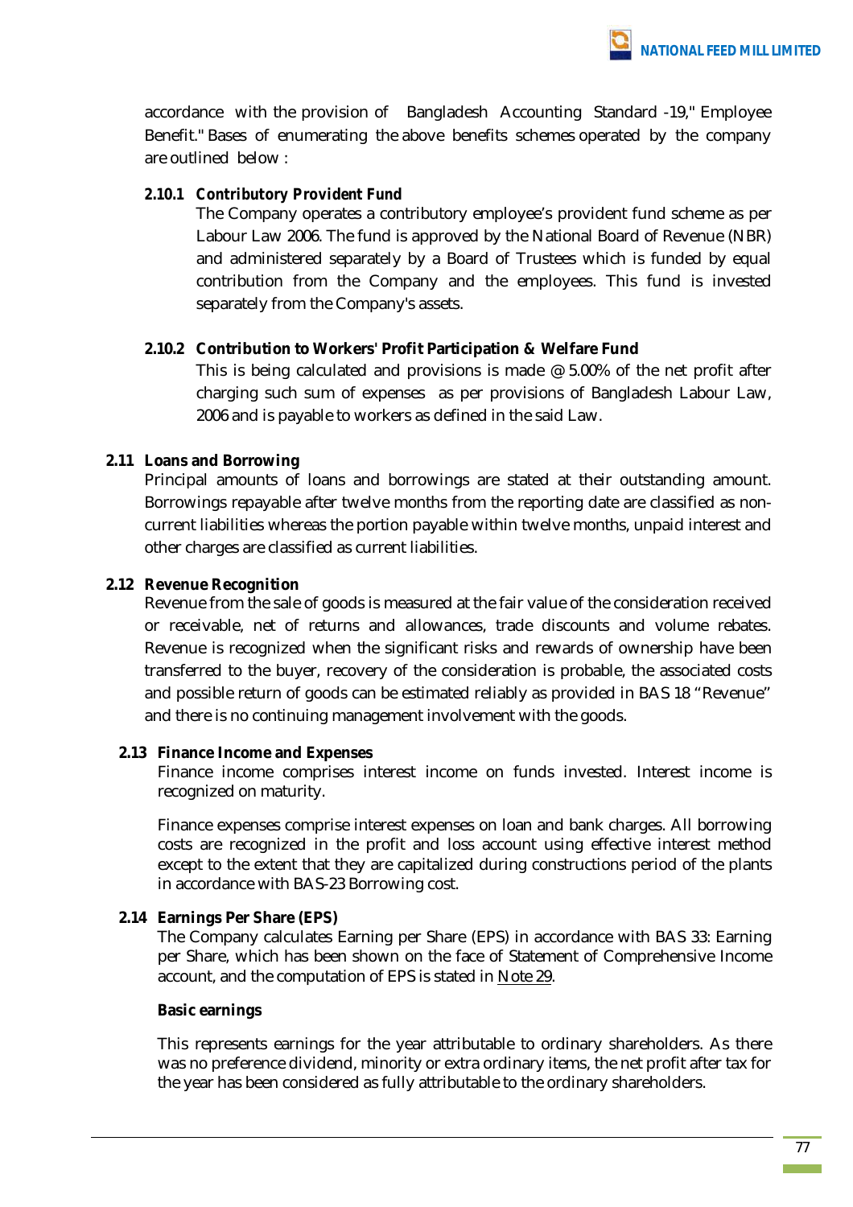accordance with the provision of Bangladesh Accounting Standard -19," Employee Benefit." Bases of enumerating the above benefits schemes operated by the company are outlined below :

#### 2.10.1 *Contributory Provident Fund*

The Company operates a contributory employee's provident fund scheme as per Labour Law 2006. The fund is approved by the National Board of Revenue (NBR) and administered separately by a Board of Trustees which is funded by equal contribution from the Company and the employees. This fund is invested separately from the Company's assets.

#### 2.10.2 Contribution to Workers' Profit Participation & Welfare Fund

This is being calculated and provisions is made @ 5.00% of the net profit after charging such sum of expenses as per provisions of Bangladesh Labour Law, 2006 and is payable to workers as defined in the said Law.

### 2.11 Loans and Borrowing

Principal amounts of loans and borrowings are stated at their outstanding amount. Borrowings repayable after twelve months from the reporting date are classified as non-current liabilities whereas the portion payable within twelve months, unpaid interest and other charges are classified as current liabilities.

### 2.12 Revenue Recognition

Revenue from the sale of goods is measured at the fair value of the consideration received or receivable, net of returns and allowances, trade discounts and volume rebates. Revenue is recognized when the significant risks and rewards of ownership have been transferred to the buyer, recovery of the consideration is probable, the associated costs and possible return of goods can be estimated reliably as provided in BAS 18 "Revenue" and there is no continuing management involvement with the goods.

### 2.13 Finance Income and Expenses

Finance income comprises interest income on funds invested. Interest income is recognized on maturity.

Finance expenses comprise interest expenses on loan and bank charges. All borrowing costs are recognized in the profit and loss account using effective interest method except to the extent that they are capitalized during constructions period of the plants in accordance with BAS-23 Borrowing cost.

### 2.14 Earnings Per Share (EPS)

The Company calculates Earning per Share (EPS) in accordance with BAS 33: Earning per Share, which has been shown on the face of Statement of Comprehensive Income account, and the computation of EPS is stated in Note 29.

**Basic earnings**

This represents earnings for the year attributable to ordinary shareholders. As there was no preference dividend, minority or extra ordinary items, the net profit after tax for the year has been considered as fully attributable to the ordinary shareholders.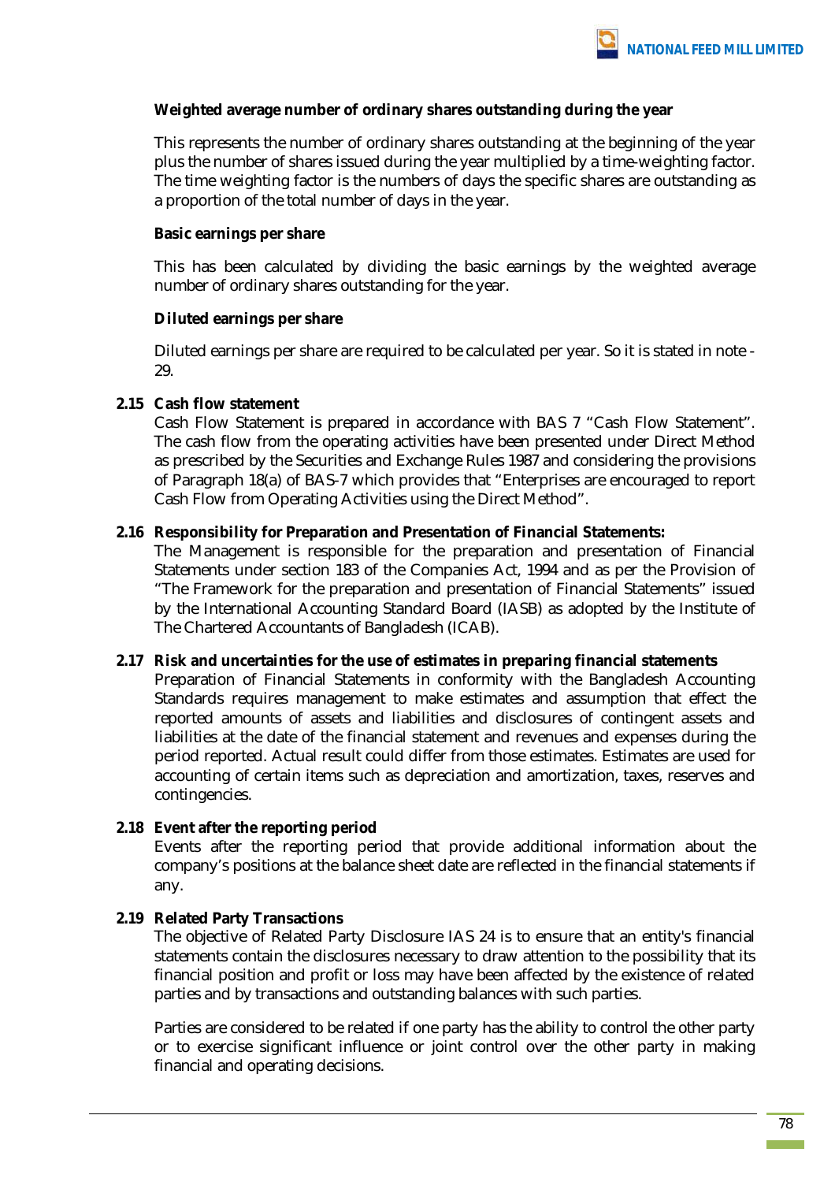**Weighted average number of ordinary shares outstanding during the year**

This represents the number of ordinary shares outstanding at the beginning of the year plus the number of shares issued during the year multiplied by a time-weighting factor. The time weighting factor is the numbers of days the specific shares are outstanding as a proportion of the total number of days in the year.

**Basic earnings per share**

This has been calculated by dividing the basic earnings by the weighted average number of ordinary shares outstanding for the year.

**Diluted earnings per share**

Diluted earnings per share are required to be calculated per year. So it is stated in note - 29.

**2.15 Cash flow statement**

Cash Flow Statement is prepared in accordance with BAS 7 "Cash Flow Statement". The cash flow from the operating activities have been presented under Direct Method as prescribed by the Securities and Exchange Rules 1987 and considering the provisions of Paragraph 18(a) of BAS-7 which provides that "Enterprises are encouraged to report Cash Flow from Operating Activities using the Direct Method".

**2.16 Responsibility for Preparation and Presentation of Financial Statements:**

The Management is responsible for the preparation and presentation of Financial Statements under section 183 of the Companies Act, 1994 and as per the Provision of "The Framework for the preparation and presentation of Financial Statements" issued by the International Accounting Standard Board (IASB) as adopted by the Institute of The Chartered Accountants of Bangladesh (ICAB).

**2.17 Risk and uncertainties for the use of estimates in preparing financial statements**

Preparation of Financial Statements in conformity with the Bangladesh Accounting Standards requires management to make estimates and assumption that effect the reported amounts of assets and liabilities and disclosures of contingent assets and liabilities at the date of the financial statement and revenues and expenses during the period reported. Actual result could differ from those estimates. Estimates are used for accounting of certain items such as depreciation and amortization, taxes, reserves and contingencies.

**2.18 Event after the reporting period**

Events after the reporting period that provide additional information about the company's positions at the balance sheet date are reflected in the financial statements if any.

**2.19 Related Party Transactions**

The objective of Related Party Disclosure IAS 24 is to ensure that an entity's financial statements contain the disclosures necessary to draw attention to the possibility that its financial position and profit or loss may have been affected by the existence of related parties and by transactions and outstanding balances with such parties.

Parties are considered to be related if one party has the ability to control the other party or to exercise significant influence or joint control over the other party in making financial and operating decisions.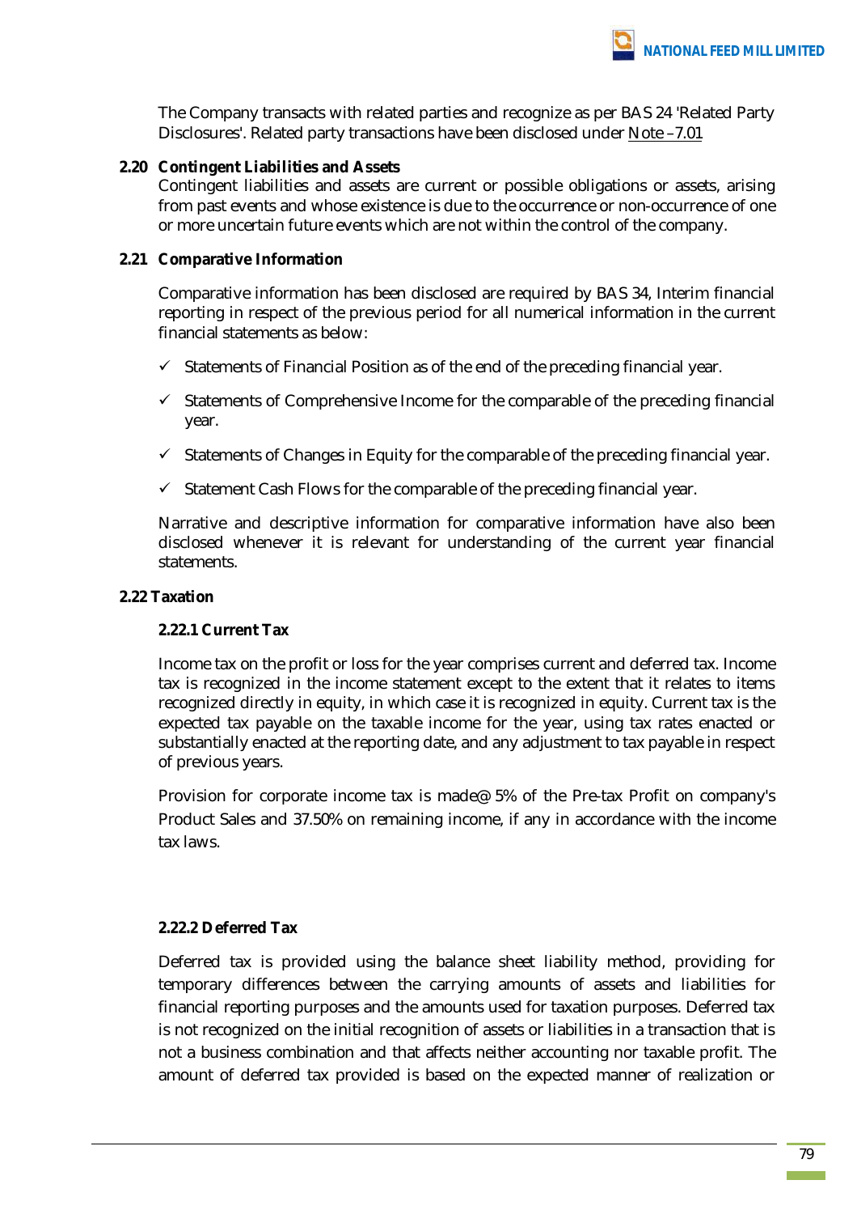The Company transacts with related parties and recognize as per BAS 24 'Related Party Disclosures'. Related party transactions have been disclosed under Note –7.01

### 2.20 Contingent Liabilities and Assets

Contingent liabilities and assets are current or possible obligations or assets, arising from past events and whose existence is due to the occurrence or non-occurrence of one or more uncertain future events which are not within the control of the company.

### 2.21 Comparative Information

Comparative information has been disclosed are required by BAS 34, Interim financial reporting in respect of the previous period for all numerical information in the current financial statements as below:

- ✓ Statements of Financial Position as of the end of the preceding financial year.
- ✓ Statements of Comprehensive Income for the comparable of the preceding financial year.
- ✓ Statements of Changes in Equity for the comparable of the preceding financial year.
- ✓ Statement Cash Flows for the comparable of the preceding financial year.

Narrative and descriptive information for comparative information have also been disclosed whenever it is relevant for understanding of the current year financial statements.

### 2.22 Taxation

#### 2.22.1 Current Tax

Income tax on the profit or loss for the year comprises current and deferred tax. Income tax is recognized in the income statement except to the extent that it relates to items recognized directly in equity, in which case it is recognized in equity. Current tax is the expected tax payable on the taxable income for the year, using tax rates enacted or substantially enacted at the reporting date, and any adjustment to tax payable in respect of previous years.

Provision for corporate income tax is made@ 5% of the Pre-tax Profit on company's Product Sales and 37.50% on remaining income, if any in accordance with the income tax laws.

#### 2.22.2 Deferred Tax

Deferred tax is provided using the balance sheet liability method, providing for temporary differences between the carrying amounts of assets and liabilities for financial reporting purposes and the amounts used for taxation purposes. Deferred tax is not recognized on the initial recognition of assets or liabilities in a transaction that is not a business combination and that affects neither accounting nor taxable profit. The amount of deferred tax provided is based on the expected manner of realization or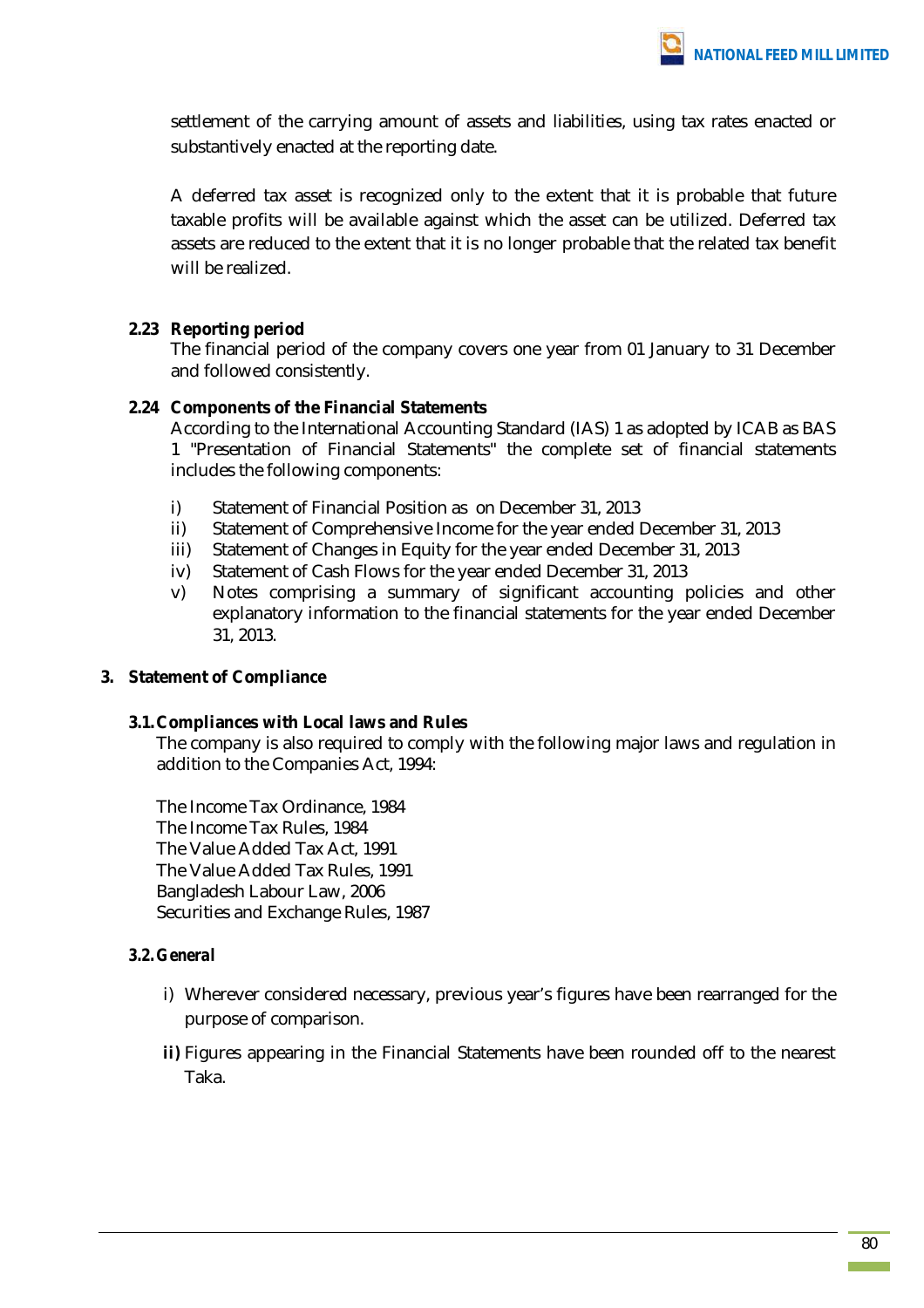settlement of the carrying amount of assets and liabilities, using tax rates enacted or substantively enacted at the reporting date.

A deferred tax asset is recognized only to the extent that it is probable that future taxable profits will be available against which the asset can be utilized. Deferred tax assets are reduced to the extent that it is no longer probable that the related tax benefit will be realized.

### 2.23 Reporting period

The financial period of the company covers one year from 01 January to 31 December and followed consistently.

### 2.24 Components of the Financial Statements

According to the International Accounting Standard (IAS) 1 as adopted by ICAB as BAS 1 "Presentation of Financial Statements" the complete set of financial statements includes the following components:

i) Statement of Financial Position as on December 31, 2013
ii) Statement of Comprehensive Income for the year ended December 31, 2013
iii) Statement of Changes in Equity for the year ended December 31, 2013
iv) Statement of Cash Flows for the year ended December 31, 2013
v) Notes comprising a summary of significant accounting policies and other explanatory information to the financial statements for the year ended December 31, 2013.

## 3. Statement of Compliance

### 3.1. Compliances with Local laws and Rules

The company is also required to comply with the following major laws and regulation in addition to the Companies Act, 1994:

The Income Tax Ordinance, 1984
The Income Tax Rules, 1984
The Value Added Tax Act, 1991
The Value Added Tax Rules, 1991
Bangladesh Labour Law, 2006
Securities and Exchange Rules, 1987

### 3.2. *General*

i) Wherever considered necessary, previous year's figures have been rearranged for the purpose of comparison.

**ii)** Figures appearing in the Financial Statements have been rounded off to the nearest Taka.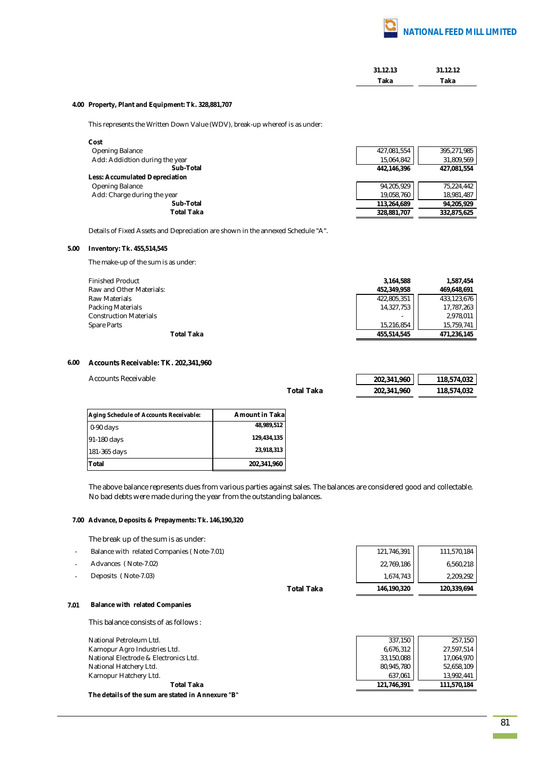| | 31.12.13 | 31.12.12 |
|---|---|---|
| | Taka | Taka |

**4.00 Property, Plant and Equipment: Tk. 328,881,707**

This represents the Written Down Value (WDV), break-up whereof is as under:

| | 31.12.13 Taka | 31.12.12 Taka |
|---|---|---|
| **Cost** | | |
| Opening Balance | 427,081,554 | 395,271,985 |
| Add: Addidtion during the year | 15,064,842 | 31,809,569 |
| **Sub-Total** | **442,146,396** | **427,081,554** |
| **Less: Accumulated Depreciation** | | |
| Opening Balance | 94,205,929 | 75,224,442 |
| Add: Charge during the year | 19,058,760 | 18,981,487 |
| **Sub-Total** | **113,264,689** | **94,205,929** |
| **Total Taka** | **328,881,707** | **332,875,625** |

Details of Fixed Assets and Depreciation are shown in the annexed Schedule "A".

**5.00 Inventory: Tk. 455,514,545**

The make-up of the sum is as under:

| | 31.12.13 Taka | 31.12.12 Taka |
|---|---|---|
| Finished Product | **3,164,588** | **1,587,454** |
| Raw and Other Materials: | **452,349,958** | **469,648,691** |
| Raw Materials | 422,805,351 | 433,123,676 |
| Packing Materials | 14,327,753 | 17,787,263 |
| Construction Materials | - | 2,978,011 |
| Spare Parts | 15,216,854 | 15,759,741 |
| **Total Taka** | **455,514,545** | **471,236,145** |

**6.00 Accounts Receivable: TK. 202,341,960**

| | 31.12.13 Taka | 31.12.12 Taka |
|---|---|---|
| Accounts Receivable | **202,341,960** | **118,574,032** |
| **Total Taka** | **202,341,960** | **118,574,032** |

| Aging Schedule of Accounts Receivable: | Amount in Taka |
|---|---|
| 0-90 days | 48,989,512 |
| 91-180 days | 129,434,135 |
| 181-365 days | 23,918,313 |
| **Total** | **202,341,960** |

The above balance represents dues from various parties against sales. The balances are considered good and collectable. No bad debts were made during the year from the outstanding balances.

**7.00 Advance, Deposits & Prepayments: Tk. 146,190,320**

The break up of the sum is as under:

| | 31.12.13 Taka | 31.12.12 Taka |
|---|---|---|
| - Balance with related Companies ( Note-7.01) | 121,746,391 | 111,570,184 |
| - Advances ( Note-7.02) | 22,769,186 | 6,560,218 |
| - Deposits ( Note-7.03) | 1,674,743 | 2,209,292 |
| **Total Taka** | **146,190,320** | **120,339,694** |

**7.01 Balance with related Companies**

This balance consists of as follows :

| | 31.12.13 Taka | 31.12.12 Taka |
|---|---|---|
| National Petroleum Ltd. | 337,150 | 257,150 |
| Karnopur Agro Industries Ltd. | 6,676,312 | 27,597,514 |
| National Electrode & Electronics Ltd. | 33,150,088 | 17,064,970 |
| National Hatchery Ltd. | 80,945,780 | 52,658,109 |
| Karnopur Hatchery Ltd. | 637,061 | 13,992,441 |
| **Total Taka** | **121,746,391** | **111,570,184** |

**The details of the sum are stated in Annexure "B"**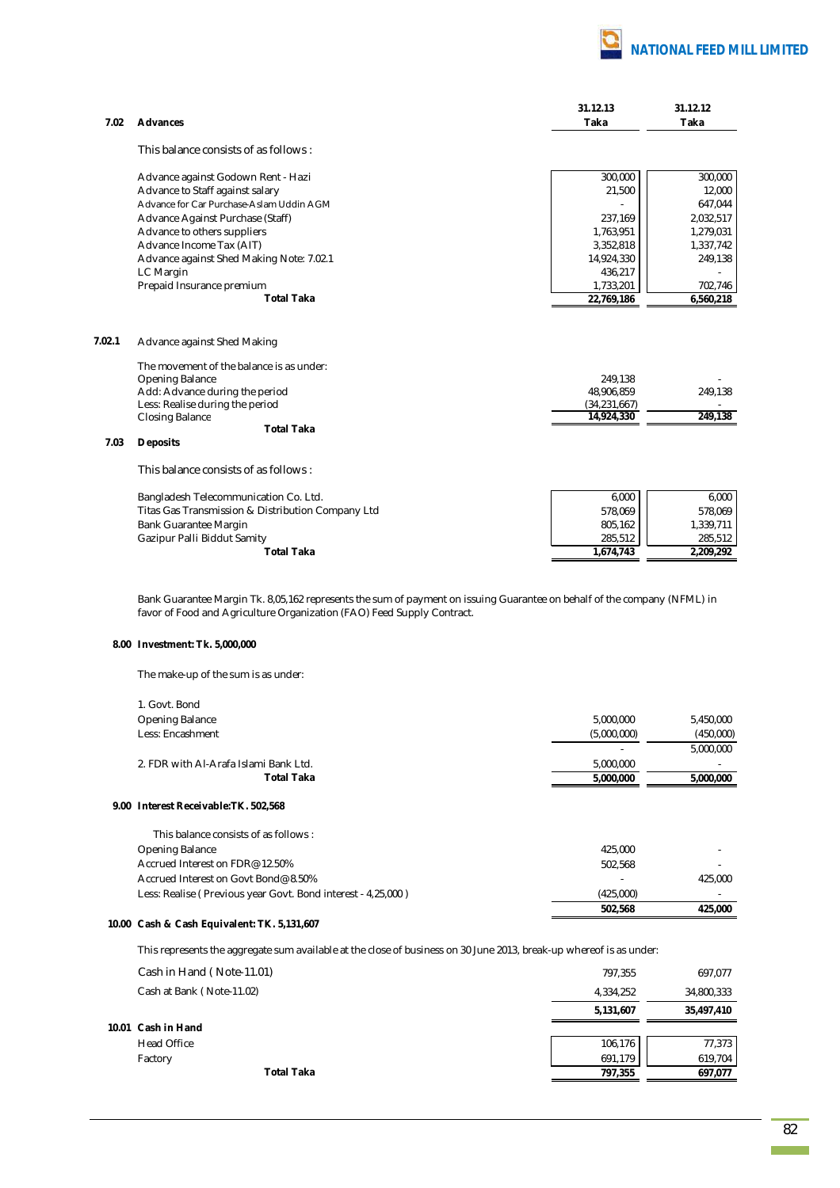### 7.02 Advances

| | 31.12.13 Taka | 31.12.12 Taka |
|---|---|---|
| This balance consists of as follows : | | |
| Advance against Godown Rent - Hazi | 300,000 | 300,000 |
| Advance to Staff against salary | 21,500 | 12,000 |
| Advance for Car Purchase-Aslam Uddin AGM | - | 647,044 |
| Advance Against Purchase (Staff) | 237,169 | 2,032,517 |
| Advance to others suppliers | 1,763,951 | 1,279,031 |
| Advance Income Tax (AIT) | 3,352,818 | 1,337,742 |
| Advance against Shed Making Note: 7.02.1 | 14,924,330 | 249,138 |
| LC Margin | 436,217 | - |
| Prepaid Insurance premium | 1,733,201 | 702,746 |
| **Total Taka** | **22,769,186** | **6,560,218** |

### 7.02.1 Advance against Shed Making

| | 31.12.13 Taka | 31.12.12 Taka |
|---|---|---|
| The movement of the balance is as under: | | |
| Opening Balance | 249,138 | - |
| Add: Advance during the period | 48,906,859 | 249,138 |
| Less: Realise during the period | (34,231,667) | - |
| Closing Balance | 14,924,330 | 249,138 |
| **Total Taka** | | |

### 7.03 Deposits

| | 31.12.13 Taka | 31.12.12 Taka |
|---|---|---|
| This balance consists of as follows : | | |
| Bangladesh Telecommunication Co. Ltd. | 6,000 | 6,000 |
| Titas Gas Transmission & Distribution Company Ltd | 578,069 | 578,069 |
| Bank Guarantee Margin | 805,162 | 1,339,711 |
| Gazipur Palli Biddut Samity | 285,512 | 285,512 |
| **Total Taka** | **1,674,743** | **2,209,292** |

Bank Guarantee Margin Tk. 8,05,162 represents the sum of payment on issuing Guarantee on behalf of the company (NFML) in favor of Food and Agriculture Organization (FAO) Feed Supply Contract.

### 8.00 Investment: Tk. 5,000,000

The make-up of the sum is as under:

| | 31.12.13 Taka | 31.12.12 Taka |
|---|---|---|
| 1. Govt. Bond | | |
| Opening Balance | 5,000,000 | 5,450,000 |
| Less: Encashment | (5,000,000) | (450,000) |
| | - | 5,000,000 |
| 2. FDR with Al-Arafa Islami Bank Ltd. | 5,000,000 | - |
| **Total Taka** | **5,000,000** | **5,000,000** |

### 9.00 Interest Receivable:TK. 502,568

| | 31.12.13 Taka | 31.12.12 Taka |
|---|---|---|
| This balance consists of as follows : | | |
| Opening Balance | 425,000 | - |
| Accrued Interest on FDR@12.50% | 502,568 | - |
| Accrued Interest on Govt Bond@8.50% | - | 425,000 |
| Less: Realise ( Previous year Govt. Bond interest - 4,25,000 ) | (425,000) | - |
| | **502,568** | **425,000** |

### 10.00 Cash & Cash Equivalent: TK. 5,131,607

This represents the aggregate sum available at the close of business on 30 June 2013, break-up whereof is as under:

| | 31.12.13 Taka | 31.12.12 Taka |
|---|---|---|
| Cash in Hand ( Note-11.01) | 797,355 | 697,077 |
| Cash at Bank ( Note-11.02) | 4,334,252 | 34,800,333 |
| | **5,131,607** | **35,497,410** |

### 10.01 Cash in Hand

| | 31.12.13 Taka | 31.12.12 Taka |
|---|---|---|
| Head Office | 106,176 | 77,373 |
| Factory | 691,179 | 619,704 |
| **Total Taka** | **797,355** | **697,077** |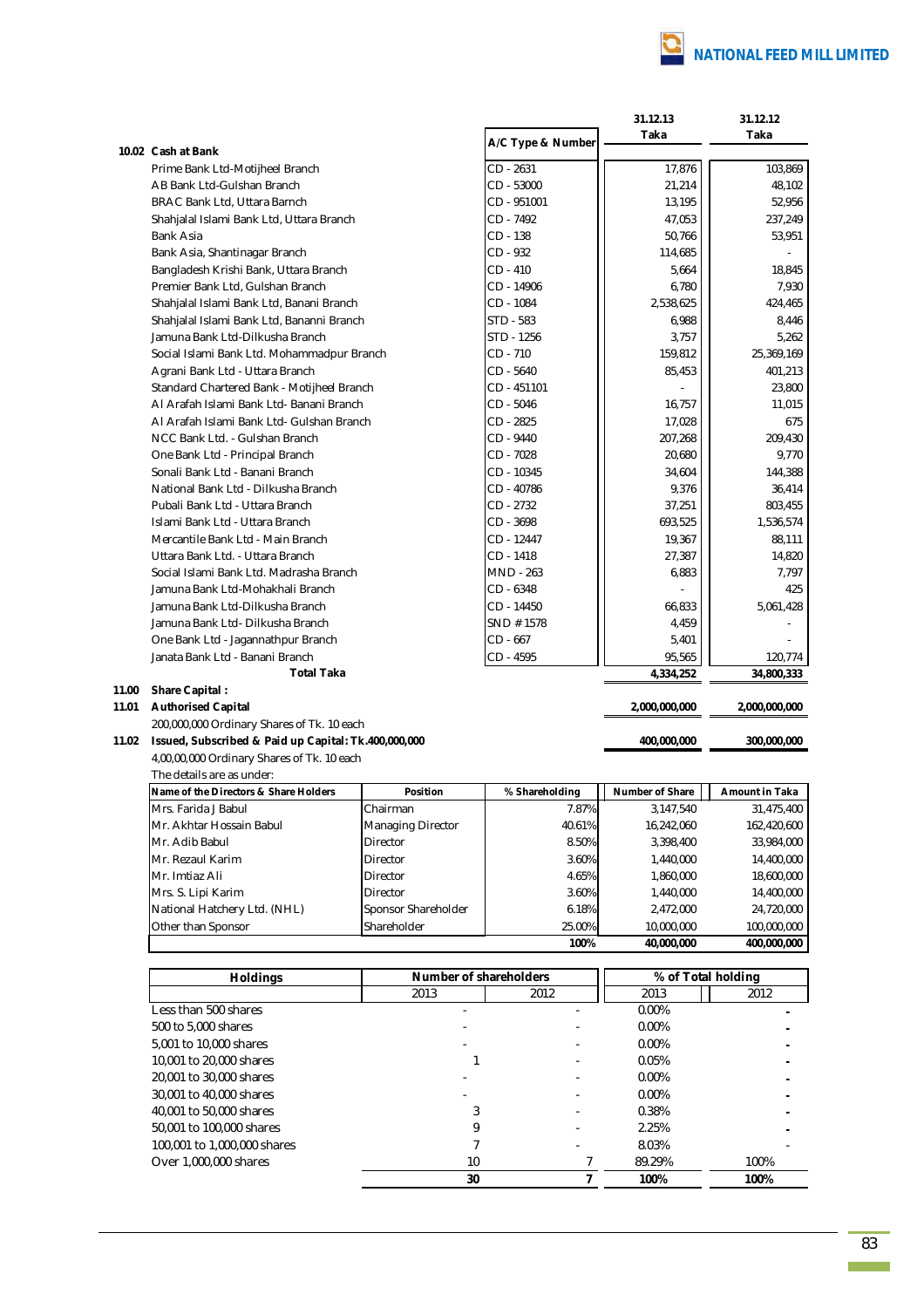| 10.02 Cash at Bank | A/C Type & Number | 31.12.13 Taka | 31.12.12 Taka |
|---|---|---|---|
| Prime Bank Ltd-Motijheel Branch | CD - 2631 | 17,876 | 103,869 |
| AB Bank Ltd-Gulshan Branch | CD - 53000 | 21,214 | 48,102 |
| BRAC Bank Ltd, Uttara Barnch | CD - 951001 | 13,195 | 52,956 |
| Shahjalal Islami Bank Ltd, Uttara Branch | CD - 7492 | 47,053 | 237,249 |
| Bank Asia | CD - 138 | 50,766 | 53,951 |
| Bank Asia, Shantinagar Branch | CD - 932 | 114,685 | - |
| Bangladesh Krishi Bank, Uttara Branch | CD - 410 | 5,664 | 18,845 |
| Premier Bank Ltd, Gulshan Branch | CD - 14906 | 6,780 | 7,930 |
| Shahjalal Islami Bank Ltd, Banani Branch | CD - 1084 | 2,538,625 | 424,465 |
| Shahjalal Islami Bank Ltd, Bananni Branch | STD - 583 | 6,988 | 8,446 |
| Jamuna Bank Ltd-Dilkusha Branch | STD - 1256 | 3,757 | 5,262 |
| Social Islami Bank Ltd. Mohammadpur Branch | CD - 710 | 159,812 | 25,369,169 |
| Agrani Bank Ltd - Uttara Branch | CD - 5640 | 85,453 | 401,213 |
| Standard Chartered Bank - Motijheel Branch | CD - 451101 | - | 23,800 |
| Al Arafah Islami Bank Ltd- Banani Branch | CD - 5046 | 16,757 | 11,015 |
| Al Arafah Islami Bank Ltd- Gulshan Branch | CD - 2825 | 17,028 | 675 |
| NCC Bank Ltd. - Gulshan Branch | CD - 9440 | 207,268 | 209,430 |
| One Bank Ltd - Principal Branch | CD - 7028 | 20,680 | 9,770 |
| Sonali Bank Ltd - Banani Branch | CD - 10345 | 34,604 | 144,388 |
| National Bank Ltd - Dilkusha Branch | CD - 40786 | 9,376 | 36,414 |
| Pubali Bank Ltd - Uttara Branch | CD - 2732 | 37,251 | 803,455 |
| Islami Bank Ltd - Uttara Branch | CD - 3698 | 693,525 | 1,536,574 |
| Mercantile Bank Ltd - Main Branch | CD - 12447 | 19,367 | 88,111 |
| Uttara Bank Ltd. - Uttara Branch | CD - 1418 | 27,387 | 14,820 |
| Social Islami Bank Ltd. Madrasha Branch | MND - 263 | 6,883 | 7,797 |
| Jamuna Bank Ltd-Mohakhali Branch | CD - 6348 | - | 425 |
| Jamuna Bank Ltd-Dilkusha Branch | CD - 14450 | 66,833 | 5,061,428 |
| Jamuna Bank Ltd- Dilkusha Branch | SND # 1578 | 4,459 | - |
| One Bank Ltd - Jagannathpur Branch | CD - 667 | 5,401 | - |
| Janata Bank Ltd - Banani Branch | CD - 4595 | 95,565 | 120,774 |
| **Total Taka** | | **4,334,252** | **34,800,333** |

**11.00 Share Capital :**

| | | 31.12.13 Taka | 31.12.12 Taka |
|---|---|---|---|
| **11.01 Authorised Capital** | | **2,000,000,000** | **2,000,000,000** |
| 200,000,000 Ordinary Shares of Tk. 10 each | | | |
| **11.02 Issued, Subscribed & Paid up Capital: Tk.400,000,000** | | **400,000,000** | **300,000,000** |
| 4,00,00,000 Ordinary Shares of Tk. 10 each | | | |

The details are as under:

| Name of the Directors & Share Holders | Position | % Shareholding | Number of Share | Amount in Taka |
|---|---|---|---|---|
| Mrs. Farida J Babul | Chairman | 7.87% | 3,147,540 | 31,475,400 |
| Mr. Akhtar Hossain Babul | Managing Director | 40.61% | 16,242,060 | 162,420,600 |
| Mr. Adib Babul | Director | 8.50% | 3,398,400 | 33,984,000 |
| Mr. Rezaul Karim | Director | 3.60% | 1,440,000 | 14,400,000 |
| Mr. Imtiaz Ali | Director | 4.65% | 1,860,000 | 18,600,000 |
| Mrs. S. Lipi Karim | Director | 3.60% | 1,440,000 | 14,400,000 |
| National Hatchery Ltd. (NHL) | Sponsor Shareholder | 6.18% | 2,472,000 | 24,720,000 |
| Other than Sponsor | Shareholder | 25.00% | 10,000,000 | 100,000,000 |
| | | **100%** | **40,000,000** | **400,000,000** |

| Holdings | Number of shareholders | | % of Total holding | |
|---|---|---|---|---|
| | 2013 | 2012 | 2013 | 2012 |
| Less than 500 shares | - | - | 0.00% | - |
| 500 to 5,000 shares | - | - | 0.00% | - |
| 5,001 to 10,000 shares | - | - | 0.00% | - |
| 10,001 to 20,000 shares | 1 | - | 0.05% | - |
| 20,001 to 30,000 shares | - | - | 0.00% | - |
| 30,001 to 40,000 shares | - | - | 0.00% | - |
| 40,001 to 50,000 shares | 3 | - | 0.38% | - |
| 50,001 to 100,000 shares | 9 | - | 2.25% | - |
| 100,001 to 1,000,000 shares | 7 | - | 8.03% | - |
| Over 1,000,000 shares | 10 | 7 | 89.29% | 100% |
| | **30** | **7** | **100%** | **100%** |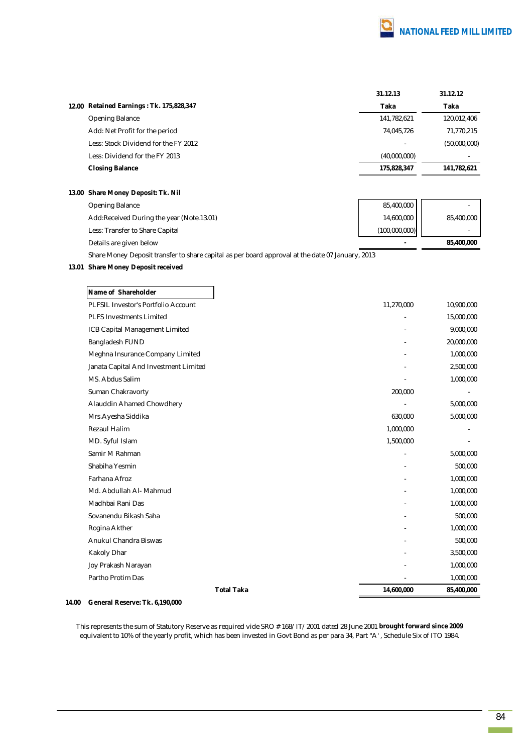| | 31.12.13 | 31.12.12 |
|---|---|---|
| **12.00 Retained Earnings : Tk. 175,828,347** | **Taka** | **Taka** |
| Opening Balance | 141,782,621 | 120,012,406 |
| Add: Net Profit for the period | 74,045,726 | 71,770,215 |
| Less: Stock Dividend for the FY 2012 | - | (50,000,000) |
| Less: Dividend for the FY 2013 | (40,000,000) | - |
| **Closing Balance** | **175,828,347** | **141,782,621** |

**13.00 Share Money Deposit: Tk. Nil**

| | | |
|---|---|---|
| Opening Balance | 85,400,000 | - |
| Add:Received During the year (Note.13.01) | 14,600,000 | 85,400,000 |
| Less: Transfer to Share Capital | (100,000,000) | - |
| Details are given below | **-** | **85,400,000** |

Share Money Deposit transfer to share capital as per board approval at the date 07 January, 2013

**13.01 Share Money Deposit received**

| **Name of Shareholder** | | |
|---|---|---|
| PLFSIL Investor's Portfolio Account | 11,270,000 | 10,900,000 |
| PLFS Investments Limited | - | 15,000,000 |
| ICB Capital Management Limited | - | 9,000,000 |
| Bangladesh FUND | - | 20,000,000 |
| Meghna Insurance Company Limited | - | 1,000,000 |
| Janata Capital And Investment Limited | - | 2,500,000 |
| MS. Abdus Salim | - | 1,000,000 |
| Suman Chakravorty | 200,000 | - |
| Alauddin Ahamed Chowdhery | - | 5,000,000 |
| Mrs.Ayesha Siddika | 630,000 | 5,000,000 |
| Rezaul Halim | 1,000,000 | - |
| MD. Syful Islam | 1,500,000 | - |
| Samir M Rahman | - | 5,000,000 |
| Shabiha Yesmin | - | 500,000 |
| Farhana Afroz | - | 1,000,000 |
| Md. Abdullah Al- Mahmud | - | 1,000,000 |
| Madhbai Rani Das | - | 1,000,000 |
| Sovanendu Bikash Saha | - | 500,000 |
| Rogina Akther | - | 1,000,000 |
| Anukul Chandra Biswas | - | 500,000 |
| Kakoly Dhar | - | 3,500,000 |
| Joy Prakash Narayan | - | 1,000,000 |
| Partho Protim Das | - | 1,000,000 |
| **Total Taka** | **14,600,000** | **85,400,000** |

**14.00 General Reserve: Tk. 6,190,000**

This represents the sum of Statutory Reserve as required vide SRO # 168/IT/2001 dated 28 June 2001 **brought forward since 2009** equivalent to 10% of the yearly profit, which has been invested in Govt Bond as per para 34, Part "A", Schedule Six of ITO 1984.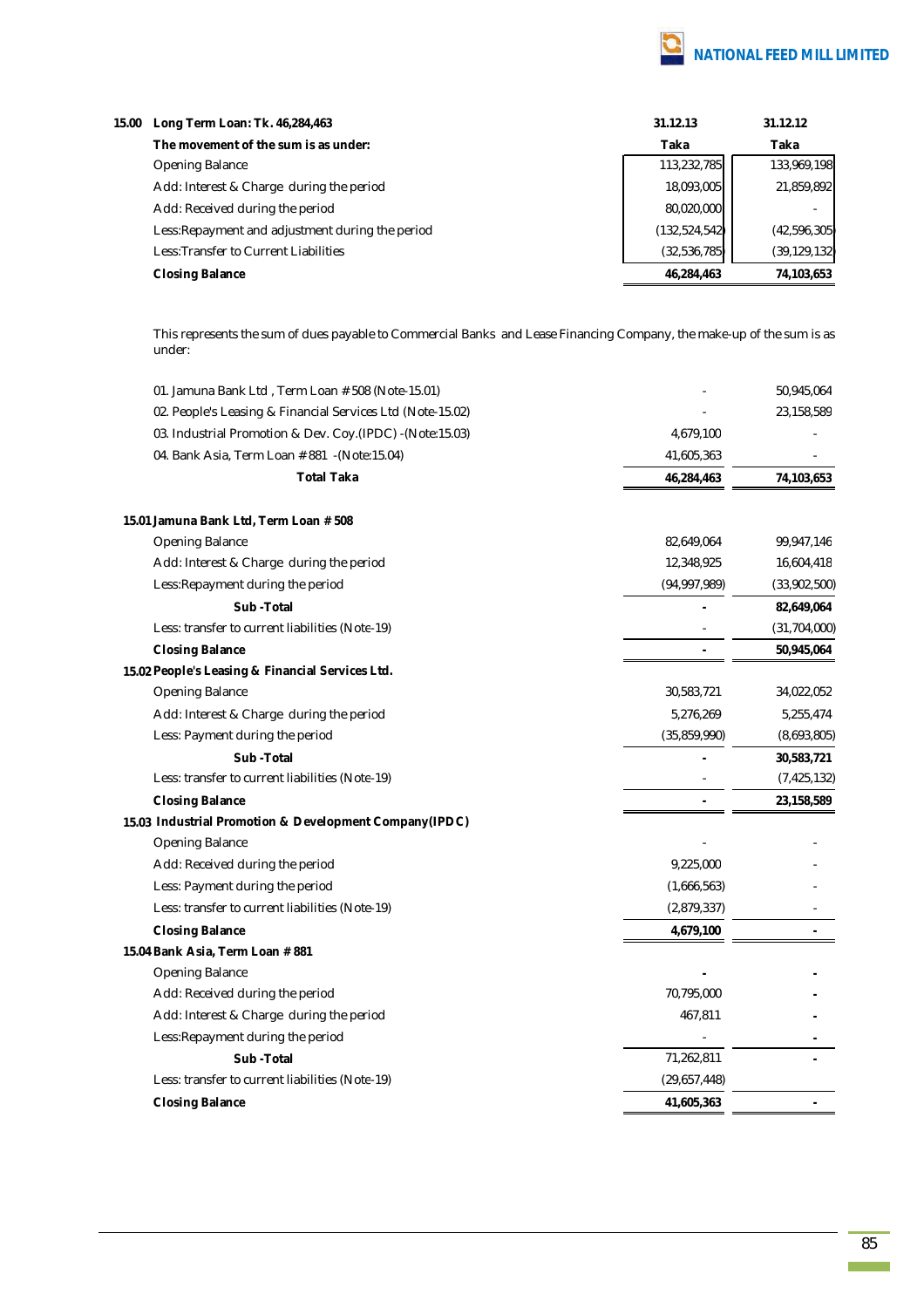## 15.00 Long Term Loan: Tk. 46,284,463

| The movement of the sum is as under: | 31.12.13 Taka | 31.12.12 Taka |
|---|---|---|
| Opening Balance | 113,232,785 | 133,969,198 |
| Add: Interest & Charge during the period | 18,093,005 | 21,859,892 |
| Add: Received during the period | 80,020,000 | - |
| Less:Repayment and adjustment during the period | (132,524,542) | (42,596,305) |
| Less:Transfer to Current Liabilities | (32,536,785) | (39,129,132) |
| **Closing Balance** | **46,284,463** | **74,103,653** |

This represents the sum of dues payable to Commercial Banks and Lease Financing Company, the make-up of the sum is as under:

| | 31.12.13 | 31.12.12 |
|---|---|---|
| 01. Jamuna Bank Ltd , Term Loan # 508 (Note-15.01) | - | 50,945,064 |
| 02. People's Leasing & Financial Services Ltd (Note-15.02) | - | 23,158,589 |
| 03. Industrial Promotion & Dev. Coy.(IPDC) -(Note:15.03) | 4,679,100 | - |
| 04. Bank Asia, Term Loan # 881 -(Note:15.04) | 41,605,363 | - |
| **Total Taka** | **46,284,463** | **74,103,653** |

### 15.01 Jamuna Bank Ltd, Term Loan # 508

| | 31.12.13 | 31.12.12 |
|---|---|---|
| Opening Balance | 82,649,064 | 99,947,146 |
| Add: Interest & Charge during the period | 12,348,925 | 16,604,418 |
| Less:Repayment during the period | (94,997,989) | (33,902,500) |
| **Sub -Total** | **-** | **82,649,064** |
| Less: transfer to current liabilities (Note-19) | - | (31,704,000) |
| **Closing Balance** | **-** | **50,945,064** |

### 15.02 People's Leasing & Financial Services Ltd.

| | 31.12.13 | 31.12.12 |
|---|---|---|
| Opening Balance | 30,583,721 | 34,022,052 |
| Add: Interest & Charge during the period | 5,276,269 | 5,255,474 |
| Less: Payment during the period | (35,859,990) | (8,693,805) |
| **Sub -Total** | **-** | **30,583,721** |
| Less: transfer to current liabilities (Note-19) | - | (7,425,132) |
| **Closing Balance** | **-** | **23,158,589** |

### 15.03 Industrial Promotion & Development Company(IPDC)

| | 31.12.13 | 31.12.12 |
|---|---|---|
| Opening Balance | - | - |
| Add: Received during the period | 9,225,000 | - |
| Less: Payment during the period | (1,666,563) | - |
| Less: transfer to current liabilities (Note-19) | (2,879,337) | - |
| **Closing Balance** | **4,679,100** | **-** |

### 15.04 Bank Asia, Term Loan # 881

| | 31.12.13 | 31.12.12 |
|---|---|---|
| Opening Balance | - | - |
| Add: Received during the period | 70,795,000 | - |
| Add: Interest & Charge during the period | 467,811 | - |
| Less:Repayment during the period | - | - |
| **Sub -Total** | 71,262,811 | - |
| Less: transfer to current liabilities (Note-19) | (29,657,448) | |
| **Closing Balance** | **41,605,363** | **-** |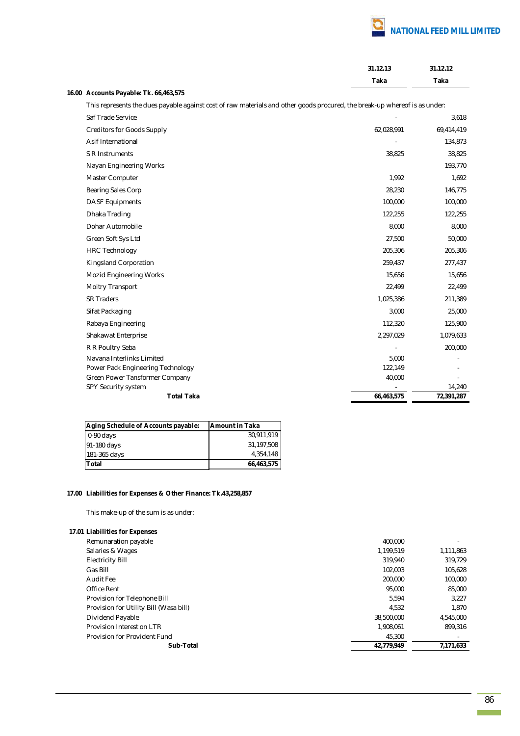| | 31.12.13 Taka | 31.12.12 Taka |
|---|---|---|

**16.00 Accounts Payable: Tk. 66,463,575**

This represents the dues payable against cost of raw materials and other goods procured, the break-up whereof is as under:

| | 31.12.13 Taka | 31.12.12 Taka |
|---|---|---|
| Saf Trade Service | - | 3,618 |
| Creditors for Goods Supply | 62,028,991 | 69,414,419 |
| Asif International | - | 134,873 |
| S R Instruments | 38,825 | 38,825 |
| Nayan Engineering Works | | 193,770 |
| Master Computer | 1,992 | 1,692 |
| Bearing Sales Corp | 28,230 | 146,775 |
| DASF Equipments | 100,000 | 100,000 |
| Dhaka Trading | 122,255 | 122,255 |
| Dohar Automobile | 8,000 | 8,000 |
| Green Soft Sys Ltd | 27,500 | 50,000 |
| HRC Technology | 205,306 | 205,306 |
| Kingsland Corporation | 259,437 | 277,437 |
| Mozid Engineering Works | 15,656 | 15,656 |
| Moitry Transport | 22,499 | 22,499 |
| SR Traders | 1,025,386 | 211,389 |
| Sifat Packaging | 3,000 | 25,000 |
| Rabaya Engineering | 112,320 | 125,900 |
| Shakawat Enterprise | 2,297,029 | 1,079,633 |
| R R Poultry Seba | - | 200,000 |
| Navana Interlinks Limited | 5,000 | - |
| Power Pack Engineering Technology | 122,149 | - |
| Green Power Tansformer Company | 40,000 | - |
| SPY Security system | - | 14,240 |
| **Total Taka** | **66,463,575** | **72,391,287** |

| Aging Schedule of Accounts payable: | Amount in Taka |
|---|---|
| 0-90 days | 30,911,919 |
| 91-180 days | 31,197,508 |
| 181-365 days | 4,354,148 |
| **Total** | **66,463,575** |

**17.00 Liabilities for Expenses & Other Finance: Tk.43,258,857**

This make-up of the sum is as under:

**17.01 Liabilities for Expenses**

| | 31.12.13 Taka | 31.12.12 Taka |
|---|---|---|
| Remunaration payable | 400,000 | - |
| Salaries & Wages | 1,199,519 | 1,111,863 |
| Electricity Bill | 319,940 | 319,729 |
| Gas Bill | 102,003 | 105,628 |
| Audit Fee | 200,000 | 100,000 |
| Office Rent | 95,000 | 85,000 |
| Provision for Telephone Bill | 5,594 | 3,227 |
| Provision for Utility Bill (Wasa bill) | 4,532 | 1,870 |
| Dividend Payable | 38,500,000 | 4,545,000 |
| Provision Interest on LTR | 1,908,061 | 899,316 |
| Provision for Provident Fund | 45,300 | - |
| **Sub-Total** | **42,779,949** | **7,171,633** |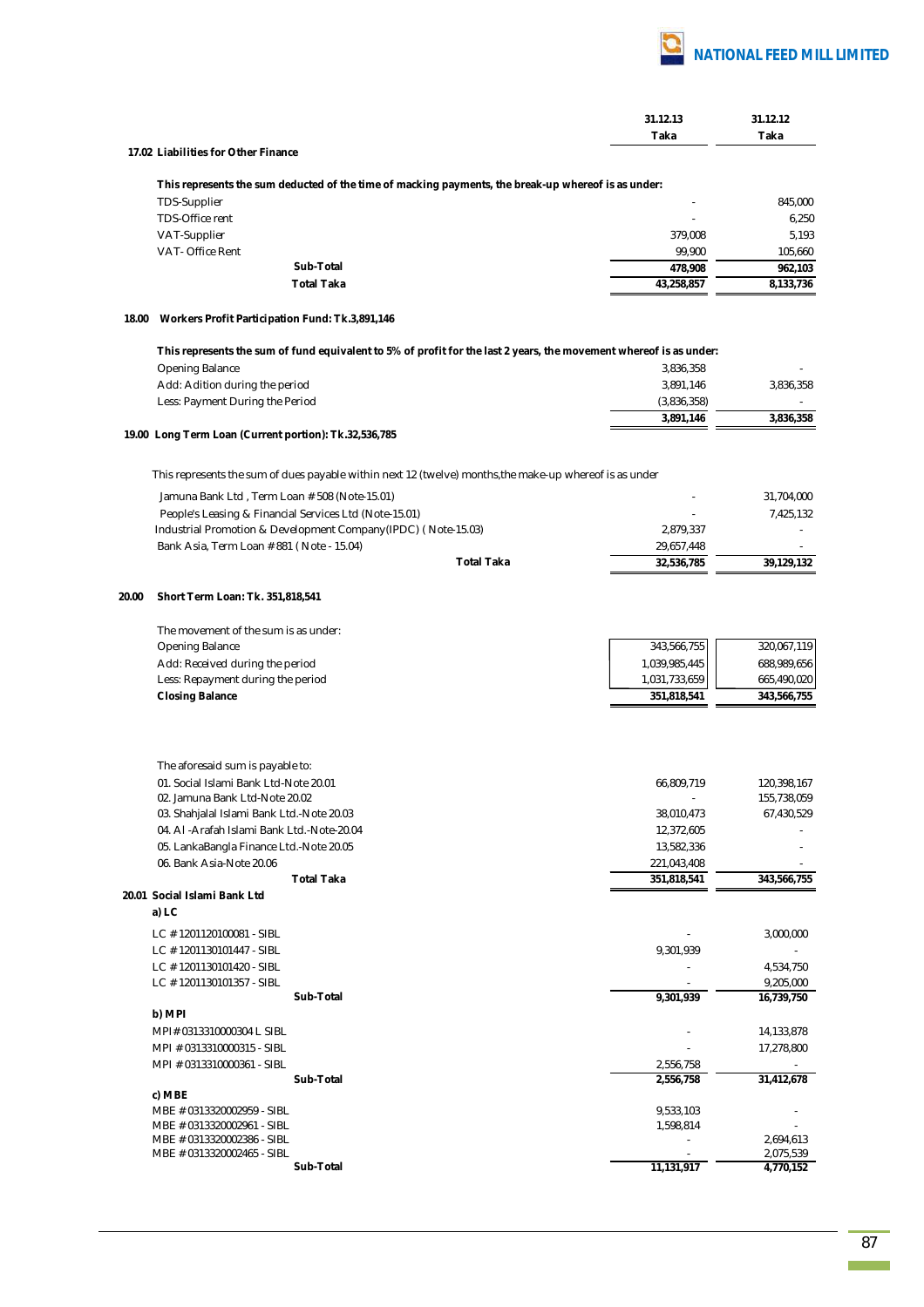| | 31.12.13 Taka | 31.12.12 Taka |
|---|---|---|
| **17.02 Liabilities for Other Finance** | | |
| **This represents the sum deducted of the time of macking payments, the break-up whereof is as under:** | | |
| TDS-Supplier | - | 845,000 |
| TDS-Office rent | - | 6,250 |
| VAT-Supplier | 379,008 | 5,193 |
| VAT- Office Rent | 99,900 | 105,660 |
| **Sub-Total** | **478,908** | **962,103** |
| **Total Taka** | **43,258,857** | **8,133,736** |

**18.00 Workers Profit Participation Fund: Tk.3,891,146**

**This represents the sum of fund equivalent to 5% of profit for the last 2 years, the movement whereof is as under:**

| | 31.12.13 Taka | 31.12.12 Taka |
|---|---|---|
| Opening Balance | 3,836,358 | - |
| Add: Adition during the period | 3,891,146 | 3,836,358 |
| Less: Payment During the Period | (3,836,358) | - |
| | **3,891,146** | **3,836,358** |

**19.00 Long Term Loan (Current portion): Tk.32,536,785**

This represents the sum of dues payable within next 12 (twelve) months,the make-up whereof is as under

| | 31.12.13 Taka | 31.12.12 Taka |
|---|---|---|
| Jamuna Bank Ltd , Term Loan # 508 (Note-15.01) | - | 31,704,000 |
| People's Leasing & Financial Services Ltd (Note-15.01) | - | 7,425,132 |
| Industrial Promotion & Development Company(IPDC) ( Note-15.03) | 2,879,337 | - |
| Bank Asia, Term Loan # 881 ( Note - 15.04) | 29,657,448 | - |
| **Total Taka** | **32,536,785** | **39,129,132** |

**20.00 Short Term Loan: Tk. 351,818,541**

The movement of the sum is as under:

| | 31.12.13 Taka | 31.12.12 Taka |
|---|---|---|
| Opening Balance | 343,566,755 | 320,067,119 |
| Add: Received during the period | 1,039,985,445 | 688,989,656 |
| Less: Repayment during the period | 1,031,733,659 | 665,490,020 |
| **Closing Balance** | **351,818,541** | **343,566,755** |

The aforesaid sum is payable to:

| | 31.12.13 Taka | 31.12.12 Taka |
|---|---|---|
| 01. Social Islami Bank Ltd-Note 20.01 | 66,809,719 | 120,398,167 |
| 02. Jamuna Bank Ltd-Note 20.02 | - | 155,738,059 |
| 03. Shahjalal Islami Bank Ltd.-Note 20.03 | 38,010,473 | 67,430,529 |
| 04. Al -Arafah Islami Bank Ltd.-Note-20.04 | 12,372,605 | - |
| 05. LankaBangla Finance Ltd.-Note 20.05 | 13,582,336 | - |
| 06. Bank Asia-Note 20.06 | 221,043,408 | - |
| **Total Taka** | **351,818,541** | **343,566,755** |

**20.01 Social Islami Bank Ltd**

| | 31.12.13 Taka | 31.12.12 Taka |
|---|---|---|
| **a) LC** | | |
| LC # 1201120100081 - SIBL | - | 3,000,000 |
| LC # 1201130101447 - SIBL | 9,301,939 | - |
| LC # 1201130101420 - SIBL | - | 4,534,750 |
| LC # 1201130101357 - SIBL | - | 9,205,000 |
| **Sub-Total** | **9,301,939** | **16,739,750** |
| **b) MPI** | | |
| MPI# 0313310000304 L SIBL | - | 14,133,878 |
| MPI # 0313310000315 - SIBL | - | 17,278,800 |
| MPI # 0313310000361 - SIBL | 2,556,758 | - |
| **Sub-Total** | **2,556,758** | **31,412,678** |
| **c) MBE** | | |
| MBE # 0313320002959 - SIBL | 9,533,103 | - |
| MBE # 0313320002961 - SIBL | 1,598,814 | - |
| MBE # 0313320002386 - SIBL | - | 2,694,613 |
| MBE # 0313320002465 - SIBL | - | 2,075,539 |
| **Sub-Total** | **11,131,917** | **4,770,152** |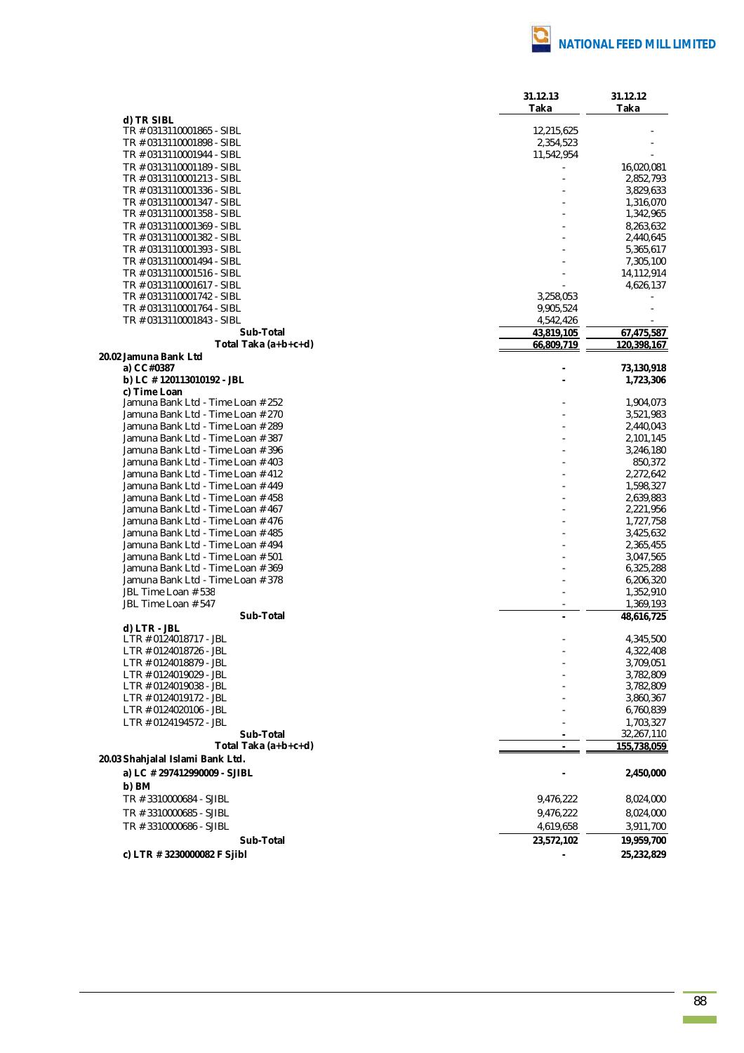| | 31.12.13 Taka | 31.12.12 Taka |
|---|---|---|
| **d) TR SIBL** | | |
| TR # 0313110001865 - SIBL | 12,215,625 | - |
| TR # 0313110001898 - SIBL | 2,354,523 | - |
| TR # 0313110001944 - SIBL | 11,542,954 | - |
| TR # 0313110001189 - SIBL | - | 16,020,081 |
| TR # 0313110001213 - SIBL | - | 2,852,793 |
| TR # 0313110001336 - SIBL | - | 3,829,633 |
| TR # 0313110001347 - SIBL | - | 1,316,070 |
| TR # 0313110001358 - SIBL | - | 1,342,965 |
| TR # 0313110001369 - SIBL | - | 8,263,632 |
| TR # 0313110001382 - SIBL | - | 2,440,645 |
| TR # 0313110001393 - SIBL | - | 5,365,617 |
| TR # 0313110001494 - SIBL | - | 7,305,100 |
| TR # 0313110001516 - SIBL | - | 14,112,914 |
| TR # 0313110001617 - SIBL | - | 4,626,137 |
| TR # 0313110001742 - SIBL | 3,258,053 | - |
| TR # 0313110001764 - SIBL | 9,905,524 | - |
| TR # 0313110001843 - SIBL | 4,542,426 | - |
| **Sub-Total** | **43,819,105** | **67,475,587** |
| **Total Taka (a+b+c+d)** | **66,809,719** | **120,398,167** |
| **20.02 Jamuna Bank Ltd** | | |
| **a) CC#0387** | **-** | **73,130,918** |
| **b) LC # 120113010192 - JBL** | **-** | **1,723,306** |
| **c) Time Loan** | | |
| Jamuna Bank Ltd - Time Loan # 252 | - | 1,904,073 |
| Jamuna Bank Ltd - Time Loan # 270 | - | 3,521,983 |
| Jamuna Bank Ltd - Time Loan # 289 | - | 2,440,043 |
| Jamuna Bank Ltd - Time Loan # 387 | - | 2,101,145 |
| Jamuna Bank Ltd - Time Loan # 396 | - | 3,246,180 |
| Jamuna Bank Ltd - Time Loan # 403 | - | 850,372 |
| Jamuna Bank Ltd - Time Loan # 412 | - | 2,272,642 |
| Jamuna Bank Ltd - Time Loan # 449 | - | 1,598,327 |
| Jamuna Bank Ltd - Time Loan # 458 | - | 2,639,883 |
| Jamuna Bank Ltd - Time Loan # 467 | - | 2,221,956 |
| Jamuna Bank Ltd - Time Loan # 476 | - | 1,727,758 |
| Jamuna Bank Ltd - Time Loan # 485 | - | 3,425,632 |
| Jamuna Bank Ltd - Time Loan # 494 | - | 2,365,455 |
| Jamuna Bank Ltd - Time Loan # 501 | - | 3,047,565 |
| Jamuna Bank Ltd - Time Loan # 369 | - | 6,325,288 |
| Jamuna Bank Ltd - Time Loan # 378 | - | 6,206,320 |
| JBL Time Loan # 538 | - | 1,352,910 |
| JBL Time Loan # 547 | - | 1,369,193 |
| **Sub-Total** | **-** | **48,616,725** |
| **d) LTR - JBL** | | |
| LTR # 0124018717 - JBL | - | 4,345,500 |
| LTR # 0124018726 - JBL | - | 4,322,408 |
| LTR # 0124018879 - JBL | - | 3,709,051 |
| LTR # 0124019029 - JBL | - | 3,782,809 |
| LTR # 0124019038 - JBL | - | 3,782,809 |
| LTR # 0124019172 - JBL | - | 3,860,367 |
| LTR # 0124020106 - JBL | - | 6,760,839 |
| LTR # 0124194572 - JBL | - | 1,703,327 |
| **Sub-Total** | **-** | 32,267,110 |
| **Total Taka (a+b+c+d)** | **-** | **155,738,059** |
| **20.03 Shahjalal Islami Bank Ltd.** | | |
| **a) LC # 297412990009 - SJIBL** | **-** | **2,450,000** |
| **b) BM** | | |
| TR # 3310000684 - SJIBL | 9,476,222 | 8,024,000 |
| TR # 3310000685 - SJIBL | 9,476,222 | 8,024,000 |
| TR # 3310000686 - SJIBL | 4,619,658 | 3,911,700 |
| **Sub-Total** | **23,572,102** | **19,959,700** |
| **c) LTR # 3230000082 F Sjibl** | **-** | **25,232,829** |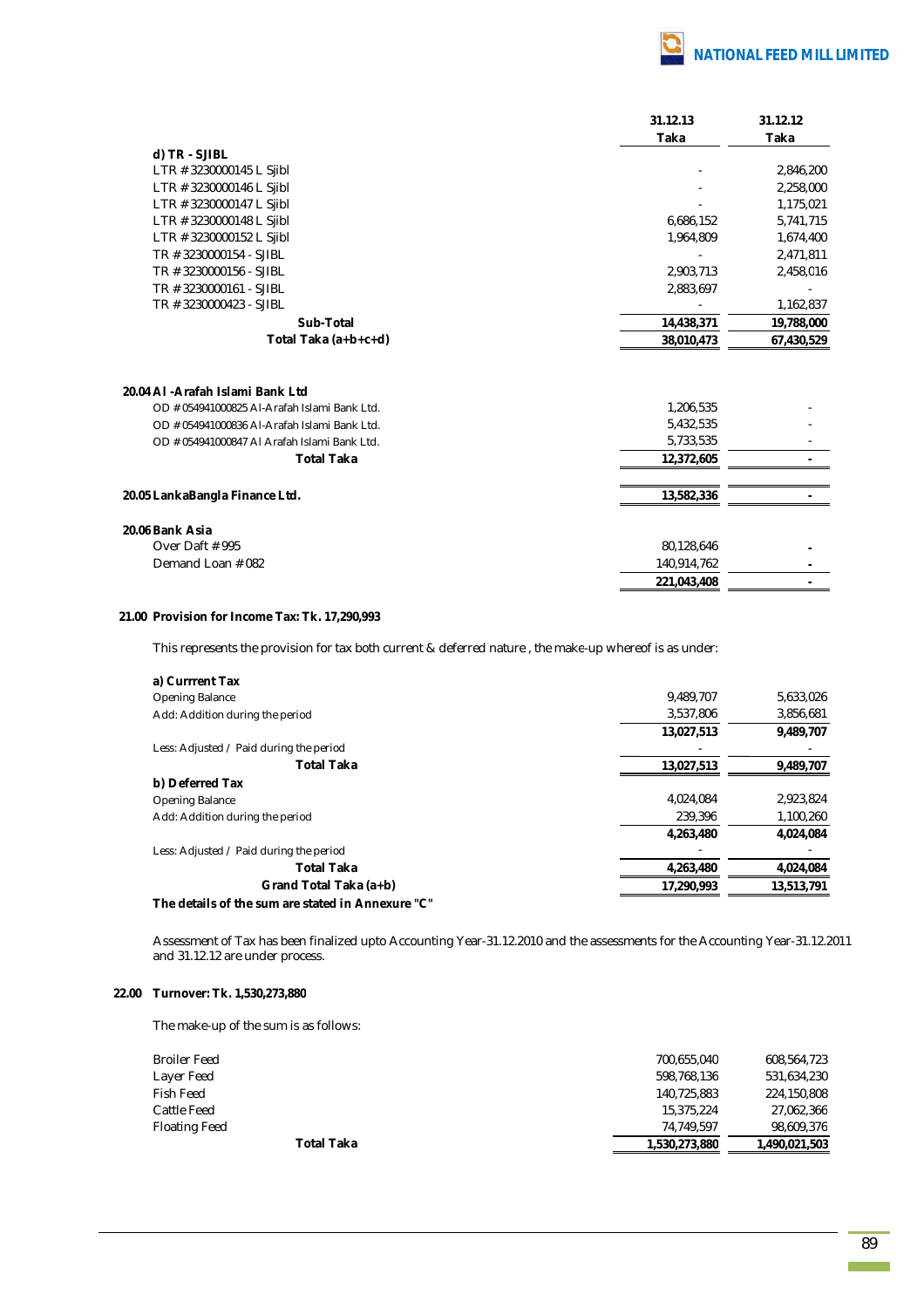| | 31.12.13 Taka | 31.12.12 Taka |
|---|---|---|
| **d) TR - SJIBL** | | |
| LTR # 3230000145 L Sjibl | - | 2,846,200 |
| LTR # 3230000146 L Sjibl | - | 2,258,000 |
| LTR # 3230000147 L Sjibl | - | 1,175,021 |
| LTR # 3230000148 L Sjibl | 6,686,152 | 5,741,715 |
| LTR # 3230000152 L Sjibl | 1,964,809 | 1,674,400 |
| TR # 3230000154 - SJIBL | - | 2,471,811 |
| TR # 3230000156 - SJIBL | 2,903,713 | 2,458,016 |
| TR # 3230000161 - SJIBL | 2,883,697 | - |
| TR # 3230000423 - SJIBL | - | 1,162,837 |
| **Sub-Total** | **14,438,371** | **19,788,000** |
| **Total Taka (a+b+c+d)** | **38,010,473** | **67,430,529** |

**20.04 Al -Arafah Islami Bank Ltd**

| | 31.12.13 Taka | 31.12.12 Taka |
|---|---|---|
| OD # 054941000825 Al-Arafah Islami Bank Ltd. | 1,206,535 | - |
| OD # 054941000836 Al-Arafah Islami Bank Ltd. | 5,432,535 | - |
| OD # 054941000847 Al Arafah Islami Bank Ltd. | 5,733,535 | - |
| **Total Taka** | **12,372,605** | **-** |

| | 31.12.13 Taka | 31.12.12 Taka |
|---|---|---|
| **20.05 LankaBangla Finance Ltd.** | **13,582,336** | **-** |

**20.06 Bank Asia**

| | 31.12.13 Taka | 31.12.12 Taka |
|---|---|---|
| Over Daft # 995 | 80,128,646 | - |
| Demand Loan # 082 | 140,914,762 | - |
| | **221,043,408** | **-** |

**21.00 Provision for Income Tax: Tk. 17,290,993**

This represents the provision for tax both current & deferred nature , the make-up whereof is as under:

| | 31.12.13 Taka | 31.12.12 Taka |
|---|---|---|
| **a) Currrent Tax** | | |
| Opening Balance | 9,489,707 | 5,633,026 |
| Add: Addition during the period | 3,537,806 | 3,856,681 |
| | **13,027,513** | **9,489,707** |
| Less: Adjusted / Paid during the period | - | - |
| **Total Taka** | **13,027,513** | **9,489,707** |
| **b) Deferred Tax** | | |
| Opening Balance | 4,024,084 | 2,923,824 |
| Add: Addition during the period | 239,396 | 1,100,260 |
| | **4,263,480** | **4,024,084** |
| Less: Adjusted / Paid during the period | - | - |
| **Total Taka** | **4,263,480** | **4,024,084** |
| **Grand Total Taka (a+b)** | **17,290,993** | **13,513,791** |

**The details of the sum are stated in Annexure "C"**

Assessment of Tax has been finalized upto Accounting Year-31.12.2010 and the assessments for the Accounting Year-31.12.2011 and 31.12.12 are under process.

**22.00 Turnover: Tk. 1,530,273,880**

The make-up of the sum is as follows:

| | 31.12.13 Taka | 31.12.12 Taka |
|---|---|---|
| Broiler Feed | 700,655,040 | 608,564,723 |
| Layer Feed | 598,768,136 | 531,634,230 |
| Fish Feed | 140,725,883 | 224,150,808 |
| Cattle Feed | 15,375,224 | 27,062,366 |
| Floating Feed | 74,749,597 | 98,609,376 |
| **Total Taka** | **1,530,273,880** | **1,490,021,503** |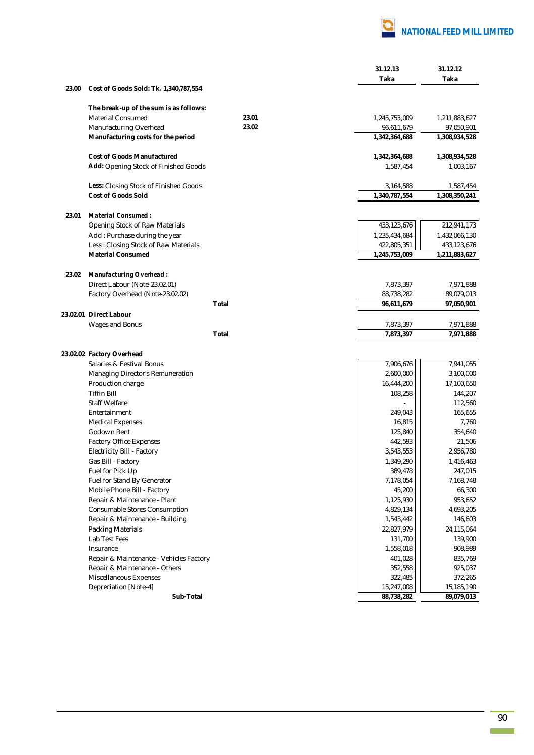| | | | 31.12.13 Taka | 31.12.12 Taka |
|---|---|---|---|---|
| **23.00** | **Cost of Goods Sold: Tk. 1,340,787,554** | | | |
| | **The break-up of the sum is as follows:** | | | |
| | Material Consumed | 23.01 | 1,245,753,009 | 1,211,883,627 |
| | Manufacturing Overhead | 23.02 | 96,611,679 | 97,050,901 |
| | **Manufacturing costs for the period** | | **1,342,364,688** | **1,308,934,528** |
| | **Cost of Goods Manufactured** | | **1,342,364,688** | **1,308,934,528** |
| | **Add:** Opening Stock of Finished Goods | | 1,587,454 | 1,003,167 |
| | **Less:** Closing Stock of Finished Goods | | 3,164,588 | 1,587,454 |
| | **Cost of Goods Sold** | | **1,340,787,554** | **1,308,350,241** |
| **23.01** | ***Material Consumed :*** | | | |
| | Opening Stock of Raw Materials | | 433,123,676 | 212,941,173 |
| | Add : Purchase during the year | | 1,235,434,684 | 1,432,066,130 |
| | Less : Closing Stock of Raw Materials | | 422,805,351 | 433,123,676 |
| | **Material Consumed** | | **1,245,753,009** | **1,211,883,627** |
| **23.02** | ***Manufacturing Overhead :*** | | | |
| | Direct Labour (Note-23.02.01) | | 7,873,397 | 7,971,888 |
| | Factory Overhead (Note-23.02.02) | | 88,738,282 | 89,079,013 |
| | | **Total** | **96,611,679** | **97,050,901** |
| **23.02.01** | **Direct Labour** | | | |
| | Wages and Bonus | | 7,873,397 | 7,971,888 |
| | | **Total** | **7,873,397** | **7,971,888** |
| **23.02.02** | **Factory Overhead** | | | |
| | Salaries & Festival Bonus | | 7,906,676 | 7,941,055 |
| | Managing Director's Remuneration | | 2,600,000 | 3,100,000 |
| | Production charge | | 16,444,200 | 17,100,650 |
| | Tiffin Bill | | 108,258 | 144,207 |
| | Staff Welfare | | - | 112,560 |
| | Entertainment | | 249,043 | 165,655 |
| | Medical Expenses | | 16,815 | 7,760 |
| | Godown Rent | | 125,840 | 354,640 |
| | Factory Office Expenses | | 442,593 | 21,506 |
| | Electricity Bill - Factory | | 3,543,553 | 2,956,780 |
| | Gas Bill - Factory | | 1,349,290 | 1,416,463 |
| | Fuel for Pick Up | | 389,478 | 247,015 |
| | Fuel for Stand By Generator | | 7,178,054 | 7,168,748 |
| | Mobile Phone Bill - Factory | | 45,200 | 66,300 |
| | Repair & Maintenance - Plant | | 1,125,930 | 953,652 |
| | Consumable Stores Consumption | | 4,829,134 | 4,693,205 |
| | Repair & Maintenance - Building | | 1,543,442 | 146,603 |
| | Packing Materials | | 22,827,979 | 24,115,064 |
| | Lab Test Fees | | 131,700 | 139,900 |
| | Insurance | | 1,558,018 | 908,989 |
| | Repair & Maintenance - Vehicles Factory | | 401,028 | 835,769 |
| | Repair & Maintenance - Others | | 352,558 | 925,037 |
| | Miscellaneous Expenses | | 322,485 | 372,265 |
| | Depreciation [Note-4] | | 15,247,008 | 15,185,190 |
| | **Sub-Total** | | **88,738,282** | **89,079,013** |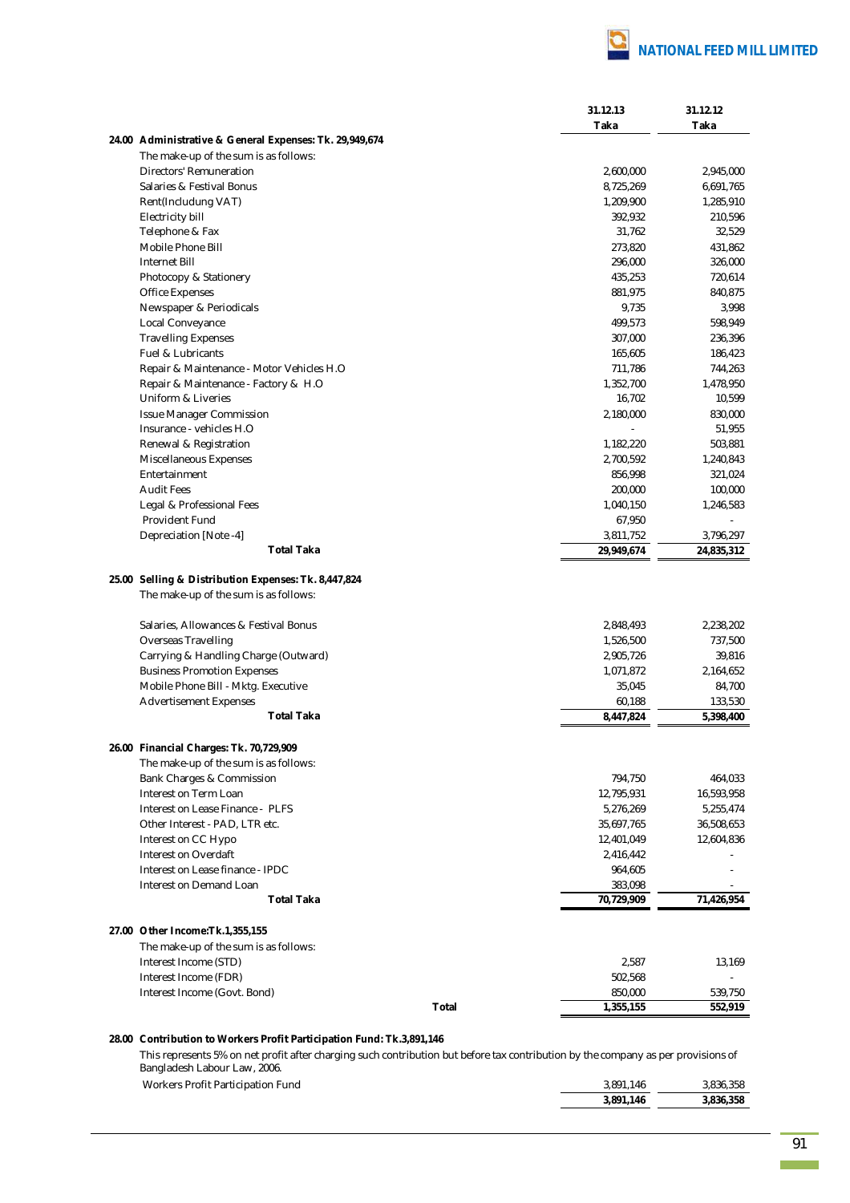| | 31.12.13 Taka | 31.12.12 Taka |
|---|---|---|
| **24.00 Administrative & General Expenses: Tk. 29,949,674** | | |
| The make-up of the sum is as follows: | | |
| Directors' Remuneration | 2,600,000 | 2,945,000 |
| Salaries & Festival Bonus | 8,725,269 | 6,691,765 |
| Rent(Includung VAT) | 1,209,900 | 1,285,910 |
| Electricity bill | 392,932 | 210,596 |
| Telephone & Fax | 31,762 | 32,529 |
| Mobile Phone Bill | 273,820 | 431,862 |
| Internet Bill | 296,000 | 326,000 |
| Photocopy & Stationery | 435,253 | 720,614 |
| Office Expenses | 881,975 | 840,875 |
| Newspaper & Periodicals | 9,735 | 3,998 |
| Local Conveyance | 499,573 | 598,949 |
| Travelling Expenses | 307,000 | 236,396 |
| Fuel & Lubricants | 165,605 | 186,423 |
| Repair & Maintenance - Motor Vehicles H.O | 711,786 | 744,263 |
| Repair & Maintenance - Factory & H.O | 1,352,700 | 1,478,950 |
| Uniform & Liveries | 16,702 | 10,599 |
| Issue Manager Commission | 2,180,000 | 830,000 |
| Insurance - vehicles H.O | - | 51,955 |
| Renewal & Registration | 1,182,220 | 503,881 |
| Miscellaneous Expenses | 2,700,592 | 1,240,843 |
| Entertainment | 856,998 | 321,024 |
| Audit Fees | 200,000 | 100,000 |
| Legal & Professional Fees | 1,040,150 | 1,246,583 |
| Provident Fund | 67,950 | - |
| Depreciation [Note -4] | 3,811,752 | 3,796,297 |
| **Total Taka** | **29,949,674** | **24,835,312** |

**25.00 Selling & Distribution Expenses: Tk. 8,447,824**

The make-up of the sum is as follows:

| | 31.12.13 Taka | 31.12.12 Taka |
|---|---|---|
| Salaries, Allowances & Festival Bonus | 2,848,493 | 2,238,202 |
| Overseas Travelling | 1,526,500 | 737,500 |
| Carrying & Handling Charge (Outward) | 2,905,726 | 39,816 |
| Business Promotion Expenses | 1,071,872 | 2,164,652 |
| Mobile Phone Bill - Mktg. Executive | 35,045 | 84,700 |
| Advertisement Expenses | 60,188 | 133,530 |
| **Total Taka** | **8,447,824** | **5,398,400** |

**26.00 Financial Charges: Tk. 70,729,909**

The make-up of the sum is as follows:

| | 31.12.13 Taka | 31.12.12 Taka |
|---|---|---|
| Bank Charges & Commission | 794,750 | 464,033 |
| Interest on Term Loan | 12,795,931 | 16,593,958 |
| Interest on Lease Finance - PLFS | 5,276,269 | 5,255,474 |
| Other Interest - PAD, LTR etc. | 35,697,765 | 36,508,653 |
| Interest on CC Hypo | 12,401,049 | 12,604,836 |
| Interest on Overdaft | 2,416,442 | - |
| Interest on Lease finance - IPDC | 964,605 | - |
| Interest on Demand Loan | 383,098 | - |
| **Total Taka** | **70,729,909** | **71,426,954** |

**27.00 Other Income:Tk.1,355,155**

The make-up of the sum is as follows:

| | 31.12.13 Taka | 31.12.12 Taka |
|---|---|---|
| Interest Income (STD) | 2,587 | 13,169 |
| Interest Income (FDR) | 502,568 | - |
| Interest Income (Govt. Bond) | 850,000 | 539,750 |
| **Total** | **1,355,155** | **552,919** |

**28.00 Contribution to Workers Profit Participation Fund: Tk.3,891,146**

This represents 5% on net profit after charging such contribution but before tax contribution by the company as per provisions of Bangladesh Labour Law, 2006.

| | 31.12.13 Taka | 31.12.12 Taka |
|---|---|---|
| Workers Profit Participation Fund | 3,891,146 | 3,836,358 |
| | **3,891,146** | **3,836,358** |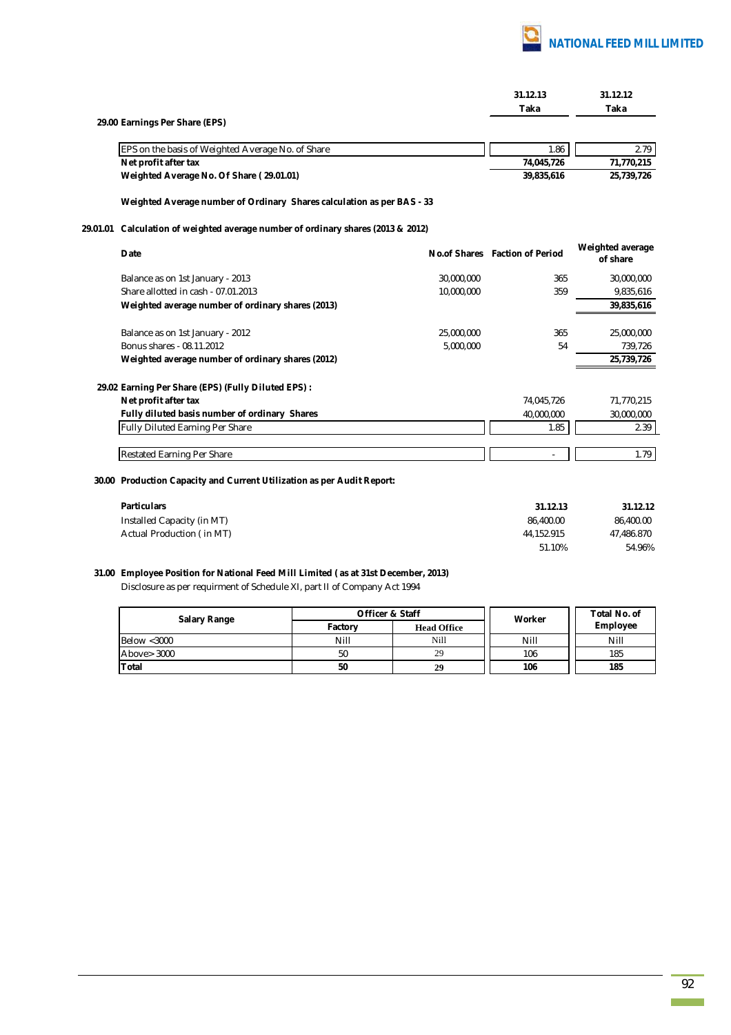| | 31.12.13 | 31.12.12 |
|---|---|---|
| | Taka | Taka |

**29.00 Earnings Per Share (EPS)**

| | 31.12.13 | 31.12.12 |
|---|---|---|
| EPS on the basis of Weighted Average No. of Share | 1.86 | 2.79 |
| **Net profit after tax** | **74,045,726** | **71,770,215** |
| **Weighted Average No. Of Share ( 29.01.01)** | **39,835,616** | **25,739,726** |

**Weighted Average number of Ordinary Shares calculation as per BAS - 33**

**29.01.01 Calculation of weighted average number of ordinary shares (2013 & 2012)**

| Date | No.of Shares | Faction of Period | Weighted average of share |
|---|---|---|---|
| Balance as on 1st January - 2013 | 30,000,000 | 365 | 30,000,000 |
| Share allotted in cash - 07.01.2013 | 10,000,000 | 359 | 9,835,616 |
| **Weighted average number of ordinary shares (2013)** | | | **39,835,616** |
| Balance as on 1st January - 2012 | 25,000,000 | 365 | 25,000,000 |
| Bonus shares - 08.11.2012 | 5,000,000 | 54 | 739,726 |
| **Weighted average number of ordinary shares (2012)** | | | **25,739,726** |

**29.02 Earning Per Share (EPS) (Fully Diluted EPS) :**

| | 31.12.13 | 31.12.12 |
|---|---|---|
| **Net profit after tax** | 74,045,726 | 71,770,215 |
| **Fully diluted basis number of ordinary Shares** | 40,000,000 | 30,000,000 |
| Fully Diluted Earning Per Share | 1.85 | 2.39 |
| Restated Earning Per Share | - | 1.79 |

**30.00 Production Capacity and Current Utilization as per Audit Report:**

| Particulars | 31.12.13 | 31.12.12 |
|---|---|---|
| Installed Capacity (in MT) | 86,400.00 | 86,400.00 |
| Actual Production ( in MT) | 44,152.915 | 47,486.870 |
| | 51.10% | 54.96% |

**31.00 Employee Position for National Feed Mill Limited ( as at 31st December, 2013)**

Disclosure as per requirment of Schedule XI, part II of Company Act 1994

| Salary Range | Officer & Staff | | Worker | Total No. of Employee |
|---|---|---|---|---|
| | Factory | Head Office | | |
| Below <3000 | Nill | Nill | Nill | Nill |
| Above> 3000 | 50 | 29 | 106 | 185 |
| **Total** | **50** | **29** | **106** | **185** |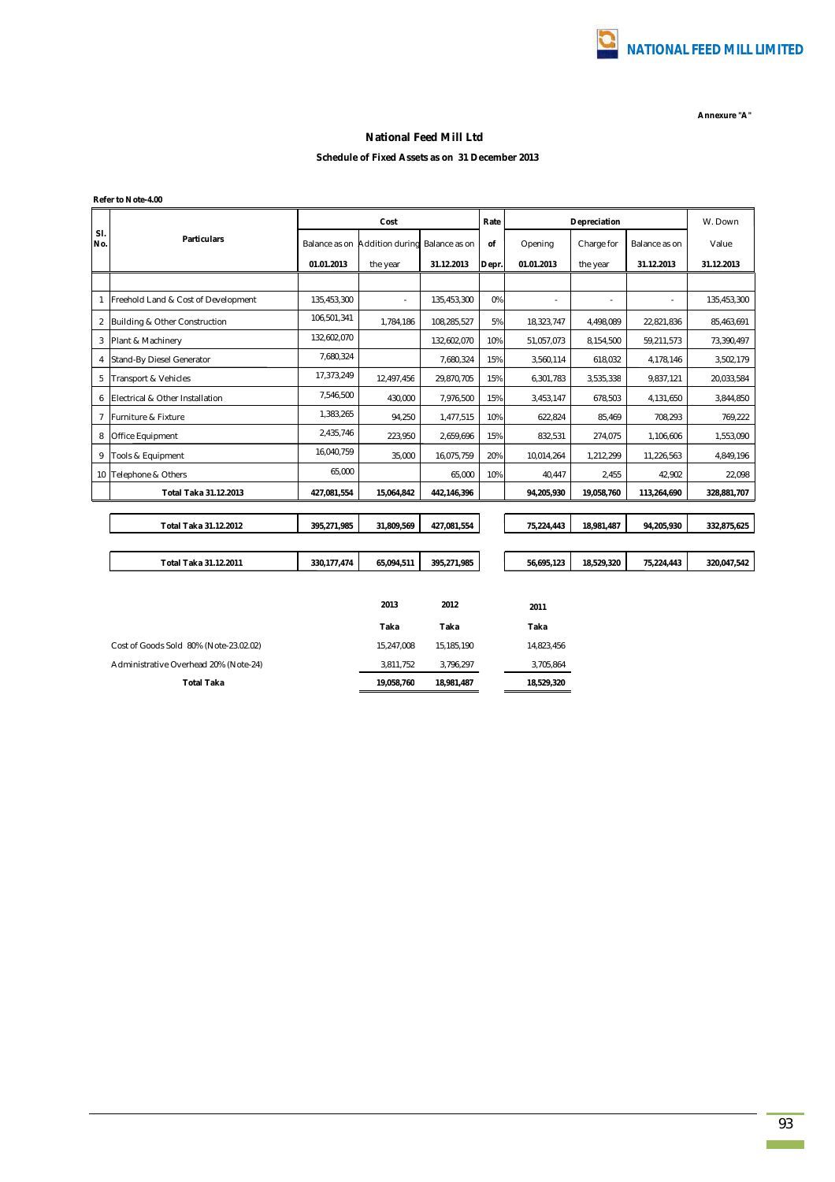Annexure "A"

## National Feed Mill Ltd

### Schedule of Fixed Assets as on 31 December 2013

**Refer to Note-4.00**

| Sl. No. | Particulars | Cost | | | Rate | Depreciation | | | W. Down |
|---|---|---|---|---|---|---|---|---|---|
| | | Balance as on | Addition during | Balance as on | of | Opening | Charge for | Balance as on | Value |
| | | 01.01.2013 | the year | 31.12.2013 | Depr. | 01.01.2013 | the year | 31.12.2013 | 31.12.2013 |
| 1 | Freehold Land & Cost of Development | 135,453,300 | - | 135,453,300 | 0% | - | - | - | 135,453,300 |
| 2 | Building & Other Construction | 106,501,341 | 1,784,186 | 108,285,527 | 5% | 18,323,747 | 4,498,089 | 22,821,836 | 85,463,691 |
| 3 | Plant & Machinery | 132,602,070 | | 132,602,070 | 10% | 51,057,073 | 8,154,500 | 59,211,573 | 73,390,497 |
| 4 | Stand-By Diesel Generator | 7,680,324 | | 7,680,324 | 15% | 3,560,114 | 618,032 | 4,178,146 | 3,502,179 |
| 5 | Transport & Vehicles | 17,373,249 | 12,497,456 | 29,870,705 | 15% | 6,301,783 | 3,535,338 | 9,837,121 | 20,033,584 |
| 6 | Electrical & Other Installation | 7,546,500 | 430,000 | 7,976,500 | 15% | 3,453,147 | 678,503 | 4,131,650 | 3,844,850 |
| 7 | Furniture & Fixture | 1,383,265 | 94,250 | 1,477,515 | 10% | 622,824 | 85,469 | 708,293 | 769,222 |
| 8 | Office Equipment | 2,435,746 | 223,950 | 2,659,696 | 15% | 832,531 | 274,075 | 1,106,606 | 1,553,090 |
| 9 | Tools & Equipment | 16,040,759 | 35,000 | 16,075,759 | 20% | 10,014,264 | 1,212,299 | 11,226,563 | 4,849,196 |
| 10 | Telephone & Others | 65,000 | | 65,000 | 10% | 40,447 | 2,455 | 42,902 | 22,098 |
| | **Total Taka 31.12.2013** | **427,081,554** | **15,064,842** | **442,146,396** | | **94,205,930** | **19,058,760** | **113,264,690** | **328,881,707** |
| | **Total Taka 31.12.2012** | **395,271,985** | **31,809,569** | **427,081,554** | | **75,224,443** | **18,981,487** | **94,205,930** | **332,875,625** |
| | **Total Taka 31.12.2011** | **330,177,474** | **65,094,511** | **395,271,985** | | **56,695,123** | **18,529,320** | **75,224,443** | **320,047,542** |

| | 2013 | 2012 | 2011 |
|---|---|---|---|
| | **Taka** | **Taka** | **Taka** |
| Cost of Goods Sold 80% (Note-23.02.02) | 15,247,008 | 15,185,190 | 14,823,456 |
| Administrative Overhead 20% (Note-24) | 3,811,752 | 3,796,297 | 3,705,864 |
| **Total Taka** | **19,058,760** | **18,981,487** | **18,529,320** |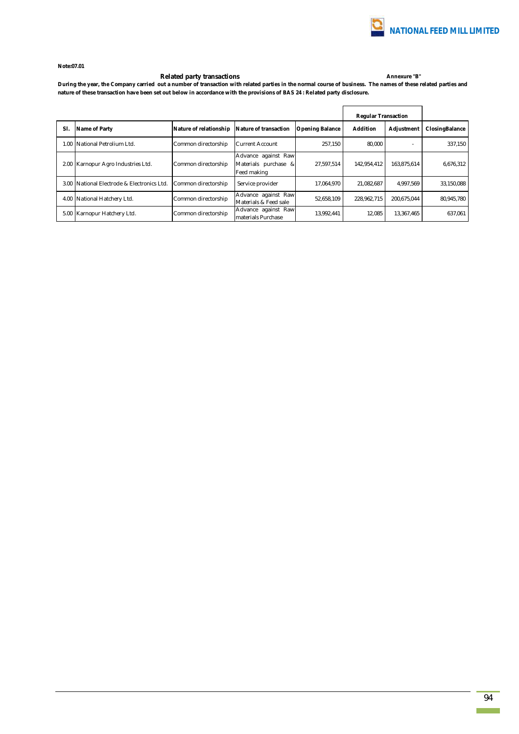**Note:07.01**

**Related party transactions** **Annexure "B"**

**During the year, the Company carried out a number of transaction with related parties in the normal course of business. The names of these related parties and nature of these transaction have been set out below in accordance with the provisions of BAS 24 : Related party disclosure.**

| | | | | | Regular Transaction | | |
|---|---|---|---|---|---|---|---|
| **Sl.** | **Name of Party** | **Nature of relationship** | **Nature of transaction** | **Opening Balance** | **Addition** | **Adjustment** | **ClosingBalance** |
| 1.00 | National Petrolium Ltd. | Common directorship | Current Account | 257,150 | 80,000 | - | 337,150 |
| 2.00 | Karnopur Agro Industries Ltd. | Common directorship | Advance against Raw Materials purchase & Feed making | 27,597,514 | 142,954,412 | 163,875,614 | 6,676,312 |
| 3.00 | National Electrode & Electronics Ltd. | Common directorship | Service provider | 17,064,970 | 21,082,687 | 4,997,569 | 33,150,088 |
| 4.00 | National Hatchery Ltd. | Common directorship | Advance against Raw Materials & Feed sale | 52,658,109 | 228,962,715 | 200,675,044 | 80,945,780 |
| 5.00 | Karnopur Hatchery Ltd. | Common directorship | Advance against Raw materials Purchase | 13,992,441 | 12,085 | 13,367,465 | 637,061 |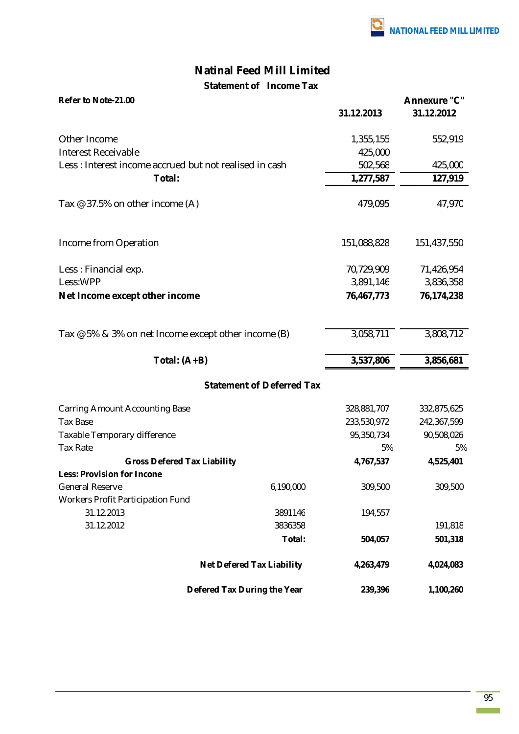# Natinal Feed Mill Limited

## Statement of Income Tax

**Refer to Note-21.00** — **Annexure "C"**

| | 31.12.2013 | 31.12.2012 |
|---|---|---|
| Other Income | 1,355,155 | 552,919 |
| Interest Receivable | 425,000 | |
| Less : Interest income accrued but not realised in cash | 502,568 | 425,000 |
| **Total:** | **1,277,587** | **127,919** |
| Tax @ 37.5% on other income (A) | 479,095 | 47,970 |
| Income from Operation | 151,088,828 | 151,437,550 |
| Less : Financial exp. | 70,729,909 | 71,426,954 |
| Less:WPP | 3,891,146 | 3,836,358 |
| **Net Income except other income** | **76,467,773** | **76,174,238** |
| Tax @ 5% & 3% on net Income except other income (B) | 3,058,711 | 3,808,712 |
| **Total: (A+B)** | **3,537,806** | **3,856,681** |

## Statement of Deferred Tax

| | | 31.12.2013 | 31.12.2012 |
|---|---|---|---|
| Carring Amount Accounting Base | | 328,881,707 | 332,875,625 |
| Tax Base | | 233,530,972 | 242,367,599 |
| Taxable Temporary difference | | 95,350,734 | 90,508,026 |
| Tax Rate | | 5% | 5% |
| **Gross Defered Tax Liability** | | **4,767,537** | **4,525,401** |
| **Less: Provision for Income** | | | |
| General Reserve | 6,190,000 | 309,500 | 309,500 |
| Workers Profit Participation Fund | | | |
| 31.12.2013 | 3891146 | 194,557 | |
| 31.12.2012 | 3836358 | | 191,818 |
| | **Total:** | **504,057** | **501,318** |
| **Net Defered Tax Liability** | | **4,263,479** | **4,024,083** |
| **Defered Tax During the Year** | | **239,396** | **1,100,260** |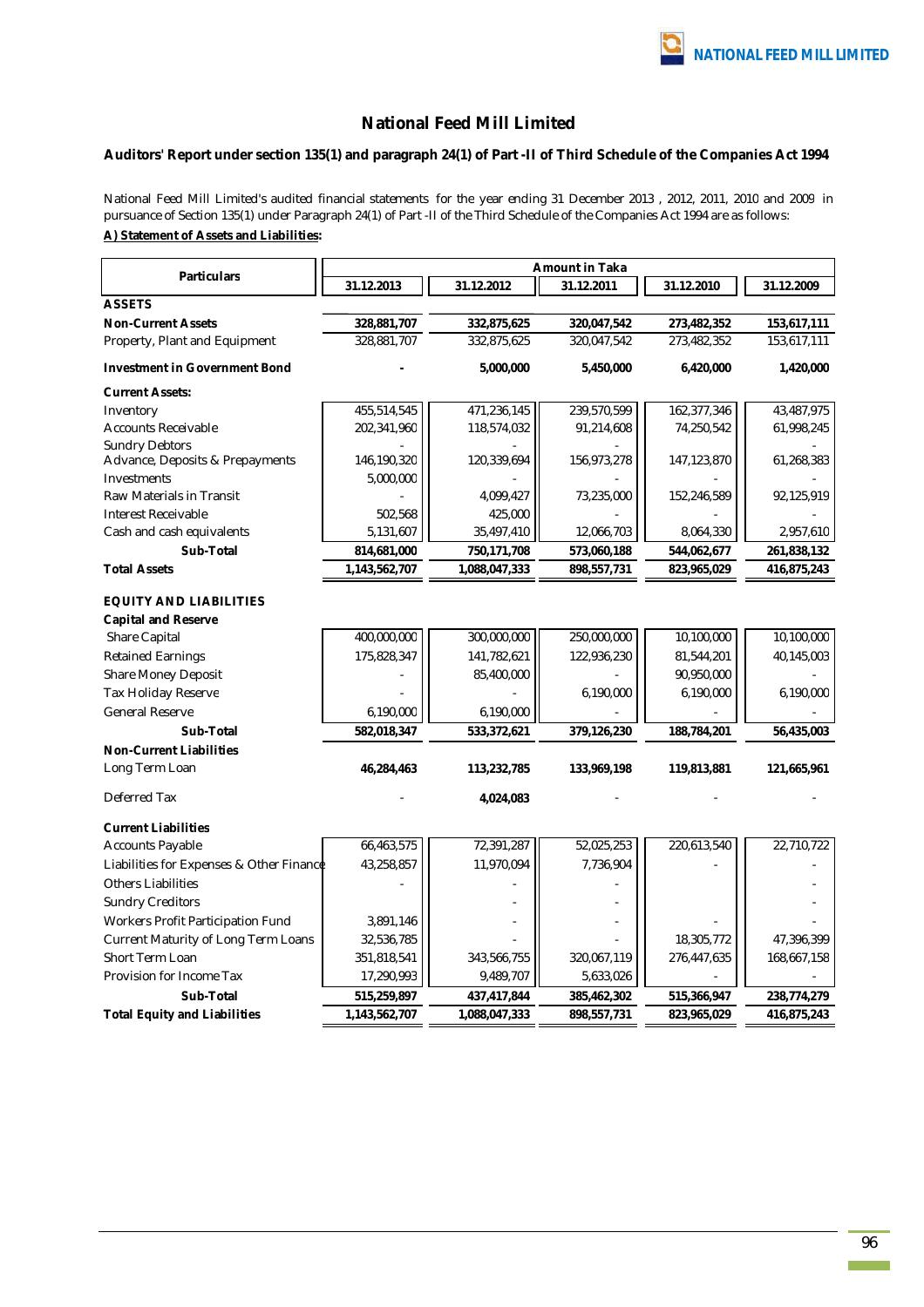# National Feed Mill Limited

## Auditors' Report under section 135(1) and paragraph 24(1) of Part -II of Third Schedule of the Companies Act 1994

National Feed Mill Limited's audited financial statements for the year ending 31 December 2013 , 2012, 2011, 2010 and 2009 in pursuance of Section 135(1) under Paragraph 24(1) of Part -II of the Third Schedule of the Companies Act 1994 are as follows:

**A) Statement of Assets and Liabilities:**

| Particulars | Amount in Taka | | | | |
|---|---|---|---|---|---|
| | 31.12.2013 | 31.12.2012 | 31.12.2011 | 31.12.2010 | 31.12.2009 |
| **ASSETS** | | | | | |
| **Non-Current Assets** | **328,881,707** | **332,875,625** | **320,047,542** | **273,482,352** | **153,617,111** |
| Property, Plant and Equipment | 328,881,707 | 332,875,625 | 320,047,542 | 273,482,352 | 153,617,111 |
| **Investment in Government Bond** | **-** | **5,000,000** | **5,450,000** | **6,420,000** | **1,420,000** |
| **Current Assets:** | | | | | |
| Inventory | 455,514,545 | 471,236,145 | 239,570,599 | 162,377,346 | 43,487,975 |
| Accounts Receivable | 202,341,960 | 118,574,032 | 91,214,608 | 74,250,542 | 61,998,245 |
| Sundry Debtors | - | - | - | | - |
| Advance, Deposits & Prepayments | 146,190,320 | 120,339,694 | 156,973,278 | 147,123,870 | 61,268,383 |
| Investments | 5,000,000 | - | - | - | - |
| Raw Materials in Transit | - | 4,099,427 | 73,235,000 | 152,246,589 | 92,125,919 |
| Interest Receivable | 502,568 | 425,000 | - | - | - |
| Cash and cash equivalents | 5,131,607 | 35,497,410 | 12,066,703 | 8,064,330 | 2,957,610 |
| **Sub-Total** | **814,681,000** | **750,171,708** | **573,060,188** | **544,062,677** | **261,838,132** |
| **Total Assets** | **1,143,562,707** | **1,088,047,333** | **898,557,731** | **823,965,029** | **416,875,243** |
| **EQUITY AND LIABILITIES** | | | | | |
| **Capital and Reserve** | | | | | |
| Share Capital | 400,000,000 | 300,000,000 | 250,000,000 | 10,100,000 | 10,100,000 |
| Retained Earnings | 175,828,347 | 141,782,621 | 122,936,230 | 81,544,201 | 40,145,003 |
| Share Money Deposit | - | 85,400,000 | - | 90,950,000 | - |
| Tax Holiday Reserve | - | - | 6,190,000 | 6,190,000 | 6,190,000 |
| General Reserve | 6,190,000 | 6,190,000 | - | - | - |
| **Sub-Total** | **582,018,347** | **533,372,621** | **379,126,230** | **188,784,201** | **56,435,003** |
| **Non-Current Liabilities** | | | | | |
| Long Term Loan | **46,284,463** | **113,232,785** | **133,969,198** | **119,813,881** | **121,665,961** |
| Deferred Tax | - | **4,024,083** | - | - | - |
| **Current Liabilities** | | | | | |
| Accounts Payable | 66,463,575 | 72,391,287 | 52,025,253 | 220,613,540 | 22,710,722 |
| Liabilities for Expenses & Other Finance | 43,258,857 | 11,970,094 | 7,736,904 | - | - |
| Others Liabilities | - | - | - | | - |
| Sundry Creditors | | - | - | | - |
| Workers Profit Participation Fund | 3,891,146 | - | - | - | - |
| Current Maturity of Long Term Loans | 32,536,785 | - | - | 18,305,772 | 47,396,399 |
| Short Term Loan | 351,818,541 | 343,566,755 | 320,067,119 | 276,447,635 | 168,667,158 |
| Provision for Income Tax | 17,290,993 | 9,489,707 | 5,633,026 | - | - |
| **Sub-Total** | **515,259,897** | **437,417,844** | **385,462,302** | **515,366,947** | **238,774,279** |
| **Total Equity and Liabilities** | **1,143,562,707** | **1,088,047,333** | **898,557,731** | **823,965,029** | **416,875,243** |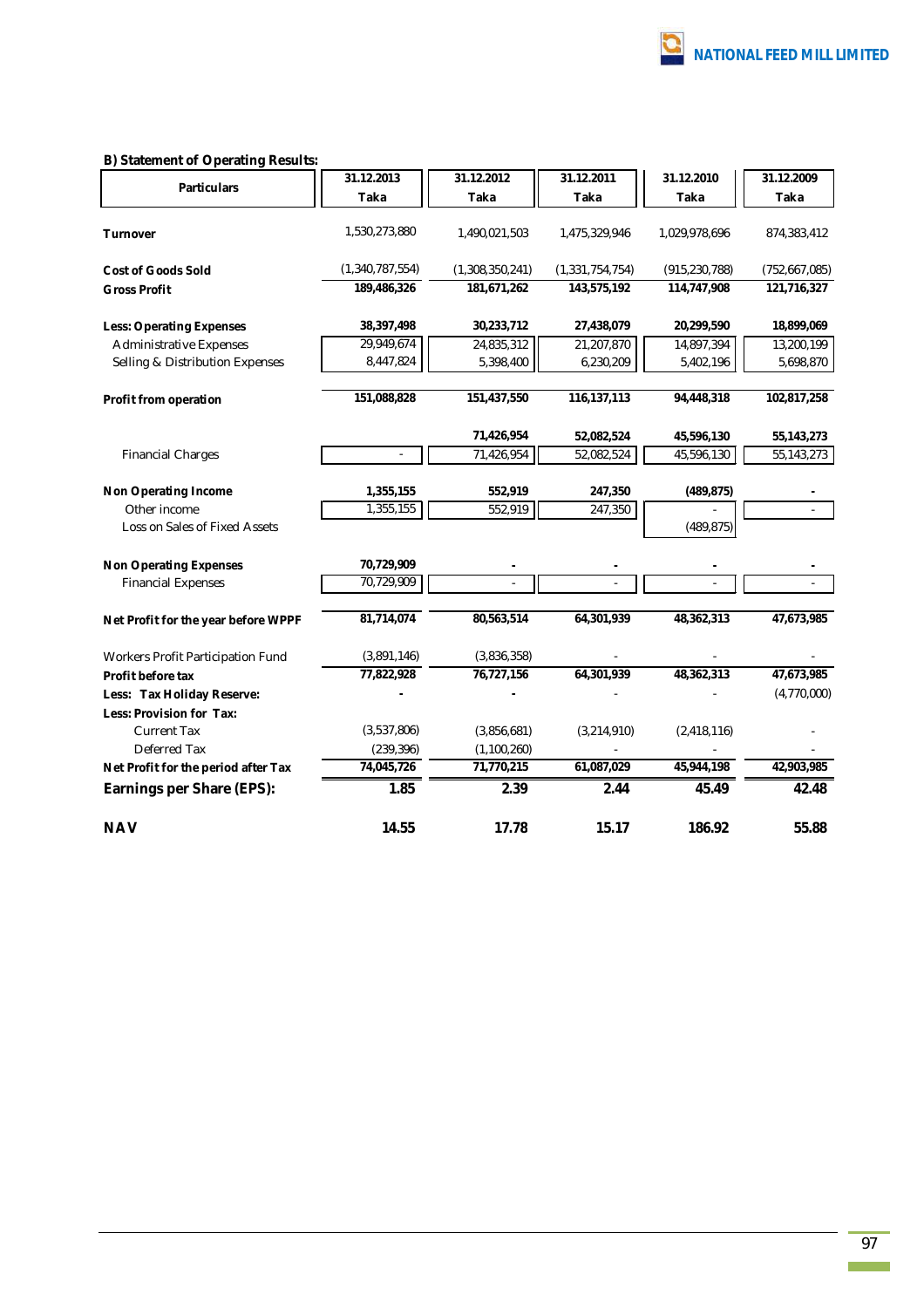### B) Statement of Operating Results:

| Particulars | 31.12.2013 Taka | 31.12.2012 Taka | 31.12.2011 Taka | 31.12.2010 Taka | 31.12.2009 Taka |
|---|---|---|---|---|---|
| **Turnover** | 1,530,273,880 | 1,490,021,503 | 1,475,329,946 | 1,029,978,696 | 874,383,412 |
| **Cost of Goods Sold** | (1,340,787,554) | (1,308,350,241) | (1,331,754,754) | (915,230,788) | (752,667,085) |
| **Gross Profit** | **189,486,326** | **181,671,262** | **143,575,192** | **114,747,908** | **121,716,327** |
| **Less: Operating Expenses** | **38,397,498** | **30,233,712** | **27,438,079** | **20,299,590** | **18,899,069** |
| Administrative Expenses | 29,949,674 | 24,835,312 | 21,207,870 | 14,897,394 | 13,200,199 |
| Selling & Distribution Expenses | 8,447,824 | 5,398,400 | 6,230,209 | 5,402,196 | 5,698,870 |
| **Profit from operation** | **151,088,828** | **151,437,550** | **116,137,113** | **94,448,318** | **102,817,258** |
| | | **71,426,954** | **52,082,524** | **45,596,130** | **55,143,273** |
| Financial Charges | - | 71,426,954 | 52,082,524 | 45,596,130 | 55,143,273 |
| **Non Operating Income** | **1,355,155** | **552,919** | **247,350** | **(489,875)** | **-** |
| Other income | 1,355,155 | 552,919 | 247,350 | - | - |
| Loss on Sales of Fixed Assets | | | | (489,875) | |
| **Non Operating Expenses** | **70,729,909** | **-** | **-** | **-** | **-** |
| Financial Expenses | 70,729,909 | - | - | - | - |
| **Net Profit for the year before WPPF** | **81,714,074** | **80,563,514** | **64,301,939** | **48,362,313** | **47,673,985** |
| Workers Profit Participation Fund | (3,891,146) | (3,836,358) | - | - | - |
| **Profit before tax** | **77,822,928** | **76,727,156** | **64,301,939** | **48,362,313** | **47,673,985** |
| **Less: Tax Holiday Reserve:** | **-** | **-** | - | - | (4,770,000) |
| **Less: Provision for Tax:** | | | | | |
| Current Tax | (3,537,806) | (3,856,681) | (3,214,910) | (2,418,116) | - |
| Deferred Tax | (239,396) | (1,100,260) | - | - | - |
| **Net Profit for the period after Tax** | **74,045,726** | **71,770,215** | **61,087,029** | **45,944,198** | **42,903,985** |
| **Earnings per Share (EPS):** | **1.85** | **2.39** | **2.44** | **45.49** | **42.48** |
| **NAV** | **14.55** | **17.78** | **15.17** | **186.92** | **55.88** |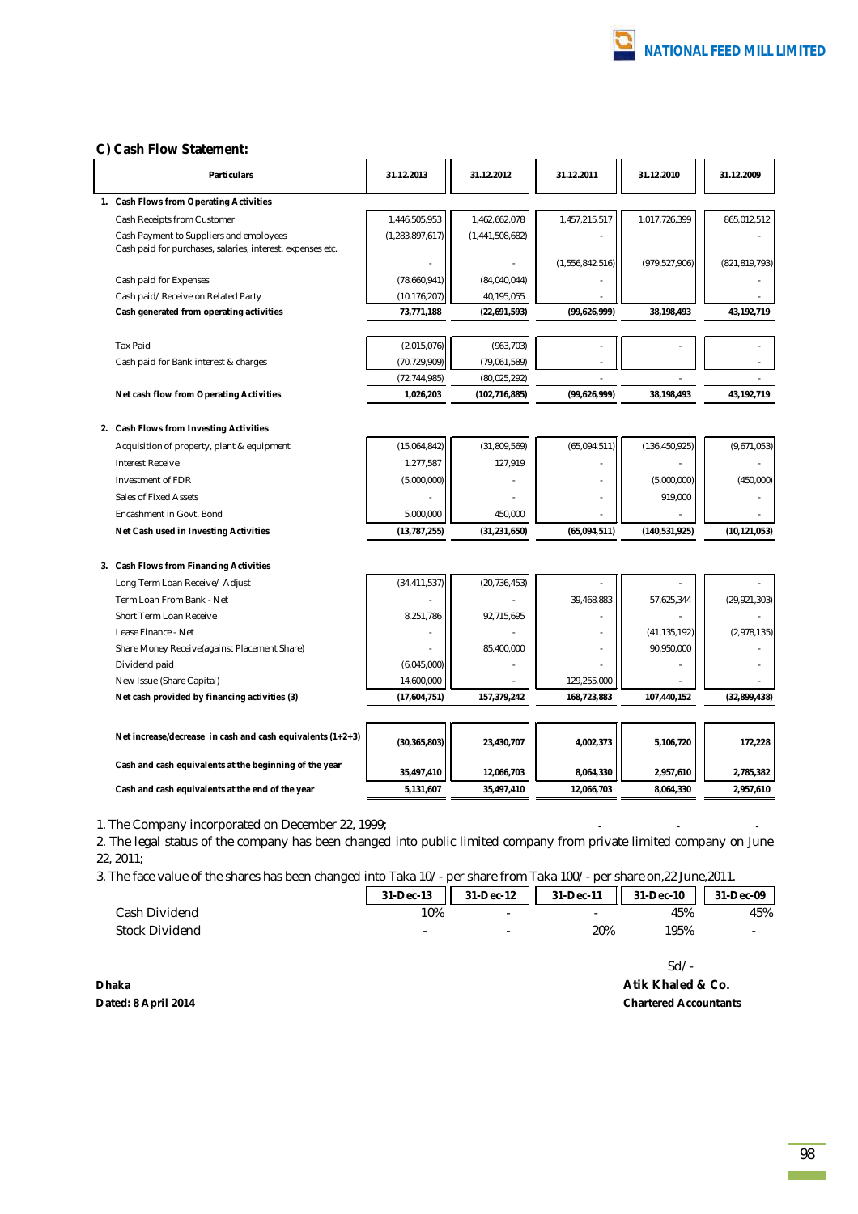### C) Cash Flow Statement:

| Particulars | 31.12.2013 | 31.12.2012 | 31.12.2011 | 31.12.2010 | 31.12.2009 |
|---|---|---|---|---|---|
| **1. Cash Flows from Operating Activities** | | | | | |
| Cash Receipts from Customer | 1,446,505,953 | 1,462,662,078 | 1,457,215,517 | 1,017,726,399 | 865,012,512 |
| Cash Payment to Suppliers and employees | (1,283,897,617) | (1,441,508,682) | - | | - |
| Cash paid for purchases, salaries, interest, expenses etc. | - | - | (1,556,842,516) | (979,527,906) | (821,819,793) |
| Cash paid for Expenses | (78,660,941) | (84,040,044) | - | | - |
| Cash paid/ Receive on Related Party | (10,176,207) | 40,195,055 | - | | - |
| **Cash generated from operating activities** | **73,771,188** | **(22,691,593)** | **(99,626,999)** | **38,198,493** | **43,192,719** |
| Tax Paid | (2,015,076) | (963,703) | - | - | - |
| Cash paid for Bank interest & charges | (70,729,909) | (79,061,589) | - | | - |
| | (72,744,985) | (80,025,292) | - | - | - |
| **Net cash flow from Operating Activities** | **1,026,203** | **(102,716,885)** | **(99,626,999)** | **38,198,493** | **43,192,719** |
| **2. Cash Flows from Investing Activities** | | | | | |
| Acquisition of property, plant & equipment | (15,064,842) | (31,809,569) | (65,094,511) | (136,450,925) | (9,671,053) |
| Interest Receive | 1,277,587 | 127,919 | - | - | - |
| Investment of FDR | (5,000,000) | - | - | (5,000,000) | (450,000) |
| Sales of Fixed Assets | - | - | - | 919,000 | - |
| Encashment in Govt. Bond | 5,000,000 | 450,000 | - | - | - |
| **Net Cash used in Investing Activities** | **(13,787,255)** | **(31,231,650)** | **(65,094,511)** | **(140,531,925)** | **(10,121,053)** |
| **3. Cash Flows from Financing Activities** | | | | | |
| Long Term Loan Receive/ Adjust | (34,411,537) | (20,736,453) | - | - | - |
| Term Loan From Bank - Net | - | - | 39,468,883 | 57,625,344 | (29,921,303) |
| Short Term Loan Receive | 8,251,786 | 92,715,695 | - | - | - |
| Lease Finance - Net | - | - | - | (41,135,192) | (2,978,135) |
| Share Money Receive(against Placement Share) | - | 85,400,000 | - | 90,950,000 | - |
| Dividend paid | (6,045,000) | - | - | - | - |
| New Issue (Share Capital) | 14,600,000 | - | 129,255,000 | - | - |
| **Net cash provided by financing activities (3)** | **(17,604,751)** | **157,379,242** | **168,723,883** | **107,440,152** | **(32,899,438)** |
| **Net increase/decrease in cash and cash equivalents (1+2+3)** | **(30,365,803)** | **23,430,707** | **4,002,373** | **5,106,720** | **172,228** |
| **Cash and cash equivalents at the beginning of the year** | **35,497,410** | **12,066,703** | **8,064,330** | **2,957,610** | **2,785,382** |
| **Cash and cash equivalents at the end of the year** | **5,131,607** | **35,497,410** | **12,066,703** | **8,064,330** | **2,957,610** |

1. The Company incorporated on December 22, 1999;
2. The legal status of the company has been changed into public limited company from private limited company on June 22, 2011;
3. The face value of the shares has been changed into Taka 10/- per share from Taka 100/- per share on,22 June,2011.

| | 31-Dec-13 | 31-Dec-12 | 31-Dec-11 | 31-Dec-10 | 31-Dec-09 |
|---|---|---|---|---|---|
| Cash Dividend | 10% | - | - | 45% | 45% |
| Stock Dividend | - | - | 20% | 195% | - |

Sd/-

**Dhaka**
**Dated: 8 April 2014**

**Atik Khaled & Co.**
**Chartered Accountants**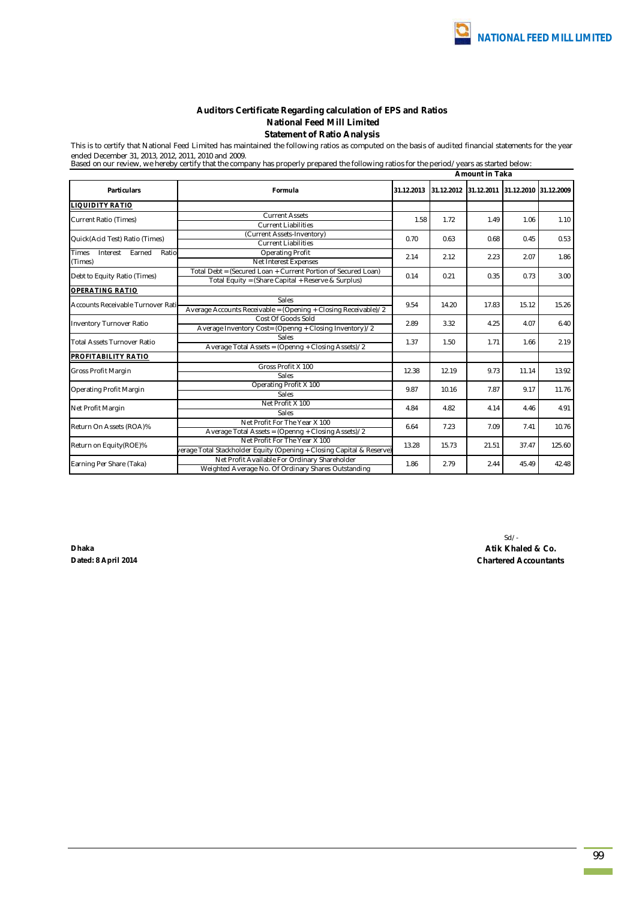# Auditors Certificate Regarding calculation of EPS and Ratios

## National Feed Mill Limited

## Statement of Ratio Analysis

This is to certify that National Feed Limited has maintained the following ratios as computed on the basis of audited financial statements for the year ended December 31, 2013, 2012, 2011, 2010 and 2009.

Based on our review, we hereby certify that the company has properly prepared the following ratios for the period/years as started below:

**Amount in Taka**

| Particulars | Formula | 31.12.2013 | 31.12.2012 | 31.12.2011 | 31.12.2010 | 31.12.2009 |
|---|---|---|---|---|---|---|
| **LIQUIDITY RATIO** | | | | | | |
| Current Ratio (Times) | Current Assets / Current Liabilities | 1.58 | 1.72 | 1.49 | 1.06 | 1.10 |
| Quick(Acid Test) Ratio (Times) | (Current Assets-Inventory) / Current Liabilities | 0.70 | 0.63 | 0.68 | 0.45 | 0.53 |
| Times Interest Earned Ratio (Times) | Operating Profit / Net Interest Expenses | 2.14 | 2.12 | 2.23 | 2.07 | 1.86 |
| Debt to Equity Ratio (Times) | Total Debt = (Secured Loan + Current Portion of Secured Loan) / Total Equity = (Share Capital + Reserve & Surplus) | 0.14 | 0.21 | 0.35 | 0.73 | 3.00 |
| **OPERATING RATIO** | | | | | | |
| Accounts Receivable Turnover Rati | Sales / Average Accounts Receivable = (Opening + Closing Receivable)/2 | 9.54 | 14.20 | 17.83 | 15.12 | 15.26 |
| Inventory Turnover Ratio | Cost Of Goods Sold / Average Inventory Cost= (Openng + Closing Inventory)/2 | 2.89 | 3.32 | 4.25 | 4.07 | 6.40 |
| Total Assets Turnover Ratio | Sales / Average Total Assets = (Openng + Closing Assets)/2 | 1.37 | 1.50 | 1.71 | 1.66 | 2.19 |
| **PROFITABILITY RATIO** | | | | | | |
| Gross Profit Margin | Gross Profit X 100 / Sales | 12.38 | 12.19 | 9.73 | 11.14 | 13.92 |
| Operating Profit Margin | Operating Profit X 100 / Sales | 9.87 | 10.16 | 7.87 | 9.17 | 11.76 |
| Net Profit Margin | Net Profit X 100 / Sales | 4.84 | 4.82 | 4.14 | 4.46 | 4.91 |
| Return On Assets (ROA)% | Net Profit For The Year X 100 / Average Total Assets = (Openng + Closing Assets)/2 | 6.64 | 7.23 | 7.09 | 7.41 | 10.76 |
| Return on Equity(ROE)% | Net Profit For The Year X 100 / verage Total Stackholder Equity (Opening + Closing Capital & Reserve) | 13.28 | 15.73 | 21.51 | 37.47 | 125.60 |
| Earning Per Share (Taka) | Net Profit Available For Ordinary Shareholder / Weighted Average No. Of Ordinary Shares Outstanding | 1.86 | 2.79 | 2.44 | 45.49 | 42.48 |

Sd/-

**Dhaka**
**Dated: 8 April 2014**

**Atik Khaled & Co.**
**Chartered Accountants**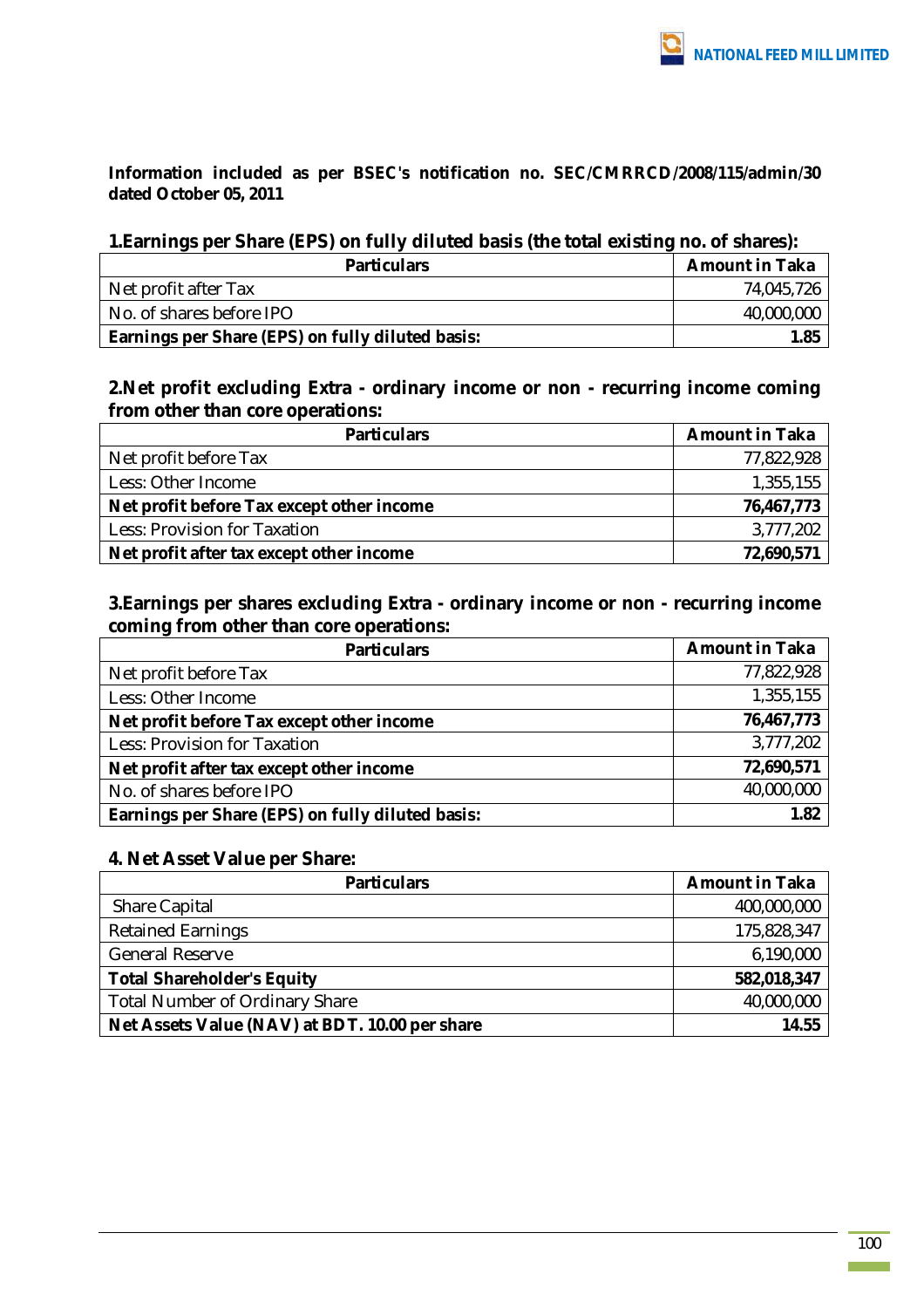**Information included as per BSEC's notification no. SEC/CMRRCD/2008/115/admin/30 dated October 05, 2011**

### 1.Earnings per Share (EPS) on fully diluted basis (the total existing no. of shares):

| Particulars | Amount in Taka |
|---|---|
| Net profit after Tax | 74,045,726 |
| No. of shares before IPO | 40,000,000 |
| **Earnings per Share (EPS) on fully diluted basis:** | **1.85** |

### 2.Net profit excluding Extra - ordinary income or non - recurring income coming from other than core operations:

| Particulars | Amount in Taka |
|---|---|
| Net profit before Tax | 77,822,928 |
| Less: Other Income | 1,355,155 |
| **Net profit before Tax except other income** | **76,467,773** |
| Less: Provision for Taxation | 3,777,202 |
| **Net profit after tax except other income** | **72,690,571** |

### 3.Earnings per shares excluding Extra - ordinary income or non - recurring income coming from other than core operations:

| Particulars | Amount in Taka |
|---|---|
| Net profit before Tax | 77,822,928 |
| Less: Other Income | 1,355,155 |
| **Net profit before Tax except other income** | **76,467,773** |
| Less: Provision for Taxation | 3,777,202 |
| **Net profit after tax except other income** | **72,690,571** |
| No. of shares before IPO | 40,000,000 |
| **Earnings per Share (EPS) on fully diluted basis:** | **1.82** |

### 4. Net Asset Value per Share:

| Particulars | Amount in Taka |
|---|---|
| Share Capital | 400,000,000 |
| Retained Earnings | 175,828,347 |
| General Reserve | 6,190,000 |
| **Total Shareholder's Equity** | **582,018,347** |
| Total Number of Ordinary Share | 40,000,000 |
| **Net Assets Value (NAV) at BDT. 10.00 per share** | **14.55** |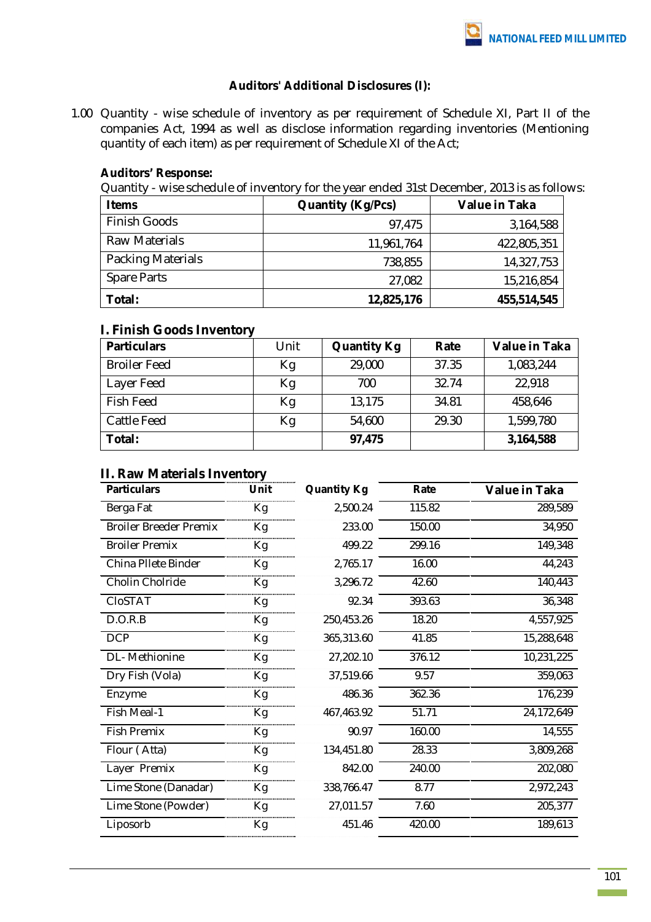### Auditors' Additional Disclosures (I):

1.00 Quantity - wise schedule of inventory as per requirement of Schedule XI, Part II of the companies Act, 1994 as well as disclose information regarding inventories (Mentioning quantity of each item) as per requirement of Schedule XI of the Act;

**Auditors' Response:**

Quantity - wise schedule of inventory for the year ended 31st December, 2013 is as follows:

| Items | Quantity (Kg/Pcs) | Value in Taka |
|---|---|---|
| Finish Goods | 97,475 | 3,164,588 |
| Raw Materials | 11,961,764 | 422,805,351 |
| Packing Materials | 738,855 | 14,327,753 |
| Spare Parts | 27,082 | 15,216,854 |
| **Total:** | **12,825,176** | **455,514,545** |

#### I. Finish Goods Inventory

| Particulars | Unit | Quantity Kg | Rate | Value in Taka |
|---|---|---|---|---|
| Broiler Feed | Kg | 29,000 | 37.35 | 1,083,244 |
| Layer Feed | Kg | 700 | 32.74 | 22,918 |
| Fish Feed | Kg | 13,175 | 34.81 | 458,646 |
| Cattle Feed | Kg | 54,600 | 29.30 | 1,599,780 |
| **Total:** | | **97,475** | | **3,164,588** |

#### II. Raw Materials Inventory

| Particulars | Unit | Quantity Kg | Rate | Value in Taka |
|---|---|---|---|---|
| Berga Fat | Kg | 2,500.24 | 115.82 | 289,589 |
| Broiler Breeder Premix | Kg | 233.00 | 150.00 | 34,950 |
| Broiler Premix | Kg | 499.22 | 299.16 | 149,348 |
| China Pllete Binder | Kg | 2,765.17 | 16.00 | 44,243 |
| Cholin Cholride | Kg | 3,296.72 | 42.60 | 140,443 |
| CloSTAT | Kg | 92.34 | 393.63 | 36,348 |
| D.O.R.B | Kg | 250,453.26 | 18.20 | 4,557,925 |
| DCP | Kg | 365,313.60 | 41.85 | 15,288,648 |
| DL- Methionine | Kg | 27,202.10 | 376.12 | 10,231,225 |
| Dry Fish (Vola) | Kg | 37,519.66 | 9.57 | 359,063 |
| Enzyme | Kg | 486.36 | 362.36 | 176,239 |
| Fish Meal-1 | Kg | 467,463.92 | 51.71 | 24,172,649 |
| Fish Premix | Kg | 90.97 | 160.00 | 14,555 |
| Flour ( Atta) | Kg | 134,451.80 | 28.33 | 3,809,268 |
| Layer Premix | Kg | 842.00 | 240.00 | 202,080 |
| Lime Stone (Danadar) | Kg | 338,766.47 | 8.77 | 2,972,243 |
| Lime Stone (Powder) | Kg | 27,011.57 | 7.60 | 205,377 |
| Liposorb | Kg | 451.46 | 420.00 | 189,613 |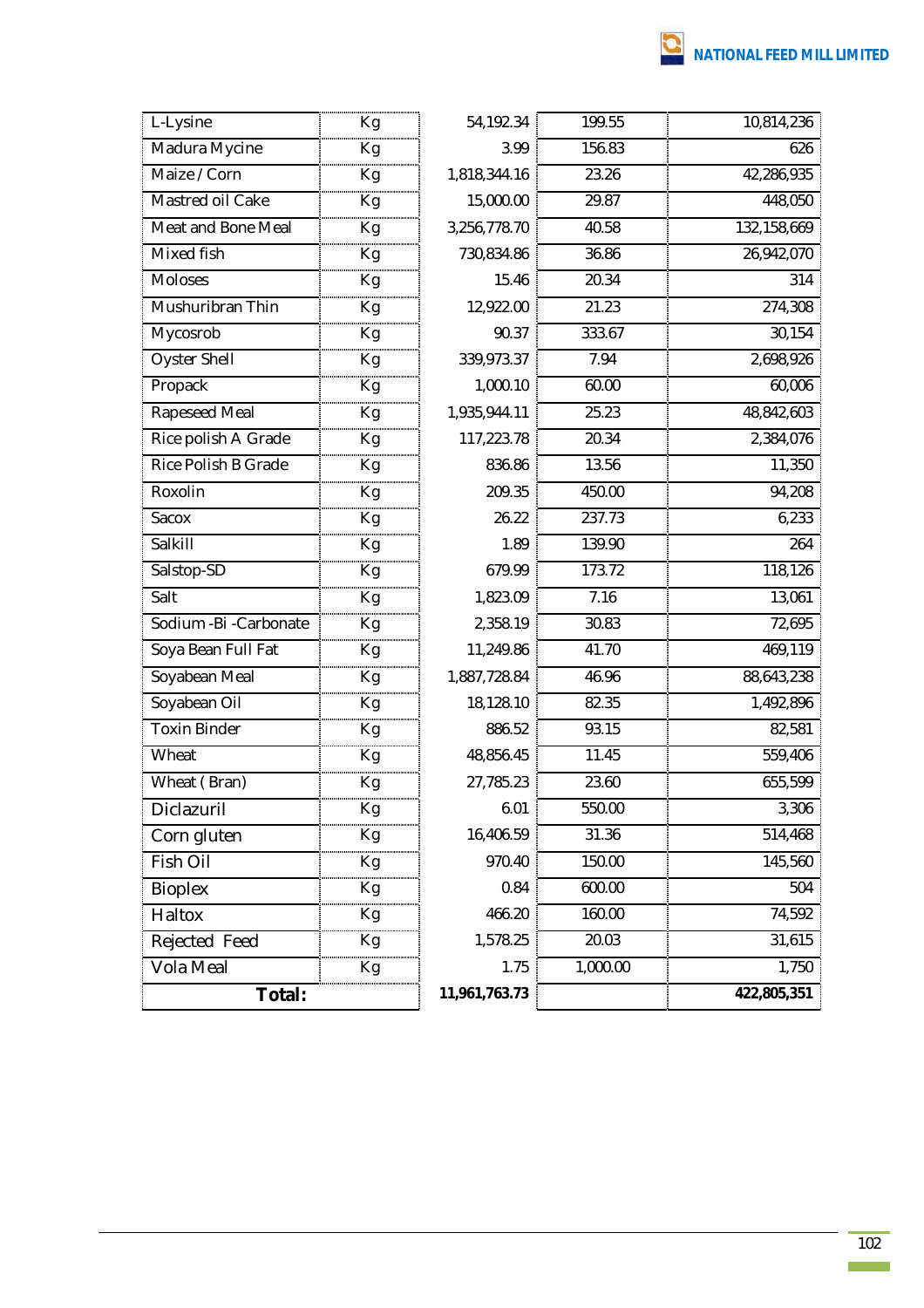| | | | | |
|---|---|---|---|---|
| L-Lysine | Kg | 54,192.34 | 199.55 | 10,814,236 |
| Madura Mycine | Kg | 3.99 | 156.83 | 626 |
| Maize / Corn | Kg | 1,818,344.16 | 23.26 | 42,286,935 |
| Mastred oil Cake | Kg | 15,000.00 | 29.87 | 448,050 |
| Meat and Bone Meal | Kg | 3,256,778.70 | 40.58 | 132,158,669 |
| Mixed fish | Kg | 730,834.86 | 36.86 | 26,942,070 |
| Moloses | Kg | 15.46 | 20.34 | 314 |
| Mushuribran Thin | Kg | 12,922.00 | 21.23 | 274,308 |
| Mycosrob | Kg | 90.37 | 333.67 | 30,154 |
| Oyster Shell | Kg | 339,973.37 | 7.94 | 2,698,926 |
| Propack | Kg | 1,000.10 | 60.00 | 60,006 |
| Rapeseed Meal | Kg | 1,935,944.11 | 25.23 | 48,842,603 |
| Rice polish A Grade | Kg | 117,223.78 | 20.34 | 2,384,076 |
| Rice Polish B Grade | Kg | 836.86 | 13.56 | 11,350 |
| Roxolin | Kg | 209.35 | 450.00 | 94,208 |
| Sacox | Kg | 26.22 | 237.73 | 6,233 |
| Salkill | Kg | 1.89 | 139.90 | 264 |
| Salstop-SD | Kg | 679.99 | 173.72 | 118,126 |
| Salt | Kg | 1,823.09 | 7.16 | 13,061 |
| Sodium -Bi -Carbonate | Kg | 2,358.19 | 30.83 | 72,695 |
| Soya Bean Full Fat | Kg | 11,249.86 | 41.70 | 469,119 |
| Soyabean Meal | Kg | 1,887,728.84 | 46.96 | 88,643,238 |
| Soyabean Oil | Kg | 18,128.10 | 82.35 | 1,492,896 |
| Toxin Binder | Kg | 886.52 | 93.15 | 82,581 |
| Wheat | Kg | 48,856.45 | 11.45 | 559,406 |
| Wheat ( Bran) | Kg | 27,785.23 | 23.60 | 655,599 |
| Diclazuril | Kg | 6.01 | 550.00 | 3,306 |
| Corn gluten | Kg | 16,406.59 | 31.36 | 514,468 |
| Fish Oil | Kg | 970.40 | 150.00 | 145,560 |
| Bioplex | Kg | 0.84 | 600.00 | 504 |
| Haltox | Kg | 466.20 | 160.00 | 74,592 |
| Rejected Feed | Kg | 1,578.25 | 20.03 | 31,615 |
| Vola Meal | Kg | 1.75 | 1,000.00 | 1,750 |
| **Total:** | | **11,961,763.73** | | **422,805,351** |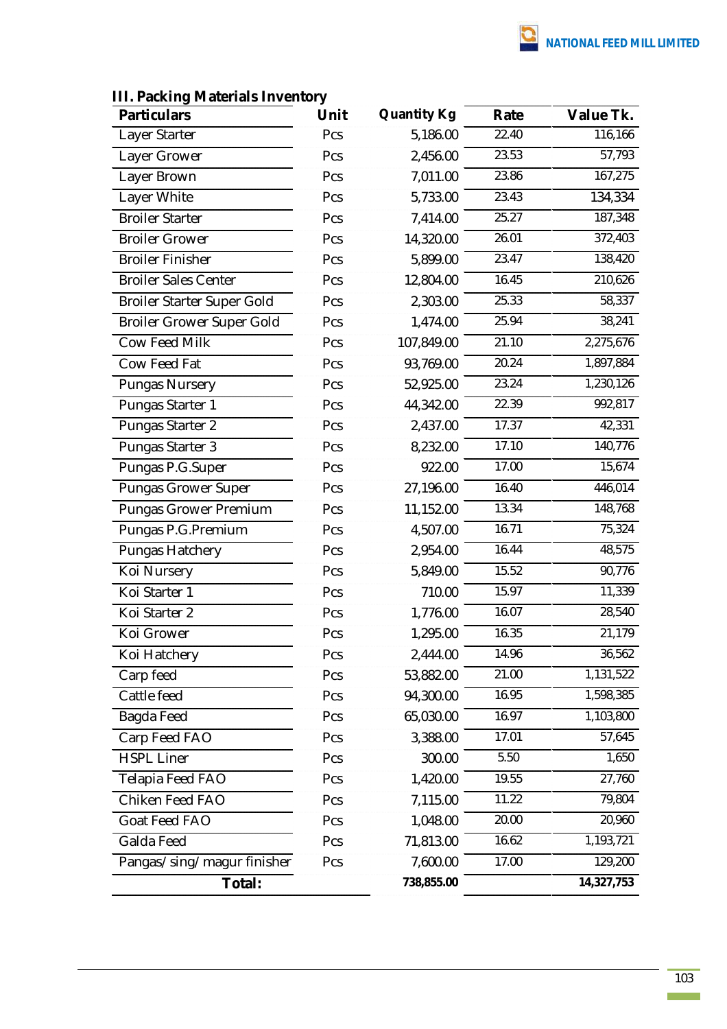### III. Packing Materials Inventory

| Particulars | Unit | Quantity Kg | Rate | Value Tk. |
|---|---|---|---|---|
| Layer Starter | Pcs | 5,186.00 | 22.40 | 116,166 |
| Layer Grower | Pcs | 2,456.00 | 23.53 | 57,793 |
| Layer Brown | Pcs | 7,011.00 | 23.86 | 167,275 |
| Layer White | Pcs | 5,733.00 | 23.43 | 134,334 |
| Broiler Starter | Pcs | 7,414.00 | 25.27 | 187,348 |
| Broiler Grower | Pcs | 14,320.00 | 26.01 | 372,403 |
| Broiler Finisher | Pcs | 5,899.00 | 23.47 | 138,420 |
| Broiler Sales Center | Pcs | 12,804.00 | 16.45 | 210,626 |
| Broiler Starter Super Gold | Pcs | 2,303.00 | 25.33 | 58,337 |
| Broiler Grower Super Gold | Pcs | 1,474.00 | 25.94 | 38,241 |
| Cow Feed Milk | Pcs | 107,849.00 | 21.10 | 2,275,676 |
| Cow Feed Fat | Pcs | 93,769.00 | 20.24 | 1,897,884 |
| Pungas Nursery | Pcs | 52,925.00 | 23.24 | 1,230,126 |
| Pungas Starter 1 | Pcs | 44,342.00 | 22.39 | 992,817 |
| Pungas Starter 2 | Pcs | 2,437.00 | 17.37 | 42,331 |
| Pungas Starter 3 | Pcs | 8,232.00 | 17.10 | 140,776 |
| Pungas P.G.Super | Pcs | 922.00 | 17.00 | 15,674 |
| Pungas Grower Super | Pcs | 27,196.00 | 16.40 | 446,014 |
| Pungas Grower Premium | Pcs | 11,152.00 | 13.34 | 148,768 |
| Pungas P.G.Premium | Pcs | 4,507.00 | 16.71 | 75,324 |
| Pungas Hatchery | Pcs | 2,954.00 | 16.44 | 48,575 |
| Koi Nursery | Pcs | 5,849.00 | 15.52 | 90,776 |
| Koi Starter 1 | Pcs | 710.00 | 15.97 | 11,339 |
| Koi Starter 2 | Pcs | 1,776.00 | 16.07 | 28,540 |
| Koi Grower | Pcs | 1,295.00 | 16.35 | 21,179 |
| Koi Hatchery | Pcs | 2,444.00 | 14.96 | 36,562 |
| Carp feed | Pcs | 53,882.00 | 21.00 | 1,131,522 |
| Cattle feed | Pcs | 94,300.00 | 16.95 | 1,598,385 |
| Bagda Feed | Pcs | 65,030.00 | 16.97 | 1,103,800 |
| Carp Feed FAO | Pcs | 3,388.00 | 17.01 | 57,645 |
| HSPL Liner | Pcs | 300.00 | 5.50 | 1,650 |
| Telapia Feed FAO | Pcs | 1,420.00 | 19.55 | 27,760 |
| Chiken Feed FAO | Pcs | 7,115.00 | 11.22 | 79,804 |
| Goat Feed FAO | Pcs | 1,048.00 | 20.00 | 20,960 |
| Galda Feed | Pcs | 71,813.00 | 16.62 | 1,193,721 |
| Pangas/sing/magur finisher | Pcs | 7,600.00 | 17.00 | 129,200 |
| **Total:** | | **738,855.00** | | **14,327,753** |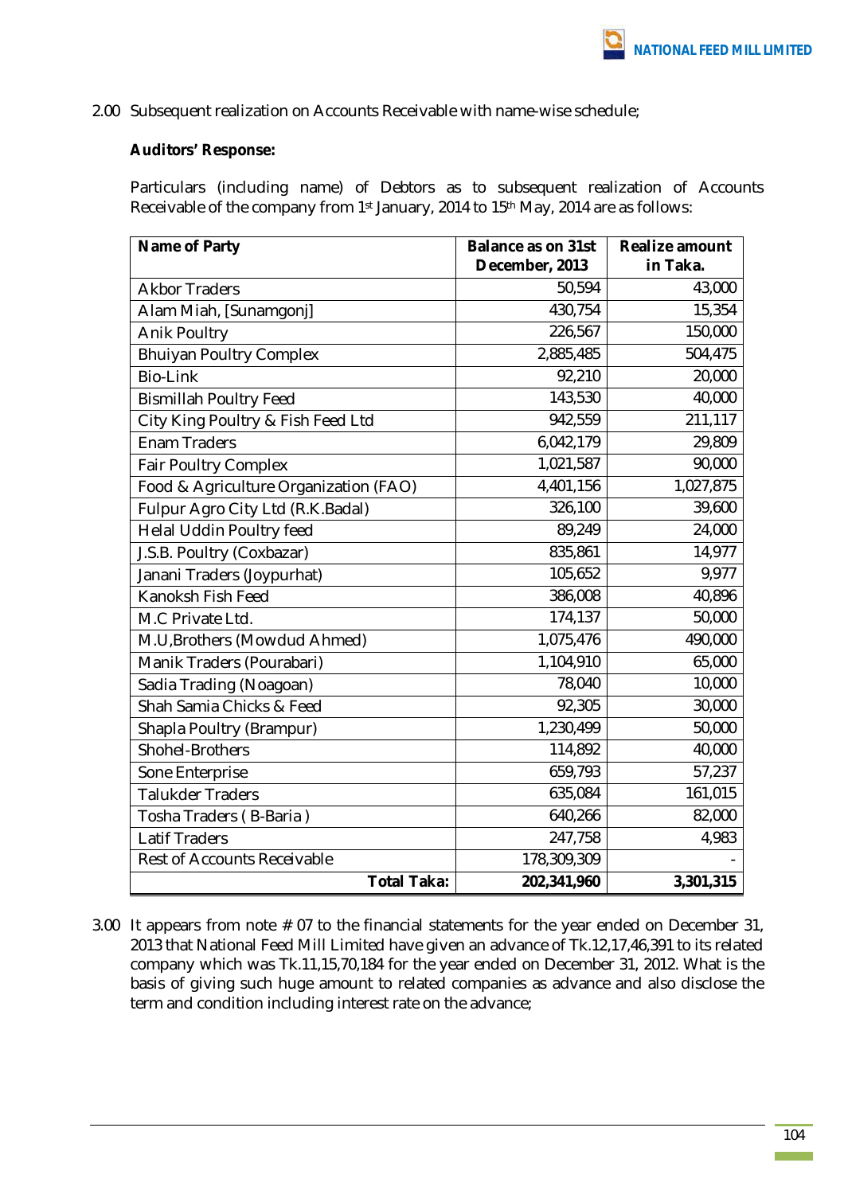2.00 Subsequent realization on Accounts Receivable with name-wise schedule;

**Auditors' Response:**

Particulars (including name) of Debtors as to subsequent realization of Accounts Receivable of the company from 1st January, 2014 to 15th May, 2014 are as follows:

| Name of Party | Balance as on 31st December, 2013 | Realize amount in Taka. |
|---|---|---|
| Akbor Traders | 50,594 | 43,000 |
| Alam Miah, [Sunamgonj] | 430,754 | 15,354 |
| Anik Poultry | 226,567 | 150,000 |
| Bhuiyan Poultry Complex | 2,885,485 | 504,475 |
| Bio-Link | 92,210 | 20,000 |
| Bismillah Poultry Feed | 143,530 | 40,000 |
| City King Poultry & Fish Feed Ltd | 942,559 | 211,117 |
| Enam Traders | 6,042,179 | 29,809 |
| Fair Poultry Complex | 1,021,587 | 90,000 |
| Food & Agriculture Organization (FAO) | 4,401,156 | 1,027,875 |
| Fulpur Agro City Ltd (R.K.Badal) | 326,100 | 39,600 |
| Helal Uddin Poultry feed | 89,249 | 24,000 |
| J.S.B. Poultry (Coxbazar) | 835,861 | 14,977 |
| Janani Traders (Joypurhat) | 105,652 | 9,977 |
| Kanoksh Fish Feed | 386,008 | 40,896 |
| M.C Private Ltd. | 174,137 | 50,000 |
| M.U,Brothers (Mowdud Ahmed) | 1,075,476 | 490,000 |
| Manik Traders (Pourabari) | 1,104,910 | 65,000 |
| Sadia Trading (Noagoan) | 78,040 | 10,000 |
| Shah Samia Chicks & Feed | 92,305 | 30,000 |
| Shapla Poultry (Brampur) | 1,230,499 | 50,000 |
| Shohel-Brothers | 114,892 | 40,000 |
| Sone Enterprise | 659,793 | 57,237 |
| Talukder Traders | 635,084 | 161,015 |
| Tosha Traders ( B-Baria ) | 640,266 | 82,000 |
| Latif Traders | 247,758 | 4,983 |
| Rest of Accounts Receivable | 178,309,309 | - |
| **Total Taka:** | **202,341,960** | **3,301,315** |

3.00 It appears from note # 07 to the financial statements for the year ended on December 31, 2013 that National Feed Mill Limited have given an advance of Tk.12,17,46,391 to its related company which was Tk.11,15,70,184 for the year ended on December 31, 2012. What is the basis of giving such huge amount to related companies as advance and also disclose the term and condition including interest rate on the advance;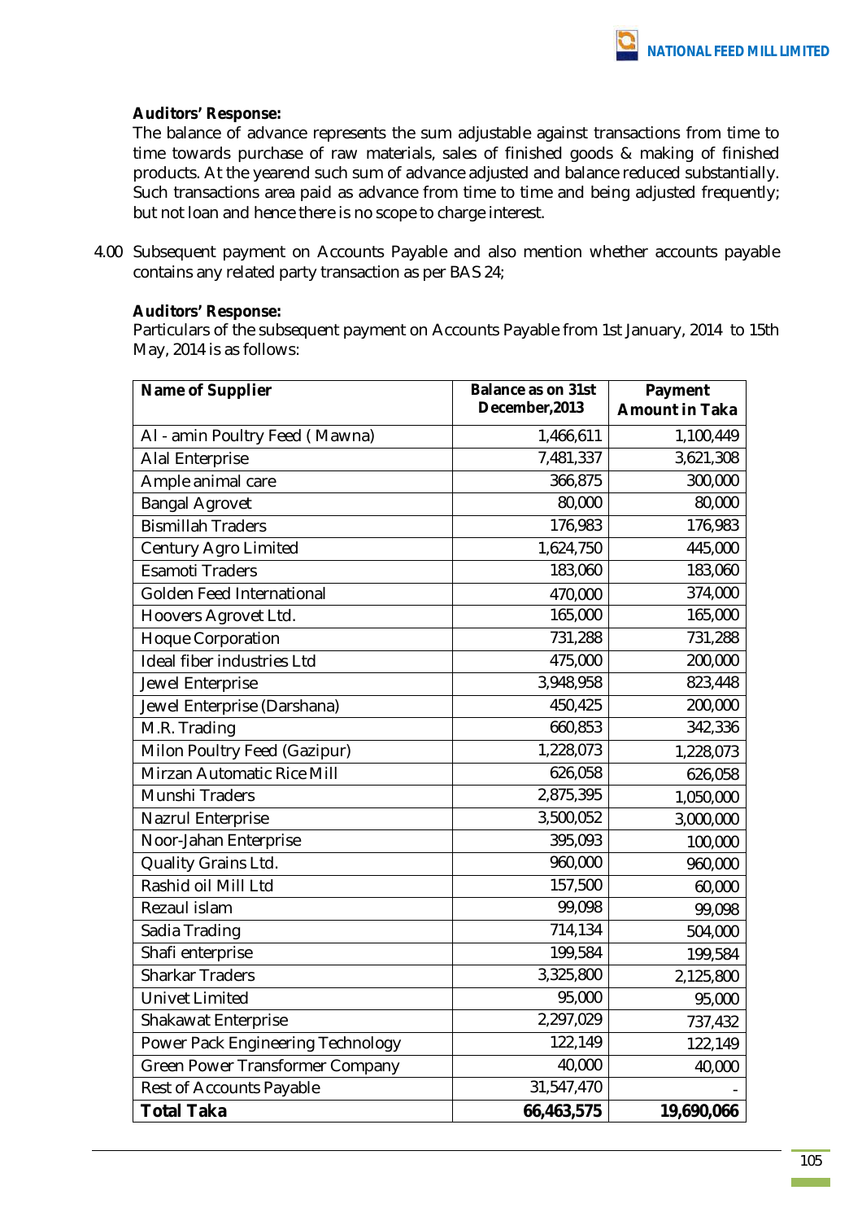**Auditors' Response:**

The balance of advance represents the sum adjustable against transactions from time to time towards purchase of raw materials, sales of finished goods & making of finished products. At the yearend such sum of advance adjusted and balance reduced substantially. Such transactions area paid as advance from time to time and being adjusted frequently; but not loan and hence there is no scope to charge interest.

4.00 Subsequent payment on Accounts Payable and also mention whether accounts payable contains any related party transaction as per BAS 24;

**Auditors' Response:**

Particulars of the subsequent payment on Accounts Payable from 1st January, 2014 to 15th May, 2014 is as follows:

| Name of Supplier | Balance as on 31st December,2013 | Payment Amount in Taka |
|---|---|---|
| Al - amin Poultry Feed ( Mawna) | 1,466,611 | 1,100,449 |
| Alal Enterprise | 7,481,337 | 3,621,308 |
| Ample animal care | 366,875 | 300,000 |
| Bangal Agrovet | 80,000 | 80,000 |
| Bismillah Traders | 176,983 | 176,983 |
| Century Agro Limited | 1,624,750 | 445,000 |
| Esamoti Traders | 183,060 | 183,060 |
| Golden Feed International | 470,000 | 374,000 |
| Hoovers Agrovet Ltd. | 165,000 | 165,000 |
| Hoque Corporation | 731,288 | 731,288 |
| Ideal fiber industries Ltd | 475,000 | 200,000 |
| Jewel Enterprise | 3,948,958 | 823,448 |
| Jewel Enterprise (Darshana) | 450,425 | 200,000 |
| M.R. Trading | 660,853 | 342,336 |
| Milon Poultry Feed (Gazipur) | 1,228,073 | 1,228,073 |
| Mirzan Automatic Rice Mill | 626,058 | 626,058 |
| Munshi Traders | 2,875,395 | 1,050,000 |
| Nazrul Enterprise | 3,500,052 | 3,000,000 |
| Noor-Jahan Enterprise | 395,093 | 100,000 |
| Quality Grains Ltd. | 960,000 | 960,000 |
| Rashid oil Mill Ltd | 157,500 | 60,000 |
| Rezaul islam | 99,098 | 99,098 |
| Sadia Trading | 714,134 | 504,000 |
| Shafi enterprise | 199,584 | 199,584 |
| Sharkar Traders | 3,325,800 | 2,125,800 |
| Univet Limited | 95,000 | 95,000 |
| Shakawat Enterprise | 2,297,029 | 737,432 |
| Power Pack Engineering Technology | 122,149 | 122,149 |
| Green Power Transformer Company | 40,000 | 40,000 |
| Rest of Accounts Payable | 31,547,470 | - |
| **Total Taka** | **66,463,575** | **19,690,066** |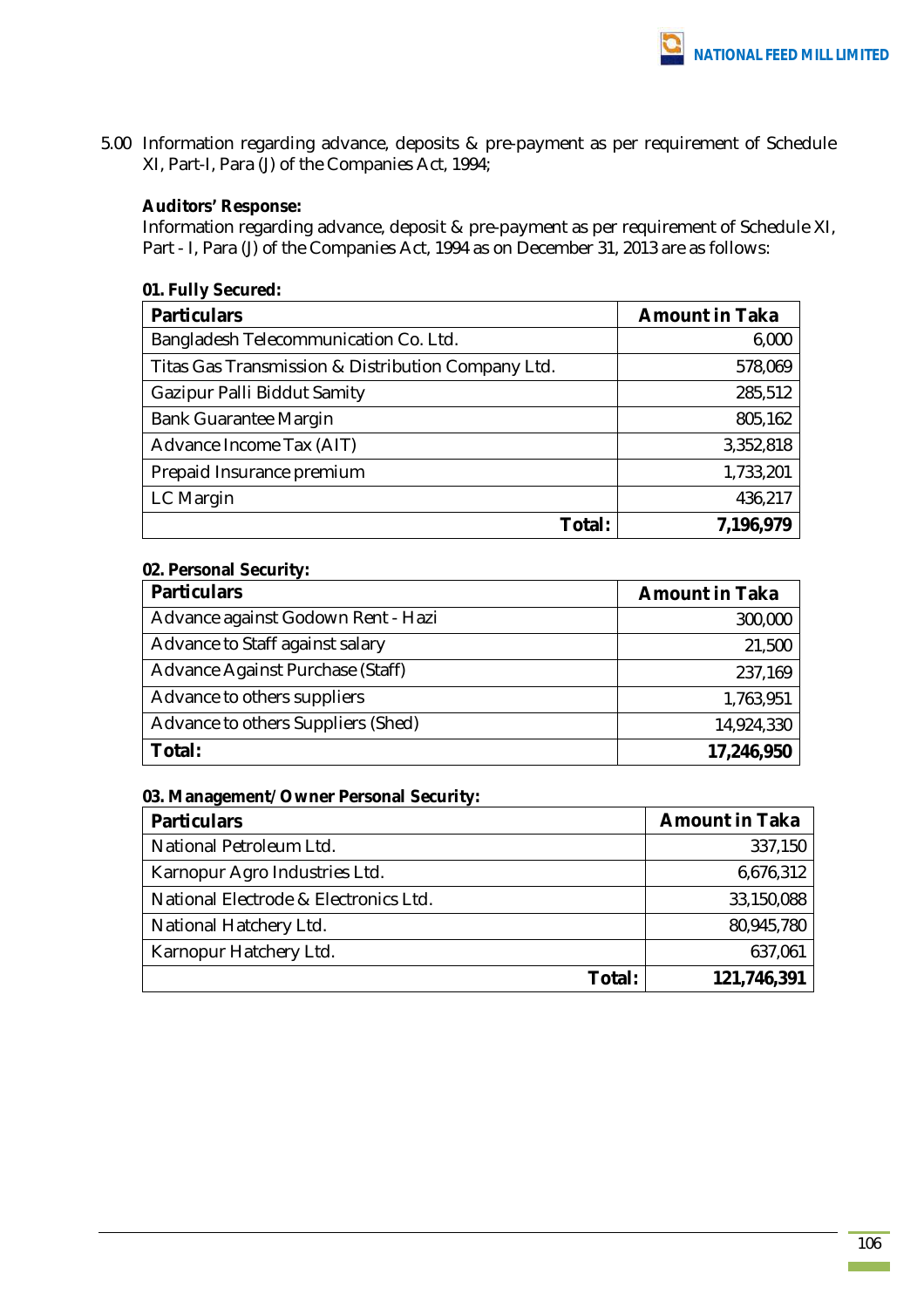5.00 Information regarding advance, deposits & pre-payment as per requirement of Schedule XI, Part-I, Para (J) of the Companies Act, 1994;

**Auditors' Response:**

Information regarding advance, deposit & pre-payment as per requirement of Schedule XI, Part - I, Para (J) of the Companies Act, 1994 as on December 31, 2013 are as follows:

**01. Fully Secured:**

| Particulars | Amount in Taka |
|---|---:|
| Bangladesh Telecommunication Co. Ltd. | 6,000 |
| Titas Gas Transmission & Distribution Company Ltd. | 578,069 |
| Gazipur Palli Biddut Samity | 285,512 |
| Bank Guarantee Margin | 805,162 |
| Advance Income Tax (AIT) | 3,352,818 |
| Prepaid Insurance premium | 1,733,201 |
| LC Margin | 436,217 |
| **Total:** | **7,196,979** |

**02. Personal Security:**

| Particulars | Amount in Taka |
|---|---:|
| Advance against Godown Rent - Hazi | 300,000 |
| Advance to Staff against salary | 21,500 |
| Advance Against Purchase (Staff) | 237,169 |
| Advance to others suppliers | 1,763,951 |
| Advance to others Suppliers (Shed) | 14,924,330 |
| **Total:** | **17,246,950** |

**03. Management/Owner Personal Security:**

| Particulars | Amount in Taka |
|---|---:|
| National Petroleum Ltd. | 337,150 |
| Karnopur Agro Industries Ltd. | 6,676,312 |
| National Electrode & Electronics Ltd. | 33,150,088 |
| National Hatchery Ltd. | 80,945,780 |
| Karnopur Hatchery Ltd. | 637,061 |
| **Total:** | **121,746,391** |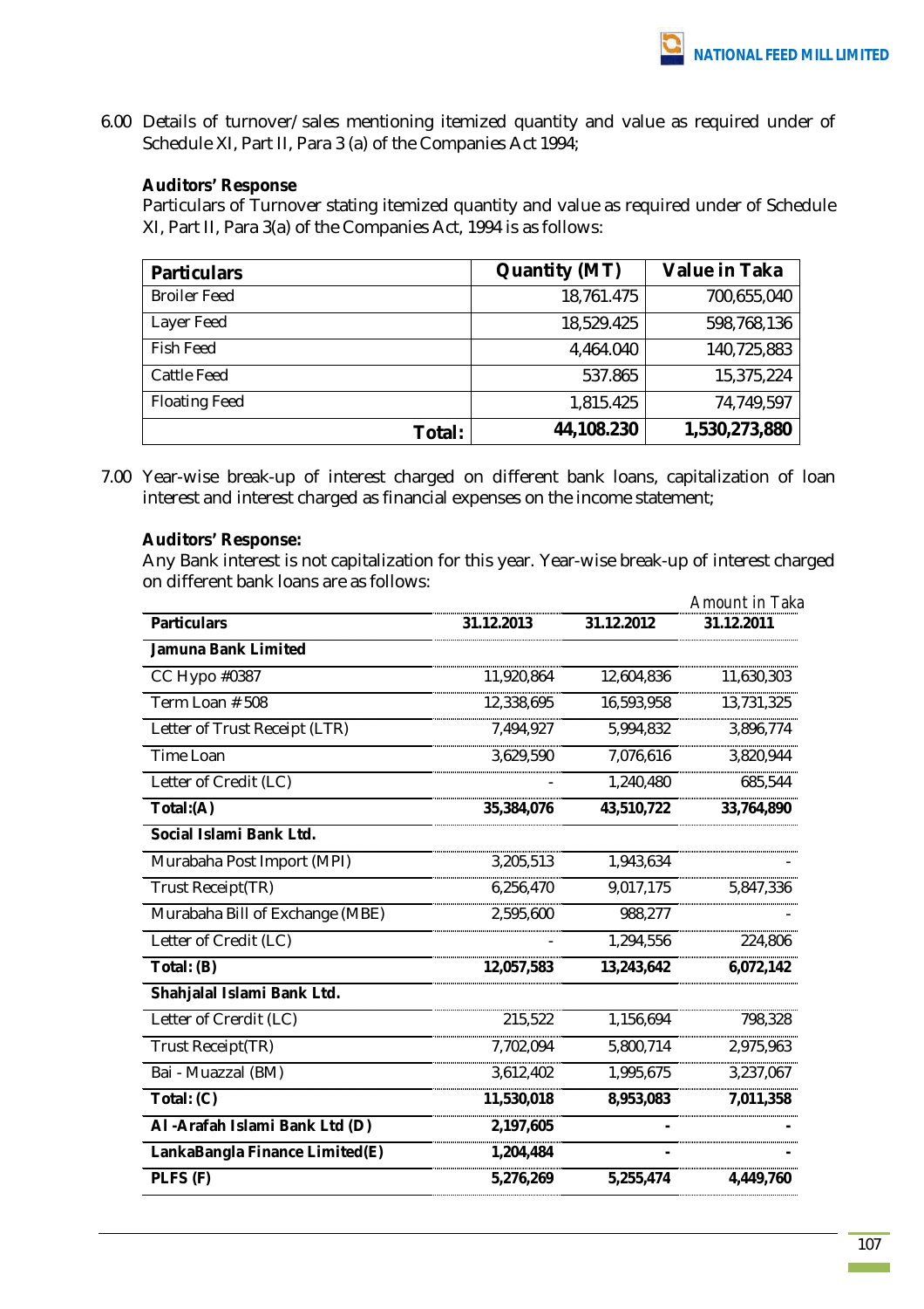6.00 Details of turnover/sales mentioning itemized quantity and value as required under of Schedule XI, Part II, Para 3 (a) of the Companies Act 1994;

**Auditors' Response**

Particulars of Turnover stating itemized quantity and value as required under of Schedule XI, Part II, Para 3(a) of the Companies Act, 1994 is as follows:

| Particulars | Quantity (MT) | Value in Taka |
|---|---|---|
| Broiler Feed | 18,761.475 | 700,655,040 |
| Layer Feed | 18,529.425 | 598,768,136 |
| Fish Feed | 4,464.040 | 140,725,883 |
| Cattle Feed | 537.865 | 15,375,224 |
| Floating Feed | 1,815.425 | 74,749,597 |
| **Total:** | **44,108.230** | **1,530,273,880** |

7.00 Year-wise break-up of interest charged on different bank loans, capitalization of loan interest and interest charged as financial expenses on the income statement;

**Auditors' Response:**

Any Bank interest is not capitalization for this year. Year-wise break-up of interest charged on different bank loans are as follows:

*Amount in Taka*

| Particulars | 31.12.2013 | 31.12.2012 | 31.12.2011 |
|---|---|---|---|
| **Jamuna Bank Limited** | | | |
| CC Hypo #0387 | 11,920,864 | 12,604,836 | 11,630,303 |
| Term Loan # 508 | 12,338,695 | 16,593,958 | 13,731,325 |
| Letter of Trust Receipt (LTR) | 7,494,927 | 5,994,832 | 3,896,774 |
| Time Loan | 3,629,590 | 7,076,616 | 3,820,944 |
| Letter of Credit (LC) | - | 1,240,480 | 685,544 |
| **Total:(A)** | **35,384,076** | **43,510,722** | **33,764,890** |
| **Social Islami Bank Ltd.** | | | |
| Murabaha Post Import (MPI) | 3,205,513 | 1,943,634 | - |
| Trust Receipt(TR) | 6,256,470 | 9,017,175 | 5,847,336 |
| Murabaha Bill of Exchange (MBE) | 2,595,600 | 988,277 | - |
| Letter of Credit (LC) | - | 1,294,556 | 224,806 |
| **Total: (B)** | **12,057,583** | **13,243,642** | **6,072,142** |
| **Shahjalal Islami Bank Ltd.** | | | |
| Letter of Crerdit (LC) | 215,522 | 1,156,694 | 798,328 |
| Trust Receipt(TR) | 7,702,094 | 5,800,714 | 2,975,963 |
| Bai - Muazzal (BM) | 3,612,402 | 1,995,675 | 3,237,067 |
| **Total: (C)** | **11,530,018** | **8,953,083** | **7,011,358** |
| **Al -Arafah Islami Bank Ltd (D)** | **2,197,605** | **-** | **-** |
| **LankaBangla Finance Limited(E)** | **1,204,484** | **-** | **-** |
| **PLFS (F)** | **5,276,269** | **5,255,474** | **4,449,760** |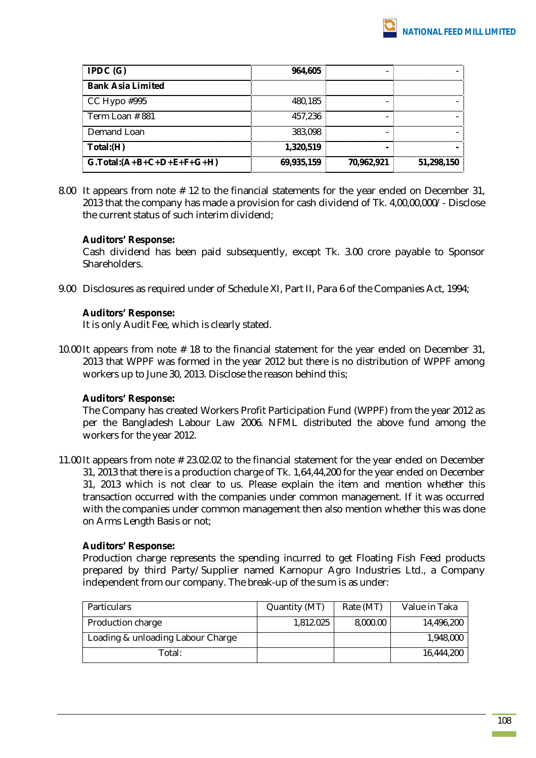| | | | |
|---|---|---|---|
| **IPDC (G)** | **964,605** | - | - |
| **Bank Asia Limited** | | | |
| CC Hypo #995 | 480,185 | - | - |
| Term Loan # 881 | 457,236 | - | - |
| Demand Loan | 383,098 | - | - |
| **Total:(H)** | **1,320,519** | **-** | **-** |
| **G.Total:(A+B+C+D+E+F+G+H)** | **69,935,159** | **70,962,921** | **51,298,150** |

8.00 It appears from note # 12 to the financial statements for the year ended on December 31, 2013 that the company has made a provision for cash dividend of Tk. 4,00,00,000/- Disclose the current status of such interim dividend;

**Auditors' Response:**
Cash dividend has been paid subsequently, except Tk. 3.00 crore payable to Sponsor Shareholders.

9.00 Disclosures as required under of Schedule XI, Part II, Para 6 of the Companies Act, 1994;

**Auditors' Response:**
It is only Audit Fee, which is clearly stated.

10.00 It appears from note # 18 to the financial statement for the year ended on December 31, 2013 that WPPF was formed in the year 2012 but there is no distribution of WPPF among workers up to June 30, 2013. Disclose the reason behind this;

**Auditors' Response:**
The Company has created Workers Profit Participation Fund (WPPF) from the year 2012 as per the Bangladesh Labour Law 2006. NFML distributed the above fund among the workers for the year 2012.

11.00 It appears from note # 23.02.02 to the financial statement for the year ended on December 31, 2013 that there is a production charge of Tk. 1,64,44,200 for the year ended on December 31, 2013 which is not clear to us. Please explain the item and mention whether this transaction occurred with the companies under common management. If it was occurred with the companies under common management then also mention whether this was done on Arms Length Basis or not;

**Auditors' Response:**
Production charge represents the spending incurred to get Floating Fish Feed products prepared by third Party/Supplier named Karnopur Agro Industries Ltd., a Company independent from our company. The break-up of the sum is as under:

| Particulars | Quantity (MT) | Rate (MT) | Value in Taka |
|---|---|---|---|
| Production charge | 1,812.025 | 8,000.00 | 14,496,200 |
| Loading & unloading Labour Charge | | | 1,948,000 |
| Total: | | | 16,444,200 |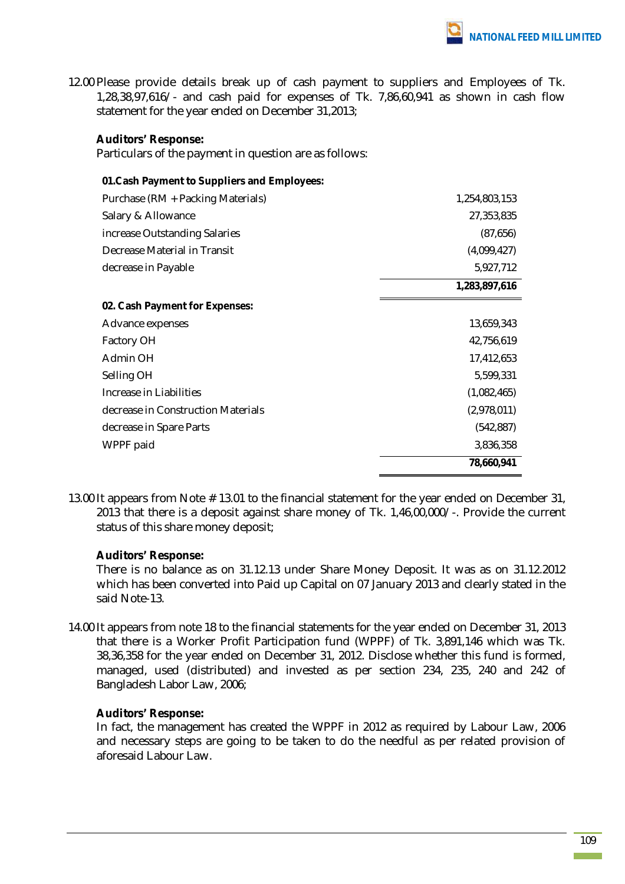12.00 Please provide details break up of cash payment to suppliers and Employees of Tk. 1,28,38,97,616/- and cash paid for expenses of Tk. 7,86,60,941 as shown in cash flow statement for the year ended on December 31,2013;

**Auditors' Response:**

Particulars of the payment in question are as follows:

| | |
|---|---:|
| **01.Cash Payment to Suppliers and Employees:** | |
| Purchase (RM + Packing Materials) | 1,254,803,153 |
| Salary & Allowance | 27,353,835 |
| increase Outstanding Salaries | (87,656) |
| Decrease Material in Transit | (4,099,427) |
| decrease in Payable | 5,927,712 |
| | **1,283,897,616** |
| **02. Cash Payment for Expenses:** | |
| Advance expenses | 13,659,343 |
| Factory OH | 42,756,619 |
| Admin OH | 17,412,653 |
| Selling OH | 5,599,331 |
| Increase in Liabilities | (1,082,465) |
| decrease in Construction Materials | (2,978,011) |
| decrease in Spare Parts | (542,887) |
| WPPF paid | 3,836,358 |
| | **78,660,941** |

13.00 It appears from Note # 13.01 to the financial statement for the year ended on December 31, 2013 that there is a deposit against share money of Tk. 1,46,00,000/-. Provide the current status of this share money deposit;

**Auditors' Response:**

There is no balance as on 31.12.13 under Share Money Deposit. It was as on 31.12.2012 which has been converted into Paid up Capital on 07 January 2013 and clearly stated in the said Note-13.

14.00 It appears from note 18 to the financial statements for the year ended on December 31, 2013 that there is a Worker Profit Participation fund (WPPF) of Tk. 3,891,146 which was Tk. 38,36,358 for the year ended on December 31, 2012. Disclose whether this fund is formed, managed, used (distributed) and invested as per section 234, 235, 240 and 242 of Bangladesh Labor Law, 2006;

**Auditors' Response:**

In fact, the management has created the WPPF in 2012 as required by Labour Law, 2006 and necessary steps are going to be taken to do the needful as per related provision of aforesaid Labour Law.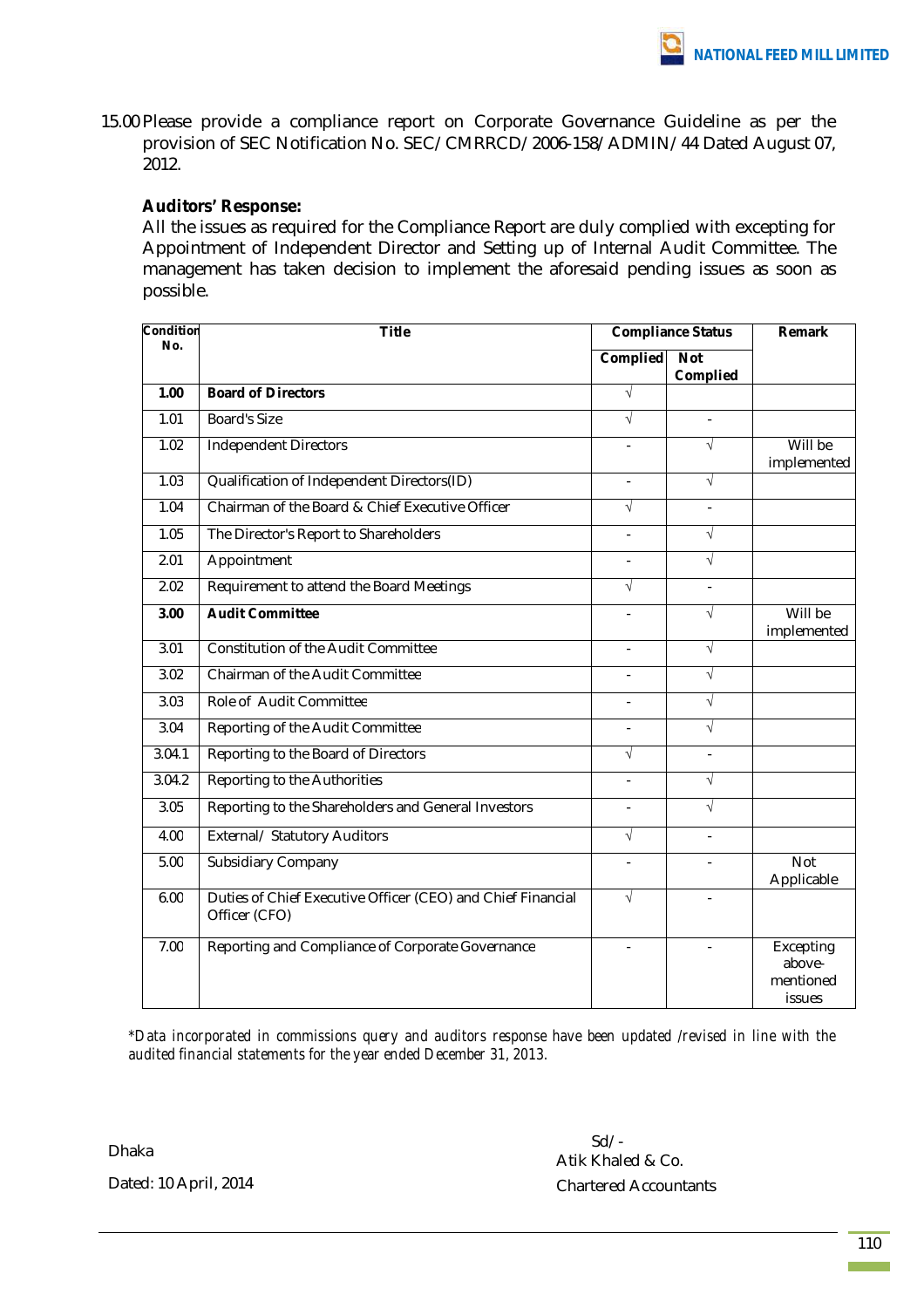15.00 Please provide a compliance report on Corporate Governance Guideline as per the provision of SEC Notification No. SEC/CMRRCD/2006-158/ADMIN/44 Dated August 07, 2012.

**Auditors' Response:**

All the issues as required for the Compliance Report are duly complied with excepting for Appointment of Independent Director and Setting up of Internal Audit Committee. The management has taken decision to implement the aforesaid pending issues as soon as possible.

| Condition No. | Title | Compliance Status | | Remark |
|---|---|---|---|---|
| | | Complied | Not Complied | |
| **1.00** | **Board of Directors** | √ | | |
| 1.01 | Board's Size | √ | - | |
| 1.02 | Independent Directors | - | √ | Will be implemented |
| 1.03 | Qualification of Independent Directors(ID) | - | √ | |
| 1.04 | Chairman of the Board & Chief Executive Officer | √ | - | |
| 1.05 | The Director's Report to Shareholders | - | √ | |
| 2.01 | Appointment | - | √ | |
| 2.02 | Requirement to attend the Board Meetings | √ | - | |
| **3.00** | **Audit Committee** | - | √ | Will be implemented |
| 3.01 | Constitution of the Audit Committee | - | √ | |
| 3.02 | Chairman of the Audit Committee | - | √ | |
| 3.03 | Role of Audit Committee | - | √ | |
| 3.04 | Reporting of the Audit Committee | - | √ | |
| 3.04.1 | Reporting to the Board of Directors | √ | - | |
| 3.04.2 | Reporting to the Authorities | - | √ | |
| 3.05 | Reporting to the Shareholders and General Investors | - | √ | |
| 4.00 | External/ Statutory Auditors | √ | - | |
| 5.00 | Subsidiary Company | - | - | Not Applicable |
| 6.00 | Duties of Chief Executive Officer (CEO) and Chief Financial Officer (CFO) | √ | - | |
| 7.00 | Reporting and Compliance of Corporate Governance | - | - | Excepting above-mentioned issues |

*\*Data incorporated in commissions query and auditors response have been updated /revised in line with the audited financial statements for the year ended December 31, 2013.*

Dhaka

Dated: 10 April, 2014

Sd/-
Atik Khaled & Co.
Chartered Accountants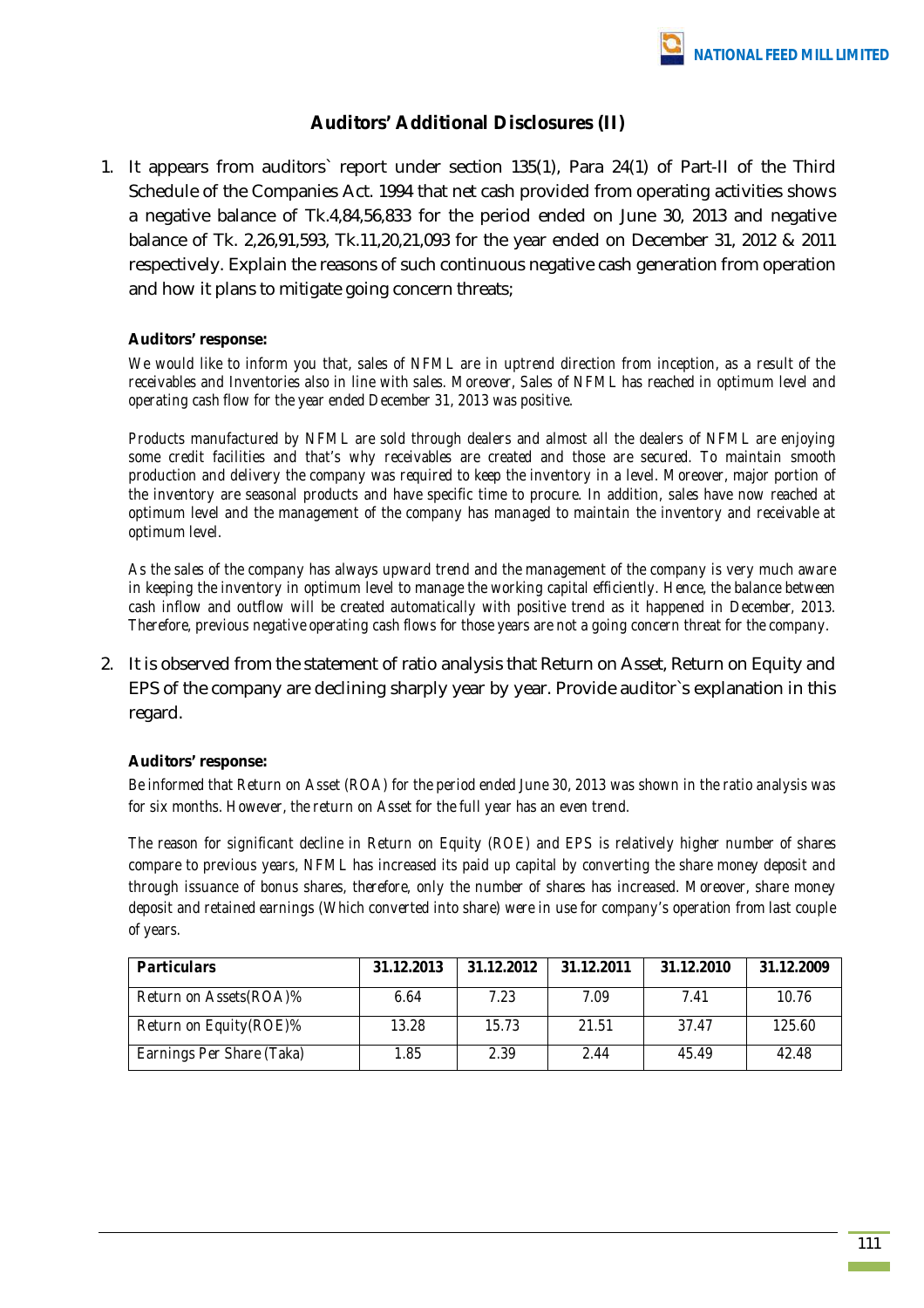## Auditors' Additional Disclosures (II)

1. It appears from auditors` report under section 135(1), Para 24(1) of Part-II of the Third Schedule of the Companies Act. 1994 that net cash provided from operating activities shows a negative balance of Tk.4,84,56,833 for the period ended on June 30, 2013 and negative balance of Tk. 2,26,91,593, Tk.11,20,21,093 for the year ended on December 31, 2012 & 2011 respectively. Explain the reasons of such continuous negative cash generation from operation and how it plans to mitigate going concern threats;

**Auditors' response:**

*We would like to inform you that, sales of NFML are in uptrend direction from inception, as a result of the receivables and Inventories also in line with sales. Moreover, Sales of NFML has reached in optimum level and operating cash flow for the year ended December 31, 2013 was positive.*

*Products manufactured by NFML are sold through dealers and almost all the dealers of NFML are enjoying some credit facilities and that's why receivables are created and those are secured. To maintain smooth production and delivery the company was required to keep the inventory in a level. Moreover, major portion of the inventory are seasonal products and have specific time to procure. In addition, sales have now reached at optimum level and the management of the company has managed to maintain the inventory and receivable at optimum level.*

*As the sales of the company has always upward trend and the management of the company is very much aware in keeping the inventory in optimum level to manage the working capital efficiently. Hence, the balance between cash inflow and outflow will be created automatically with positive trend as it happened in December, 2013. Therefore, previous negative operating cash flows for those years are not a going concern threat for the company.*

2. It is observed from the statement of ratio analysis that Return on Asset, Return on Equity and EPS of the company are declining sharply year by year. Provide auditor`s explanation in this regard.

**Auditors' response:**

*Be informed that Return on Asset (ROA) for the period ended June 30, 2013 was shown in the ratio analysis was for six months. However, the return on Asset for the full year has an even trend.*

*The reason for significant decline in Return on Equity (ROE) and EPS is relatively higher number of shares compare to previous years, NFML has increased its paid up capital by converting the share money deposit and through issuance of bonus shares, therefore, only the number of shares has increased. Moreover, share money deposit and retained earnings (Which converted into share) were in use for company's operation from last couple of years.*

| Particulars | 31.12.2013 | 31.12.2012 | 31.12.2011 | 31.12.2010 | 31.12.2009 |
|---|---|---|---|---|---|
| Return on Assets(ROA)% | 6.64 | 7.23 | 7.09 | 7.41 | 10.76 |
| Return on Equity(ROE)% | 13.28 | 15.73 | 21.51 | 37.47 | 125.60 |
| Earnings Per Share (Taka) | 1.85 | 2.39 | 2.44 | 45.49 | 42.48 |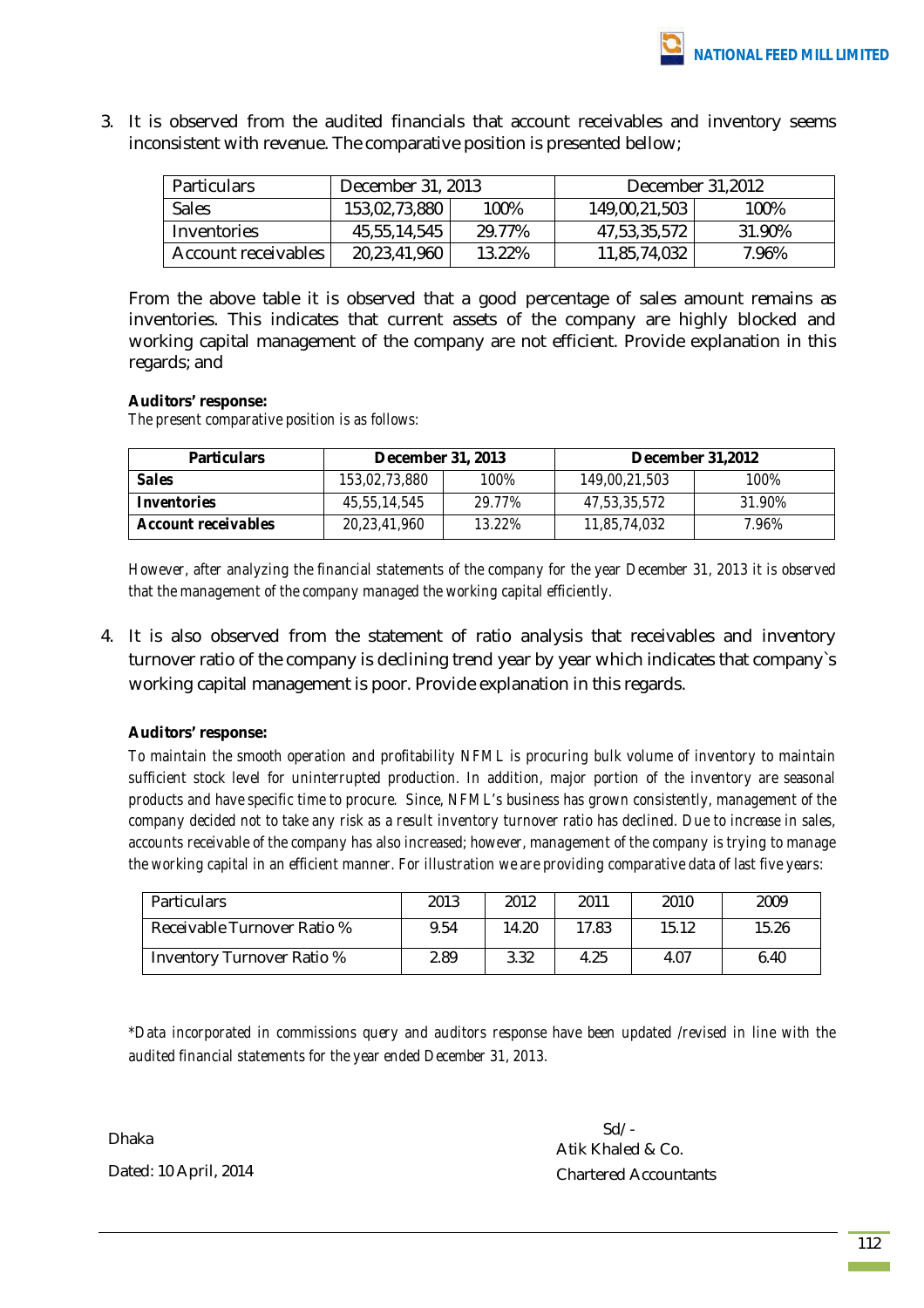3. It is observed from the audited financials that account receivables and inventory seems inconsistent with revenue. The comparative position is presented bellow;

| Particulars | December 31, 2013 | | December 31,2012 | |
|---|---|---|---|---|
| Sales | 153,02,73,880 | 100% | 149,00,21,503 | 100% |
| Inventories | 45,55,14,545 | 29.77% | 47,53,35,572 | 31.90% |
| Account receivables | 20,23,41,960 | 13.22% | 11,85,74,032 | 7.96% |

From the above table it is observed that a good percentage of sales amount remains as inventories. This indicates that current assets of the company are highly blocked and working capital management of the company are not efficient. Provide explanation in this regards; and

**Auditors' response:**

*The present comparative position is as follows:*

| **Particulars** | **December 31, 2013** | | **December 31,2012** | |
|---|---|---|---|---|
| ***Sales*** | 153,02,73,880 | 100% | 149,00,21,503 | 100% |
| ***Inventories*** | 45,55,14,545 | 29.77% | 47,53,35,572 | 31.90% |
| ***Account receivables*** | 20,23,41,960 | 13.22% | 11,85,74,032 | 7.96% |

*However, after analyzing the financial statements of the company for the year December 31, 2013 it is observed that the management of the company managed the working capital efficiently.*

4. It is also observed from the statement of ratio analysis that receivables and inventory turnover ratio of the company is declining trend year by year which indicates that company`s working capital management is poor. Provide explanation in this regards.

**Auditors' response:**

*To maintain the smooth operation and profitability NFML is procuring bulk volume of inventory to maintain sufficient stock level for uninterrupted production. In addition, major portion of the inventory are seasonal products and have specific time to procure. Since, NFML's business has grown consistently, management of the company decided not to take any risk as a result inventory turnover ratio has declined. Due to increase in sales, accounts receivable of the company has also increased; however, management of the company is trying to manage the working capital in an efficient manner. For illustration we are providing comparative data of last five years:*

| Particulars | 2013 | 2012 | 2011 | 2010 | 2009 |
|---|---|---|---|---|---|
| Receivable Turnover Ratio % | 9.54 | 14.20 | 17.83 | 15.12 | 15.26 |
| Inventory Turnover Ratio % | 2.89 | 3.32 | 4.25 | 4.07 | 6.40 |

*\*Data incorporated in commissions query and auditors response have been updated /revised in line with the audited financial statements for the year ended December 31, 2013.*

Dhaka

Dated: 10 April, 2014

Sd/-

Atik Khaled & Co.

Chartered Accountants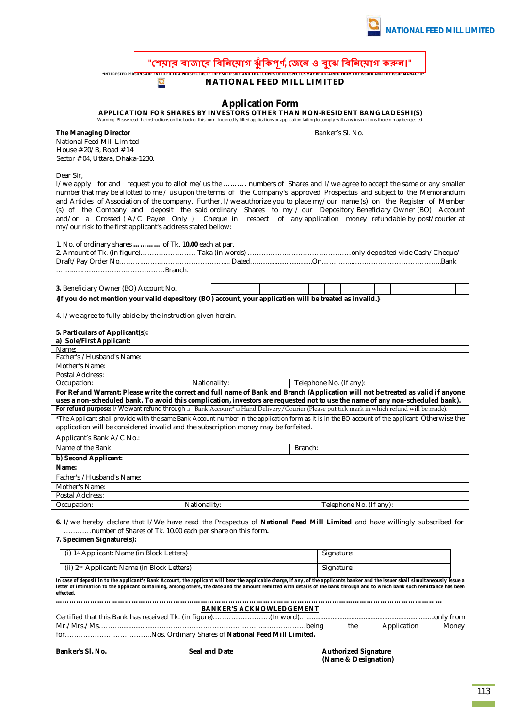"শেয়ার বাজারে বিনিয়োগ ঝুঁকিপূর্ণ, জেনে ও বুঝে বিনিয়োগ করুন।"

"INTERESTED PERSONS ARE ENTITLED TO A PROSPECTUS, IF THEY SO DESIRE, AND THAT COPIES OF PROSPECTUS MAY BE OBTAINED FROM THE ISSUER AND THE ISSUE MANAGER"

**NATIONAL FEED MILL LIMITED**

## Application Form

**APPLICATION FOR SHARES BY INVESTORS OTHER THAN NON-RESIDENT BANGLADESHI(S)**

Warning: Please read the instructions on the back of this form. Incorrectly filled applications or application failing to comply with any instructions therein may be rejected.

**The Managing Director**
National Feed Mill Limited
House # 20/B, Road # 14
Sector # 04, Uttara, Dhaka-1230.

Banker's Sl. No.

Dear Sir,

I/we apply for and request you to allot me/us the **……….** numbers of Shares and I/we agree to accept the same or any smaller number that may be allotted to me / us upon the terms of the Company's approved Prospectus and subject to the Memorandum and Articles of Association of the company. Further, I/we authorize you to place my/our name (s) on the Register of Member (s) of the Company and deposit the said ordinary Shares to my / our Depository Beneficiary Owner (BO) Account and/or a Crossed ( A/C Payee Only ) Cheque in respect of any application money refundable by post/courier at my/our risk to the first applicant's address stated bellow:

1. No. of ordinary shares **…………** of Tk. 1**0.00** each at par.
2. Amount of Tk. (in figure)…………………… Taka (in words) ………………………………………only deposited vide Cash/Cheque/ Draft/Pay Order No………..……..…………………….... Dated……..........................On....………...……………………………...Bank …….….……………………………Branch.

**3.** Beneficiary Owner (BO) Account No.

| | | | | | | | | | | | | | | | | |
|---|---|---|---|---|---|---|---|---|---|---|---|---|---|---|---|---|

**{If you do not mention your valid depository (BO) account, your application will be treated as invalid.}**

4. I/we agree to fully abide by the instruction given herein.

**5. Particulars of Applicant(s):**

**a) Sole/First Applicant:**

| | | |
|---|---|---|
| Name: | | |
| Father's / Husband's Name: | | |
| Mother's Name: | | |
| Postal Address: | | |
| Occupation: | Nationality: | Telephone No. (If any): |
| **For Refund Warrant: Please write the correct and full name of Bank and Branch (Application will not be treated as valid if anyone uses a non-scheduled bank. To avoid this complication, investors are requested not to use the name of any non-scheduled bank).** | | |
| **For refund purpose:** I/We want refund through □ Bank Account* □ Hand Delivery/Courier (Please put tick mark in which refund will be made). | | |
| *The Applicant shall provide with the same Bank Account number in the application form as it is in the BO account of the applicant. Otherwise the application will be considered invalid and the subscription money may be forfeited. | | |
| Applicant's Bank A/C No.: | | |
| Name of the Bank: | | Branch: |

**b) Second Applicant:**

| | | |
|---|---|---|
| **Name:** | | |
| Father's / Husband's Name: | | |
| Mother's Name: | | |
| Postal Address: | | |
| Occupation: | Nationality: | Telephone No. (If any): |

**6.** I/we hereby declare that I/We have read the Prospectus of **National Feed Mill Limited** and have willingly subscribed for …………number of Shares of Tk. 10.00 each per share on this form**.**

**7. Specimen Signature(s):**

| | | |
|---|---|---|
| (i) 1st Applicant: Name (in Block Letters) | | Signature: |
| (ii) 2nd Applicant: Name (in Block Letters) | | Signature: |

***In case of deposit in to the applicant's Bank Account, the applicant will bear the applicable charge, if any, of the applicants banker and the issuer shall simultaneously issue a letter of intimation to the applicant containing, among others, the date and the amount remitted with details of the bank through and to which bank such remittance has been effected.***

…………………………………………………………………………………………………………………………………

**BANKER'S ACKNOWLEDGEMENT**

Certified that this Bank has received Tk. (in figure)…………………….(In word)…........................................................................only from Mr./Mrs./Ms……….....................…………………………………………….……………being the Application Money for……………………………….Nos. Ordinary Shares of **National Feed Mill Limited.**

**Banker's Sl. No.** **Seal and Date** **Authorized Signature (Name & Designation)**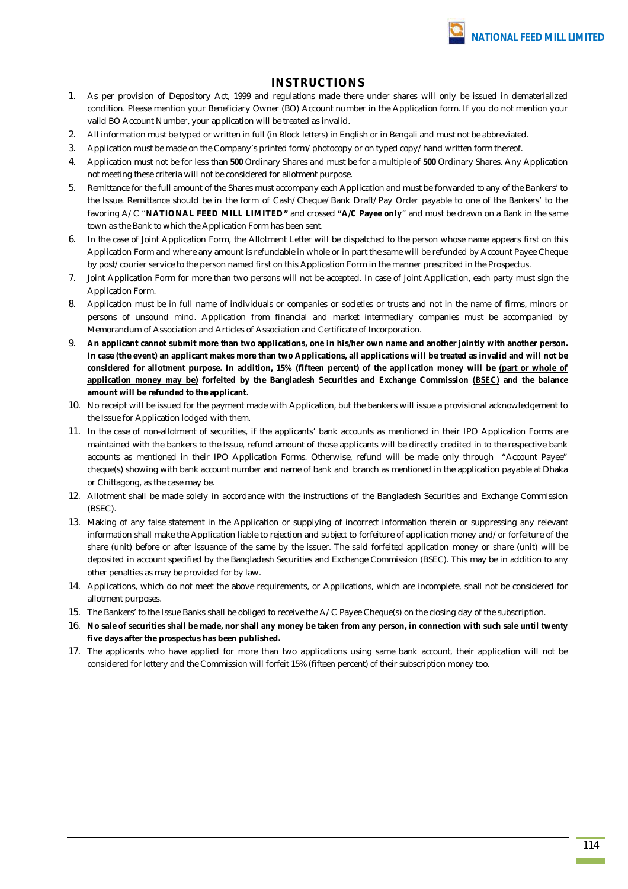## INSTRUCTIONS

1. As per provision of Depository Act, 1999 and regulations made there under shares will only be issued in dematerialized condition. Please mention your Beneficiary Owner (BO) Account number in the Application form. If you do not mention your valid BO Account Number, your application will be treated as invalid.
2. All information must be typed or written in full (in Block letters) in English or in Bengali and must not be abbreviated.
3. Application must be made on the Company's printed form/photocopy or on typed copy/hand written form thereof.
4. Application must not be for less than **500** Ordinary Shares and must be for a multiple of **500** Ordinary Shares. Any Application not meeting these criteria will not be considered for allotment purpose.
5. Remittance for the full amount of the Shares must accompany each Application and must be forwarded to any of the Bankers' to the Issue. Remittance should be in the form of Cash/Cheque/Bank Draft/Pay Order payable to one of the Bankers' to the favoring A/C "**NATIONAL FEED MILL LIMITED"** and crossed **"A/C Payee only**" and must be drawn on a Bank in the same town as the Bank to which the Application Form has been sent.
6. In the case of Joint Application Form, the Allotment Letter will be dispatched to the person whose name appears first on this Application Form and where any amount is refundable in whole or in part the same will be refunded by Account Payee Cheque by post/courier service to the person named first on this Application Form in the manner prescribed in the Prospectus.
7. Joint Application Form for more than two persons will not be accepted. In case of Joint Application, each party must sign the Application Form.
8. Application must be in full name of individuals or companies or societies or trusts and not in the name of firms, minors or persons of unsound mind. Application from financial and market intermediary companies must be accompanied by Memorandum of Association and Articles of Association and Certificate of Incorporation.
9. **An applicant cannot submit more than two applications, one in his/her own name and another jointly with another person. In case (the event) an applicant makes more than two Applications, all applications will be treated as invalid and will not be considered for allotment purpose. In addition, 15% (fifteen percent) of the application money will be (part or whole of application money may be) forfeited by the Bangladesh Securities and Exchange Commission (BSEC) and the balance amount will be refunded to the applicant.**
10. No receipt will be issued for the payment made with Application, but the bankers will issue a provisional acknowledgement to the Issue for Application lodged with them.
11. In the case of non-allotment of securities, if the applicants' bank accounts as mentioned in their IPO Application Forms are maintained with the bankers to the Issue, refund amount of those applicants will be directly credited in to the respective bank accounts as mentioned in their IPO Application Forms. Otherwise, refund will be made only through "Account Payee" cheque(s) showing with bank account number and name of bank and branch as mentioned in the application payable at Dhaka or Chittagong, as the case may be.
12. Allotment shall be made solely in accordance with the instructions of the Bangladesh Securities and Exchange Commission (BSEC).
13. Making of any false statement in the Application or supplying of incorrect information therein or suppressing any relevant information shall make the Application liable to rejection and subject to forfeiture of application money and/or forfeiture of the share (unit) before or after issuance of the same by the issuer. The said forfeited application money or share (unit) will be deposited in account specified by the Bangladesh Securities and Exchange Commission (BSEC). This may be in addition to any other penalties as may be provided for by law.
14. Applications, which do not meet the above requirements, or Applications, which are incomplete, shall not be considered for allotment purposes.
15. The Bankers' to the Issue Banks shall be obliged to receive the A/C Payee Cheque(s) on the closing day of the subscription.
16. **No sale of securities shall be made, nor shall any money be taken from any person, in connection with such sale until twenty five days after the prospectus has been published.**
17. The applicants who have applied for more than two applications using same bank account, their application will not be considered for lottery and the Commission will forfeit 15% (fifteen percent) of their subscription money too.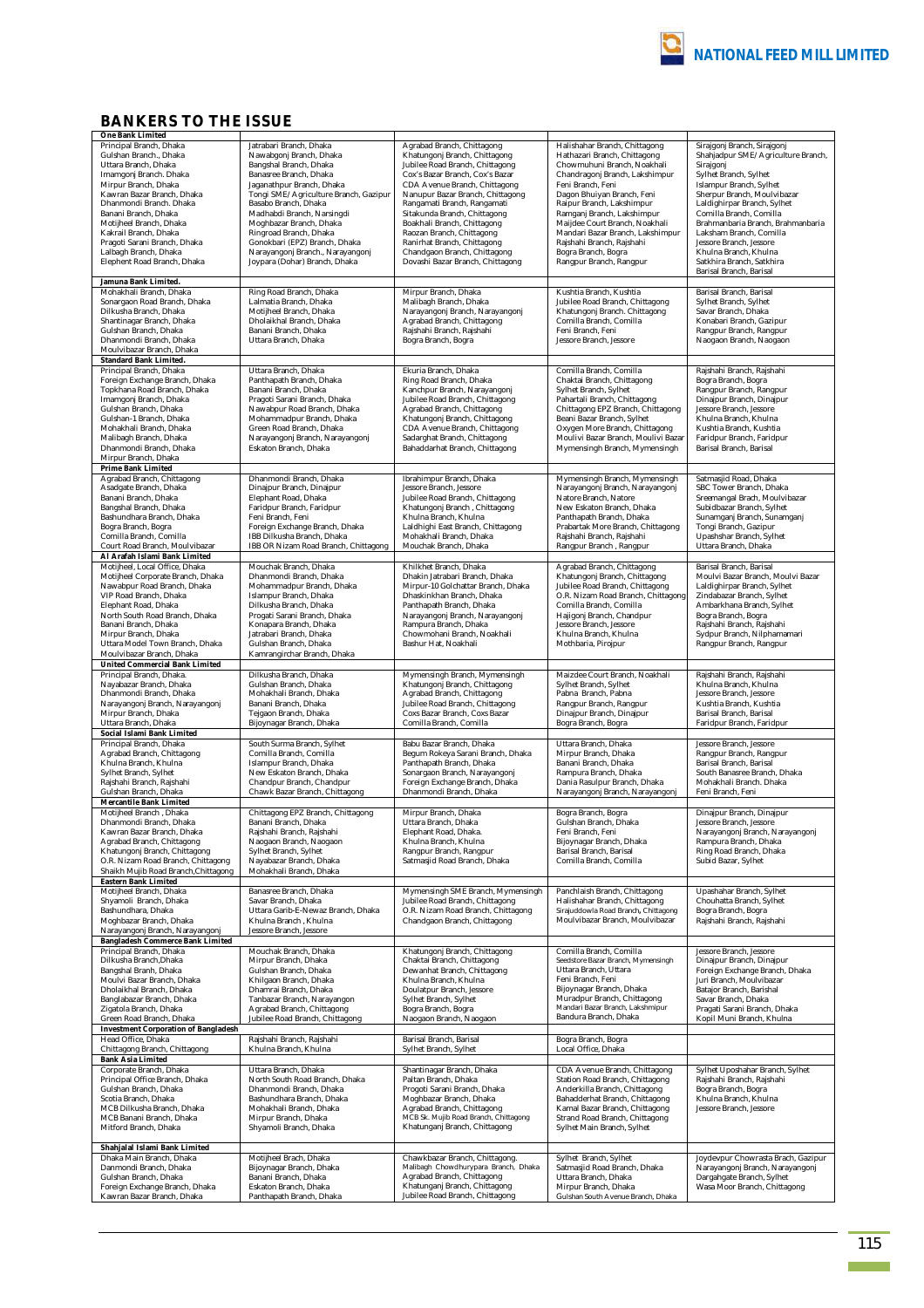## BANKERS TO THE ISSUE

| | | | | |
|---|---|---|---|---|
| **One Bank Limited** | | | | |
| Principal Branch, Dhaka<br>Gulshan Branch., Dhaka<br>Uttara Branch, Dhaka<br>Imamgonj Branch. Dhaka<br>Mirpur Branch, Dhaka<br>Kawran Bazar Branch, Dhaka<br>Dhanmondi Branch. Dhaka<br>Banani Branch, Dhaka<br>Motijheel Branch, Dhaka<br>Kakrail Branch, Dhaka<br>Pragoti Sarani Branch, Dhaka<br>Lalbagh Branch, Dhaka<br>Elephent Road Branch, Dhaka | Jatrabari Branch, Dhaka<br>Nawabgonj Branch, Dhaka<br>Bangshal Branch, Dhaka<br>Banasree Branch, Dhaka<br>Jaganathpur Branch, Dhaka<br>Tongi SME/Agriculture Branch, Gazipur<br>Basabo Branch, Dhaka<br>Madhabdi Branch, Narsingdi<br>Moghbazar Branch, Dhaka<br>Ringroad Branch, Dhaka<br>Gonokbari (EPZ) Branch, Dhaka<br>Narayangonj Branch., Narayangonj<br>Joypara (Dohar) Branch, Dhaka | Agrabad Branch, Chittagong<br>Khatungonj Branch, Chittagong<br>Jubilee Road Branch, Chittagong<br>Cox's Bazar Branch, Cox's Bazar<br>CDA Avenue Branch, Chittagong<br>Nanupur Bazar Branch, Chittagong<br>Rangamati Branch, Rangamati<br>Sitakunda Branch, Chittagong<br>Boakhali Branch, Chittagong<br>Raozan Branch, Chittagong<br>Ranirhat Branch, Chittagong<br>Chandgaon Branch, Chittagong<br>Dovashi Bazar Branch, Chittagong | Halishahar Branch, Chittagong<br>Hathazari Branch, Chittagong<br>Chowmuhuni Branch, Noakhali<br>Chandragonj Branch, Lakshimpur<br>Feni Branch, Feni<br>Dagon Bhuiyan Branch, Feni<br>Raipur Branch, Lakshimpur<br>Ramganj Branch, Lakshimpur<br>Maijdee Court Branch, Noakhali<br>Mandari Bazar Branch, Lakshimpur<br>Rajshahi Branch, Rajshahi<br>Bogra Branch, Bogra<br>Rangpur Branch, Rangpur | Sirajgonj Branch, Sirajgonj<br>Shahjadpur SME/Agriculture Branch, Sirajgonj<br>Sylhet Branch, Sylhet<br>Islampur Branch, Sylhet<br>Sherpur Branch, Moulvibazar<br>Laldighirpar Branch, Sylhet<br>Comilla Branch, Comilla<br>Brahmanbaria Branch, Brahmanbaria<br>Laksham Branch, Comilla<br>Jessore Branch, Jessore<br>Khulna Branch, Khulna<br>Satkhira Branch, Satkhira<br>Barisal Branch, Barisal |
| **Jamuna Bank Limited.** | | | | |
| Mohakhali Branch, Dhaka<br>Sonargaon Road Branch, Dhaka<br>Dilkusha Branch, Dhaka<br>Shantinagar Branch, Dhaka<br>Gulshan Branch, Dhaka<br>Dhanmondi Branch, Dhaka<br>Moulvibazar Branch, Dhaka | Ring Road Branch, Dhaka<br>Lalmatia Branch, Dhaka<br>Motijheel Branch, Dhaka<br>Dholaikhal Branch, Dhaka<br>Banani Branch, Dhaka<br>Uttara Branch, Dhaka | Mirpur Branch, Dhaka<br>Malibagh Branch, Dhaka<br>Narayangonj Branch, Narayangonj<br>Agrabad Branch, Chittagong<br>Rajshahi Branch, Rajshahi<br>Bogra Branch, Bogra | Kushtia Branch, Kushtia<br>Jubilee Road Branch, Chittagong<br>Khatungonj Branch. Chittagong<br>Comilla Branch, Comilla<br>Feni Branch, Feni<br>Jessore Branch, Jessore | Barisal Branch, Barisal<br>Sylhet Branch, Sylhet<br>Savar Branch, Dhaka<br>Konabari Branch, Gazipur<br>Rangpur Branch, Rangpur<br>Naogaon Branch, Naogaon |
| **Standard Bank Limited.** | | | | |
| Principal Branch, Dhaka<br>Foreign Exchange Branch, Dhaka<br>Topkhana Road Branch, Dhaka<br>Imamgonj Branch, Dhaka<br>Gulshan Branch, Dhaka<br>Gulshan-1 Branch, Dhaka<br>Mohakhali Branch, Dhaka<br>Malibagh Branch, Dhaka<br>Dhanmondi Branch, Dhaka<br>Mirpur Branch, Dhaka | Uttara Branch, Dhaka<br>Panthapath Branch, Dhaka<br>Banani Branch, Dhaka<br>Pragoti Sarani Branch, Dhaka<br>Nawabpur Road Branch, Dhaka<br>Mohammadpur Branch, Dhaka<br>Green Road Branch, Dhaka<br>Narayangonj Branch, Narayangonj<br>Eskaton Branch, Dhaka | Ekuria Branch, Dhaka<br>Ring Road Branch, Dhaka<br>Kanchpur Branch, Narayangonj<br>Jubilee Road Branch, Chittagong<br>Agrabad Branch, Chittagong<br>Khatungonj Branch, Chittagong<br>CDA Avenue Branch, Chittagong<br>Sadarghat Branch, Chittagong<br>Bahaddarhat Branch, Chittagong | Comilla Branch, Comilla<br>Chaktai Branch, Chittagong<br>Sylhet Branch, Sylhet<br>Pahartali Branch, Chittagong<br>Chittagong EPZ Branch, Chittagong<br>Beani Bazar Branch, Sylhet<br>Oxygen More Branch, Chittagong<br>Moulivi Bazar Branch, Moulivi Bazar<br>Mymensingh Branch, Mymensingh | Rajshahi Branch, Rajshahi<br>Bogra Branch, Bogra<br>Rangpur Branch, Rangpur<br>Dinajpur Branch, Dinajpur<br>Jessore Branch, Jessore<br>Khulna Branch, Khulna<br>Kushtia Branch, Kushtia<br>Faridpur Branch, Faridpur<br>Barisal Branch, Barisal |
| **Prime Bank Limited** | | | | |
| Agrabad Branch, Chittagong<br>Asadgate Branch, Dhaka<br>Banani Branch, Dhaka<br>Bangshal Branch, Dhaka<br>Bashundhara Branch, Dhaka<br>Bogra Branch, Bogra<br>Comilla Branch, Comilla<br>Court Road Branch, Moulvibazar | Dhanmondi Branch, Dhaka<br>Dinajpur Branch, Dinajpur<br>Elephant Road, Dhaka<br>Faridpur Branch, Faridpur<br>Feni Branch, Feni<br>Foreign Exchange Branch, Dhaka<br>IBB Dilkusha Branch, Dhaka<br>IBB OR Nizam Road Branch, Chittagong | Ibrahimpur Branch, Dhaka<br>Jessore Branch, Jessore<br>Jubilee Road Branch, Chittagong<br>Khatungonj Branch , Chittagong<br>Khulna Branch, Khulna<br>Laldhighi East Branch, Chittagong<br>Mohakhali Branch, Dhaka<br>Mouchak Branch, Dhaka | Mymensingh Branch, Mymensingh<br>Narayangonj Branch, Narayangonj<br>Natore Branch, Natore<br>New Eskaton Branch, Dhaka<br>Panthapath Branch, Dhaka<br>Prabartak More Branch, Chittagong<br>Rajshahi Branch, Rajshahi<br>Rangpur Branch , Rangpur | Satmasjid Road, Dhaka<br>SBC Tower Branch, Dhaka<br>Sreemangal Brach, Moulvibazar<br>Subidbazar Branch, Sylhet<br>Sunamganj Branch, Sunamganj<br>Tongi Branch, Gazipur<br>Upashahar Branch, Sylhet<br>Uttara Branch, Dhaka |
| **Al Arafah Islami Bank Limited** | | | | |
| Motijheel, Local Office, Dhaka<br>Motijheel Corporate Branch, Dhaka<br>Nawabpur Road Branch, Dhaka<br>VIP Road Branch, Dhaka<br>Elephant Road, Dhaka<br>North South Road Branch, Dhaka<br>Banani Branch, Dhaka<br>Mirpur Branch, Dhaka<br>Uttara Model Town Branch, Dhaka<br>Moulvibazar Branch, Dhaka | Mouchak Branch, Dhaka<br>Dhanmondi Branch, Dhaka<br>Mohammadpur Branch, Dhaka<br>Islampur Branch, Dhaka<br>Dilkusha Branch, Dhaka<br>Progati Sarani Branch, Dhaka<br>Konapara Branch, Dhaka<br>Jatrabari Branch, Dhaka<br>Gulshan Branch, Dhaka<br>Kamrangirchar Branch, Dhaka | Khilkhet Branch, Dhaka<br>Dhakin Jatrabari Branch, Dhaka<br>Mirpur-10 Golchattar Branch, Dhaka<br>Dhaskinkhan Branch, Dhaka<br>Panthapath Branch, Dhaka<br>Narayangonj Branch, Narayangonj<br>Rampura Branch, Dhaka<br>Chowmohani Branch, Noakhali<br>Bashur Hat, Noakhali | Agrabad Branch, Chittagong<br>Khatungonj Branch, Chittagong<br>Jubilee Road Branch, Chittagong<br>O.R. Nizam Road Branch, Chittagong<br>Comilla Branch, Comilla<br>Hajigonj Branch, Chandpur<br>Jessore Branch, Jessore<br>Khulna Branch, Khulna<br>Mothbaria, Pirojpur | Barisal Branch, Barisal<br>Moulvi Bazar Branch, Moulvi Bazar<br>Laldighirpar Branch, Sylhet<br>Zindabazar Branch, Sylhet<br>Ambarkhana Branch, Sylhet<br>Bogra Branch, Bogra<br>Rajshahi Branch, Rajshahi<br>Sydpur Branch, Nilphamamari<br>Rangpur Branch, Rangpur |
| **United Commercial Bank Limited** | | | | |
| Principal Branch, Dhaka.<br>Nayabazar Branch, Dhaka<br>Dhanmondi Branch, Dhaka<br>Narayangonj Branch, Narayangonj<br>Mirpur Branch, Dhaka<br>Uttara Branch, Dhaka | Dilkusha Branch, Dhaka<br>Gulshan Branch, Dhaka<br>Mohakhali Branch, Dhaka<br>Banani Branch, Dhaka<br>Tejgaon Branch, Dhaka<br>Bijoynagar Branch, Dhaka | Mymensingh Branch, Mymensingh<br>Khatungonj Branch, Chittagong<br>Agrabad Branch, Chittagong<br>Jubilee Road Branch, Chittagong<br>Coxs Bazar Branch, Coxs Bazar<br>Comilla Branch, Comilla | Maizdee Court Branch, Noakhali<br>Sylhet Branch, Sylhet<br>Pabna Branch, Pabna<br>Rangpur Branch, Rangpur<br>Dinajpur Branch, Dinajpur<br>Bogra Branch, Bogra | Rajshahi Branch, Rajshahi<br>Khulna Branch, Khulna<br>Jessore Branch, Jessore<br>Kushtia Branch, Kushtia<br>Barisal Branch, Barisal<br>Faridpur Branch, Faridpur |
| **Social Islami Bank Limited** | | | | |
| Principal Branch, Dhaka<br>Agrabad Branch, Chittagong<br>Khulna Branch, Khulna<br>Sylhet Branch, Sylhet<br>Rajshahi Branch, Rajshahi<br>Gulshan Branch, Dhaka | South Surma Branch, Sylhet<br>Comilla Branch, Comilla<br>Islampur Branch, Dhaka<br>New Eskaton Branch, Dhaka<br>Chandpur Branch, Chandpur<br>Chawk Bazar Branch, Chittagong | Babu Bazar Branch, Dhaka<br>Begum Rokeya Sarani Branch, Dhaka<br>Panthapath Branch, Dhaka<br>Sonargaon Branch, Narayangonj<br>Foreign Exchange Branch, Dhaka<br>Dhanmondi Branch, Dhaka | Uttara Branch, Dhaka<br>Mirpur Branch, Dhaka<br>Banani Branch, Dhaka<br>Rampura Branch, Dhaka<br>Dania Rasulpur Branch, Dhaka<br>Narayangonj Branch, Narayangonj | Jessore Branch, Jessore<br>Rangpur Branch, Rangpur<br>Barisal Branch, Barisal<br>South Banasree Branch, Dhaka<br>Mohakhali Branch. Dhaka<br>Feni Branch, Feni |
| **Mercantile Bank Limited** | | | | |
| Motijheel Branch , Dhaka<br>Dhanmondi Branch, Dhaka<br>Kawran Bazar Branch, Dhaka<br>Agrabad Branch, Chittagong<br>Khatungonj Branch, Chittagong<br>O.R. Nizam Road Branch, Chittagong<br>Shaikh Mujib Road Branch,Chittagong | Chittagong EPZ Branch, Chittagong<br>Banani Branch, Dhaka<br>Rajshahi Branch, Rajshahi<br>Naogaon Branch, Naogaon<br>Sylhet Branch, Sylhet<br>Nayabazar Branch, Dhaka<br>Mohakhali Branch, Dhaka | Mirpur Branch, Dhaka<br>Uttara Branch, Dhaka<br>Elephant Road, Dhaka.<br>Khulna Branch, Khulna<br>Rangpur Branch, Rangpur<br>Satmasjid Road Branch, Dhaka | Bogra Branch, Bogra<br>Gulshan Branch, Dhaka<br>Feni Branch, Feni<br>Bijoynagar Branch, Dhaka<br>Barisal Branch, Barisal<br>Comilla Branch, Comilla | Dinajpur Branch, Dinajpur<br>Jessore Branch, Jessore<br>Narayangonj Branch, Narayangonj<br>Rampura Branch, Dhaka<br>Ring Road Branch, Dhaka<br>Subid Bazar, Sylhet |
| **Eastern Bank Limited** | | | | |
| Motijheel Branch, Dhaka<br>Shyamoli Branch, Dhaka<br>Bashundhara, Dhaka<br>Moghbazar Branch, Dhaka<br>Narayangonj Branch, Narayangonj | Banasree Branch, Dhaka<br>Savar Branch, Dhaka<br>Uttara Garib-E-Newaz Branch, Dhaka<br>Khulna Branch , Khulna<br>Jessore Branch, Jessore | Mymensingh SME Branch, Mymensingh<br>Jubilee Road Branch, Chittagong<br>O.R. Nizam Road Branch, Chittagong<br>Chandgaon Branch, Chittagong | Panchlaish Branch, Chittagong<br>Halishahar Branch, Chittagong<br>Sirajuddowla Road Branch, Chittagong<br>Moulvibazar Branch, Moulvibazar | Upashahar Branch, Sylhet<br>Chouhatta Branch, Sylhet<br>Bogra Branch, Bogra<br>Rajshahi Branch, Rajshahi |
| **Bangladesh Commerce Bank Limited** | | | | |
| Principal Branch, Dhaka<br>Dilkusha Branch,Dhaka<br>Bangshal Branh, Dhaka<br>Moulvi Bazar Branch, Dhaka<br>Dholaikhal Branch, Dhaka<br>Banglabazar Branch, Dhaka<br>Zigatola Branch, Dhaka<br>Green Road Branch, Dhaka | Mouchak Branch, Dhaka<br>Mirpur Branch, Dhaka<br>Gulshan Branch, Dhaka<br>Khilgaon Branch, Dhaka<br>Dhamrai Branch, Dhaka<br>Tanbazar Branch, Narayangon<br>Agrabad Branch, Chittagong<br>Jubilee Road Branch, Chittagong | Khatungonj Branch, Chittagong<br>Chaktai Branch, Chittagong<br>Dewanhat Branch, Chittagong<br>Khulna Branch, Khulna<br>Doulatpur Branch, Jessore<br>Sylhet Branch, Sylhet<br>Bogra Branch, Bogra<br>Naogaon Branch, Naogaon | Comilla Branch, Comilla<br>Seedstore Bazar Branch, Mymensingh<br>Uttara Branch, Uttara<br>Feni Branch, Feni<br>Bijoynagar Branch, Dhaka<br>Muradpur Branch, Chittagong<br>Mandari Bazar Branch, Lakshmipur<br>Bandura Branch, Dhaka | Jessore Branch, Jessore<br>Dinajpur Branch, Dinajpur<br>Foreign Exchange Branch, Dhaka<br>Juri Branch, Moulvibazar<br>Batajor Branch, Barishal<br>Savar Branch, Dhaka<br>Pragati Sarani Branch, Dhaka<br>Kopil Muni Branch, Khulna |
| **Investment Corporation of Bangladesh** | | | | |
| Head Office, Dhaka<br>Chittagong Branch, Chittagong | Rajshahi Branch, Rajshahi<br>Khulna Branch, Khulna | Barisal Branch, Barisal<br>Sylhet Branch, Sylhet | Bogra Branch, Bogra<br>Local Office, Dhaka | |
| **Bank Asia Limited** | | | | |
| Corporate Branch, Dhaka<br>Principal Office Branch, Dhaka<br>Gulshan Branch, Dhaka<br>Scotia Branch, Dhaka<br>MCB Dilkusha Branch, Dhaka<br>MCB Banani Branch, Dhaka<br>Mitford Branch, Dhaka | Uttara Branch, Dhaka<br>North South Road Branch, Dhaka<br>Dhanmondi Branch, Dhaka<br>Bashundhara Branch, Dhaka<br>Mohakhali Branch, Dhaka<br>Mirpur Branch, Dhaka<br>Shyamoli Branch, Dhaka | Shantinagar Branch, Dhaka<br>Paltan Branch, Dhaka<br>Progoti Sarani Branch, Dhaka<br>Moghbazar Branch, Dhaka<br>Agrabad Branch, Chittagong<br>MCB Sk. Mujib Road Branch, Chittagong<br>Khatunganj Branch, Chittagong | CDA Avenue Branch, Chittagong<br>Station Road Branch, Chittagong<br>Anderkilla Branch, Chittagong<br>Bahadderhat Branch, Chittagong<br>Kamal Bazar Branch, Chittagong<br>Strand Road Branch, Chittagong<br>Sylhet Main Branch, Sylhet | Sylhet Uposhahar Branch, Sylhet<br>Rajshahi Branch, Rajshahi<br>Bogra Branch, Bogra<br>Khulna Branch, Khulna<br>Jessore Branch, Jessore |
| **Shahjalal Islami Bank Limited** | | | | |
| Dhaka Main Branch, Dhaka<br>Danmondi Branch, Dhaka<br>Gulshan Branch, Dhaka<br>Foreign Exchange Branch, Dhaka<br>Kawran Bazar Branch, Dhaka | Motijheel Brach, Dhaka<br>Bijoynagar Branch, Dhaka<br>Banani Branch, Dhaka<br>Eskaton Branch, Dhaka<br>Panthapath Branch, Dhaka | Chawkbazar Branch, Chittagong.<br>Malibagh Chowdhurypara Branch, Dhaka<br>Agrabad Branch, Chittagong<br>Khatunganj Branch, Chittagong<br>Jubilee Road Branch, Chittagong | Sylhet Branch, Sylhet<br>Satmasjid Road Branch, Dhaka<br>Uttara Branch, Dhaka<br>Mirpur Branch, Dhaka<br>Gulshan South Avenue Branch, Dhaka | Joydevpur Chowrasta Brach, Gazipur<br>Narayangonj Branch, Narayangonj<br>Dargahgate Branch, Sylhet<br>Wasa Moor Branch, Chittagong |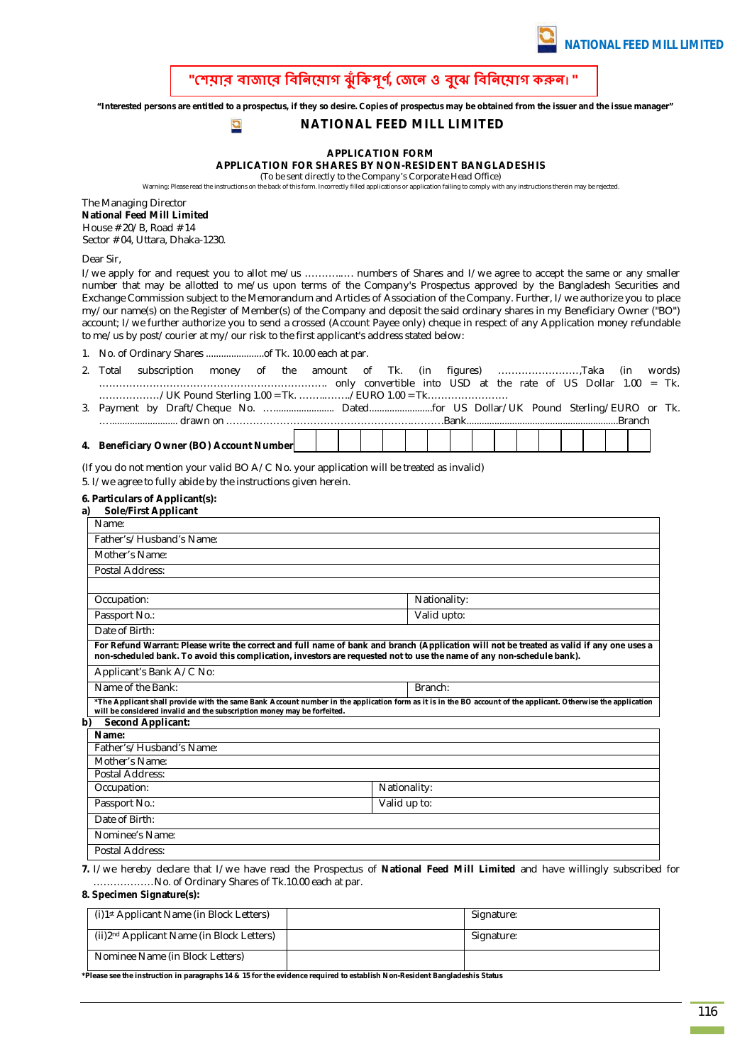"শেয়ার বাজারে বিনিয়োগ ঝুঁকিপূর্ণ, জেনে ও বুঝে বিনিয়োগ করুন।"

**"Interested persons are entitled to a prospectus, if they so desire. Copies of prospectus may be obtained from the issuer and the issue manager"**

# NATIONAL FEED MILL LIMITED

## APPLICATION FORM
## APPLICATION FOR SHARES BY NON-RESIDENT BANGLADESHIS

(To be sent directly to the Company's Corporate Head Office)

Warning: Please read the instructions on the back of this form. Incorrectly filled applications or application failing to comply with any instructions therein may be rejected.

The Managing Director
**National Feed Mill Limited**
House # 20/B, Road # 14
Sector # 04, Uttara, Dhaka-1230.

Dear Sir,

I/we apply for and request you to allot me/us ………..… numbers of Shares and I/we agree to accept the same or any smaller number that may be allotted to me/us upon terms of the Company's Prospectus approved by the Bangladesh Securities and Exchange Commission subject to the Memorandum and Articles of Association of the Company. Further, I/we authorize you to place my/our name(s) on the Register of Member(s) of the Company and deposit the said ordinary shares in my Beneficiary Owner ("BO") account; I/we further authorize you to send a crossed (Account Payee only) cheque in respect of any Application money refundable to me/us by post/courier at my/our risk to the first applicant's address stated below:

1. No. of Ordinary Shares ......................of Tk. 10.00 each at par.
2. Total subscription money of the amount of Tk. (in figures) ……………………,Taka (in words) ………………………………………………………. only convertible into USD at the rate of US Dollar 1.00 = Tk. ………………/UK Pound Sterling 1.00 = Tk. ……..……/EURO 1.00 = Tk……………………
3. Payment by Draft/Cheque No. …...................... Dated........................for US Dollar/UK Pound Sterling/EURO or Tk. …......................... drawn on …………………………………………………….………Bank...........................................................Branch
4. **Beneficiary Owner (BO) Account Number**

| | | | | | | | | | | | | | | | |
|---|---|---|---|---|---|---|---|---|---|---|---|---|---|---|---|

(If you do not mention your valid BO A/C No. your application will be treated as invalid)

5. I/we agree to fully abide by the instructions given herein.

**6. Particulars of Applicant(s):**

**a) Sole/First Applicant**

| | |
|---|---|
| Name: | |
| Father's/Husband's Name: | |
| Mother's Name: | |
| Postal Address: | |
| | |
| Occupation: | Nationality: |
| Passport No.: | Valid upto: |
| Date of Birth: | |
| **For Refund Warrant: Please write the correct and full name of bank and branch (Application will not be treated as valid if any one uses a non-scheduled bank. To avoid this complication, investors are requested not to use the name of any non-schedule bank).** | |
| Applicant's Bank A/C No: | |
| Name of the Bank: | Branch: |
| ***The Applicant shall provide with the same Bank Account number in the application form as it is in the BO account of the applicant. Otherwise the application will be considered invalid and the subscription money may be forfeited.** | |

**b) Second Applicant:**

| | |
|---|---|
| **Name:** | |
| Father's/Husband's Name: | |
| Mother's Name: | |
| Postal Address: | |
| Occupation: | Nationality: |
| Passport No.: | Valid up to: |
| Date of Birth: | |
| Nominee's Name: | |
| Postal Address: | |

**7.** I/we hereby declare that I/we have read the Prospectus of **National Feed Mill Limited** and have willingly subscribed for ………………No. of Ordinary Shares of Tk.10.00 each at par.

**8. Specimen Signature(s):**

| | | |
|---|---|---|
| (i)1st Applicant Name (in Block Letters) | | Signature: |
| (ii)2nd Applicant Name (in Block Letters) | | Signature: |
| Nominee Name (in Block Letters) | | |

***Please see the instruction in paragraphs 14 & 15 for the evidence required to establish Non-Resident Bangladeshis Status**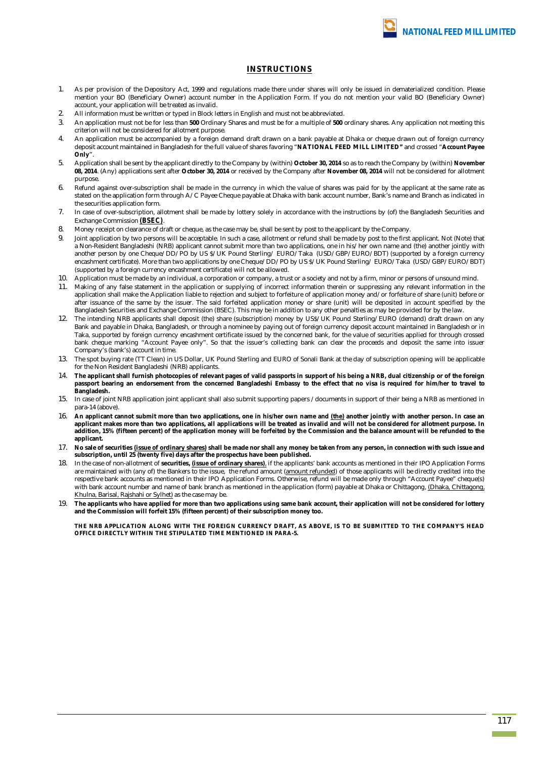## INSTRUCTIONS

1. As per provision of the Depository Act, 1999 and regulations made there under shares will only be issued in dematerialized condition. Please mention your BO (Beneficiary Owner) account number in the Application Form. If you do not mention your valid BO (Beneficiary Owner) account, your application will be treated as invalid.
2. All information must be written or typed in Block letters in English and must not be abbreviated.
3. An application must not be for less than **500** Ordinary Shares and must be for a multiple of **500** ordinary shares. Any application not meeting this criterion will not be considered for allotment purpose.
4. An application must be accompanied by a foreign demand draft drawn on a bank payable at Dhaka or cheque drawn out of foreign currency deposit account maintained in Bangladesh for the full value of shares favoring "**NATIONAL FEED MILL LIMITED"** and crossed "**Account Payee Only**".
5. Application shall be sent by the applicant directly to the Company by (within) **October 30, 2014** so as to reach the Company by (within) **November 08, 2014**. (Any) applications sent after **October 30, 2014** or received by the Company after **November 08, 2014** will not be considered for allotment purpose.
6. Refund against over-subscription shall be made in the currency in which the value of shares was paid for by the applicant at the same rate as stated on the application form through A/C Payee Cheque payable at Dhaka with bank account number, Bank's name and Branch as indicated in the securities application form.
7. In case of over-subscription, allotment shall be made by lottery solely in accordance with the instructions by (of) the Bangladesh Securities and Exchange Commission **(BSEC)**.
8. Money receipt on clearance of draft or cheque, as the case may be, shall be sent by post to the applicant by the Company.
9. Joint application by two persons will be acceptable. In such a case, allotment or refund shall be made by post to the first applicant. Not (Note) that a Non-Resident Bangladeshi (NRB) applicant cannot submit more than two applications, one in his/her own name and (the) another jointly with another person by one Cheque/DD/PO by US $/UK Pound Sterling/ EURO/Taka (USD/GBP/EURO/BDT) (supported by a foreign currency encashment certificate). More than two applications by one Cheque/DD/PO by US $/UK Pound Sterling/ EURO/Taka (USD/GBP/EURO/BDT) (supported by a foreign currency encashment certificate) will not be allowed.
10. Application must be made by an individual, a corporation or company, a trust or a society and not by a firm, minor or persons of unsound mind.
11. Making of any false statement in the application or supplying of incorrect information therein or suppressing any relevant information in the application shall make the Application liable to rejection and subject to forfeiture of application money and/or forfeiture of share (unit) before or after issuance of the same by the issuer. The said forfeited application money or share (unit) will be deposited in account specified by the Bangladesh Securities and Exchange Commission (BSEC). This may be in addition to any other penalties as may be provided for by the law.
12. The intending NRB applicants shall deposit (the) share (subscription) money by US$/UK Pound Sterling/EURO (demand) draft drawn on any Bank and payable in Dhaka, Bangladesh, or through a nominee by paying out of foreign currency deposit account maintained in Bangladesh or in Taka, supported by foreign currency encashment certificate issued by the concerned bank, for the value of securities applied for through crossed bank cheque marking "Account Payee only". So that the issuer's collecting bank can clear the proceeds and deposit the same into issuer Company's (bank's) account in time.
13. The spot buying rate (TT Clean) in US Dollar, UK Pound Sterling and EURO of Sonali Bank at the day of subscription opening will be applicable for the Non Resident Bangladeshi (NRB) applicants.
14. **The applicant shall furnish photocopies of relevant pages of valid passports in support of his being a NRB, dual citizenship or of the foreign passport bearing an endorsement from the concerned Bangladeshi Embassy to the effect that no visa is required for him/her to travel to Bangladesh.**
15. In case of joint NRB application joint applicant shall also submit supporting papers /documents in support of their being a NRB as mentioned in para-14 (above).
16. **An applicant cannot submit more than two applications, one in his/her own name and (the) another jointly with another person. In case an applicant makes more than two applications, all applications will be treated as invalid and will not be considered for allotment purpose. In addition, 15% (fifteen percent) of the application money will be forfeited by the Commission and the balance amount will be refunded to the applicant.**
17. **No sale of securities (issue of ordinary shares) shall be made nor shall any money be taken from any person, in connection with such issue and subscription, until 25 (twenty five) days after the prospectus have been published.**
18. In the case of non-allotment of **securities, (issue of ordinary shares)**, if the applicants' bank accounts as mentioned in their IPO Application Forms are maintained with (any of) the Bankers to the issue, the refund amount (amount refunded) of those applicants will be directly credited into the respective bank accounts as mentioned in their IPO Application Forms. Otherwise, refund will be made only through "Account Payee" cheque(s) with bank account number and name of bank branch as mentioned in the application (form) payable at Dhaka or Chittagong, (Dhaka, Chittagong, Khulna, Barisal, Rajshahi or Sylhet) as the case may be.
19. **The applicants who have applied for more than two applications using same bank account, their application will not be considered for lottery and the Commission will forfeit 15% (fifteen percent) of their subscription money too.**

**THE NRB APPLICATION ALONG WITH THE FOREIGN CURRENCY DRAFT, AS ABOVE, IS TO BE SUBMITTED TO THE COMPANY'S HEAD OFFICE DIRECTLY WITHIN THE STIPULATED TIME MENTIONED IN PARA-5.**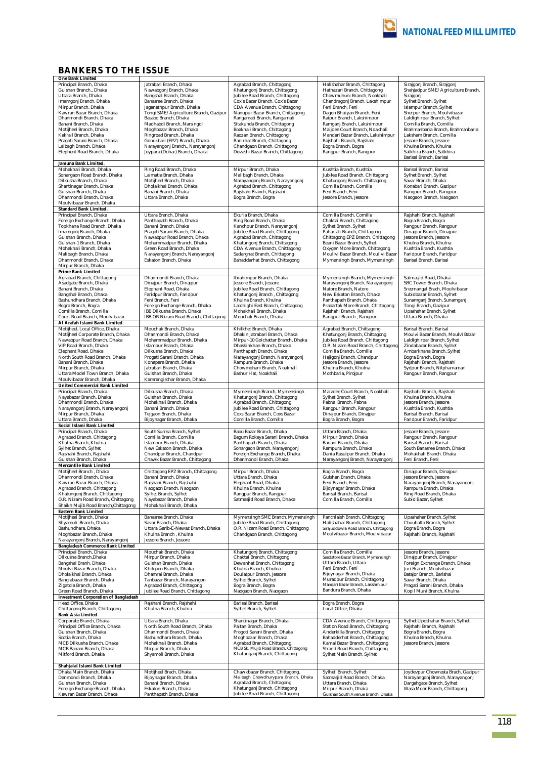## BANKERS TO THE ISSUE

| | | | | |
|---|---|---|---|---|
| **One Bank Limited** | | | | |
| Principal Branch, Dhaka<br>Gulshan Branch., Dhaka<br>Uttara Branch, Dhaka<br>Imamgonj Branch. Dhaka<br>Mirpur Branch, Dhaka<br>Kawran Bazar Branch, Dhaka<br>Dhanmondi Branch. Dhaka<br>Banani Branch, Dhaka<br>Motijheel Branch, Dhaka<br>Kakrail Branch, Dhaka<br>Pragoti Sarani Branch, Dhaka<br>Lalbagh Branch, Dhaka<br>Elephent Road Branch, Dhaka | Jatrabari Branch, Dhaka<br>Nawabgonj Branch, Dhaka<br>Bangshal Branch, Dhaka<br>Banasree Branch, Dhaka<br>Jaganathpur Branch, Dhaka<br>Tongi SME/Agriculture Branch, Gazipur<br>Basabo Branch, Dhaka<br>Madhabdi Branch, Narsingdi<br>Moghbazar Branch, Dhaka<br>Ringroad Branch, Dhaka<br>Gonokbari (EPZ) Branch, Dhaka<br>Narayangonj Branch., Narayangonj<br>Joypara (Dohar) Branch, Dhaka | Agrabad Branch, Chittagong<br>Khatungonj Branch, Chittagong<br>Jubilee Road Branch, Chittagong<br>Cox's Bazar Branch, Cox's Bazar<br>CDA Avenue Branch, Chittagong<br>Nanupur Bazar Branch, Chittagong<br>Rangamati Branch, Rangamati<br>Sitakunda Branch, Chittagong<br>Boakhali Branch, Chittagong<br>Raozan Branch, Chittagong<br>Ranirhat Branch, Chittagong<br>Chandgaon Branch, Chittagong<br>Dovashi Bazar Branch, Chittagong | Halishahar Branch, Chittagong<br>Hathazari Branch, Chittagong<br>Chowmuhuni Branch, Noakhali<br>Chandragonj Branch, Lakshimpur<br>Feni Branch, Feni<br>Dagon Bhuiyan Branch, Feni<br>Raipur Branch, Lakshimpur<br>Ramganj Branch, Lakshimpur<br>Maijdee Court Branch, Noakhali<br>Mandari Bazar Branch, Lakshimpur<br>Rajshahi Branch, Rajshahi<br>Bogra Branch, Bogra<br>Rangpur Branch, Rangpur | Sirajgonj Branch, Sirajgonj<br>Shahjadpur SME/Agriculture Branch, Sirajgonj<br>Sylhet Branch, Sylhet<br>Islampur Branch, Sylhet<br>Sherpur Branch, Moulvibazar<br>Laldighirpar Branch, Sylhet<br>Comilla Branch, Comilla<br>Brahmanbaria Branch, Brahmanbaria<br>Laksham Branch, Comilla<br>Jessore Branch, Jessore<br>Khulna Branch, Khulna<br>Satkhira Branch, Satkhira<br>Barisal Branch, Barisal |
| **Jamuna Bank Limited.** | | | | |
| Mohakhali Branch, Dhaka<br>Sonargaon Road Branch, Dhaka<br>Dilkusha Branch, Dhaka<br>Shantinagar Branch, Dhaka<br>Gulshan Branch, Dhaka<br>Dhanmondi Branch, Dhaka<br>Moulvibazar Branch, Dhaka | Ring Road Branch, Dhaka<br>Lalmatia Branch, Dhaka<br>Motijheel Branch, Dhaka<br>Dholaikhal Branch, Dhaka<br>Banani Branch, Dhaka<br>Uttara Branch, Dhaka | Mirpur Branch, Dhaka<br>Malibagh Branch, Dhaka<br>Narayangonj Branch, Narayangonj<br>Agrabad Branch, Chittagong<br>Rajshahi Branch, Rajshahi<br>Bogra Branch, Bogra | Kushtia Branch, Kushtia<br>Jubilee Road Branch, Chittagong<br>Khatungonj Branch. Chittagong<br>Comilla Branch, Comilla<br>Feni Branch, Feni<br>Jessore Branch, Jessore | Barisal Branch, Barisal<br>Sylhet Branch, Sylhet<br>Savar Branch, Dhaka<br>Konabari Branch, Gazipur<br>Rangpur Branch, Rangpur<br>Naogaon Branch, Naogaon |
| **Standard Bank Limited.** | | | | |
| Principal Branch, Dhaka<br>Foreign Exchange Branch, Dhaka<br>Topkhana Road Branch, Dhaka<br>Imamgonj Branch, Dhaka<br>Gulshan Branch, Dhaka<br>Gulshan-1 Branch, Dhaka<br>Mohakhali Branch, Dhaka<br>Malibagh Branch, Dhaka<br>Dhanmondi Branch, Dhaka<br>Mirpur Branch, Dhaka | Uttara Branch, Dhaka<br>Panthapath Branch, Dhaka<br>Banani Branch, Dhaka<br>Pragoti Sarani Branch, Dhaka<br>Nawabpur Road Branch, Dhaka<br>Mohammadpur Branch, Dhaka<br>Green Road Branch, Dhaka<br>Narayangonj Branch, Narayangonj<br>Eskaton Branch, Dhaka | Ekuria Branch, Dhaka<br>Ring Road Branch, Dhaka<br>Kanchpur Branch, Narayangonj<br>Jubilee Road Branch, Chittagong<br>Agrabad Branch, Chittagong<br>Khatungonj Branch, Chittagong<br>CDA Avenue Branch, Chittagong<br>Sadarghat Branch, Chittagong<br>Bahaddarhat Branch, Chittagong | Comilla Branch, Comilla<br>Chaktai Branch, Chittagong<br>Sylhet Branch, Sylhet<br>Pahartali Branch, Chittagong<br>Chittagong EPZ Branch, Chittagong<br>Beani Bazar Branch, Sylhet<br>Oxygen More Branch, Chittagong<br>Moulivi Bazar Branch, Moulivi Bazar<br>Mymensingh Branch, Mymensingh | Rajshahi Branch, Rajshahi<br>Bogra Branch, Bogra<br>Rangpur Branch, Rangpur<br>Dinajpur Branch, Dinajpur<br>Jessore Branch, Jessore<br>Khulna Branch, Khulna<br>Kushtia Branch, Kushtia<br>Faridpur Branch, Faridpur<br>Barisal Branch, Barisal |
| **Prime Bank Limited** | | | | |
| Agrabad Branch, Chittagong<br>Asadgate Branch, Dhaka<br>Banani Branch, Dhaka<br>Bangshal Branch, Dhaka<br>Bashundhara Branch, Dhaka<br>Bogra Branch, Bogra<br>Comilla Branch, Comilla<br>Court Road Branch, Moulvibazar | Dhanmondi Branch, Dhaka<br>Dinajpur Branch, Dinajpur<br>Elephant Road, Dhaka<br>Faridpur Branch, Faridpur<br>Feni Branch, Feni<br>Foreign Exchange Branch, Dhaka<br>IBB Dilkusha Branch, Dhaka<br>IBB OR Nizam Road Branch, Chittagong | Ibrahimpur Branch, Dhaka<br>Jessore Branch, Jessore<br>Jubilee Road Branch, Chittagong<br>Khatungonj Branch , Chittagong<br>Khulna Branch, Khulna<br>Laldhighi East Branch, Chittagong<br>Mohakhali Branch, Dhaka<br>Mouchak Branch, Dhaka | Mymensingh Branch, Mymensingh<br>Narayangonj Branch, Narayangonj<br>Natore Branch, Natore<br>New Eskaton Branch, Dhaka<br>Panthapath Branch, Dhaka<br>Prabartak More Branch, Chittagong<br>Rajshahi Branch, Rajshahi<br>Rangpur Branch , Rangpur | Satmasjid Road, Dhaka<br>SBC Tower Branch, Dhaka<br>Sreemangal Brach, Moulvibazar<br>Subidbazar Branch, Sylhet<br>Sunamganj Branch, Sunamganj<br>Tongi Branch, Gazipur<br>Upashahar Branch, Sylhet<br>Uttara Branch, Dhaka |
| **Al Arafah Islami Bank Limited** | | | | |
| Motijheel, Local Office, Dhaka<br>Motijheel Corporate Branch, Dhaka<br>Nawabpur Road Branch, Dhaka<br>VIP Road Branch, Dhaka<br>Elephant Road, Dhaka<br>North South Road Branch, Dhaka<br>Banani Branch, Dhaka<br>Mirpur Branch, Dhaka<br>Uttara Model Town Branch, Dhaka<br>Moulvibazar Branch, Dhaka | Mouchak Branch, Dhaka<br>Dhanmondi Branch, Dhaka<br>Mohammadpur Branch, Dhaka<br>Islampur Branch, Dhaka<br>Dilkusha Branch, Dhaka<br>Progati Sarani Branch, Dhaka<br>Konapara Branch, Dhaka<br>Jatrabari Branch, Dhaka<br>Gulshan Branch, Dhaka<br>Kamrangirchar Branch, Dhaka | Khilkhet Branch, Dhaka<br>Dhakin Jatrabari Branch, Dhaka<br>Mirpur-10 Golchattar Branch, Dhaka<br>Dhaskinkhan Branch, Dhaka<br>Panthapath Branch, Dhaka<br>Narayangonj Branch, Narayangonj<br>Rampura Branch, Dhaka<br>Chowmohani Branch, Noakhali<br>Bashur Hat, Noakhali | Agrabad Branch, Chittagong<br>Khatungonj Branch, Chittagong<br>Jubilee Road Branch, Chittagong<br>O.R. Nizam Road Branch, Chittagong<br>Comilla Branch, Comilla<br>Hajigonj Branch, Chandpur<br>Jessore Branch, Jessore<br>Khulna Branch, Khulna<br>Mothbaria, Pirojpur | Barisal Branch, Barisal<br>Moulvi Bazar Branch, Moulvi Bazar<br>Laldighirpar Branch, Sylhet<br>Zindabazar Branch, Sylhet<br>Ambarkhana Branch, Sylhet<br>Bogra Branch, Bogra<br>Rajshahi Branch, Rajshahi<br>Sydpur Branch, Nilphamarari<br>Rangpur Branch, Rangpur |
| **United Commercial Bank Limited** | | | | |
| Principal Branch, Dhaka.<br>Nayabazar Branch, Dhaka<br>Dhanmondi Branch, Dhaka<br>Narayangonj Branch, Narayangonj<br>Mirpur Branch, Dhaka<br>Uttara Branch, Dhaka | Dilkusha Branch, Dhaka<br>Gulshan Branch, Dhaka<br>Mohakhali Branch, Dhaka<br>Banani Branch, Dhaka<br>Tejgaon Branch, Dhaka<br>Bijoynagar Branch, Dhaka | Mymensingh Branch, Mymensingh<br>Khatungonj Branch, Chittagong<br>Agrabad Branch, Chittagong<br>Jubilee Road Branch, Chittagong<br>Coxs Bazar Branch, Coxs Bazar<br>Comilla Branch, Comilla | Maizdee Court Branch, Noakhali<br>Sylhet Branch, Sylhet<br>Pabna Branch, Pabna<br>Rangpur Branch, Rangpur<br>Dinajpur Branch, Dinajpur<br>Bogra Branch, Bogra | Rajshahi Branch, Rajshahi<br>Khulna Branch, Khulna<br>Jessore Branch, Jessore<br>Kushtia Branch, Kushtia<br>Barisal Branch, Barisal<br>Faridpur Branch, Faridpur |
| **Social Islami Bank Limited** | | | | |
| Principal Branch, Dhaka<br>Agrabad Branch, Chittagong<br>Khulna Branch, Khulna<br>Sylhet Branch, Sylhet<br>Rajshahi Branch, Rajshahi<br>Gulshan Branch, Dhaka | South Surma Branch, Sylhet<br>Comilla Branch, Comilla<br>Islampur Branch, Dhaka<br>New Eskaton Branch, Dhaka<br>Chandpur Branch, Chandpur<br>Chawk Bazar Branch, Chittagong | Babu Bazar Branch, Dhaka<br>Begum Rokeya Sarani Branch, Dhaka<br>Panthapath Branch, Dhaka<br>Sonargaon Branch, Narayangonj<br>Foreign Exchange Branch, Dhaka<br>Dhanmondi Branch, Dhaka | Uttara Branch, Dhaka<br>Mirpur Branch, Dhaka<br>Banani Branch, Dhaka<br>Rampura Branch, Dhaka<br>Dania Rasulpur Branch, Dhaka<br>Narayangonj Branch, Narayangonj | Jessore Branch, Jessore<br>Rangpur Branch, Rangpur<br>Barisal Branch, Barisal<br>South Banasree Branch, Dhaka<br>Mohakhali Branch. Dhaka<br>Feni Branch, Feni |
| **Mercantile Bank Limited** | | | | |
| Motijheel Branch , Dhaka<br>Dhanmondi Branch, Dhaka<br>Kawran Bazar Branch, Dhaka<br>Agrabad Branch, Chittagong<br>Khatungonj Branch, Chittagong<br>O.R. Nizam Road Branch, Chittagong<br>Shaikh Mujib Road Branch,Chittagong | Chittagong EPZ Branch, Chittagong<br>Banani Branch, Dhaka<br>Rajshahi Branch, Rajshahi<br>Naogaon Branch, Naogaon<br>Sylhet Branch, Sylhet<br>Nayabazar Branch, Dhaka<br>Mohakhali Branch, Dhaka | Mirpur Branch, Dhaka<br>Uttara Branch, Dhaka<br>Elephant Road, Dhaka.<br>Khulna Branch, Khulna<br>Rangpur Branch, Rangpur<br>Satmasjid Road Branch, Dhaka | Bogra Branch, Bogra<br>Gulshan Branch, Dhaka<br>Feni Branch, Feni<br>Bijoynagar Branch, Dhaka<br>Barisal Branch, Barisal<br>Comilla Branch, Comilla | Dinajpur Branch, Dinajpur<br>Jessore Branch, Jessore<br>Narayangonj Branch, Narayangonj<br>Rampura Branch, Dhaka<br>Ring Road Branch, Dhaka<br>Subid Bazar, Sylhet |
| **Eastern Bank Limited** | | | | |
| Motijheel Branch, Dhaka<br>Shyamoli Branch, Dhaka<br>Bashundhara, Dhaka<br>Moghbazar Branch, Dhaka<br>Narayangonj Branch, Narayangonj | Banasree Branch, Dhaka<br>Savar Branch, Dhaka<br>Uttara Garib-E-Newaz Branch, Dhaka<br>Khulna Branch , Khulna<br>Jessore Branch, Jessore | Mymensingh SME Branch, Mymensingh<br>Jubilee Road Branch, Chittagong<br>O.R. Nizam Road Branch, Chittagong<br>Chandgaon Branch, Chittagong | Panchlaish Branch, Chittagong<br>Halishahar Branch, Chittagong<br>Sirajuddowla Road Branch, Chittagong<br>Moulvibazar Branch, Moulvibazar | Upashahar Branch, Sylhet<br>Chouhatta Branch, Sylhet<br>Bogra Branch, Bogra<br>Rajshahi Branch, Rajshahi |
| **Bangladesh Commerce Bank Limited** | | | | |
| Principal Branch, Dhaka<br>Dilkusha Branch,Dhaka<br>Bangshal Branh, Dhaka<br>Moulvi Bazar Branch, Dhaka<br>Dholaikhal Branch, Dhaka<br>Banglabazar Branch, Dhaka<br>Zigatola Branch, Dhaka<br>Green Road Branch, Dhaka | Mouchak Branch, Dhaka<br>Mirpur Branch, Dhaka<br>Gulshan Branch, Dhaka<br>Khilgaon Branch, Dhaka<br>Dhamrai Branch, Dhaka<br>Tanbazar Branch, Narayangon<br>Agrabad Branch, Chittagong<br>Jubilee Road Branch, Chittagong | Khatungonj Branch, Chittagong<br>Chaktai Branch, Chittagong<br>Dewanhat Branch, Chittagong<br>Khulna Branch, Khulna<br>Doulatpur Branch, Jessore<br>Sylhet Branch, Sylhet<br>Bogra Branch, Bogra<br>Naogaon Branch, Naogaon | Comilla Branch, Comilla<br>Seedstore Bazar Branch, Mymensingh<br>Uttara Branch, Uttara<br>Feni Branch, Feni<br>Bijoynagar Branch, Dhaka<br>Muradpur Branch, Chittagong<br>Mandari Bazar Branch, Lakshmipur<br>Bandura Branch, Dhaka | Jessore Branch, Jessore<br>Dinajpur Branch, Dinajpur<br>Foreign Exchange Branch, Dhaka<br>Juri Branch, Moulvibazar<br>Batajor Branch, Barishal<br>Savar Branch, Dhaka<br>Pragati Sarani Branch, Dhaka<br>Kopil Muni Branch, Khulna |
| **Investment Corporation of Bangladesh** | | | | |
| Head Office, Dhaka<br>Chittagong Branch, Chittagong | Rajshahi Branch, Rajshahi<br>Khulna Branch, Khulna | Barisal Branch, Barisal<br>Sylhet Branch, Sylhet | Bogra Branch, Bogra<br>Local Office, Dhaka | |
| **Bank Asia Limited** | | | | |
| Corporate Branch, Dhaka<br>Principal Office Branch, Dhaka<br>Gulshan Branch, Dhaka<br>Scotia Branch, Dhaka<br>MCB Dilkusha Branch, Dhaka<br>MCB Banani Branch, Dhaka<br>Mitford Branch, Dhaka | Uttara Branch, Dhaka<br>North South Road Branch, Dhaka<br>Dhanmondi Branch, Dhaka<br>Bashundhara Branch, Dhaka<br>Mohakhali Branch, Dhaka<br>Mirpur Branch, Dhaka<br>Shyamoli Branch, Dhaka | Shantinagar Branch, Dhaka<br>Paltan Branch, Dhaka<br>Progoti Sarani Branch, Dhaka<br>Moghbazar Branch, Dhaka<br>Agrabad Branch, Chittagong<br>MCB Sk. Mujib Road Branch, Chittagong<br>Khatungonj Branch, Chittagong | CDA Avenue Branch, Chittagong<br>Station Road Branch, Chittagong<br>Anderkilla Branch, Chittagong<br>Bahadderhat Branch, Chittagong<br>Kamal Bazar Branch, Chittagong<br>Strand Road Branch, Chittagong<br>Sylhet Main Branch, Sylhet | Sylhet Uposhahar Branch, Sylhet<br>Rajshahi Branch, Rajshahi<br>Bogra Branch, Bogra<br>Khulna Branch, Khulna<br>Jessore Branch, Jessore |
| **Shahjalal Islami Bank Limited** | | | | |
| Dhaka Main Branch, Dhaka<br>Danmondi Branch, Dhaka<br>Gulshan Branch, Dhaka<br>Foreign Exchange Branch, Dhaka<br>Kawran Bazar Branch, Dhaka | Motijheel Brach, Dhaka<br>Bijoynagar Branch, Dhaka<br>Banani Branch, Dhaka<br>Eskaton Branch, Dhaka<br>Panthapath Branch, Dhaka | Chawkbazar Branch, Chittagong.<br>Malibagh Chowdhurypara Branch, Dhaka<br>Agrabad Branch, Chittagong<br>Khatungonj Branch, Chittagong<br>Jubilee Road Branch, Chittagong | Sylhet Branch, Sylhet<br>Satmasjid Road Branch, Dhaka<br>Uttara Branch, Dhaka<br>Mirpur Branch, Dhaka<br>Gulshan South Avenue Branch, Dhaka | Joydevpur Chowrasta Brach, Gazipur<br>Narayangonj Branch, Narayangonj<br>Dargahgate Branch, Sylhet<br>Wasa Moor Branch, Chittagong |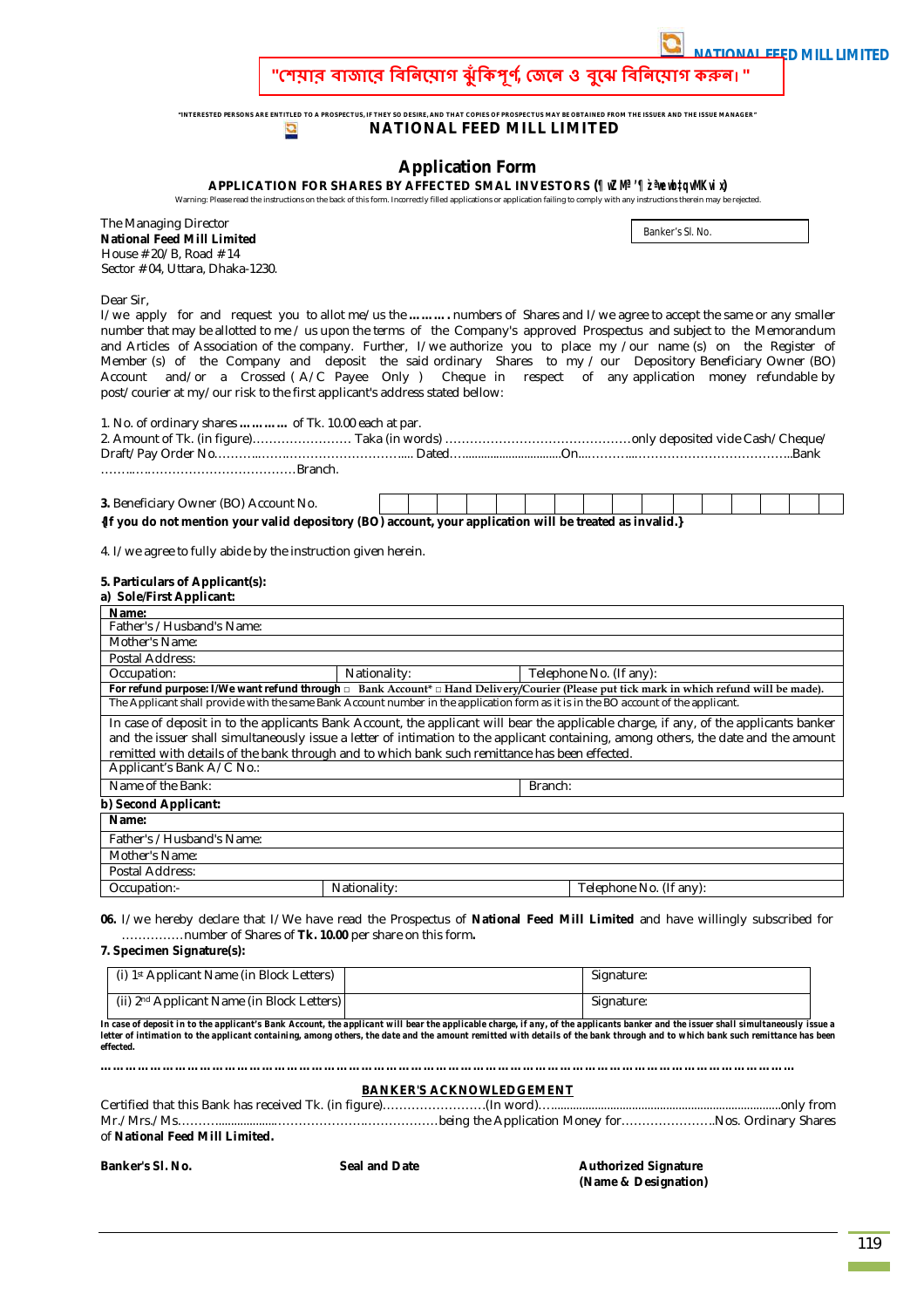"শেয়ার বাজারে বিনিয়োগ ঝুঁকিপূর্ণ, জেনে ও বুঝে বিনিয়োগ করুন।"

"INTERESTED PERSONS ARE ENTITLED TO A PROSPECTUS, IF THEY SO DESIRE, AND THAT COPIES OF PROSPECTUS MAY BE OBTAINED FROM THE ISSUER AND THE ISSUE MANAGER"

**NATIONAL FEED MILL LIMITED**

# Application Form

**APPLICATION FOR SHARES BY AFFECTED SMAL INVESTORS (¶wZM¯'¶z`ª wewb‡qvMKvix)**

Warning: Please read the instructions on the back of this form. Incorrectly filled applications or application failing to comply with any instructions therein may be rejected.

The Managing Director
**National Feed Mill Limited**
House # 20/B, Road # 14
Sector # 04, Uttara, Dhaka-1230.

| Banker's Sl. No. |
|---|

Dear Sir,

I/we apply for and request you to allot me/us the **……….** numbers of Shares and I/we agree to accept the same or any smaller number that may be allotted to me / us upon the terms of the Company's approved Prospectus and subject to the Memorandum and Articles of Association of the company. Further, I/we authorize you to place my /our name (s) on the Register of Member (s) of the Company and deposit the said ordinary Shares to my / our Depository Beneficiary Owner (BO) Account and/or a Crossed (A/C Payee Only) Cheque in respect of any application money refundable by post/courier at my/our risk to the first applicant's address stated bellow:

1. No. of ordinary shares **…………** of Tk. 10.00 each at par.
2. Amount of Tk. (in figure)…………………… Taka (in words) ………………………………………only deposited vide Cash/Cheque/ Draft/Pay Order No………………………………………..... Dated…..............................On..……………………………………..Bank ……………………………………………Branch.

**3.** Beneficiary Owner (BO) Account No.

| | | | | | | | | | | | | | | | | |
|---|---|---|---|---|---|---|---|---|---|---|---|---|---|---|---|---|

**{If you do not mention your valid depository (BO) account, your application will be treated as invalid.}**

4. I/we agree to fully abide by the instruction given herein.

**5. Particulars of Applicant(s):**

**a) Sole/First Applicant:**

| **Name:** | | |
|---|---|---|
| Father's / Husband's Name: | | |
| Mother's Name: | | |
| Postal Address: | | |
| Occupation: | Nationality: | Telephone No. (If any): |
| **For refund purpose: I/We want refund through □ Bank Account\* □ Hand Delivery/Courier (Please put tick mark in which refund will be made).** | | |
| The Applicant shall provide with the same Bank Account number in the application form as it is in the BO account of the applicant. | | |
| In case of deposit in to the applicants Bank Account, the applicant will bear the applicable charge, if any, of the applicants banker and the issuer shall simultaneously issue a letter of intimation to the applicant containing, among others, the date and the amount remitted with details of the bank through and to which bank such remittance has been effected. | | |
| Applicant's Bank A/C No.: | | |
| Name of the Bank: | | Branch: |

**b) Second Applicant:**

| **Name:** | | |
|---|---|---|
| Father's / Husband's Name: | | |
| Mother's Name: | | |
| Postal Address: | | |
| Occupation:- | Nationality: | Telephone No. (If any): |

**06.** I/we hereby declare that I/We have read the Prospectus of **National Feed Mill Limited** and have willingly subscribed for ……………number of Shares of **Tk. 10.00** per share on this form**.**

**7. Specimen Signature(s):**

| (i) 1st Applicant Name (in Block Letters) | | Signature: |
|---|---|---|
| (ii) 2nd Applicant Name (in Block Letters) | | Signature: |

***In case of deposit in to the applicant's Bank Account, the applicant will bear the applicable charge, if any, of the applicants banker and the issuer shall simultaneously issue a letter of intimation to the applicant containing, among others, the date and the amount remitted with details of the bank through and to which bank such remittance has been effected.***

**……………………………………………………………………………………………………………………………………**

**BANKER'S ACKNOWLEDGEMENT**

Certified that this Bank has received Tk. (in figure)……………………(In word)…..........................................................................only from Mr./Mrs./Ms……….....................…………………..………………being the Application Money for…………………..Nos. Ordinary Shares of **National Feed Mill Limited.**

**Banker's Sl. No.** **Seal and Date** **Authorized Signature (Name & Designation)**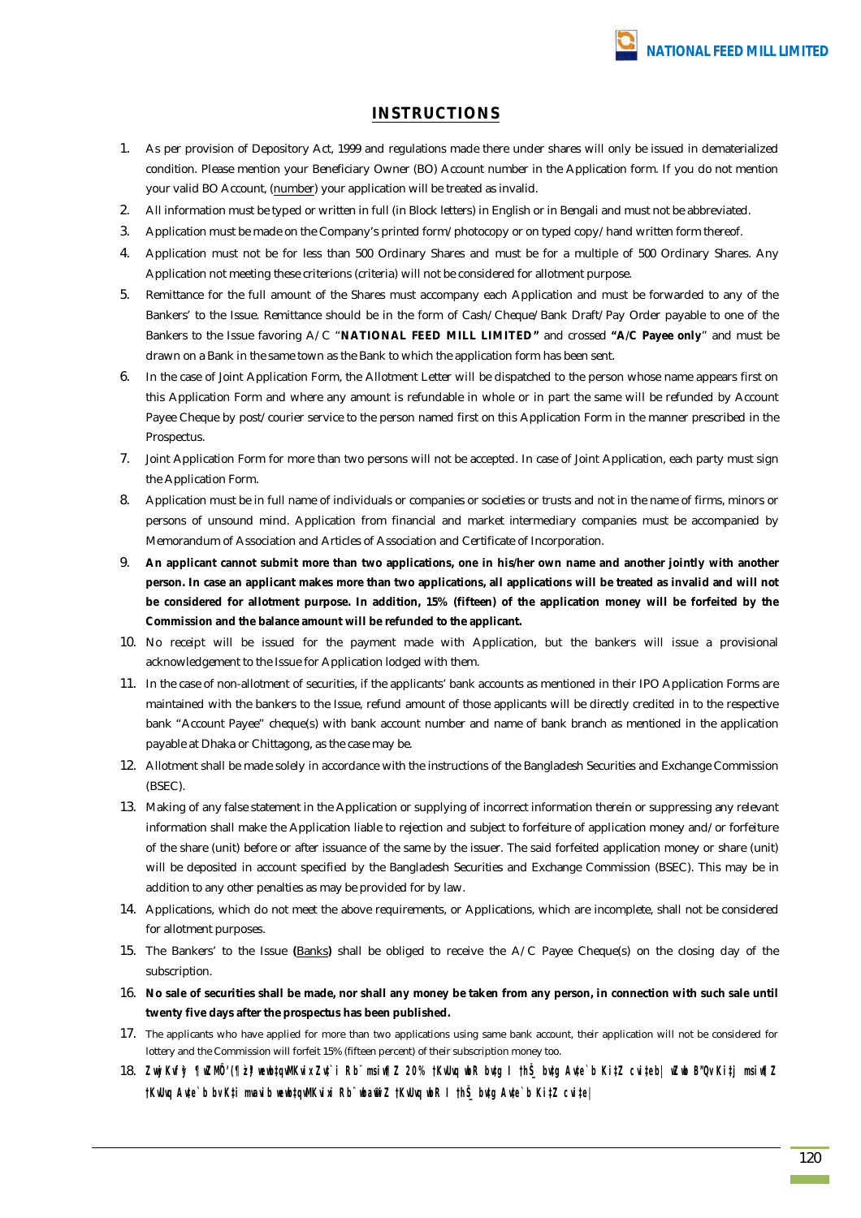# INSTRUCTIONS

1. As per provision of Depository Act, 1999 and regulations made there under shares will only be issued in dematerialized condition. Please mention your Beneficiary Owner (BO) Account number in the Application form. If you do not mention your valid BO Account, (number) your application will be treated as invalid.
2. All information must be typed or written in full (in Block letters) in English or in Bengali and must not be abbreviated.
3. Application must be made on the Company's printed form/photocopy or on typed copy/hand written form thereof.
4. Application must not be for less than 500 Ordinary Shares and must be for a multiple of 500 Ordinary Shares. Any Application not meeting these criterions (criteria) will not be considered for allotment purpose.
5. Remittance for the full amount of the Shares must accompany each Application and must be forwarded to any of the Bankers' to the Issue. Remittance should be in the form of Cash/Cheque/Bank Draft/Pay Order payable to one of the Bankers to the Issue favoring A/C "**NATIONAL FEED MILL LIMITED"** and crossed **"A/C Payee only**" and must be drawn on a Bank in the same town as the Bank to which the application form has been sent.
6. In the case of Joint Application Form, the Allotment Letter will be dispatched to the person whose name appears first on this Application Form and where any amount is refundable in whole or in part the same will be refunded by Account Payee Cheque by post/courier service to the person named first on this Application Form in the manner prescribed in the Prospectus.
7. Joint Application Form for more than two persons will not be accepted. In case of Joint Application, each party must sign the Application Form.
8. Application must be in full name of individuals or companies or societies or trusts and not in the name of firms, minors or persons of unsound mind. Application from financial and market intermediary companies must be accompanied by Memorandum of Association and Articles of Association and Certificate of Incorporation.
9. **An applicant cannot submit more than two applications, one in his/her own name and another jointly with another person. In case an applicant makes more than two applications, all applications will be treated as invalid and will not be considered for allotment purpose. In addition, 15% (fifteen) of the application money will be forfeited by the Commission and the balance amount will be refunded to the applicant.**
10. No receipt will be issued for the payment made with Application, but the bankers will issue a provisional acknowledgement to the Issue for Application lodged with them.
11. In the case of non-allotment of securities, if the applicants' bank accounts as mentioned in their IPO Application Forms are maintained with the bankers to the Issue, refund amount of those applicants will be directly credited in to the respective bank "Account Payee" cheque(s) with bank account number and name of bank branch as mentioned in the application payable at Dhaka or Chittagong, as the case may be.
12. Allotment shall be made solely in accordance with the instructions of the Bangladesh Securities and Exchange Commission (BSEC).
13. Making of any false statement in the Application or supplying of incorrect information therein or suppressing any relevant information shall make the Application liable to rejection and subject to forfeiture of application money and/or forfeiture of the share (unit) before or after issuance of the same by the issuer. The said forfeited application money or share (unit) will be deposited in account specified by the Bangladesh Securities and Exchange Commission (BSEC). This may be in addition to any other penalties as may be provided for by law.
14. Applications, which do not meet the above requirements, or Applications, which are incomplete, shall not be considered for allotment purposes.
15. The Bankers' to the Issue **(**Banks**)** shall be obliged to receive the A/C Payee Cheque(s) on the closing day of the subscription.
16. **No sale of securities shall be made, nor shall any money be taken from any person, in connection with such sale until twenty five days after the prospectus has been published.**
17. The applicants who have applied for more than two applications using same bank account, their application will not be considered for lottery and the Commission will forfeit 15% (fifteen percent) of their subscription money too.
18. **ZvwjKvf©y ¶wZMÖ¯'(¶z`ª) wewb‡qvMKvix Zv‡`i Rb¨ msiw¶Z 20% †KvUvq wbR bv‡g I †hŠ_ bv‡g Av‡e`b Ki‡Z cvi‡eb| wZwb B"Qv Ki‡j msiw¶Z †KvUvq Av‡e`b bv K‡i mvaviY wewb‡qvMKvix‡`i Rb¨ wba©vwiZ †KvUvq wbR I †hŠ_ bv‡g Av‡e`b Ki‡Z cvi‡e|**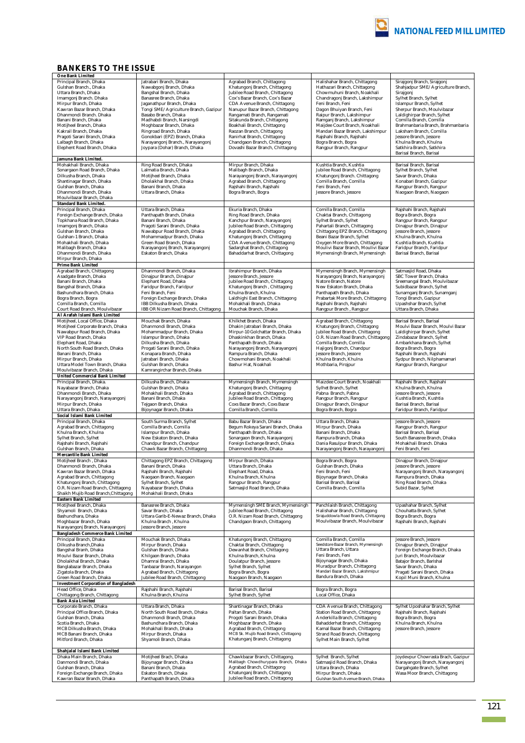## BANKERS TO THE ISSUE

| | | | | |
|---|---|---|---|---|
| **One Bank Limited** | | | | |
| Principal Branch, Dhaka<br>Gulshan Branch., Dhaka<br>Uttara Branch, Dhaka<br>Imamgonj Branch. Dhaka<br>Mirpur Branch, Dhaka<br>Kawran Bazar Branch, Dhaka<br>Dhanmondi Branch. Dhaka<br>Banani Branch, Dhaka<br>Motijheel Branch, Dhaka<br>Kakrail Branch, Dhaka<br>Pragoti Sarani Branch, Dhaka<br>Lalbagh Branch, Dhaka<br>Elephent Road Branch, Dhaka | Jatrabari Branch, Dhaka<br>Nawabgonj Branch, Dhaka<br>Bangshal Branch, Dhaka<br>Banasree Branch, Dhaka<br>Jaganathpur Branch, Dhaka<br>Tongi SME/Agriculture Branch, Gazipur<br>Basabo Branch, Dhaka<br>Madhabdi Branch, Narsingdi<br>Moghbazar Branch, Dhaka<br>Ringroad Branch, Dhaka<br>Gonokbari (EPZ) Branch, Dhaka<br>Narayangonj Branch., Narayangonj<br>Joypara (Dohar) Branch, Dhaka | Agrabad Branch, Chittagong<br>Khatungonj Branch, Chittagong<br>Jubilee Road Branch, Chittagong<br>Cox's Bazar Branch, Cox's Bazar<br>CDA Avenue Branch, Chittagong<br>Nanupur Bazar Branch, Chittagong<br>Rangamati Branch, Rangamati<br>Sitakunda Branch, Chittagong<br>Boakhali Branch, Chittagong<br>Raozan Branch, Chittagong<br>Ranirhat Branch, Chittagong<br>Chandgaon Branch, Chittagong<br>Dovashi Bazar Branch, Chittagong | Halishahar Branch, Chittagong<br>Hathazari Branch, Chittagong<br>Chowmuhuni Branch, Noakhali<br>Chandragonj Branch, Lakshimpur<br>Feni Branch, Feni<br>Dagon Bhuiyan Branch, Feni<br>Raipur Branch, Lakshimpur<br>Ramganj Branch, Lakshimpur<br>Maijdee Court Branch, Noakhali<br>Mandari Bazar Branch, Lakshimpur<br>Rajshahi Branch, Rajshahi<br>Bogra Branch, Bogra<br>Rangpur Branch, Rangpur | Sirajgonj Branch, Sirajgonj<br>Shahjadpur SME/Agriculture Branch, Sirajgonj<br>Sylhet Branch, Sylhet<br>Islampur Branch, Sylhet<br>Sherpur Branch, Moulvibazar<br>Laldighirpar Branch, Sylhet<br>Comilla Branch, Comilla<br>Brahmanbaria Branch, Brahmanbaria<br>Laksham Branch, Comilla<br>Jessore Branch, Jessore<br>Khulna Branch, Khulna<br>Satkhira Branch, Satkhira<br>Barisal Branch, Barisal |
| **Jamuna Bank Limited.** | | | | |
| Mohakhali Branch, Dhaka<br>Sonargaon Road Branch, Dhaka<br>Dilkusha Branch, Dhaka<br>Shantinagar Branch, Dhaka<br>Gulshan Branch, Dhaka<br>Dhanmondi Branch, Dhaka<br>Moulvibazar Branch, Dhaka | Ring Road Branch, Dhaka<br>Lalmatia Branch, Dhaka<br>Motijheel Branch, Dhaka<br>Dholaikhal Branch, Dhaka<br>Banani Branch, Dhaka<br>Uttara Branch, Dhaka | Mirpur Branch, Dhaka<br>Malibagh Branch, Dhaka<br>Narayangonj Branch, Narayangonj<br>Agrabad Branch, Chittagong<br>Rajshahi Branch, Rajshahi<br>Bogra Branch, Bogra | Kushtia Branch, Kushtia<br>Jubilee Road Branch, Chittagong<br>Khatungonj Branch. Chittagong<br>Comilla Branch, Comilla<br>Feni Branch, Feni<br>Jessore Branch, Jessore | Barisal Branch, Barisal<br>Sylhet Branch, Sylhet<br>Savar Branch, Dhaka<br>Konabari Branch, Gazipur<br>Rangpur Branch, Rangpur<br>Naogaon Branch, Naogaon |
| **Standard Bank Limited.** | | | | |
| Principal Branch, Dhaka<br>Foreign Exchange Branch, Dhaka<br>Topkhana Road Branch, Dhaka<br>Imamgonj Branch, Dhaka<br>Gulshan Branch, Dhaka<br>Gulshan-1 Branch, Dhaka<br>Mohakhali Branch, Dhaka<br>Malibagh Branch, Dhaka<br>Dhanmondi Branch, Dhaka<br>Mirpur Branch, Dhaka | Uttara Branch, Dhaka<br>Panthapath Branch, Dhaka<br>Banani Branch, Dhaka<br>Pragoti Sarani Branch, Dhaka<br>Nawabpur Road Branch, Dhaka<br>Mohammadpur Branch, Dhaka<br>Green Road Branch, Dhaka<br>Narayangonj Branch, Narayangonj<br>Eskaton Branch, Dhaka | Ekuria Branch, Dhaka<br>Ring Road Branch, Dhaka<br>Kanchpur Branch, Narayangonj<br>Jubilee Road Branch, Chittagong<br>Agrabad Branch, Chittagong<br>Khatungonj Branch, Chittagong<br>CDA Avenue Branch, Chittagong<br>Sadarghat Branch, Chittagong<br>Bahaddarhat Branch, Chittagong | Comilla Branch, Comilla<br>Chaktai Branch, Chittagong<br>Sylhet Branch, Sylhet<br>Pahartali Branch, Chittagong<br>Chittagong EPZ Branch, Chittagong<br>Beani Bazar Branch, Sylhet<br>Oxygen More Branch, Chittagong<br>Moulivi Bazar Branch, Moulivi Bazar<br>Mymensingh Branch, Mymensingh | Rajshahi Branch, Rajshahi<br>Bogra Branch, Bogra<br>Rangpur Branch, Rangpur<br>Dinajpur Branch, Dinajpur<br>Jessore Branch, Jessore<br>Khulna Branch, Khulna<br>Kushtia Branch, Kushtia<br>Faridpur Branch, Faridpur<br>Barisal Branch, Barisal |
| **Prime Bank Limited** | | | | |
| Agrabad Branch, Chittagong<br>Asadgate Branch, Dhaka<br>Banani Branch, Dhaka<br>Bangshal Branch, Dhaka<br>Bashundhara Branch, Dhaka<br>Bogra Branch, Bogra<br>Comilla Branch, Comilla<br>Court Road Branch, Moulvibazar | Dhanmondi Branch, Dhaka<br>Dinajpur Branch, Dinajpur<br>Elephant Road, Dhaka<br>Faridpur Branch, Faridpur<br>Feni Branch, Feni<br>Foreign Exchange Branch, Dhaka<br>IBB Dilkusha Branch, Dhaka<br>IBB OR Nizam Road Branch, Chittagong | Ibrahimpur Branch, Dhaka<br>Jessore Branch, Jessore<br>Jubilee Road Branch, Chittagong<br>Khatungonj Branch , Chittagong<br>Khulna Branch, Khulna<br>Laldhighi East Branch, Chittagong<br>Mohakhali Branch, Dhaka<br>Mouchak Branch, Dhaka | Mymensingh Branch, Mymensingh<br>Narayangonj Branch, Narayangonj<br>Natore Branch, Natore<br>New Eskaton Branch, Dhaka<br>Panthapath Branch, Dhaka<br>Prabartak More Branch, Chittagong<br>Rajshahi Branch, Rajshahi<br>Rangpur Branch , Rangpur | Satmasjid Road, Dhaka<br>SBC Tower Branch, Dhaka<br>Sreemangal Brach, Moulvibazar<br>Subidbazar Branch, Sylhet<br>Sunamganj Branch, Sunamganj<br>Tongi Branch, Gazipur<br>Upashahar Branch, Sylhet<br>Uttara Branch, Dhaka |
| **Al Arafah Islami Bank Limited** | | | | |
| Motijheel, Local Office, Dhaka<br>Motijheel Corporate Branch, Dhaka<br>Nawabpur Road Branch, Dhaka<br>VIP Road Branch, Dhaka<br>Elephant Road, Dhaka<br>North South Road Branch, Dhaka<br>Banani Branch, Dhaka<br>Mirpur Branch, Dhaka<br>Uttara Model Town Branch, Dhaka<br>Moulvibazar Branch, Dhaka | Mouchak Branch, Dhaka<br>Dhanmondi Branch, Dhaka<br>Mohammadpur Branch, Dhaka<br>Islampur Branch, Dhaka<br>Dilkusha Branch, Dhaka<br>Progati Sarani Branch, Dhaka<br>Konapara Branch, Dhaka<br>Jatrabari Branch, Dhaka<br>Gulshan Branch, Dhaka<br>Kamrangirchar Branch, Dhaka | Khilkhet Branch, Dhaka<br>Dhakin Jatrabari Branch, Dhaka<br>Mirpur-10 Golchattar Branch, Dhaka<br>Dhaskinkhan Branch, Dhaka<br>Panthapath Branch, Dhaka<br>Narayangonj Branch, Narayangonj<br>Rampura Branch, Dhaka<br>Chowmohani Branch, Noakhali<br>Bashur Hat, Noakhali | Agrabad Branch, Chittagong<br>Khatungonj Branch, Chittagong<br>Jubilee Road Branch, Chittagong<br>O.R. Nizam Road Branch, Chittagong<br>Comilla Branch, Comilla<br>Hajigonj Branch, Chandpur<br>Jessore Branch, Jessore<br>Khulna Branch, Khulna<br>Mothbaria, Pirojpur | Barisal Branch, Barisal<br>Moulvi Bazar Branch, Moulvi Bazar<br>Laldighirpar Branch, Sylhet<br>Zindabazar Branch, Sylhet<br>Ambarkhana Branch, Sylhet<br>Bogra Branch, Bogra<br>Rajshahi Branch, Rajshahi<br>Sydpur Branch, Nilphamamari<br>Rangpur Branch, Rangpur |
| **United Commercial Bank Limited** | | | | |
| Principal Branch, Dhaka.<br>Nayabazar Branch, Dhaka<br>Dhanmondi Branch, Dhaka<br>Narayangonj Branch, Narayangonj<br>Mirpur Branch, Dhaka<br>Uttara Branch, Dhaka | Dilkusha Branch, Dhaka<br>Gulshan Branch, Dhaka<br>Mohakhali Branch, Dhaka<br>Banani Branch, Dhaka<br>Tejgaon Branch, Dhaka<br>Bijoynagar Branch, Dhaka | Mymensingh Branch, Mymensingh<br>Khatungonj Branch, Chittagong<br>Agrabad Branch, Chittagong<br>Jubilee Road Branch, Chittagong<br>Coxs Bazar Branch, Coxs Bazar<br>Comilla Branch, Comilla | Maizdee Court Branch, Noakhali<br>Sylhet Branch, Sylhet<br>Pabna Branch, Pabna<br>Rangpur Branch, Rangpur<br>Dinajpur Branch, Dinajpur<br>Bogra Branch, Bogra | Rajshahi Branch, Rajshahi<br>Khulna Branch, Khulna<br>Jessore Branch, Jessore<br>Kushtia Branch, Kushtia<br>Barisal Branch, Barisal<br>Faridpur Branch, Faridpur |
| **Social Islami Bank Limited** | | | | |
| Principal Branch, Dhaka<br>Agrabad Branch, Chittagong<br>Khulna Branch, Khulna<br>Sylhet Branch, Sylhet<br>Rajshahi Branch, Rajshahi<br>Gulshan Branch, Dhaka | South Surma Branch, Sylhet<br>Comilla Branch, Comilla<br>Islampur Branch, Dhaka<br>New Eskaton Branch, Dhaka<br>Chandpur Branch, Chandpur<br>Chawk Bazar Branch, Chittagong | Babu Bazar Branch, Dhaka<br>Begum Rokeya Sarani Branch, Dhaka<br>Panthapath Branch, Dhaka<br>Sonargaon Branch, Narayangonj<br>Foreign Exchange Branch, Dhaka<br>Dhanmondi Branch, Dhaka | Uttara Branch, Dhaka<br>Mirpur Branch, Dhaka<br>Banani Branch, Dhaka<br>Rampura Branch, Dhaka<br>Dania Rasulpur Branch, Dhaka<br>Narayangonj Branch, Narayangonj | Jessore Branch, Jessore<br>Rangpur Branch, Rangpur<br>Barisal Branch, Barisal<br>South Banasree Branch, Dhaka<br>Mohakhali Branch. Dhaka<br>Feni Branch, Feni |
| **Mercantile Bank Limited** | | | | |
| Motijheel Branch , Dhaka<br>Dhanmondi Branch, Dhaka<br>Kawran Bazar Branch, Dhaka<br>Agrabad Branch, Chittagong<br>Khatungonj Branch, Chittagong<br>O.R. Nizam Road Branch, Chittagong<br>Shaikh Mujib Road Branch,Chittagong | Chittagong EPZ Branch, Chittagong<br>Banani Branch, Dhaka<br>Rajshahi Branch, Rajshahi<br>Naogaon Branch, Naogaon<br>Sylhet Branch, Sylhet<br>Nayabazar Branch, Dhaka<br>Mohakhali Branch, Dhaka | Mirpur Branch, Dhaka<br>Uttara Branch, Dhaka<br>Elephant Road, Dhaka.<br>Khulna Branch, Khulna<br>Rangpur Branch, Rangpur<br>Satmasjid Road Branch, Dhaka | Bogra Branch, Bogra<br>Gulshan Branch, Dhaka<br>Feni Branch, Feni<br>Bijoynagar Branch, Dhaka<br>Barisal Branch, Barisal<br>Comilla Branch, Comilla | Dinajpur Branch, Dinajpur<br>Jessore Branch, Jessore<br>Narayangonj Branch, Narayangonj<br>Rampura Branch, Dhaka<br>Ring Road Branch, Dhaka<br>Subid Bazar, Sylhet |
| **Eastern Bank Limited** | | | | |
| Motijheel Branch, Dhaka<br>Shyamoli Branch, Dhaka<br>Bashundhara, Dhaka<br>Moghbazar Branch, Dhaka<br>Narayangonj Branch, Narayangonj | Banasree Branch, Dhaka<br>Savar Branch, Dhaka<br>Uttara Garib-E-Newaz Branch, Dhaka<br>Khulna Branch , Khulna<br>Jessore Branch, Jessore | Mymensingh SME Branch, Mymensingh<br>Jubilee Road Branch, Chittagong<br>O.R. Nizam Road Branch, Chittagong<br>Chandgaon Branch, Chittagong | Panchlaish Branch, Chittagong<br>Halishahar Branch, Chittagong<br>Sirajuddowla Road Branch, Chittagong<br>Moulvibazar Branch, Moulvibazar | Upashahar Branch, Sylhet<br>Chouhatta Branch, Sylhet<br>Bogra Branch, Bogra<br>Rajshahi Branch, Rajshahi |
| **Bangladesh Commerce Bank Limited** | | | | |
| Principal Branch, Dhaka<br>Dilkusha Branch,Dhaka<br>Bangshal Branh, Dhaka<br>Moulvi Bazar Branch, Dhaka<br>Dholaikhal Branch, Dhaka<br>Banglabazar Branch, Dhaka<br>Zigatola Branch, Dhaka<br>Green Road Branch, Dhaka | Mouchak Branch, Dhaka<br>Mirpur Branch, Dhaka<br>Gulshan Branch, Dhaka<br>Khilgaon Branch, Dhaka<br>Dhamrai Branch, Dhaka<br>Tanbazar Branch, Narayangon<br>Agrabad Branch, Chittagong<br>Jubilee Road Branch, Chittagong | Khatungonj Branch, Chittagong<br>Chaktai Branch, Chittagong<br>Dewanhat Branch, Chittagong<br>Khulna Branch, Khulna<br>Doulatpur Branch, Jessore<br>Sylhet Branch, Sylhet<br>Bogra Branch, Bogra<br>Naogaon Branch, Naogaon | Comilla Branch, Comilla<br>Seedstore Bazar Branch, Mymensingh<br>Uttara Branch, Uttara<br>Feni Branch, Feni<br>Bijoynagar Branch, Dhaka<br>Muradpur Branch, Chittagong<br>Mandari Bazar Branch, Lakshmipur<br>Bandura Branch, Dhaka | Jessore Branch, Jessore<br>Dinajpur Branch, Dinajpur<br>Foreign Exchange Branch, Dhaka<br>Juri Branch, Moulvibazar<br>Batajor Branch, Barishal<br>Savar Branch, Dhaka<br>Pragati Sarani Branch, Dhaka<br>Kopil Muni Branch, Khulna |
| **Investment Corporation of Bangladesh** | | | | |
| Head Office, Dhaka<br>Chittagong Branch, Chittagong | Rajshahi Branch, Rajshahi<br>Khulna Branch, Khulna | Barisal Branch, Barisal<br>Sylhet Branch, Sylhet | Bogra Branch, Bogra<br>Local Office, Dhaka | |
| **Bank Asia Limited** | | | | |
| Corporate Branch, Dhaka<br>Principal Office Branch, Dhaka<br>Gulshan Branch, Dhaka<br>Scotia Branch, Dhaka<br>MCB Dilkusha Branch, Dhaka<br>MCB Banani Branch, Dhaka<br>Mitford Branch, Dhaka | Uttara Branch, Dhaka<br>North South Road Branch, Dhaka<br>Dhanmondi Branch, Dhaka<br>Bashundhara Branch, Dhaka<br>Mohakhali Branch, Dhaka<br>Mirpur Branch, Dhaka<br>Shyamoli Branch, Dhaka | Shantinagar Branch, Dhaka<br>Paltan Branch, Dhaka<br>Progoti Sarani Branch, Dhaka<br>Moghbazar Branch, Dhaka<br>Agrabad Branch, Chittagong<br>MCB Sk. Mujib Road Branch, Chittagong<br>Khatunganj Branch, Chittagong | CDA Avenue Branch, Chittagong<br>Station Road Branch, Chittagong<br>Anderkilla Branch, Chittagong<br>Bahadderhat Branch, Chittagong<br>Kamal Bazar Branch, Chittagong<br>Strand Road Branch, Chittagong<br>Sylhet Main Branch, Sylhet | Sylhet Uposhahar Branch, Sylhet<br>Rajshahi Branch, Rajshahi<br>Bogra Branch, Bogra<br>Khulna Branch, Khulna<br>Jessore Branch, Jessore |
| **Shahjalal Islami Bank Limited** | | | | |
| Dhaka Main Branch, Dhaka<br>Danmondi Branch, Dhaka<br>Gulshan Branch, Dhaka<br>Foreign Exchange Branch, Dhaka<br>Kawran Bazar Branch, Dhaka | Motijheel Brach, Dhaka<br>Bijoynagar Branch, Dhaka<br>Banani Branch, Dhaka<br>Eskaton Branch, Dhaka<br>Panthapath Branch, Dhaka | Chawkbazar Branch, Chittagong.<br>Malibagh Chowdhurypara Branch, Dhaka<br>Agrabad Branch, Chittagong<br>Khatunganj Branch, Chittagong<br>Jubilee Road Branch, Chittagong | Sylhet Branch, Sylhet<br>Satmasjid Road Branch, Dhaka<br>Uttara Branch, Dhaka<br>Mirpur Branch, Dhaka<br>Gulshan South Avenue Branch, Dhaka | Joydevpur Chowrasta Brach, Gazipur<br>Narayangonj Branch, Narayangonj<br>Dargahgate Branch, Sylhet<br>Wasa Moor Branch, Chittagong |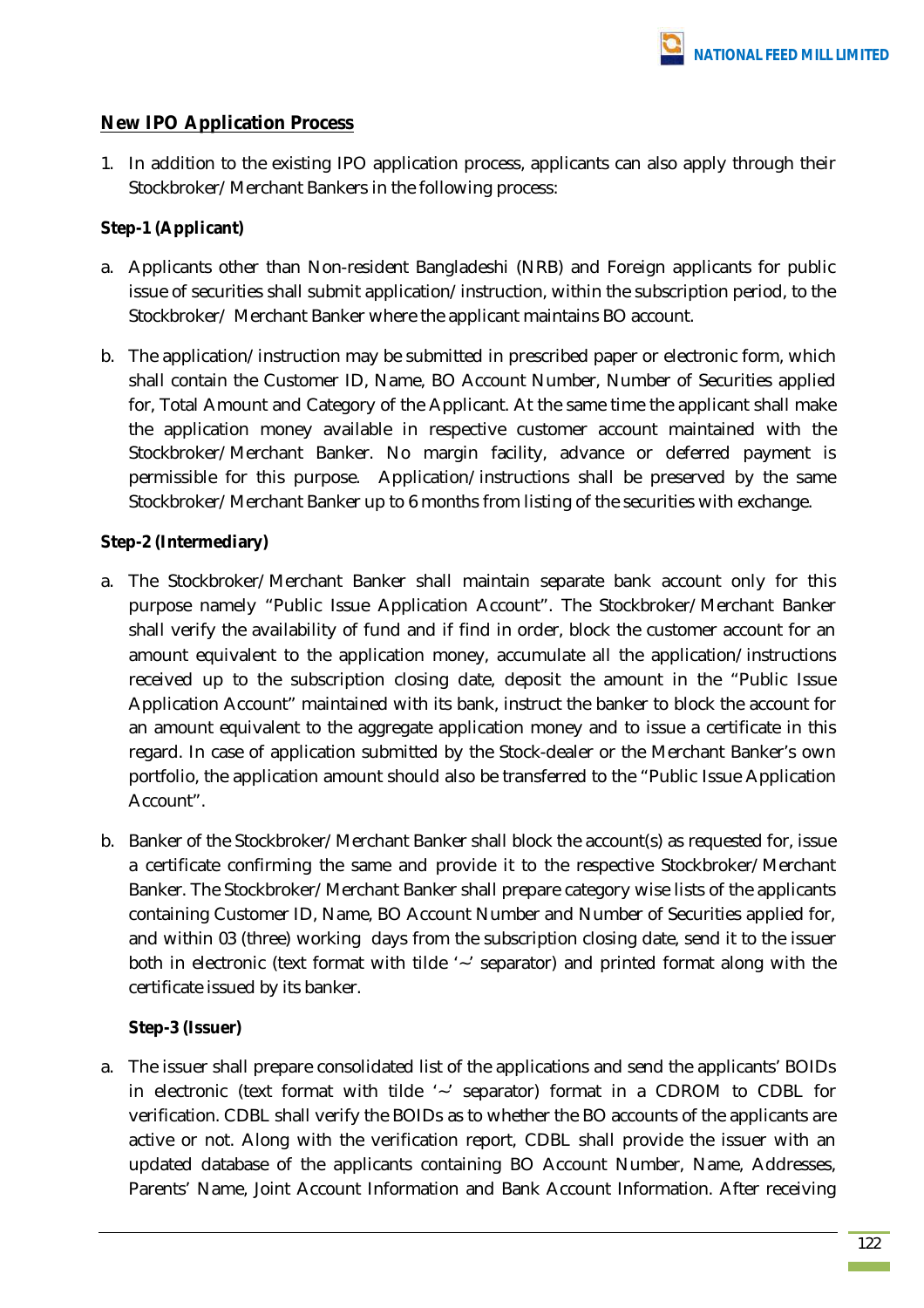## New IPO Application Process

1. In addition to the existing IPO application process, applicants can also apply through their Stockbroker/Merchant Bankers in the following process:

**Step-1 (Applicant)**

a. Applicants other than Non-resident Bangladeshi (NRB) and Foreign applicants for public issue of securities shall submit application/instruction, within the subscription period, to the Stockbroker/ Merchant Banker where the applicant maintains BO account.

b. The application/instruction may be submitted in prescribed paper or electronic form, which shall contain the Customer ID, Name, BO Account Number, Number of Securities applied for, Total Amount and Category of the Applicant. At the same time the applicant shall make the application money available in respective customer account maintained with the Stockbroker/Merchant Banker. No margin facility, advance or deferred payment is permissible for this purpose. Application/instructions shall be preserved by the same Stockbroker/Merchant Banker up to 6 months from listing of the securities with exchange.

**Step-2 (Intermediary)**

a. The Stockbroker/Merchant Banker shall maintain separate bank account only for this purpose namely "Public Issue Application Account". The Stockbroker/Merchant Banker shall verify the availability of fund and if find in order, block the customer account for an amount equivalent to the application money, accumulate all the application/instructions received up to the subscription closing date, deposit the amount in the "Public Issue Application Account" maintained with its bank, instruct the banker to block the account for an amount equivalent to the aggregate application money and to issue a certificate in this regard. In case of application submitted by the Stock-dealer or the Merchant Banker's own portfolio, the application amount should also be transferred to the "Public Issue Application Account".

b. Banker of the Stockbroker/Merchant Banker shall block the account(s) as requested for, issue a certificate confirming the same and provide it to the respective Stockbroker/Merchant Banker. The Stockbroker/Merchant Banker shall prepare category wise lists of the applicants containing Customer ID, Name, BO Account Number and Number of Securities applied for, and within 03 (three) working days from the subscription closing date, send it to the issuer both in electronic (text format with tilde '~' separator) and printed format along with the certificate issued by its banker.

**Step-3 (Issuer)**

a. The issuer shall prepare consolidated list of the applications and send the applicants' BOIDs in electronic (text format with tilde '~' separator) format in a CDROM to CDBL for verification. CDBL shall verify the BOIDs as to whether the BO accounts of the applicants are active or not. Along with the verification report, CDBL shall provide the issuer with an updated database of the applicants containing BO Account Number, Name, Addresses, Parents' Name, Joint Account Information and Bank Account Information. After receiving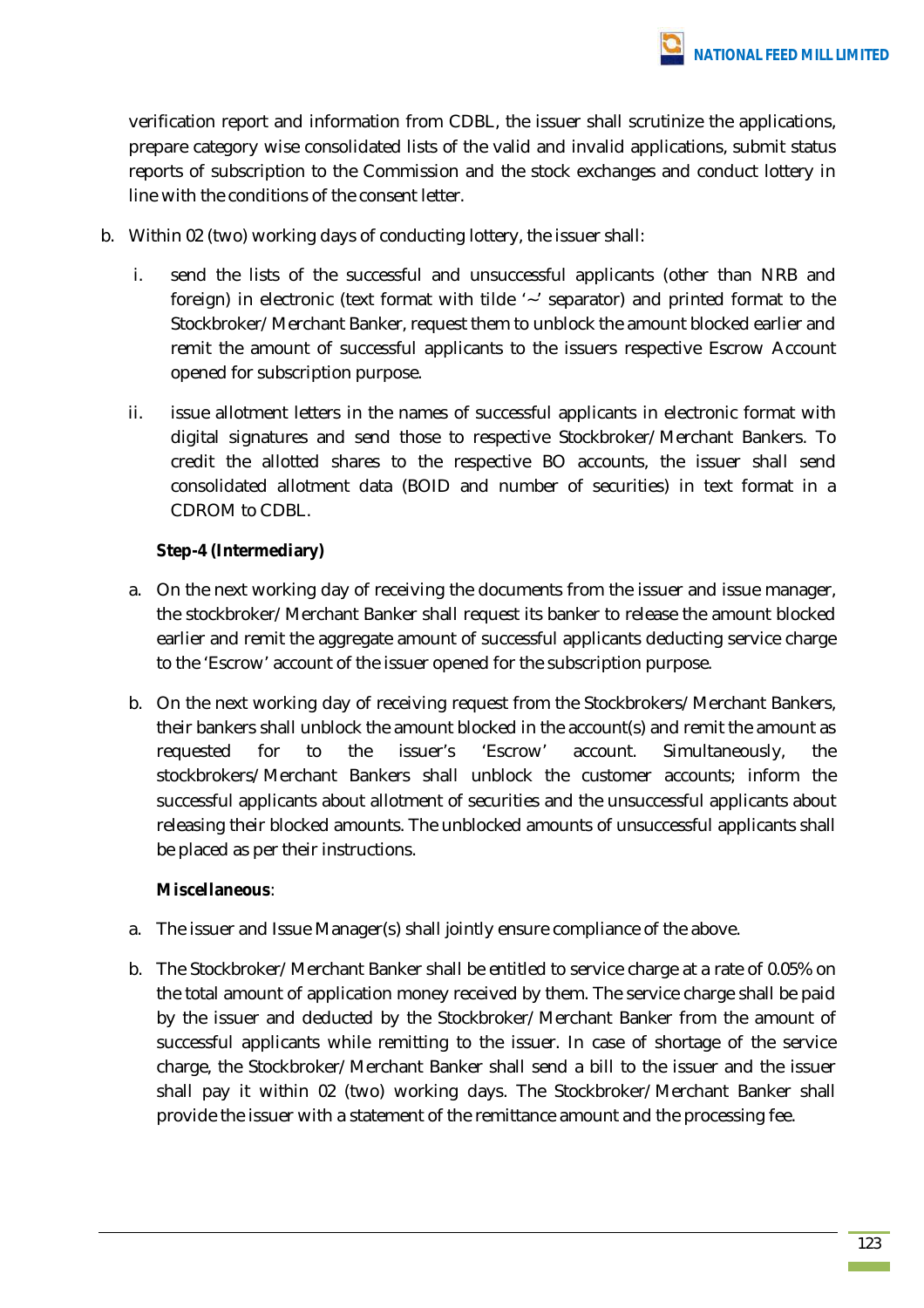verification report and information from CDBL, the issuer shall scrutinize the applications, prepare category wise consolidated lists of the valid and invalid applications, submit status reports of subscription to the Commission and the stock exchanges and conduct lottery in line with the conditions of the consent letter.

b. Within 02 (two) working days of conducting lottery, the issuer shall:

   i. send the lists of the successful and unsuccessful applicants (other than NRB and foreign) in electronic (text format with tilde '~' separator) and printed format to the Stockbroker/Merchant Banker, request them to unblock the amount blocked earlier and remit the amount of successful applicants to the issuers respective Escrow Account opened for subscription purpose.

   ii. issue allotment letters in the names of successful applicants in electronic format with digital signatures and send those to respective Stockbroker/Merchant Bankers. To credit the allotted shares to the respective BO accounts, the issuer shall send consolidated allotment data (BOID and number of securities) in text format in a CDROM to CDBL.

**Step-4 (Intermediary)**

a. On the next working day of receiving the documents from the issuer and issue manager, the stockbroker/Merchant Banker shall request its banker to release the amount blocked earlier and remit the aggregate amount of successful applicants deducting service charge to the 'Escrow' account of the issuer opened for the subscription purpose.

b. On the next working day of receiving request from the Stockbrokers/Merchant Bankers, their bankers shall unblock the amount blocked in the account(s) and remit the amount as requested for to the issuer's 'Escrow' account. Simultaneously, the stockbrokers/Merchant Bankers shall unblock the customer accounts; inform the successful applicants about allotment of securities and the unsuccessful applicants about releasing their blocked amounts. The unblocked amounts of unsuccessful applicants shall be placed as per their instructions.

**Miscellaneous**:

a. The issuer and Issue Manager(s) shall jointly ensure compliance of the above.

b. The Stockbroker/Merchant Banker shall be entitled to service charge at a rate of 0.05% on the total amount of application money received by them. The service charge shall be paid by the issuer and deducted by the Stockbroker/Merchant Banker from the amount of successful applicants while remitting to the issuer. In case of shortage of the service charge, the Stockbroker/Merchant Banker shall send a bill to the issuer and the issuer shall pay it within 02 (two) working days. The Stockbroker/Merchant Banker shall provide the issuer with a statement of the remittance amount and the processing fee.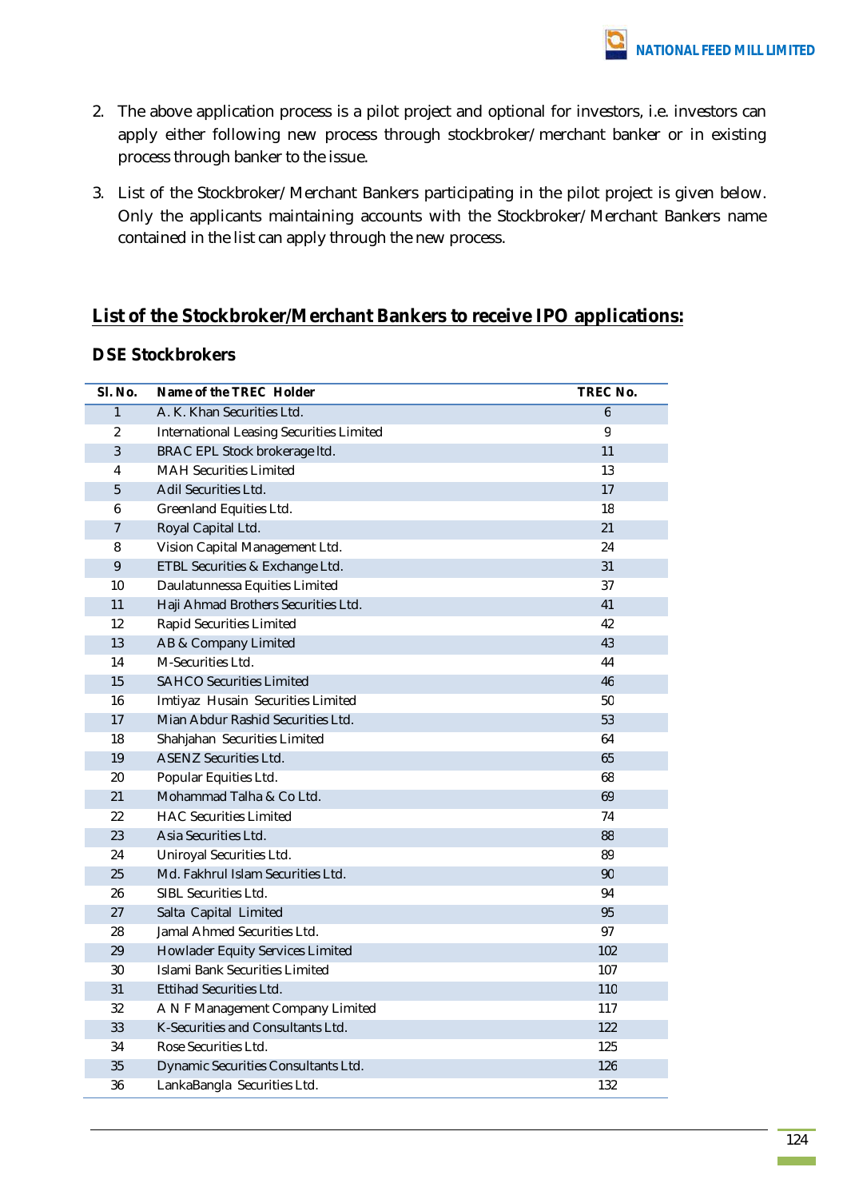2. The above application process is a pilot project and optional for investors, i.e. investors can apply either following new process through stockbroker/merchant banker or in existing process through banker to the issue.

3. List of the Stockbroker/Merchant Bankers participating in the pilot project is given below. Only the applicants maintaining accounts with the Stockbroker/Merchant Bankers name contained in the list can apply through the new process.

## List of the Stockbroker/Merchant Bankers to receive IPO applications:

### DSE Stockbrokers

| Sl. No. | Name of the TREC Holder | TREC No. |
|---|---|---|
| 1 | A. K. Khan Securities Ltd. | 6 |
| 2 | International Leasing Securities Limited | 9 |
| 3 | BRAC EPL Stock brokerage ltd. | 11 |
| 4 | MAH Securities Limited | 13 |
| 5 | Adil Securities Ltd. | 17 |
| 6 | Greenland Equities Ltd. | 18 |
| 7 | Royal Capital Ltd. | 21 |
| 8 | Vision Capital Management Ltd. | 24 |
| 9 | ETBL Securities & Exchange Ltd. | 31 |
| 10 | Daulatunnessa Equities Limited | 37 |
| 11 | Haji Ahmad Brothers Securities Ltd. | 41 |
| 12 | Rapid Securities Limited | 42 |
| 13 | AB & Company Limited | 43 |
| 14 | M-Securities Ltd. | 44 |
| 15 | SAHCO Securities Limited | 46 |
| 16 | Imtiyaz Husain Securities Limited | 50 |
| 17 | Mian Abdur Rashid Securities Ltd. | 53 |
| 18 | Shahjahan Securities Limited | 64 |
| 19 | ASENZ Securities Ltd. | 65 |
| 20 | Popular Equities Ltd. | 68 |
| 21 | Mohammad Talha & Co Ltd. | 69 |
| 22 | HAC Securities Limited | 74 |
| 23 | Asia Securities Ltd. | 88 |
| 24 | Uniroyal Securities Ltd. | 89 |
| 25 | Md. Fakhrul Islam Securities Ltd. | 90 |
| 26 | SIBL Securities Ltd. | 94 |
| 27 | Salta Capital Limited | 95 |
| 28 | Jamal Ahmed Securities Ltd. | 97 |
| 29 | Howlader Equity Services Limited | 102 |
| 30 | Islami Bank Securities Limited | 107 |
| 31 | Ettihad Securities Ltd. | 110 |
| 32 | A N F Management Company Limited | 117 |
| 33 | K-Securities and Consultants Ltd. | 122 |
| 34 | Rose Securities Ltd. | 125 |
| 35 | Dynamic Securities Consultants Ltd. | 126 |
| 36 | LankaBangla Securities Ltd. | 132 |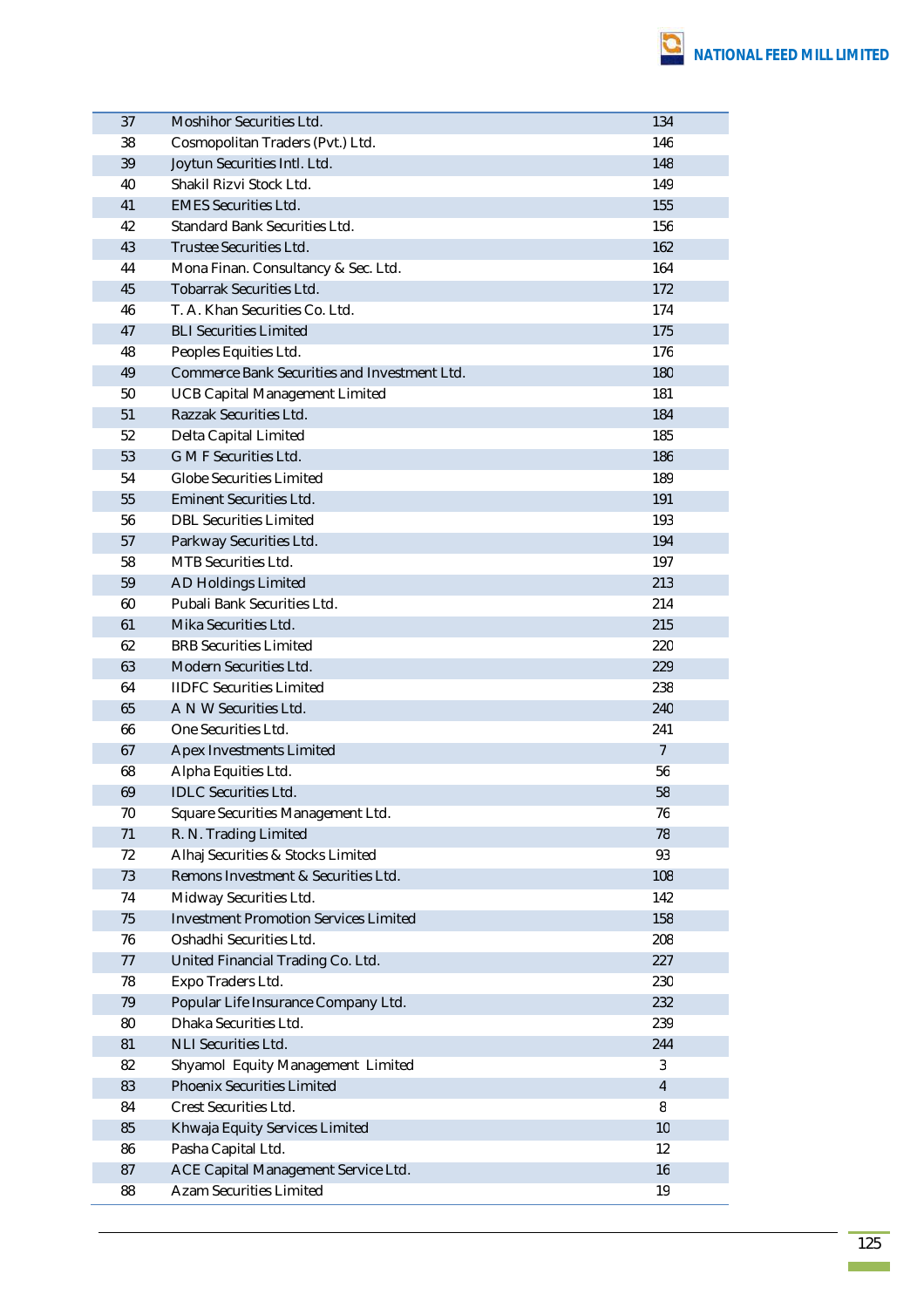| 37 | Moshihor Securities Ltd. | 134 |
|---|---|---|
| 38 | Cosmopolitan Traders (Pvt.) Ltd. | 146 |
| 39 | Joytun Securities Intl. Ltd. | 148 |
| 40 | Shakil Rizvi Stock Ltd. | 149 |
| 41 | EMES Securities Ltd. | 155 |
| 42 | Standard Bank Securities Ltd. | 156 |
| 43 | Trustee Securities Ltd. | 162 |
| 44 | Mona Finan. Consultancy & Sec. Ltd. | 164 |
| 45 | Tobarrak Securities Ltd. | 172 |
| 46 | T. A. Khan Securities Co. Ltd. | 174 |
| 47 | BLI Securities Limited | 175 |
| 48 | Peoples Equities Ltd. | 176 |
| 49 | Commerce Bank Securities and Investment Ltd. | 180 |
| 50 | UCB Capital Management Limited | 181 |
| 51 | Razzak Securities Ltd. | 184 |
| 52 | Delta Capital Limited | 185 |
| 53 | G M F Securities Ltd. | 186 |
| 54 | Globe Securities Limited | 189 |
| 55 | Eminent Securities Ltd. | 191 |
| 56 | DBL Securities Limited | 193 |
| 57 | Parkway Securities Ltd. | 194 |
| 58 | MTB Securities Ltd. | 197 |
| 59 | AD Holdings Limited | 213 |
| 60 | Pubali Bank Securities Ltd. | 214 |
| 61 | Mika Securities Ltd. | 215 |
| 62 | BRB Securities Limited | 220 |
| 63 | Modern Securities Ltd. | 229 |
| 64 | IIDFC Securities Limited | 238 |
| 65 | A N W Securities Ltd. | 240 |
| 66 | One Securities Ltd. | 241 |
| 67 | Apex Investments Limited | 7 |
| 68 | Alpha Equities Ltd. | 56 |
| 69 | IDLC Securities Ltd. | 58 |
| 70 | Square Securities Management Ltd. | 76 |
| 71 | R. N. Trading Limited | 78 |
| 72 | Alhaj Securities & Stocks Limited | 93 |
| 73 | Remons Investment & Securities Ltd. | 108 |
| 74 | Midway Securities Ltd. | 142 |
| 75 | Investment Promotion Services Limited | 158 |
| 76 | Oshadhi Securities Ltd. | 208 |
| 77 | United Financial Trading Co. Ltd. | 227 |
| 78 | Expo Traders Ltd. | 230 |
| 79 | Popular Life Insurance Company Ltd. | 232 |
| 80 | Dhaka Securities Ltd. | 239 |
| 81 | NLI Securities Ltd. | 244 |
| 82 | Shyamol Equity Management Limited | 3 |
| 83 | Phoenix Securities Limited | 4 |
| 84 | Crest Securities Ltd. | 8 |
| 85 | Khwaja Equity Services Limited | 10 |
| 86 | Pasha Capital Ltd. | 12 |
| 87 | ACE Capital Management Service Ltd. | 16 |
| 88 | Azam Securities Limited | 19 |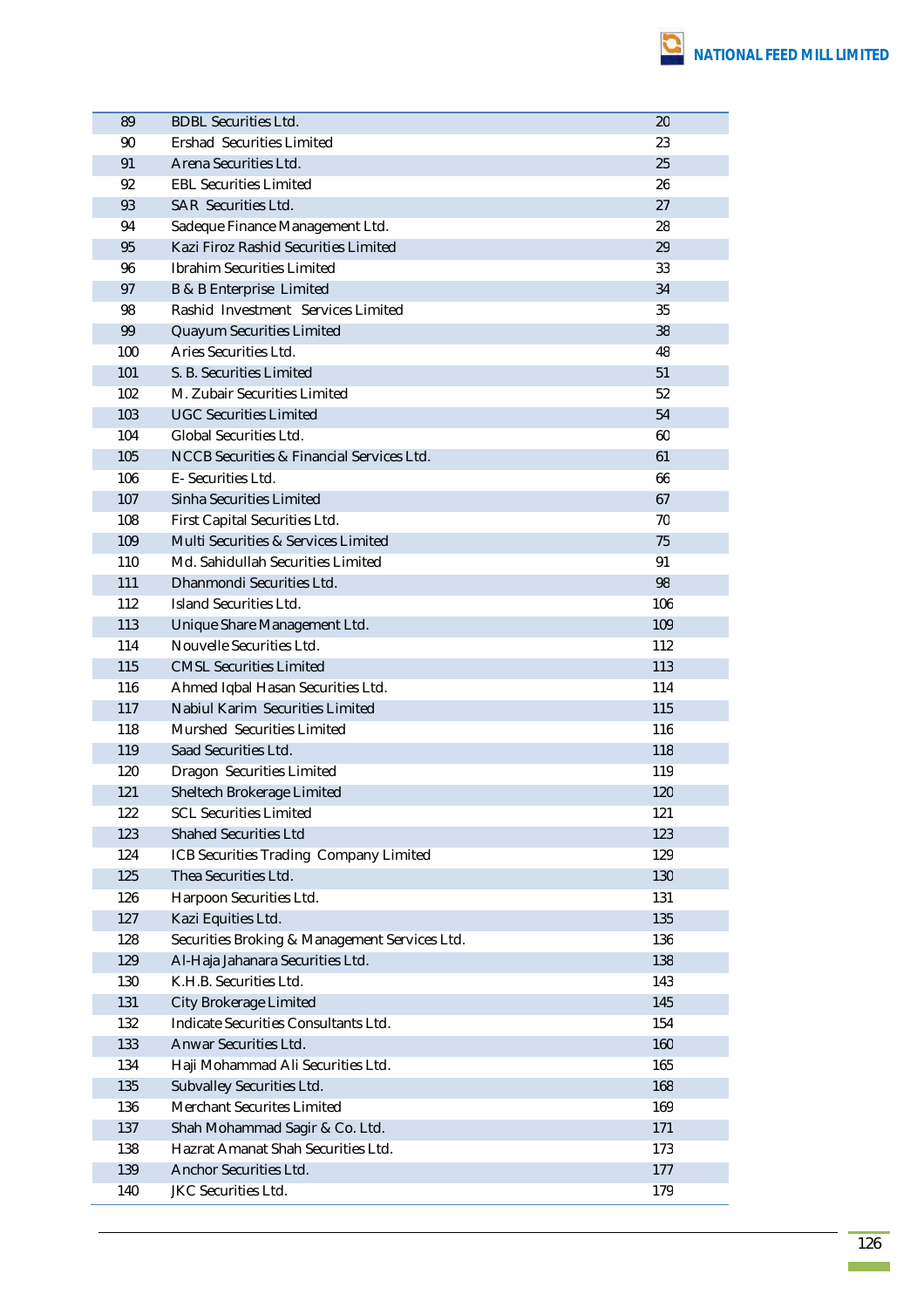| | | |
|---|---|---|
| 89 | BDBL Securities Ltd. | 20 |
| 90 | Ershad  Securities Limited | 23 |
| 91 | Arena Securities Ltd. | 25 |
| 92 | EBL Securities Limited | 26 |
| 93 | SAR  Securities Ltd. | 27 |
| 94 | Sadeque Finance Management Ltd. | 28 |
| 95 | Kazi Firoz Rashid Securities Limited | 29 |
| 96 | Ibrahim Securities Limited | 33 |
| 97 | B & B Enterprise  Limited | 34 |
| 98 | Rashid  Investment   Services Limited | 35 |
| 99 | Quayum Securities Limited | 38 |
| 100 | Aries Securities Ltd. | 48 |
| 101 | S. B. Securities Limited | 51 |
| 102 | M. Zubair Securities Limited | 52 |
| 103 | UGC Securities Limited | 54 |
| 104 | Global Securities Ltd. | 60 |
| 105 | NCCB Securities & Financial Services Ltd. | 61 |
| 106 | E- Securities Ltd. | 66 |
| 107 | Sinha Securities Limited | 67 |
| 108 | First Capital Securities Ltd. | 70 |
| 109 | Multi Securities & Services Limited | 75 |
| 110 | Md. Sahidullah Securities Limited | 91 |
| 111 | Dhanmondi Securities Ltd. | 98 |
| 112 | Island Securities Ltd. | 106 |
| 113 | Unique Share Management Ltd. | 109 |
| 114 | Nouvelle Securities Ltd. | 112 |
| 115 | CMSL Securities Limited | 113 |
| 116 | Ahmed Iqbal Hasan Securities Ltd. | 114 |
| 117 | Nabiul Karim  Securities Limited | 115 |
| 118 | Murshed  Securities Limited | 116 |
| 119 | Saad Securities Ltd. | 118 |
| 120 | Dragon  Securities Limited | 119 |
| 121 | Sheltech Brokerage Limited | 120 |
| 122 | SCL Securities Limited | 121 |
| 123 | Shahed Securities Ltd | 123 |
| 124 | ICB Securities Trading  Company Limited | 129 |
| 125 | Thea Securities Ltd. | 130 |
| 126 | Harpoon Securities Ltd. | 131 |
| 127 | Kazi Equities Ltd. | 135 |
| 128 | Securities Broking & Management Services Ltd. | 136 |
| 129 | Al-Haja Jahanara Securities Ltd. | 138 |
| 130 | K.H.B. Securities Ltd. | 143 |
| 131 | City Brokerage Limited | 145 |
| 132 | Indicate Securities Consultants Ltd. | 154 |
| 133 | Anwar Securities Ltd. | 160 |
| 134 | Haji Mohammad Ali Securities Ltd. | 165 |
| 135 | Subvalley Securities Ltd. | 168 |
| 136 | Merchant Securites Limited | 169 |
| 137 | Shah Mohammad Sagir & Co. Ltd. | 171 |
| 138 | Hazrat Amanat Shah Securities Ltd. | 173 |
| 139 | Anchor Securities Ltd. | 177 |
| 140 | JKC Securities Ltd. | 179 |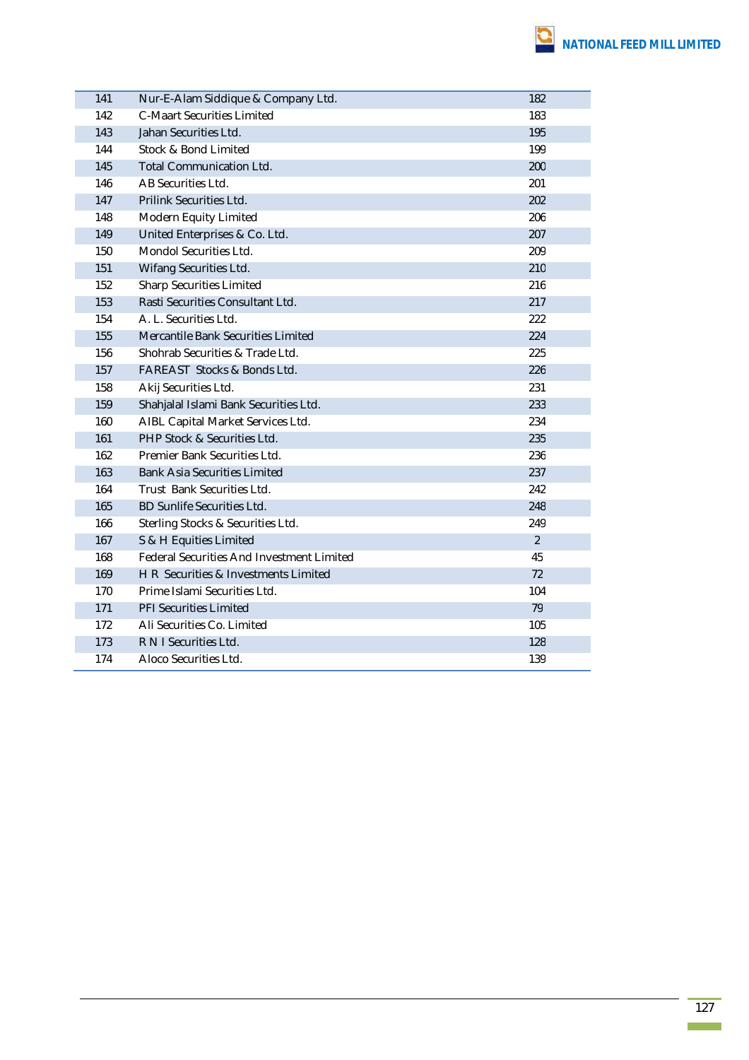| | | |
|---|---|---|
| 141 | Nur-E-Alam Siddique & Company Ltd. | 182 |
| 142 | C-Maart Securities Limited | 183 |
| 143 | Jahan Securities Ltd. | 195 |
| 144 | Stock & Bond Limited | 199 |
| 145 | Total Communication Ltd. | 200 |
| 146 | AB Securities Ltd. | 201 |
| 147 | Prilink Securities Ltd. | 202 |
| 148 | Modern Equity Limited | 206 |
| 149 | United Enterprises & Co. Ltd. | 207 |
| 150 | Mondol Securities Ltd. | 209 |
| 151 | Wifang Securities Ltd. | 210 |
| 152 | Sharp Securities Limited | 216 |
| 153 | Rasti Securities Consultant Ltd. | 217 |
| 154 | A. L. Securities Ltd. | 222 |
| 155 | Mercantile Bank Securities Limited | 224 |
| 156 | Shohrab Securities & Trade Ltd. | 225 |
| 157 | FAREAST Stocks & Bonds Ltd. | 226 |
| 158 | Akij Securities Ltd. | 231 |
| 159 | Shahjalal Islami Bank Securities Ltd. | 233 |
| 160 | AIBL Capital Market Services Ltd. | 234 |
| 161 | PHP Stock & Securities Ltd. | 235 |
| 162 | Premier Bank Securities Ltd. | 236 |
| 163 | Bank Asia Securities Limited | 237 |
| 164 | Trust Bank Securities Ltd. | 242 |
| 165 | BD Sunlife Securities Ltd. | 248 |
| 166 | Sterling Stocks & Securities Ltd. | 249 |
| 167 | S & H Equities Limited | 2 |
| 168 | Federal Securities And Investment Limited | 45 |
| 169 | H R Securities & Investments Limited | 72 |
| 170 | Prime Islami Securities Ltd. | 104 |
| 171 | PFI Securities Limited | 79 |
| 172 | Ali Securities Co. Limited | 105 |
| 173 | R N I Securities Ltd. | 128 |
| 174 | Aloco Securities Ltd. | 139 |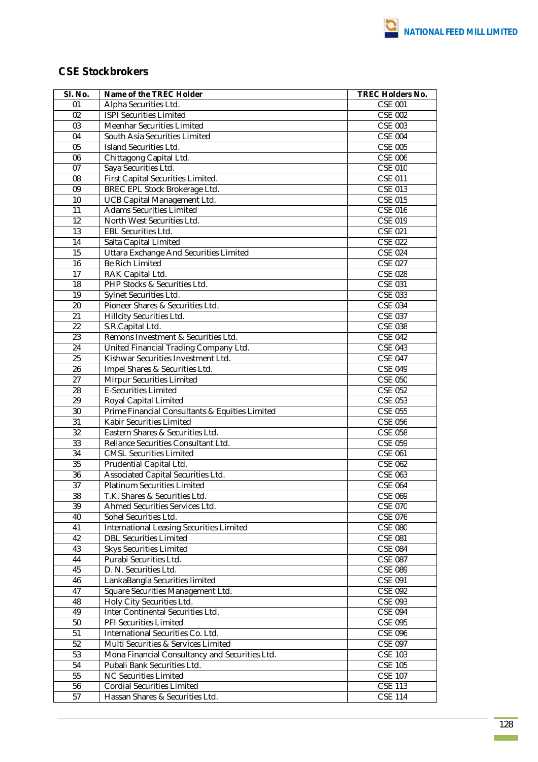## CSE Stockbrokers

| Sl. No. | Name of the TREC Holder | TREC Holders No. |
|---|---|---|
| 01 | Alpha Securities Ltd. | CSE 001 |
| 02 | ISPI Securities Limited | CSE 002 |
| 03 | Meenhar Securities Limited | CSE 003 |
| 04 | South Asia Securities Limited | CSE 004 |
| 05 | Island Securities Ltd. | CSE 005 |
| 06 | Chittagong Capital Ltd. | CSE 006 |
| 07 | Saya Securities Ltd. | CSE 010 |
| 08 | First Capital Securities Limited. | CSE 011 |
| 09 | BREC EPL Stock Brokerage Ltd. | CSE 013 |
| 10 | UCB Capital Management Ltd. | CSE 015 |
| 11 | Adams Securities Limited | CSE 016 |
| 12 | North West Securities Ltd. | CSE 019 |
| 13 | EBL Securities Ltd. | CSE 021 |
| 14 | Salta Capital Limited | CSE 022 |
| 15 | Uttara Exchange And Securities Limited | CSE 024 |
| 16 | Be Rich Limited | CSE 027 |
| 17 | RAK Capital Ltd. | CSE 028 |
| 18 | PHP Stocks & Securities Ltd. | CSE 031 |
| 19 | Sylnet Securities Ltd. | CSE 033 |
| 20 | Pioneer Shares & Securities Ltd. | CSE 034 |
| 21 | Hillcity Securities Ltd. | CSE 037 |
| 22 | S.R.Capital Ltd. | CSE 038 |
| 23 | Remons Investment & Securities Ltd. | CSE 042 |
| 24 | United Financial Trading Company Ltd. | CSE 043 |
| 25 | Kishwar Securities Investment Ltd. | CSE 047 |
| 26 | Impel Shares & Securities Ltd. | CSE 049 |
| 27 | Mirpur Securities Limited | CSE 050 |
| 28 | E-Securities Limited | CSE 052 |
| 29 | Royal Capital Limited | CSE 053 |
| 30 | Prime Financial Consultants & Equities Limited | CSE 055 |
| 31 | Kabir Securities Limited | CSE 056 |
| 32 | Eastern Shares & Securities Ltd. | CSE 058 |
| 33 | Reliance Securities Consultant Ltd. | CSE 059 |
| 34 | CMSL Securities Limited | CSE 061 |
| 35 | Prudential Capital Ltd. | CSE 062 |
| 36 | Associated Capital Securities Ltd. | CSE 063 |
| 37 | Platinum Securities Limited | CSE 064 |
| 38 | T.K. Shares & Securities Ltd. | CSE 069 |
| 39 | Ahmed Securities Services Ltd. | CSE 070 |
| 40 | Sohel Securities Ltd. | CSE 076 |
| 41 | International Leasing Securities Limited | CSE 080 |
| 42 | DBL Securities Limited | CSE 081 |
| 43 | Skys Securities Limited | CSE 084 |
| 44 | Purabi Securities Ltd. | CSE 087 |
| 45 | D. N. Securities Ltd. | CSE 089 |
| 46 | LankaBangla Securities limited | CSE 091 |
| 47 | Square Securities Management Ltd. | CSE 092 |
| 48 | Holy City Securities Ltd. | CSE 093 |
| 49 | Inter Continental Securities Ltd. | CSE 094 |
| 50 | PFI Securities Limited | CSE 095 |
| 51 | International Securities Co. Ltd. | CSE 096 |
| 52 | Multi Securities & Services Limited | CSE 097 |
| 53 | Mona Financial Consultancy and Securities Ltd. | CSE 103 |
| 54 | Pubali Bank Securities Ltd. | CSE 105 |
| 55 | NC Securities Limited | CSE 107 |
| 56 | Cordial Securities Limited | CSE 113 |
| 57 | Hassan Shares & Securities Ltd. | CSE 114 |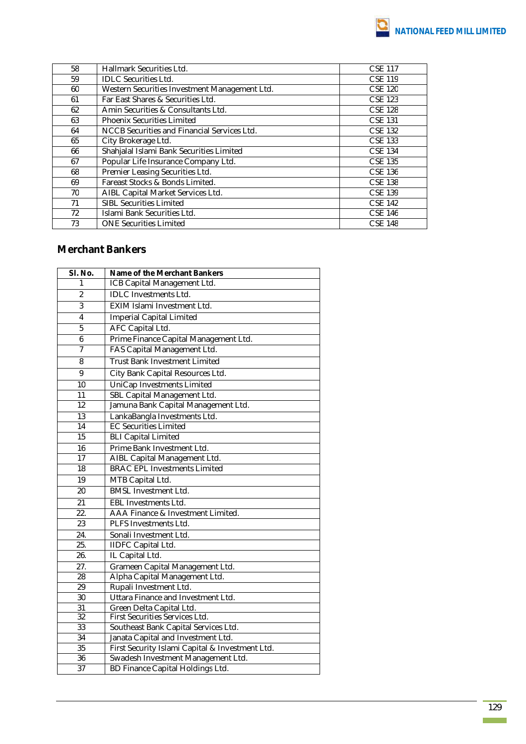| | | |
|---|---|---|
| 58 | Hallmark Securities Ltd. | CSE 117 |
| 59 | IDLC Securities Ltd. | CSE 119 |
| 60 | Western Securities Investment Management Ltd. | CSE 120 |
| 61 | Far East Shares & Securities Ltd. | CSE 123 |
| 62 | Amin Securities & Consultants Ltd. | CSE 128 |
| 63 | Phoenix Securities Limited | CSE 131 |
| 64 | NCCB Securities and Financial Services Ltd. | CSE 132 |
| 65 | City Brokerage Ltd. | CSE 133 |
| 66 | Shahjalal Islami Bank Securities Limited | CSE 134 |
| 67 | Popular Life Insurance Company Ltd. | CSE 135 |
| 68 | Premier Leasing Securities Ltd. | CSE 136 |
| 69 | Fareast Stocks & Bonds Limited. | CSE 138 |
| 70 | AIBL Capital Market Services Ltd. | CSE 139 |
| 71 | SIBL Securities Limited | CSE 142 |
| 72 | Islami Bank Securities Ltd. | CSE 146 |
| 73 | ONE Securities Limited | CSE 148 |

## Merchant Bankers

| Sl. No. | Name of the Merchant Bankers |
|---|---|
| 1 | ICB Capital Management Ltd. |
| 2 | IDLC Investments Ltd. |
| 3 | EXIM Islami Investment Ltd. |
| 4 | Imperial Capital Limited |
| 5 | AFC Capital Ltd. |
| 6 | Prime Finance Capital Management Ltd. |
| 7 | FAS Capital Management Ltd. |
| 8 | Trust Bank Investment Limited |
| 9 | City Bank Capital Resources Ltd. |
| 10 | UniCap Investments Limited |
| 11 | SBL Capital Management Ltd. |
| 12 | Jamuna Bank Capital Management Ltd. |
| 13 | LankaBangla Investments Ltd. |
| 14 | EC Securities Limited |
| 15 | BLI Capital Limited |
| 16 | Prime Bank Investment Ltd. |
| 17 | AIBL Capital Management Ltd. |
| 18 | BRAC EPL Investments Limited |
| 19 | MTB Capital Ltd. |
| 20 | BMSL Investment Ltd. |
| 21 | EBL Investments Ltd. |
| 22. | AAA Finance & Investment Limited. |
| 23 | PLFS Investments Ltd. |
| 24. | Sonali Investment Ltd. |
| 25. | IIDFC Capital Ltd. |
| 26. | IL Capital Ltd. |
| 27. | Grameen Capital Management Ltd. |
| 28 | Alpha Capital Management Ltd. |
| 29 | Rupali Investment Ltd. |
| 30 | Uttara Finance and Investment Ltd. |
| 31 | Green Delta Capital Ltd. |
| 32 | First Securities Services Ltd. |
| 33 | Southeast Bank Capital Services Ltd. |
| 34 | Janata Capital and Investment Ltd. |
| 35 | First Security Islami Capital & Investment Ltd. |
| 36 | Swadesh Investment Management Ltd. |
| 37 | BD Finance Capital Holdings Ltd. |